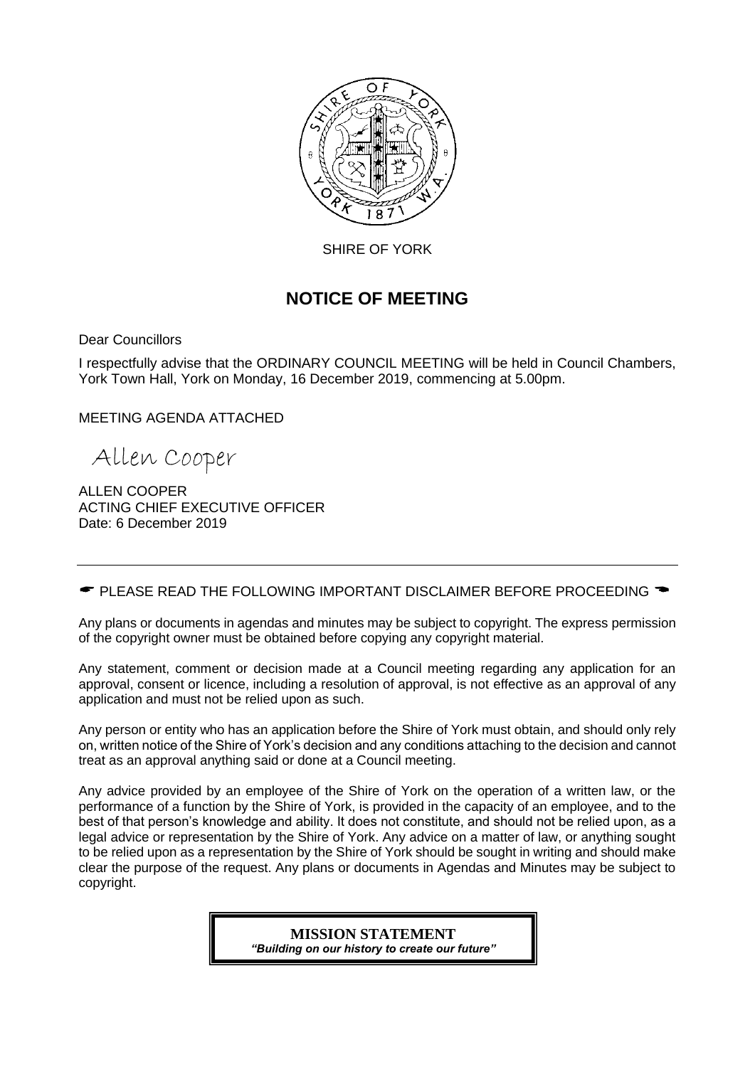SHIRE OF YORK

# NOTICE OF MEETING

Dear Councillors

I respectfully advise that the ORDINARY COUNCIL MEETING will be held in Council Chambers, York Town Hall, York on Monday, 16 December 2019, commencing at 5.00pm.

MEETING AGENDA ATTACHED

Allen Cooper

ALLEN COOPER
ACTING CHIEF EXECUTIVE OFFICER
Date: 6 December 2019

---

☛ PLEASE READ THE FOLLOWING IMPORTANT DISCLAIMER BEFORE PROCEEDING ☚

Any plans or documents in agendas and minutes may be subject to copyright. The express permission of the copyright owner must be obtained before copying any copyright material.

Any statement, comment or decision made at a Council meeting regarding any application for an approval, consent or licence, including a resolution of approval, is not effective as an approval of any application and must not be relied upon as such.

Any person or entity who has an application before the Shire of York must obtain, and should only rely on, written notice of the Shire of York's decision and any conditions attaching to the decision and cannot treat as an approval anything said or done at a Council meeting.

Any advice provided by an employee of the Shire of York on the operation of a written law, or the performance of a function by the Shire of York, is provided in the capacity of an employee, and to the best of that person's knowledge and ability. It does not constitute, and should not be relied upon, as a legal advice or representation by the Shire of York. Any advice on a matter of law, or anything sought to be relied upon as a representation by the Shire of York should be sought in writing and should make clear the purpose of the request. Any plans or documents in Agendas and Minutes may be subject to copyright.

**MISSION STATEMENT**
***"Building on our history to create our future"***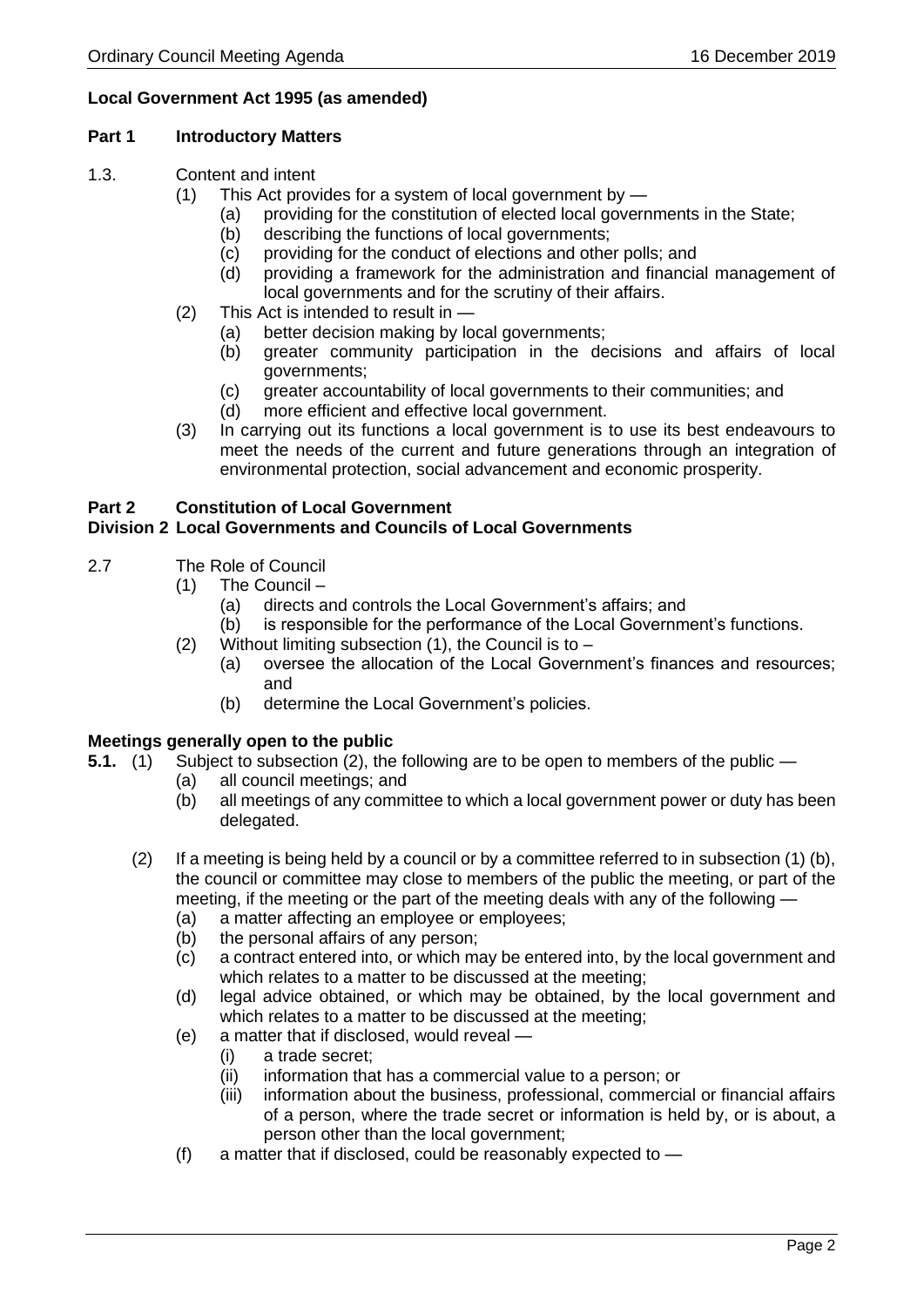**Local Government Act 1995 (as amended)**

**Part 1 Introductory Matters**

1.3. Content and intent

(1) This Act provides for a system of local government by —

(a) providing for the constitution of elected local governments in the State;

(b) describing the functions of local governments;

(c) providing for the conduct of elections and other polls; and

(d) providing a framework for the administration and financial management of local governments and for the scrutiny of their affairs.

(2) This Act is intended to result in —

(a) better decision making by local governments;

(b) greater community participation in the decisions and affairs of local governments;

(c) greater accountability of local governments to their communities; and

(d) more efficient and effective local government.

(3) In carrying out its functions a local government is to use its best endeavours to meet the needs of the current and future generations through an integration of environmental protection, social advancement and economic prosperity.

**Part 2 Constitution of Local Government**
**Division 2 Local Governments and Councils of Local Governments**

2.7 The Role of Council

(1) The Council –

(a) directs and controls the Local Government's affairs; and

(b) is responsible for the performance of the Local Government's functions.

(2) Without limiting subsection (1), the Council is to –

(a) oversee the allocation of the Local Government's finances and resources; and

(b) determine the Local Government's policies.

**Meetings generally open to the public**

**5.1.** (1) Subject to subsection (2), the following are to be open to members of the public —

(a) all council meetings; and

(b) all meetings of any committee to which a local government power or duty has been delegated.

(2) If a meeting is being held by a council or by a committee referred to in subsection (1) (b), the council or committee may close to members of the public the meeting, or part of the meeting, if the meeting or the part of the meeting deals with any of the following —

(a) a matter affecting an employee or employees;

(b) the personal affairs of any person;

(c) a contract entered into, or which may be entered into, by the local government and which relates to a matter to be discussed at the meeting;

(d) legal advice obtained, or which may be obtained, by the local government and which relates to a matter to be discussed at the meeting;

(e) a matter that if disclosed, would reveal —

(i) a trade secret;

(ii) information that has a commercial value to a person; or

(iii) information about the business, professional, commercial or financial affairs of a person, where the trade secret or information is held by, or is about, a person other than the local government;

(f) a matter that if disclosed, could be reasonably expected to —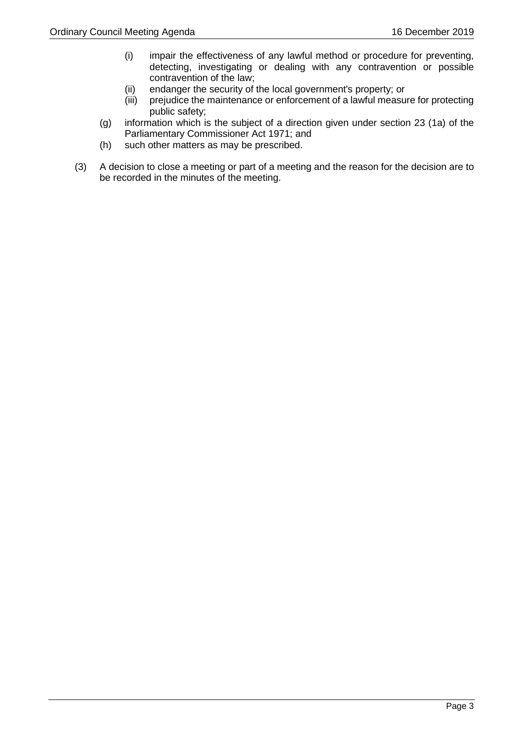- (i) impair the effectiveness of any lawful method or procedure for preventing, detecting, investigating or dealing with any contravention or possible contravention of the law;
  - (ii) endanger the security of the local government's property; or
  - (iii) prejudice the maintenance or enforcement of a lawful measure for protecting public safety;

- (g) information which is the subject of a direction given under section 23 (1a) of the Parliamentary Commissioner Act 1971; and
- (h) such other matters as may be prescribed.

(3) A decision to close a meeting or part of a meeting and the reason for the decision are to be recorded in the minutes of the meeting.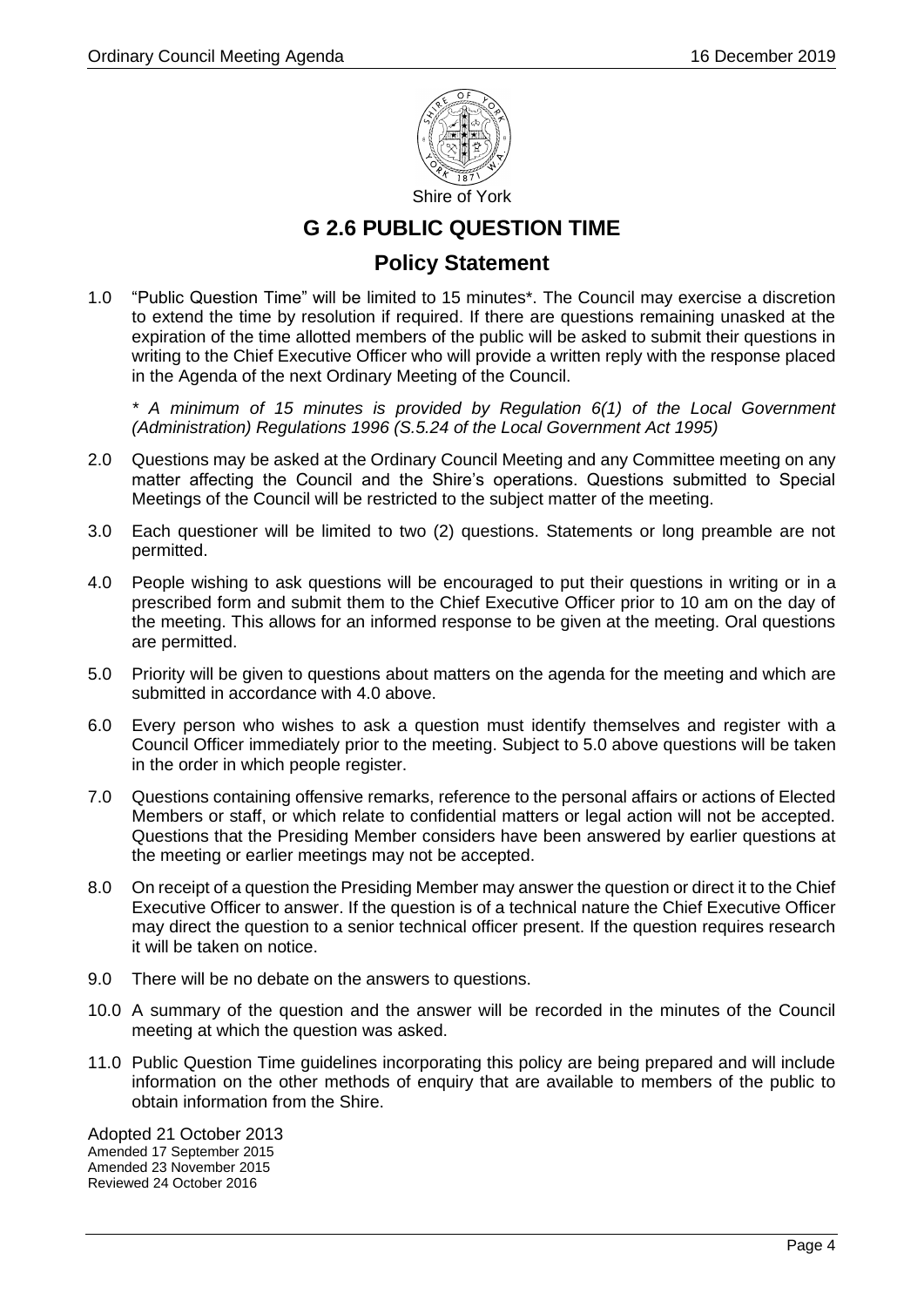Shire of York

# G 2.6 PUBLIC QUESTION TIME

## Policy Statement

1.0 "Public Question Time" will be limited to 15 minutes*. The Council may exercise a discretion to extend the time by resolution if required. If there are questions remaining unasked at the expiration of the time allotted members of the public will be asked to submit their questions in writing to the Chief Executive Officer who will provide a written reply with the response placed in the Agenda of the next Ordinary Meeting of the Council.

*\* A minimum of 15 minutes is provided by Regulation 6(1) of the Local Government (Administration) Regulations 1996 (S.5.24 of the Local Government Act 1995)*

2.0 Questions may be asked at the Ordinary Council Meeting and any Committee meeting on any matter affecting the Council and the Shire's operations. Questions submitted to Special Meetings of the Council will be restricted to the subject matter of the meeting.

3.0 Each questioner will be limited to two (2) questions. Statements or long preamble are not permitted.

4.0 People wishing to ask questions will be encouraged to put their questions in writing or in a prescribed form and submit them to the Chief Executive Officer prior to 10 am on the day of the meeting. This allows for an informed response to be given at the meeting. Oral questions are permitted.

5.0 Priority will be given to questions about matters on the agenda for the meeting and which are submitted in accordance with 4.0 above.

6.0 Every person who wishes to ask a question must identify themselves and register with a Council Officer immediately prior to the meeting. Subject to 5.0 above questions will be taken in the order in which people register.

7.0 Questions containing offensive remarks, reference to the personal affairs or actions of Elected Members or staff, or which relate to confidential matters or legal action will not be accepted. Questions that the Presiding Member considers have been answered by earlier questions at the meeting or earlier meetings may not be accepted.

8.0 On receipt of a question the Presiding Member may answer the question or direct it to the Chief Executive Officer to answer. If the question is of a technical nature the Chief Executive Officer may direct the question to a senior technical officer present. If the question requires research it will be taken on notice.

9.0 There will be no debate on the answers to questions.

10.0 A summary of the question and the answer will be recorded in the minutes of the Council meeting at which the question was asked.

11.0 Public Question Time guidelines incorporating this policy are being prepared and will include information on the other methods of enquiry that are available to members of the public to obtain information from the Shire.

Adopted 21 October 2013
Amended 17 September 2015
Amended 23 November 2015
Reviewed 24 October 2016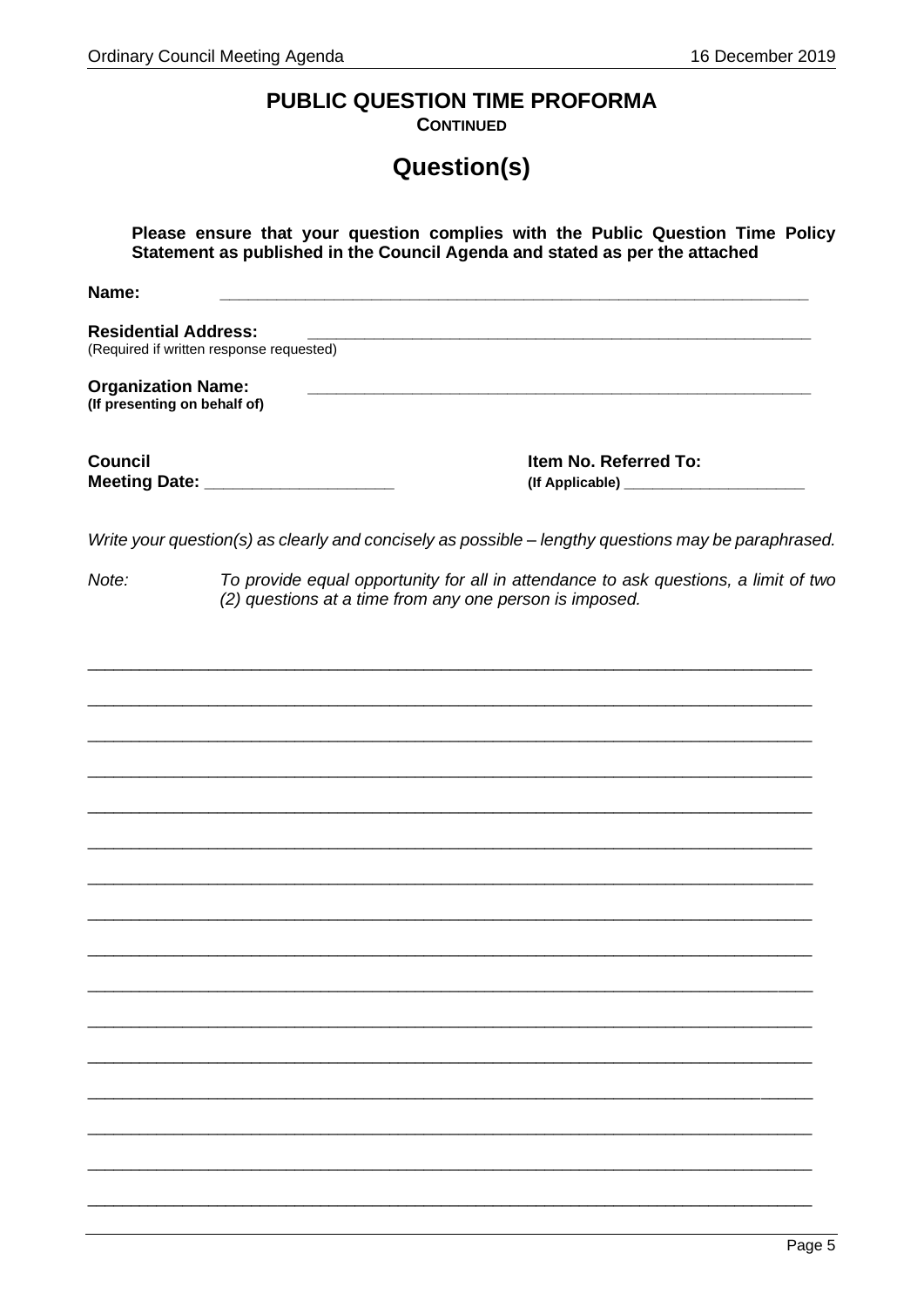# PUBLIC QUESTION TIME PROFORMA

**CONTINUED**

## Question(s)

**Please ensure that your question complies with the Public Question Time Policy Statement as published in the Council Agenda and stated as per the attached**

**Name:** _______________________________________________

**Residential Address:** _______________________________________________
(Required if written response requested)

**Organization Name:** _______________________________________________
**(If presenting on behalf of)**

**Council Meeting Date:** ____________________

**Item No. Referred To:**
**(If Applicable)** ____________________

*Write your question(s) as clearly and concisely as possible – lengthy questions may be paraphrased.*

*Note: To provide equal opportunity for all in attendance to ask questions, a limit of two (2) questions at a time from any one person is imposed.*

_____________________________________________________________________________

_____________________________________________________________________________

_____________________________________________________________________________

_____________________________________________________________________________

_____________________________________________________________________________

_____________________________________________________________________________

_____________________________________________________________________________

_____________________________________________________________________________

_____________________________________________________________________________

_____________________________________________________________________________

_____________________________________________________________________________

_____________________________________________________________________________

_____________________________________________________________________________

_____________________________________________________________________________

_____________________________________________________________________________

_____________________________________________________________________________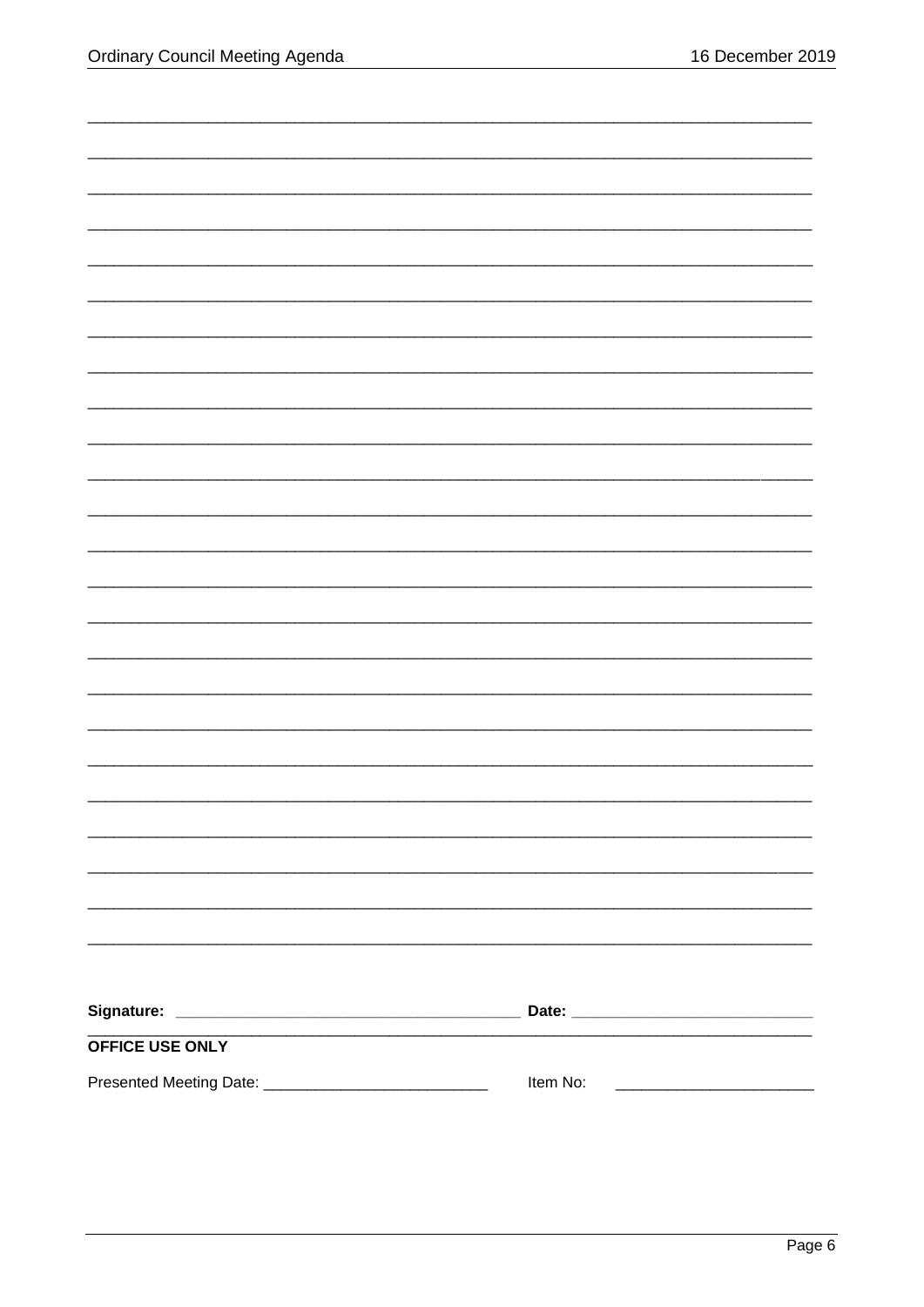\_\_\_\_\_\_\_\_\_\_\_\_\_\_\_\_\_\_\_\_\_\_\_\_\_\_\_\_\_\_\_\_\_\_\_\_\_\_\_\_\_\_\_\_\_\_\_\_\_\_\_\_\_\_\_\_\_\_\_\_\_\_\_\_\_\_\_\_\_\_\_\_\_\_\_\_\_\_

\_\_\_\_\_\_\_\_\_\_\_\_\_\_\_\_\_\_\_\_\_\_\_\_\_\_\_\_\_\_\_\_\_\_\_\_\_\_\_\_\_\_\_\_\_\_\_\_\_\_\_\_\_\_\_\_\_\_\_\_\_\_\_\_\_\_\_\_\_\_\_\_\_\_\_\_\_\_

\_\_\_\_\_\_\_\_\_\_\_\_\_\_\_\_\_\_\_\_\_\_\_\_\_\_\_\_\_\_\_\_\_\_\_\_\_\_\_\_\_\_\_\_\_\_\_\_\_\_\_\_\_\_\_\_\_\_\_\_\_\_\_\_\_\_\_\_\_\_\_\_\_\_\_\_\_\_

\_\_\_\_\_\_\_\_\_\_\_\_\_\_\_\_\_\_\_\_\_\_\_\_\_\_\_\_\_\_\_\_\_\_\_\_\_\_\_\_\_\_\_\_\_\_\_\_\_\_\_\_\_\_\_\_\_\_\_\_\_\_\_\_\_\_\_\_\_\_\_\_\_\_\_\_\_\_

\_\_\_\_\_\_\_\_\_\_\_\_\_\_\_\_\_\_\_\_\_\_\_\_\_\_\_\_\_\_\_\_\_\_\_\_\_\_\_\_\_\_\_\_\_\_\_\_\_\_\_\_\_\_\_\_\_\_\_\_\_\_\_\_\_\_\_\_\_\_\_\_\_\_\_\_\_\_

\_\_\_\_\_\_\_\_\_\_\_\_\_\_\_\_\_\_\_\_\_\_\_\_\_\_\_\_\_\_\_\_\_\_\_\_\_\_\_\_\_\_\_\_\_\_\_\_\_\_\_\_\_\_\_\_\_\_\_\_\_\_\_\_\_\_\_\_\_\_\_\_\_\_\_\_\_\_

\_\_\_\_\_\_\_\_\_\_\_\_\_\_\_\_\_\_\_\_\_\_\_\_\_\_\_\_\_\_\_\_\_\_\_\_\_\_\_\_\_\_\_\_\_\_\_\_\_\_\_\_\_\_\_\_\_\_\_\_\_\_\_\_\_\_\_\_\_\_\_\_\_\_\_\_\_\_

\_\_\_\_\_\_\_\_\_\_\_\_\_\_\_\_\_\_\_\_\_\_\_\_\_\_\_\_\_\_\_\_\_\_\_\_\_\_\_\_\_\_\_\_\_\_\_\_\_\_\_\_\_\_\_\_\_\_\_\_\_\_\_\_\_\_\_\_\_\_\_\_\_\_\_\_\_\_

\_\_\_\_\_\_\_\_\_\_\_\_\_\_\_\_\_\_\_\_\_\_\_\_\_\_\_\_\_\_\_\_\_\_\_\_\_\_\_\_\_\_\_\_\_\_\_\_\_\_\_\_\_\_\_\_\_\_\_\_\_\_\_\_\_\_\_\_\_\_\_\_\_\_\_\_\_\_

\_\_\_\_\_\_\_\_\_\_\_\_\_\_\_\_\_\_\_\_\_\_\_\_\_\_\_\_\_\_\_\_\_\_\_\_\_\_\_\_\_\_\_\_\_\_\_\_\_\_\_\_\_\_\_\_\_\_\_\_\_\_\_\_\_\_\_\_\_\_\_\_\_\_\_\_\_\_

\_\_\_\_\_\_\_\_\_\_\_\_\_\_\_\_\_\_\_\_\_\_\_\_\_\_\_\_\_\_\_\_\_\_\_\_\_\_\_\_\_\_\_\_\_\_\_\_\_\_\_\_\_\_\_\_\_\_\_\_\_\_\_\_\_\_\_\_\_\_\_\_\_\_\_\_\_\_

\_\_\_\_\_\_\_\_\_\_\_\_\_\_\_\_\_\_\_\_\_\_\_\_\_\_\_\_\_\_\_\_\_\_\_\_\_\_\_\_\_\_\_\_\_\_\_\_\_\_\_\_\_\_\_\_\_\_\_\_\_\_\_\_\_\_\_\_\_\_\_\_\_\_\_\_\_\_

\_\_\_\_\_\_\_\_\_\_\_\_\_\_\_\_\_\_\_\_\_\_\_\_\_\_\_\_\_\_\_\_\_\_\_\_\_\_\_\_\_\_\_\_\_\_\_\_\_\_\_\_\_\_\_\_\_\_\_\_\_\_\_\_\_\_\_\_\_\_\_\_\_\_\_\_\_\_

\_\_\_\_\_\_\_\_\_\_\_\_\_\_\_\_\_\_\_\_\_\_\_\_\_\_\_\_\_\_\_\_\_\_\_\_\_\_\_\_\_\_\_\_\_\_\_\_\_\_\_\_\_\_\_\_\_\_\_\_\_\_\_\_\_\_\_\_\_\_\_\_\_\_\_\_\_\_

\_\_\_\_\_\_\_\_\_\_\_\_\_\_\_\_\_\_\_\_\_\_\_\_\_\_\_\_\_\_\_\_\_\_\_\_\_\_\_\_\_\_\_\_\_\_\_\_\_\_\_\_\_\_\_\_\_\_\_\_\_\_\_\_\_\_\_\_\_\_\_\_\_\_\_\_\_\_

\_\_\_\_\_\_\_\_\_\_\_\_\_\_\_\_\_\_\_\_\_\_\_\_\_\_\_\_\_\_\_\_\_\_\_\_\_\_\_\_\_\_\_\_\_\_\_\_\_\_\_\_\_\_\_\_\_\_\_\_\_\_\_\_\_\_\_\_\_\_\_\_\_\_\_\_\_\_

\_\_\_\_\_\_\_\_\_\_\_\_\_\_\_\_\_\_\_\_\_\_\_\_\_\_\_\_\_\_\_\_\_\_\_\_\_\_\_\_\_\_\_\_\_\_\_\_\_\_\_\_\_\_\_\_\_\_\_\_\_\_\_\_\_\_\_\_\_\_\_\_\_\_\_\_\_\_

\_\_\_\_\_\_\_\_\_\_\_\_\_\_\_\_\_\_\_\_\_\_\_\_\_\_\_\_\_\_\_\_\_\_\_\_\_\_\_\_\_\_\_\_\_\_\_\_\_\_\_\_\_\_\_\_\_\_\_\_\_\_\_\_\_\_\_\_\_\_\_\_\_\_\_\_\_\_

\_\_\_\_\_\_\_\_\_\_\_\_\_\_\_\_\_\_\_\_\_\_\_\_\_\_\_\_\_\_\_\_\_\_\_\_\_\_\_\_\_\_\_\_\_\_\_\_\_\_\_\_\_\_\_\_\_\_\_\_\_\_\_\_\_\_\_\_\_\_\_\_\_\_\_\_\_\_

\_\_\_\_\_\_\_\_\_\_\_\_\_\_\_\_\_\_\_\_\_\_\_\_\_\_\_\_\_\_\_\_\_\_\_\_\_\_\_\_\_\_\_\_\_\_\_\_\_\_\_\_\_\_\_\_\_\_\_\_\_\_\_\_\_\_\_\_\_\_\_\_\_\_\_\_\_\_

\_\_\_\_\_\_\_\_\_\_\_\_\_\_\_\_\_\_\_\_\_\_\_\_\_\_\_\_\_\_\_\_\_\_\_\_\_\_\_\_\_\_\_\_\_\_\_\_\_\_\_\_\_\_\_\_\_\_\_\_\_\_\_\_\_\_\_\_\_\_\_\_\_\_\_\_\_\_

\_\_\_\_\_\_\_\_\_\_\_\_\_\_\_\_\_\_\_\_\_\_\_\_\_\_\_\_\_\_\_\_\_\_\_\_\_\_\_\_\_\_\_\_\_\_\_\_\_\_\_\_\_\_\_\_\_\_\_\_\_\_\_\_\_\_\_\_\_\_\_\_\_\_\_\_\_\_

\_\_\_\_\_\_\_\_\_\_\_\_\_\_\_\_\_\_\_\_\_\_\_\_\_\_\_\_\_\_\_\_\_\_\_\_\_\_\_\_\_\_\_\_\_\_\_\_\_\_\_\_\_\_\_\_\_\_\_\_\_\_\_\_\_\_\_\_\_\_\_\_\_\_\_\_\_\_

\_\_\_\_\_\_\_\_\_\_\_\_\_\_\_\_\_\_\_\_\_\_\_\_\_\_\_\_\_\_\_\_\_\_\_\_\_\_\_\_\_\_\_\_\_\_\_\_\_\_\_\_\_\_\_\_\_\_\_\_\_\_\_\_\_\_\_\_\_\_\_\_\_\_\_\_\_\_

\_\_\_\_\_\_\_\_\_\_\_\_\_\_\_\_\_\_\_\_\_\_\_\_\_\_\_\_\_\_\_\_\_\_\_\_\_\_\_\_\_\_\_\_\_\_\_\_\_\_\_\_\_\_\_\_\_\_\_\_\_\_\_\_\_\_\_\_\_\_\_\_\_\_\_\_\_\_

**Signature:** \_\_\_\_\_\_\_\_\_\_\_\_\_\_\_\_\_\_\_\_\_\_\_\_\_\_\_\_\_\_\_\_\_\_\_\_\_\_\_\_ **Date:** \_\_\_\_\_\_\_\_\_\_\_\_\_\_\_\_\_\_\_\_\_\_\_\_\_\_\_\_

**OFFICE USE ONLY**

Presented Meeting Date: \_\_\_\_\_\_\_\_\_\_\_\_\_\_\_\_\_\_\_\_\_\_\_\_\_\_\_ Item No: \_\_\_\_\_\_\_\_\_\_\_\_\_\_\_\_\_\_\_\_\_\_\_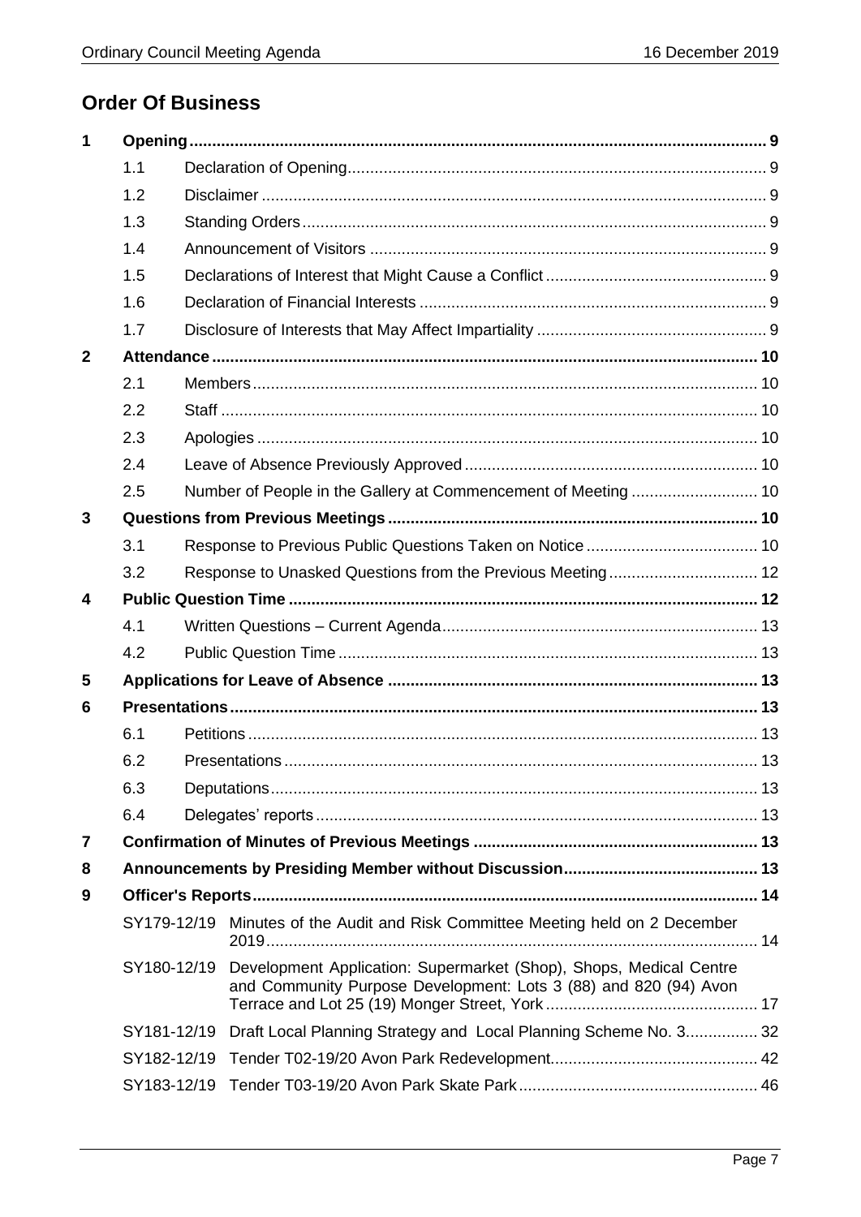## Order Of Business

| | | | |
|---|---|---|---|
| **1** | **Opening** | | **9** |
| | 1.1 | Declaration of Opening | 9 |
| | 1.2 | Disclaimer | 9 |
| | 1.3 | Standing Orders | 9 |
| | 1.4 | Announcement of Visitors | 9 |
| | 1.5 | Declarations of Interest that Might Cause a Conflict | 9 |
| | 1.6 | Declaration of Financial Interests | 9 |
| | 1.7 | Disclosure of Interests that May Affect Impartiality | 9 |
| **2** | **Attendance** | | **10** |
| | 2.1 | Members | 10 |
| | 2.2 | Staff | 10 |
| | 2.3 | Apologies | 10 |
| | 2.4 | Leave of Absence Previously Approved | 10 |
| | 2.5 | Number of People in the Gallery at Commencement of Meeting | 10 |
| **3** | **Questions from Previous Meetings** | | **10** |
| | 3.1 | Response to Previous Public Questions Taken on Notice | 10 |
| | 3.2 | Response to Unasked Questions from the Previous Meeting | 12 |
| **4** | **Public Question Time** | | **12** |
| | 4.1 | Written Questions – Current Agenda | 13 |
| | 4.2 | Public Question Time | 13 |
| **5** | **Applications for Leave of Absence** | | **13** |
| **6** | **Presentations** | | **13** |
| | 6.1 | Petitions | 13 |
| | 6.2 | Presentations | 13 |
| | 6.3 | Deputations | 13 |
| | 6.4 | Delegates' reports | 13 |
| **7** | **Confirmation of Minutes of Previous Meetings** | | **13** |
| **8** | **Announcements by Presiding Member without Discussion** | | **13** |
| **9** | **Officer's Reports** | | **14** |
| | SY179-12/19 | Minutes of the Audit and Risk Committee Meeting held on 2 December 2019 | 14 |
| | SY180-12/19 | Development Application: Supermarket (Shop), Shops, Medical Centre and Community Purpose Development: Lots 3 (88) and 820 (94) Avon Terrace and Lot 25 (19) Monger Street, York | 17 |
| | SY181-12/19 | Draft Local Planning Strategy and Local Planning Scheme No. 3 | 32 |
| | SY182-12/19 | Tender T02-19/20 Avon Park Redevelopment | 42 |
| | SY183-12/19 | Tender T03-19/20 Avon Park Skate Park | 46 |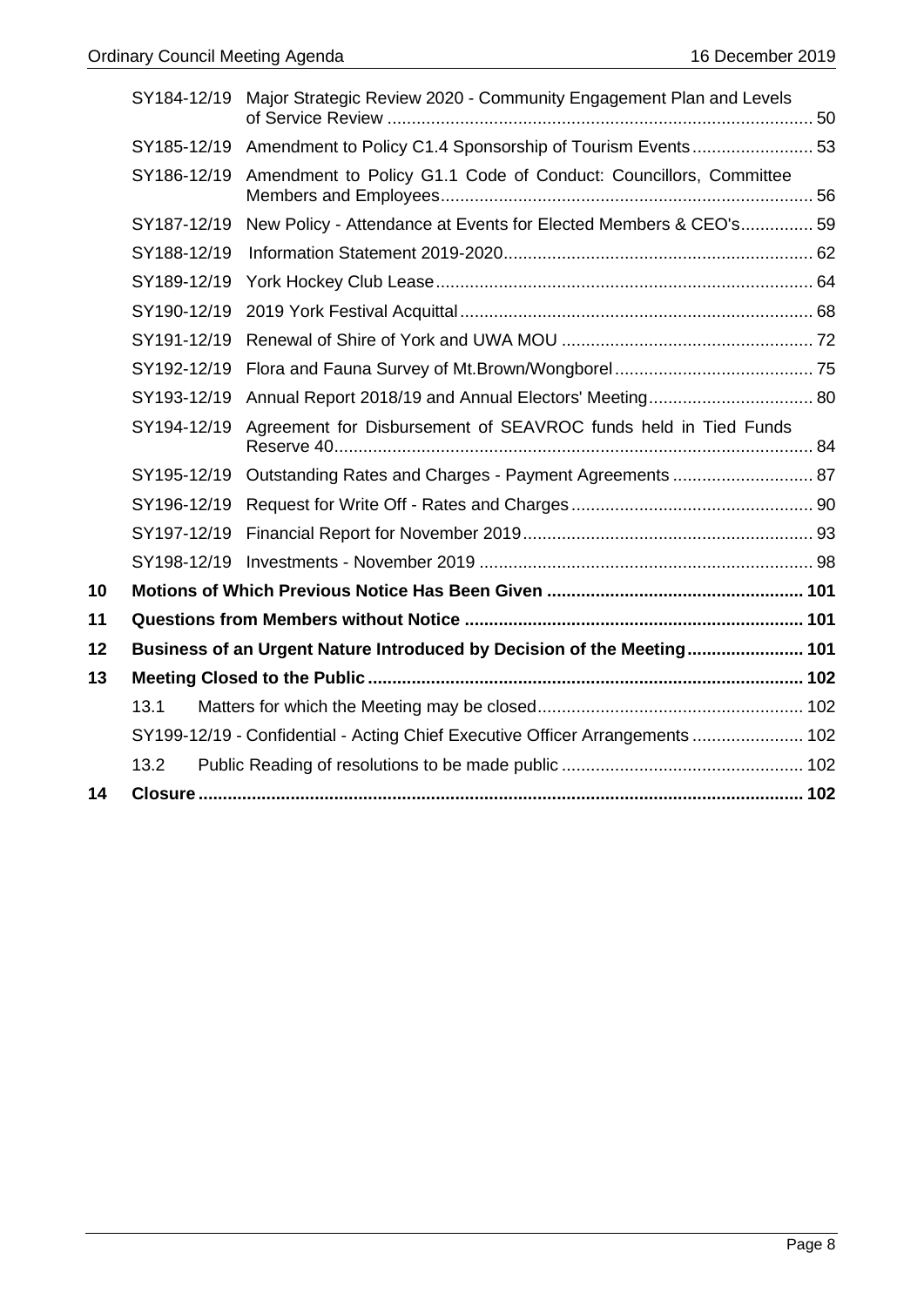| | | |
|---|---|---|
| SY184-12/19 | Major Strategic Review 2020 - Community Engagement Plan and Levels of Service Review | 50 |
| SY185-12/19 | Amendment to Policy C1.4 Sponsorship of Tourism Events | 53 |
| SY186-12/19 | Amendment to Policy G1.1 Code of Conduct: Councillors, Committee Members and Employees | 56 |
| SY187-12/19 | New Policy - Attendance at Events for Elected Members & CEO's | 59 |
| SY188-12/19 | Information Statement 2019-2020 | 62 |
| SY189-12/19 | York Hockey Club Lease | 64 |
| SY190-12/19 | 2019 York Festival Acquittal | 68 |
| SY191-12/19 | Renewal of Shire of York and UWA MOU | 72 |
| SY192-12/19 | Flora and Fauna Survey of Mt.Brown/Wongborel | 75 |
| SY193-12/19 | Annual Report 2018/19 and Annual Electors' Meeting | 80 |
| SY194-12/19 | Agreement for Disbursement of SEAVROC funds held in Tied Funds Reserve 40 | 84 |
| SY195-12/19 | Outstanding Rates and Charges - Payment Agreements | 87 |
| SY196-12/19 | Request for Write Off - Rates and Charges | 90 |
| SY197-12/19 | Financial Report for November 2019 | 93 |
| SY198-12/19 | Investments - November 2019 | 98 |

**10 Motions of Which Previous Notice Has Been Given ... 101**

**11 Questions from Members without Notice ... 101**

**12 Business of an Urgent Nature Introduced by Decision of the Meeting ... 101**

**13 Meeting Closed to the Public ... 102**

13.1 Matters for which the Meeting may be closed ... 102

SY199-12/19 - Confidential - Acting Chief Executive Officer Arrangements ... 102

13.2 Public Reading of resolutions to be made public ... 102

**14 Closure ... 102**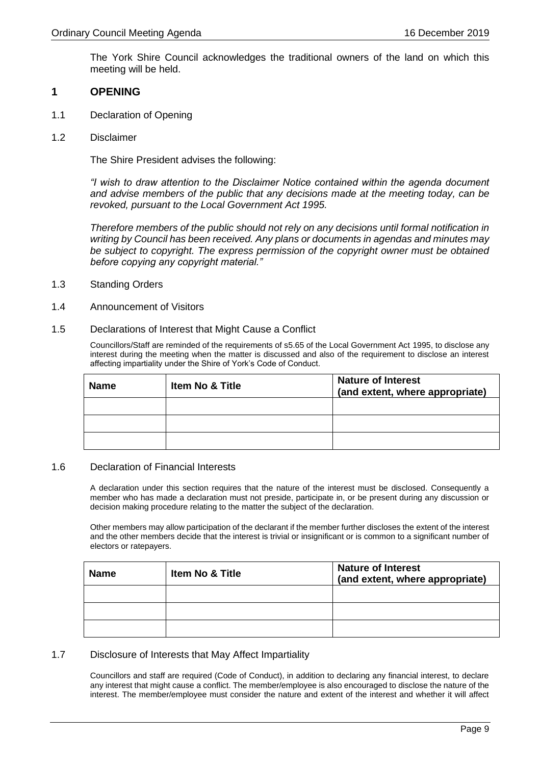The York Shire Council acknowledges the traditional owners of the land on which this meeting will be held.

# 1 OPENING

1.1 Declaration of Opening

1.2 Disclaimer

The Shire President advises the following:

*"I wish to draw attention to the Disclaimer Notice contained within the agenda document and advise members of the public that any decisions made at the meeting today, can be revoked, pursuant to the Local Government Act 1995.*

*Therefore members of the public should not rely on any decisions until formal notification in writing by Council has been received. Any plans or documents in agendas and minutes may be subject to copyright. The express permission of the copyright owner must be obtained before copying any copyright material."*

1.3 Standing Orders

1.4 Announcement of Visitors

1.5 Declarations of Interest that Might Cause a Conflict

Councillors/Staff are reminded of the requirements of s5.65 of the Local Government Act 1995, to disclose any interest during the meeting when the matter is discussed and also of the requirement to disclose an interest affecting impartiality under the Shire of York's Code of Conduct.

| Name | Item No & Title | Nature of Interest (and extent, where appropriate) |
|---|---|---|
| | | |
| | | |
| | | |

1.6 Declaration of Financial Interests

A declaration under this section requires that the nature of the interest must be disclosed. Consequently a member who has made a declaration must not preside, participate in, or be present during any discussion or decision making procedure relating to the matter the subject of the declaration.

Other members may allow participation of the declarant if the member further discloses the extent of the interest and the other members decide that the interest is trivial or insignificant or is common to a significant number of electors or ratepayers.

| Name | Item No & Title | Nature of Interest (and extent, where appropriate) |
|---|---|---|
| | | |
| | | |
| | | |

1.7 Disclosure of Interests that May Affect Impartiality

Councillors and staff are required (Code of Conduct), in addition to declaring any financial interest, to declare any interest that might cause a conflict. The member/employee is also encouraged to disclose the nature of the interest. The member/employee must consider the nature and extent of the interest and whether it will affect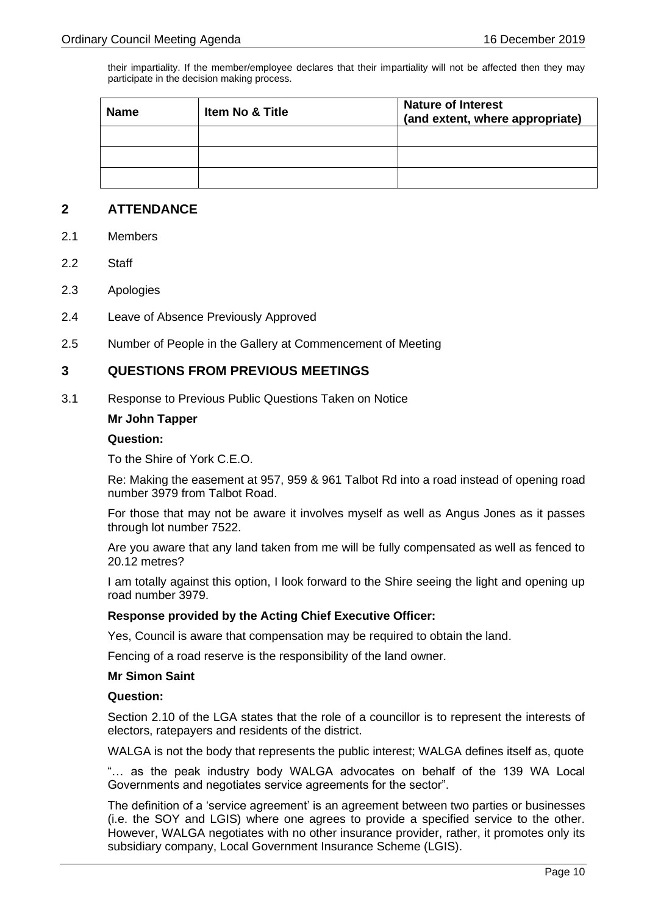their impartiality. If the member/employee declares that their impartiality will not be affected then they may participate in the decision making process.

| Name | Item No & Title | Nature of Interest (and extent, where appropriate) |
|---|---|---|
| | | |
| | | |
| | | |

## 2 ATTENDANCE

2.1 Members

2.2 Staff

2.3 Apologies

2.4 Leave of Absence Previously Approved

2.5 Number of People in the Gallery at Commencement of Meeting

## 3 QUESTIONS FROM PREVIOUS MEETINGS

3.1 Response to Previous Public Questions Taken on Notice

**Mr John Tapper**

**Question:**

To the Shire of York C.E.O.

Re: Making the easement at 957, 959 & 961 Talbot Rd into a road instead of opening road number 3979 from Talbot Road.

For those that may not be aware it involves myself as well as Angus Jones as it passes through lot number 7522.

Are you aware that any land taken from me will be fully compensated as well as fenced to 20.12 metres?

I am totally against this option, I look forward to the Shire seeing the light and opening up road number 3979.

**Response provided by the Acting Chief Executive Officer:**

Yes, Council is aware that compensation may be required to obtain the land.

Fencing of a road reserve is the responsibility of the land owner.

**Mr Simon Saint**

**Question:**

Section 2.10 of the LGA states that the role of a councillor is to represent the interests of electors, ratepayers and residents of the district.

WALGA is not the body that represents the public interest; WALGA defines itself as, quote

"… as the peak industry body WALGA advocates on behalf of the 139 WA Local Governments and negotiates service agreements for the sector".

The definition of a 'service agreement' is an agreement between two parties or businesses (i.e. the SOY and LGIS) where one agrees to provide a specified service to the other. However, WALGA negotiates with no other insurance provider, rather, it promotes only its subsidiary company, Local Government Insurance Scheme (LGIS).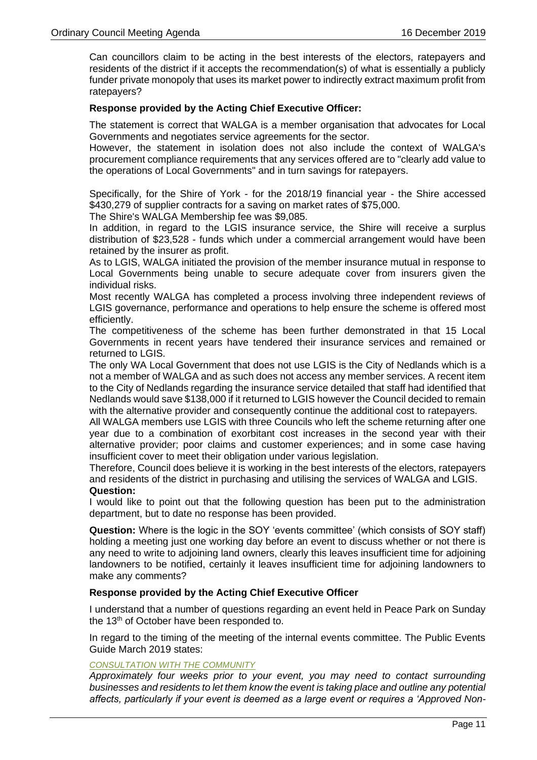Can councillors claim to be acting in the best interests of the electors, ratepayers and residents of the district if it accepts the recommendation(s) of what is essentially a publicly funder private monopoly that uses its market power to indirectly extract maximum profit from ratepayers?

**Response provided by the Acting Chief Executive Officer:**

The statement is correct that WALGA is a member organisation that advocates for Local Governments and negotiates service agreements for the sector.

However, the statement in isolation does not also include the context of WALGA's procurement compliance requirements that any services offered are to "clearly add value to the operations of Local Governments" and in turn savings for ratepayers.

Specifically, for the Shire of York - for the 2018/19 financial year - the Shire accessed $430,279 of supplier contracts for a saving on market rates of $75,000.

The Shire's WALGA Membership fee was $9,085.

In addition, in regard to the LGIS insurance service, the Shire will receive a surplus distribution of $23,528 - funds which under a commercial arrangement would have been retained by the insurer as profit.

As to LGIS, WALGA initiated the provision of the member insurance mutual in response to Local Governments being unable to secure adequate cover from insurers given the individual risks.

Most recently WALGA has completed a process involving three independent reviews of LGIS governance, performance and operations to help ensure the scheme is offered most efficiently.

The competitiveness of the scheme has been further demonstrated in that 15 Local Governments in recent years have tendered their insurance services and remained or returned to LGIS.

The only WA Local Government that does not use LGIS is the City of Nedlands which is a not a member of WALGA and as such does not access any member services. A recent item to the City of Nedlands regarding the insurance service detailed that staff had identified that Nedlands would save $138,000 if it returned to LGIS however the Council decided to remain with the alternative provider and consequently continue the additional cost to ratepayers.

All WALGA members use LGIS with three Councils who left the scheme returning after one year due to a combination of exorbitant cost increases in the second year with their alternative provider; poor claims and customer experiences; and in some case having insufficient cover to meet their obligation under various legislation.

Therefore, Council does believe it is working in the best interests of the electors, ratepayers and residents of the district in purchasing and utilising the services of WALGA and LGIS.

**Question:**

I would like to point out that the following question has been put to the administration department, but to date no response has been provided.

**Question:** Where is the logic in the SOY 'events committee' (which consists of SOY staff) holding a meeting just one working day before an event to discuss whether or not there is any need to write to adjoining land owners, clearly this leaves insufficient time for adjoining landowners to be notified, certainly it leaves insufficient time for adjoining landowners to make any comments?

**Response provided by the Acting Chief Executive Officer**

I understand that a number of questions regarding an event held in Peace Park on Sunday the 13th of October have been responded to.

In regard to the timing of the meeting of the internal events committee. The Public Events Guide March 2019 states:

*CONSULTATION WITH THE COMMUNITY*

*Approximately four weeks prior to your event, you may need to contact surrounding businesses and residents to let them know the event is taking place and outline any potential affects, particularly if your event is deemed as a large event or requires a 'Approved Non-*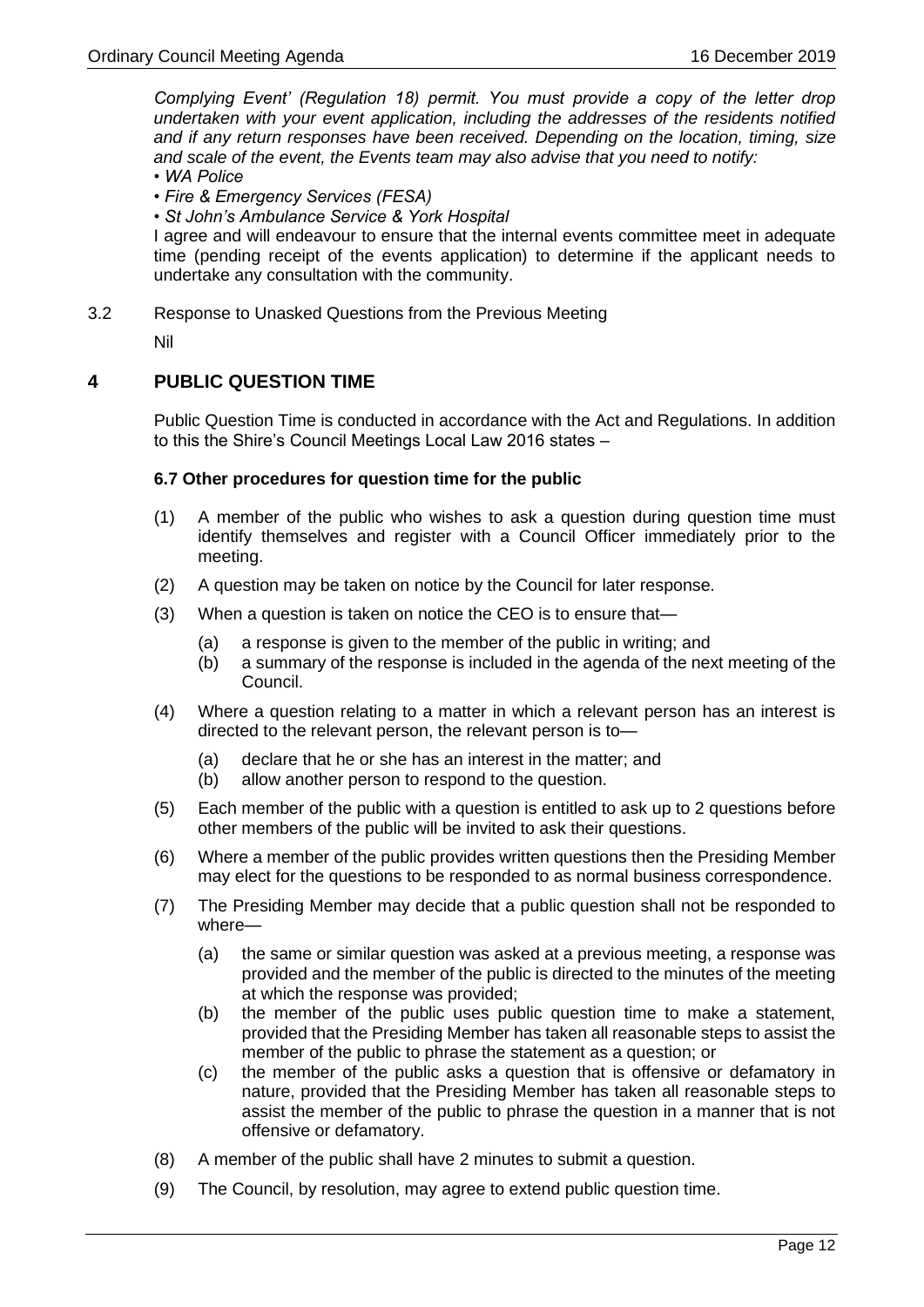*Complying Event' (Regulation 18) permit. You must provide a copy of the letter drop undertaken with your event application, including the addresses of the residents notified and if any return responses have been received. Depending on the location, timing, size and scale of the event, the Events team may also advise that you need to notify:*

- *WA Police*
- *Fire & Emergency Services (FESA)*
- *St John's Ambulance Service & York Hospital*

I agree and will endeavour to ensure that the internal events committee meet in adequate time (pending receipt of the events application) to determine if the applicant needs to undertake any consultation with the community.

3.2 Response to Unasked Questions from the Previous Meeting

Nil

## 4 PUBLIC QUESTION TIME

Public Question Time is conducted in accordance with the Act and Regulations. In addition to this the Shire's Council Meetings Local Law 2016 states –

**6.7 Other procedures for question time for the public**

(1) A member of the public who wishes to ask a question during question time must identify themselves and register with a Council Officer immediately prior to the meeting.

(2) A question may be taken on notice by the Council for later response.

(3) When a question is taken on notice the CEO is to ensure that—

- (a) a response is given to the member of the public in writing; and
- (b) a summary of the response is included in the agenda of the next meeting of the Council.

(4) Where a question relating to a matter in which a relevant person has an interest is directed to the relevant person, the relevant person is to—

- (a) declare that he or she has an interest in the matter; and
- (b) allow another person to respond to the question.

(5) Each member of the public with a question is entitled to ask up to 2 questions before other members of the public will be invited to ask their questions.

(6) Where a member of the public provides written questions then the Presiding Member may elect for the questions to be responded to as normal business correspondence.

(7) The Presiding Member may decide that a public question shall not be responded to where—

- (a) the same or similar question was asked at a previous meeting, a response was provided and the member of the public is directed to the minutes of the meeting at which the response was provided;
- (b) the member of the public uses public question time to make a statement, provided that the Presiding Member has taken all reasonable steps to assist the member of the public to phrase the statement as a question; or
- (c) the member of the public asks a question that is offensive or defamatory in nature, provided that the Presiding Member has taken all reasonable steps to assist the member of the public to phrase the question in a manner that is not offensive or defamatory.

(8) A member of the public shall have 2 minutes to submit a question.

(9) The Council, by resolution, may agree to extend public question time.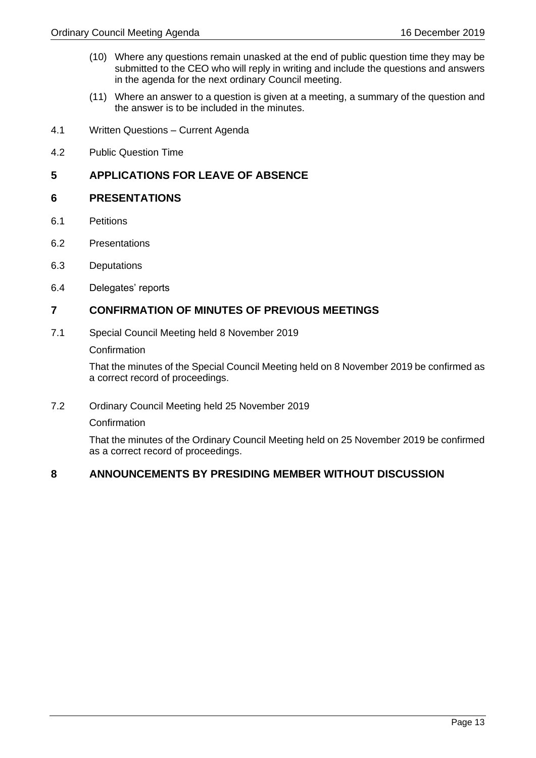(10) Where any questions remain unasked at the end of public question time they may be submitted to the CEO who will reply in writing and include the questions and answers in the agenda for the next ordinary Council meeting.

(11) Where an answer to a question is given at a meeting, a summary of the question and the answer is to be included in the minutes.

4.1 Written Questions – Current Agenda

4.2 Public Question Time

## 5 APPLICATIONS FOR LEAVE OF ABSENCE

## 6 PRESENTATIONS

6.1 Petitions

6.2 Presentations

6.3 Deputations

6.4 Delegates' reports

## 7 CONFIRMATION OF MINUTES OF PREVIOUS MEETINGS

7.1 Special Council Meeting held 8 November 2019

Confirmation

That the minutes of the Special Council Meeting held on 8 November 2019 be confirmed as a correct record of proceedings.

7.2 Ordinary Council Meeting held 25 November 2019

Confirmation

That the minutes of the Ordinary Council Meeting held on 25 November 2019 be confirmed as a correct record of proceedings.

## 8 ANNOUNCEMENTS BY PRESIDING MEMBER WITHOUT DISCUSSION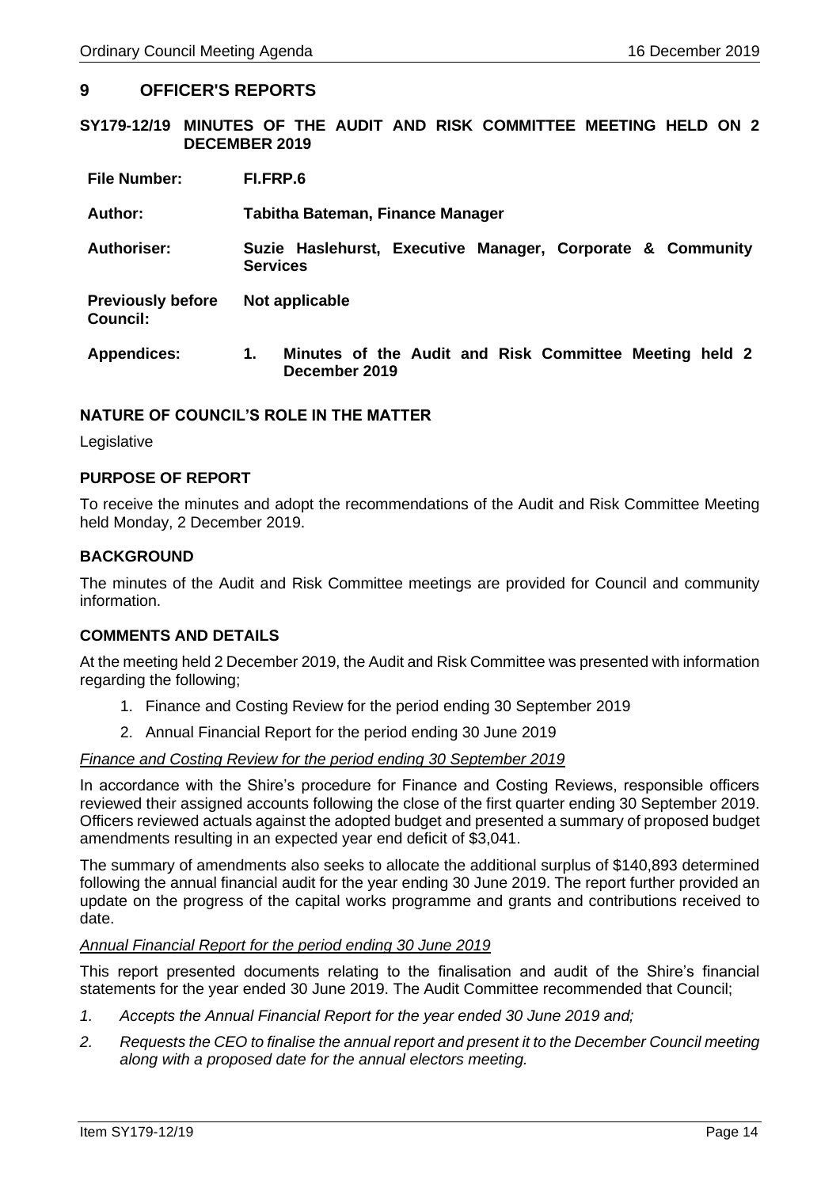# 9 OFFICER'S REPORTS

## SY179-12/19 MINUTES OF THE AUDIT AND RISK COMMITTEE MEETING HELD ON 2 DECEMBER 2019

| | |
|---|---|
| **File Number:** | **FI.FRP.6** |
| **Author:** | **Tabitha Bateman, Finance Manager** |
| **Authoriser:** | **Suzie Haslehurst, Executive Manager, Corporate & Community Services** |
| **Previously before Council:** | **Not applicable** |
| **Appendices:** | **1. Minutes of the Audit and Risk Committee Meeting held 2 December 2019** |

### NATURE OF COUNCIL'S ROLE IN THE MATTER

Legislative

### PURPOSE OF REPORT

To receive the minutes and adopt the recommendations of the Audit and Risk Committee Meeting held Monday, 2 December 2019.

### BACKGROUND

The minutes of the Audit and Risk Committee meetings are provided for Council and community information.

### COMMENTS AND DETAILS

At the meeting held 2 December 2019, the Audit and Risk Committee was presented with information regarding the following;

1. Finance and Costing Review for the period ending 30 September 2019
2. Annual Financial Report for the period ending 30 June 2019

*Finance and Costing Review for the period ending 30 September 2019*

In accordance with the Shire's procedure for Finance and Costing Reviews, responsible officers reviewed their assigned accounts following the close of the first quarter ending 30 September 2019. Officers reviewed actuals against the adopted budget and presented a summary of proposed budget amendments resulting in an expected year end deficit of $3,041.

The summary of amendments also seeks to allocate the additional surplus of $140,893 determined following the annual financial audit for the year ending 30 June 2019. The report further provided an update on the progress of the capital works programme and grants and contributions received to date.

*Annual Financial Report for the period ending 30 June 2019*

This report presented documents relating to the finalisation and audit of the Shire's financial statements for the year ended 30 June 2019. The Audit Committee recommended that Council;

1. *Accepts the Annual Financial Report for the year ended 30 June 2019 and;*
2. *Requests the CEO to finalise the annual report and present it to the December Council meeting along with a proposed date for the annual electors meeting.*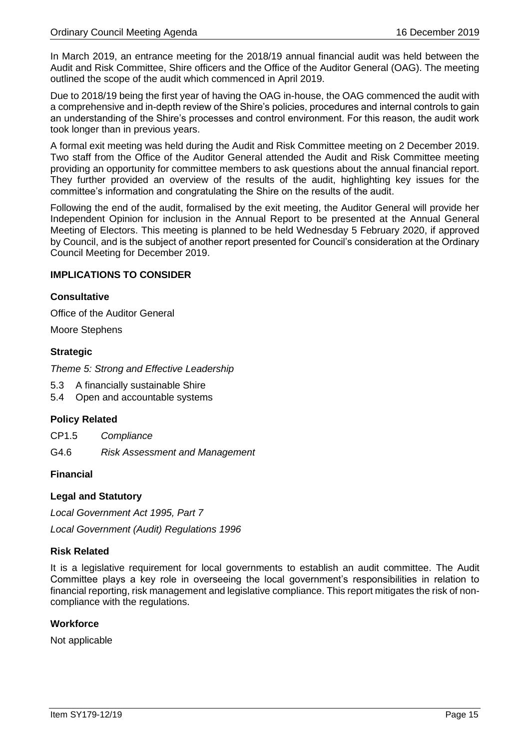In March 2019, an entrance meeting for the 2018/19 annual financial audit was held between the Audit and Risk Committee, Shire officers and the Office of the Auditor General (OAG). The meeting outlined the scope of the audit which commenced in April 2019.

Due to 2018/19 being the first year of having the OAG in-house, the OAG commenced the audit with a comprehensive and in-depth review of the Shire's policies, procedures and internal controls to gain an understanding of the Shire's processes and control environment. For this reason, the audit work took longer than in previous years.

A formal exit meeting was held during the Audit and Risk Committee meeting on 2 December 2019. Two staff from the Office of the Auditor General attended the Audit and Risk Committee meeting providing an opportunity for committee members to ask questions about the annual financial report. They further provided an overview of the results of the audit, highlighting key issues for the committee's information and congratulating the Shire on the results of the audit.

Following the end of the audit, formalised by the exit meeting, the Auditor General will provide her Independent Opinion for inclusion in the Annual Report to be presented at the Annual General Meeting of Electors. This meeting is planned to be held Wednesday 5 February 2020, if approved by Council, and is the subject of another report presented for Council's consideration at the Ordinary Council Meeting for December 2019.

## IMPLICATIONS TO CONSIDER

### Consultative

Office of the Auditor General

Moore Stephens

### Strategic

*Theme 5: Strong and Effective Leadership*

5.3 A financially sustainable Shire
5.4 Open and accountable systems

### Policy Related

CP1.5 *Compliance*

G4.6 *Risk Assessment and Management*

### Financial

### Legal and Statutory

*Local Government Act 1995, Part 7*

*Local Government (Audit) Regulations 1996*

### Risk Related

It is a legislative requirement for local governments to establish an audit committee. The Audit Committee plays a key role in overseeing the local government's responsibilities in relation to financial reporting, risk management and legislative compliance. This report mitigates the risk of non-compliance with the regulations.

### Workforce

Not applicable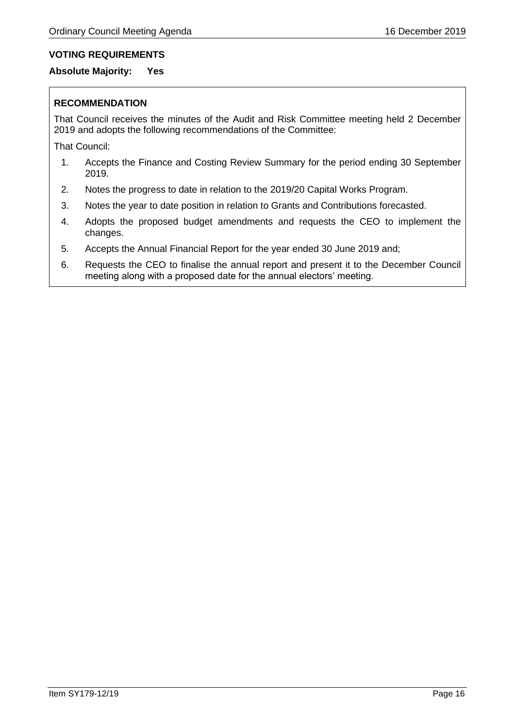**VOTING REQUIREMENTS**

**Absolute Majority: Yes**

**RECOMMENDATION**

That Council receives the minutes of the Audit and Risk Committee meeting held 2 December 2019 and adopts the following recommendations of the Committee:

That Council:

1. Accepts the Finance and Costing Review Summary for the period ending 30 September 2019.
2. Notes the progress to date in relation to the 2019/20 Capital Works Program.
3. Notes the year to date position in relation to Grants and Contributions forecasted.
4. Adopts the proposed budget amendments and requests the CEO to implement the changes.
5. Accepts the Annual Financial Report for the year ended 30 June 2019 and;
6. Requests the CEO to finalise the annual report and present it to the December Council meeting along with a proposed date for the annual electors' meeting.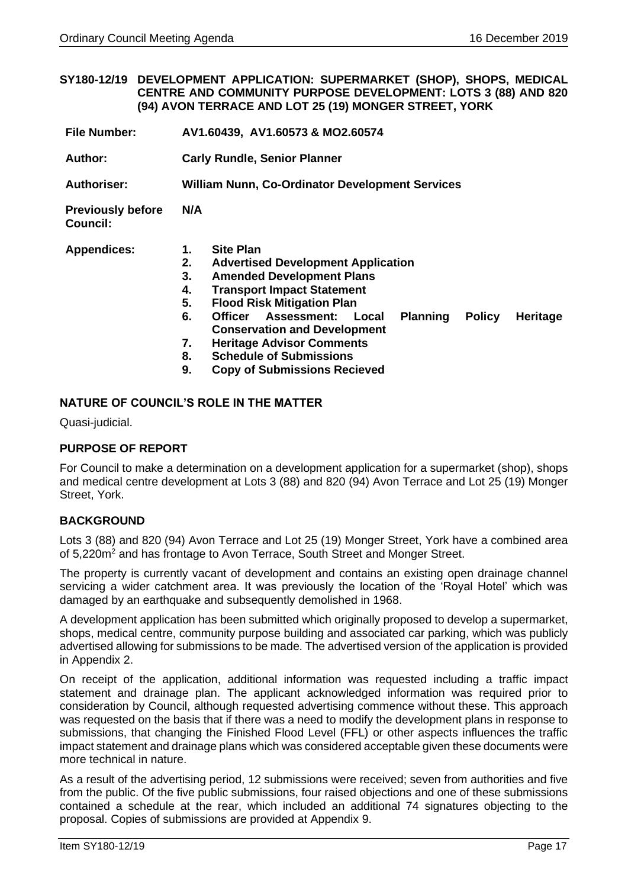### SY180-12/19 DEVELOPMENT APPLICATION: SUPERMARKET (SHOP), SHOPS, MEDICAL CENTRE AND COMMUNITY PURPOSE DEVELOPMENT: LOTS 3 (88) AND 820 (94) AVON TERRACE AND LOT 25 (19) MONGER STREET, YORK

| | |
|---|---|
| **File Number:** | **AV1.60439, AV1.60573 & MO2.60574** |
| **Author:** | **Carly Rundle, Senior Planner** |
| **Authoriser:** | **William Nunn, Co-Ordinator Development Services** |
| **Previously before Council:** | **N/A** |
| **Appendices:** | **1. Site Plan**<br>**2. Advertised Development Application**<br>**3. Amended Development Plans**<br>**4. Transport Impact Statement**<br>**5. Flood Risk Mitigation Plan**<br>**6. Officer Assessment: Local Planning Policy Heritage Conservation and Development**<br>**7. Heritage Advisor Comments**<br>**8. Schedule of Submissions**<br>**9. Copy of Submissions Recieved** |

## NATURE OF COUNCIL'S ROLE IN THE MATTER

Quasi-judicial.

## PURPOSE OF REPORT

For Council to make a determination on a development application for a supermarket (shop), shops and medical centre development at Lots 3 (88) and 820 (94) Avon Terrace and Lot 25 (19) Monger Street, York.

## BACKGROUND

Lots 3 (88) and 820 (94) Avon Terrace and Lot 25 (19) Monger Street, York have a combined area of 5,220m$^2$ and has frontage to Avon Terrace, South Street and Monger Street.

The property is currently vacant of development and contains an existing open drainage channel servicing a wider catchment area. It was previously the location of the 'Royal Hotel' which was damaged by an earthquake and subsequently demolished in 1968.

A development application has been submitted which originally proposed to develop a supermarket, shops, medical centre, community purpose building and associated car parking, which was publicly advertised allowing for submissions to be made. The advertised version of the application is provided in Appendix 2.

On receipt of the application, additional information was requested including a traffic impact statement and drainage plan. The applicant acknowledged information was required prior to consideration by Council, although requested advertising commence without these. This approach was requested on the basis that if there was a need to modify the development plans in response to submissions, that changing the Finished Flood Level (FFL) or other aspects influences the traffic impact statement and drainage plans which was considered acceptable given these documents were more technical in nature.

As a result of the advertising period, 12 submissions were received; seven from authorities and five from the public. Of the five public submissions, four raised objections and one of these submissions contained a schedule at the rear, which included an additional 74 signatures objecting to the proposal. Copies of submissions are provided at Appendix 9.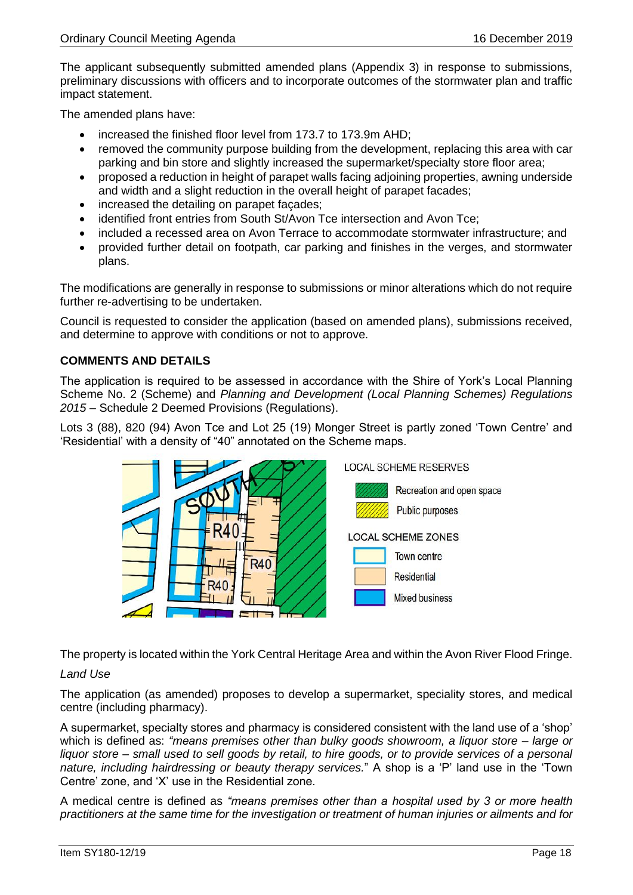The applicant subsequently submitted amended plans (Appendix 3) in response to submissions, preliminary discussions with officers and to incorporate outcomes of the stormwater plan and traffic impact statement.

The amended plans have:

- increased the finished floor level from 173.7 to 173.9m AHD;
- removed the community purpose building from the development, replacing this area with car parking and bin store and slightly increased the supermarket/specialty store floor area;
- proposed a reduction in height of parapet walls facing adjoining properties, awning underside and width and a slight reduction in the overall height of parapet facades;
- increased the detailing on parapet façades;
- identified front entries from South St/Avon Tce intersection and Avon Tce;
- included a recessed area on Avon Terrace to accommodate stormwater infrastructure; and
- provided further detail on footpath, car parking and finishes in the verges, and stormwater plans.

The modifications are generally in response to submissions or minor alterations which do not require further re-advertising to be undertaken.

Council is requested to consider the application (based on amended plans), submissions received, and determine to approve with conditions or not to approve.

**COMMENTS AND DETAILS**

The application is required to be assessed in accordance with the Shire of York's Local Planning Scheme No. 2 (Scheme) and *Planning and Development (Local Planning Schemes) Regulations 2015* – Schedule 2 Deemed Provisions (Regulations).

Lots 3 (88), 820 (94) Avon Tce and Lot 25 (19) Monger Street is partly zoned 'Town Centre' and 'Residential' with a density of "40" annotated on the Scheme maps.

LOCAL SCHEME RESERVES
- Recreation and open space
- Public purposes

LOCAL SCHEME ZONES
- Town centre
- Residential
- Mixed business

The property is located within the York Central Heritage Area and within the Avon River Flood Fringe.

*Land Use*

The application (as amended) proposes to develop a supermarket, speciality stores, and medical centre (including pharmacy).

A supermarket, specialty stores and pharmacy is considered consistent with the land use of a 'shop' which is defined as: *"means premises other than bulky goods showroom, a liquor store – large or liquor store – small used to sell goods by retail, to hire goods, or to provide services of a personal nature, including hairdressing or beauty therapy services."* A shop is a 'P' land use in the 'Town Centre' zone, and 'X' use in the Residential zone.

A medical centre is defined as *"means premises other than a hospital used by 3 or more health practitioners at the same time for the investigation or treatment of human injuries or ailments and for*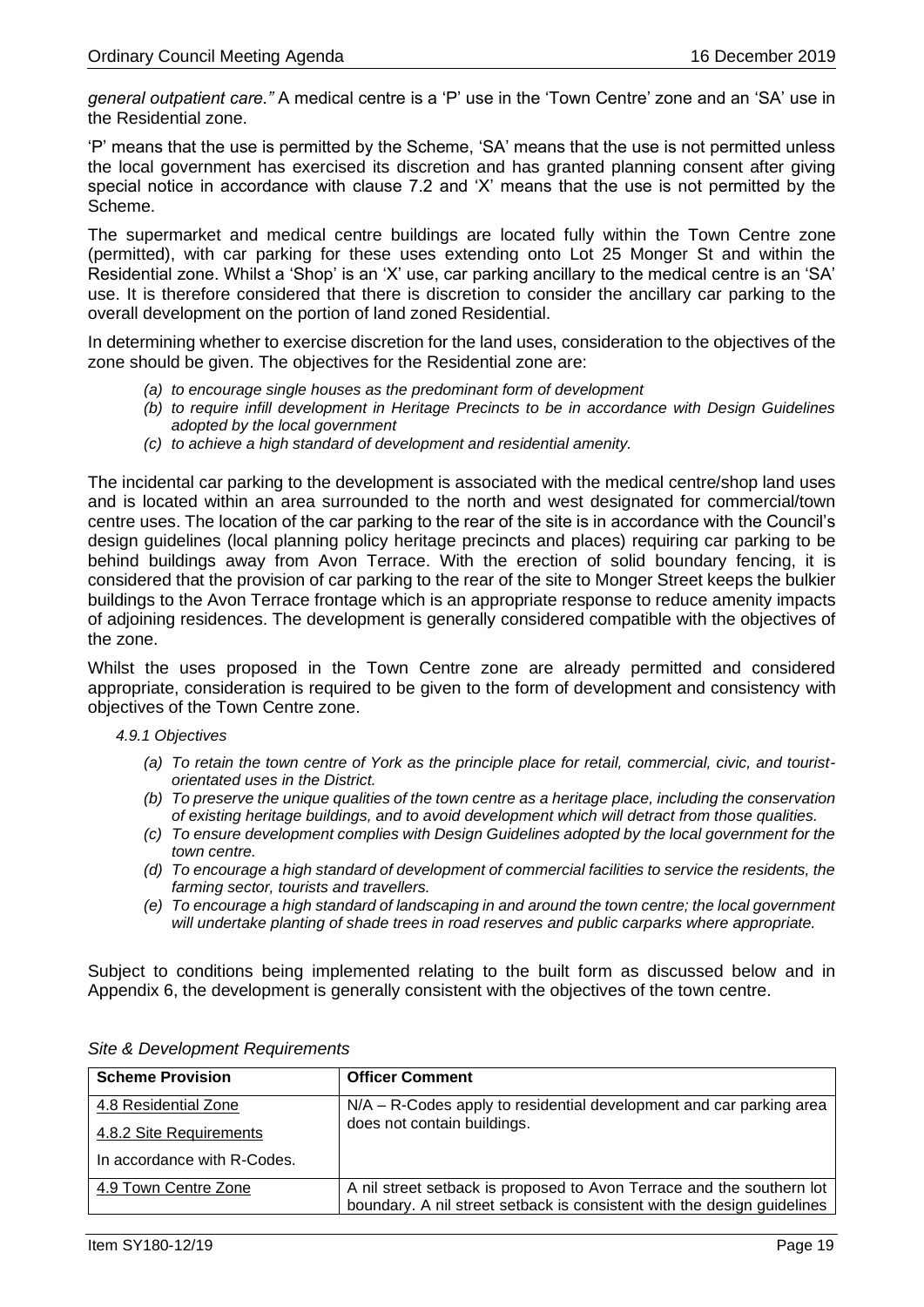*general outpatient care."* A medical centre is a 'P' use in the 'Town Centre' zone and an 'SA' use in the Residential zone.

'P' means that the use is permitted by the Scheme, 'SA' means that the use is not permitted unless the local government has exercised its discretion and has granted planning consent after giving special notice in accordance with clause 7.2 and 'X' means that the use is not permitted by the Scheme.

The supermarket and medical centre buildings are located fully within the Town Centre zone (permitted), with car parking for these uses extending onto Lot 25 Monger St and within the Residential zone. Whilst a 'Shop' is an 'X' use, car parking ancillary to the medical centre is an 'SA' use. It is therefore considered that there is discretion to consider the ancillary car parking to the overall development on the portion of land zoned Residential.

In determining whether to exercise discretion for the land uses, consideration to the objectives of the zone should be given. The objectives for the Residential zone are:

- *(a) to encourage single houses as the predominant form of development*
- *(b) to require infill development in Heritage Precincts to be in accordance with Design Guidelines adopted by the local government*
- *(c) to achieve a high standard of development and residential amenity.*

The incidental car parking to the development is associated with the medical centre/shop land uses and is located within an area surrounded to the north and west designated for commercial/town centre uses. The location of the car parking to the rear of the site is in accordance with the Council's design guidelines (local planning policy heritage precincts and places) requiring car parking to be behind buildings away from Avon Terrace. With the erection of solid boundary fencing, it is considered that the provision of car parking to the rear of the site to Monger Street keeps the bulkier buildings to the Avon Terrace frontage which is an appropriate response to reduce amenity impacts of adjoining residences. The development is generally considered compatible with the objectives of the zone.

Whilst the uses proposed in the Town Centre zone are already permitted and considered appropriate, consideration is required to be given to the form of development and consistency with objectives of the Town Centre zone.

*4.9.1 Objectives*

- *(a) To retain the town centre of York as the principle place for retail, commercial, civic, and tourist-orientated uses in the District.*
- *(b) To preserve the unique qualities of the town centre as a heritage place, including the conservation of existing heritage buildings, and to avoid development which will detract from those qualities.*
- *(c) To ensure development complies with Design Guidelines adopted by the local government for the town centre.*
- *(d) To encourage a high standard of development of commercial facilities to service the residents, the farming sector, tourists and travellers.*
- *(e) To encourage a high standard of landscaping in and around the town centre; the local government will undertake planting of shade trees in road reserves and public carparks where appropriate.*

Subject to conditions being implemented relating to the built form as discussed below and in Appendix 6, the development is generally consistent with the objectives of the town centre.

*Site & Development Requirements*

| Scheme Provision | Officer Comment |
|---|---|
| 4.8 Residential Zone<br>4.8.2 Site Requirements<br>In accordance with R-Codes. | N/A – R-Codes apply to residential development and car parking area does not contain buildings. |
| 4.9 Town Centre Zone | A nil street setback is proposed to Avon Terrace and the southern lot boundary. A nil street setback is consistent with the design guidelines |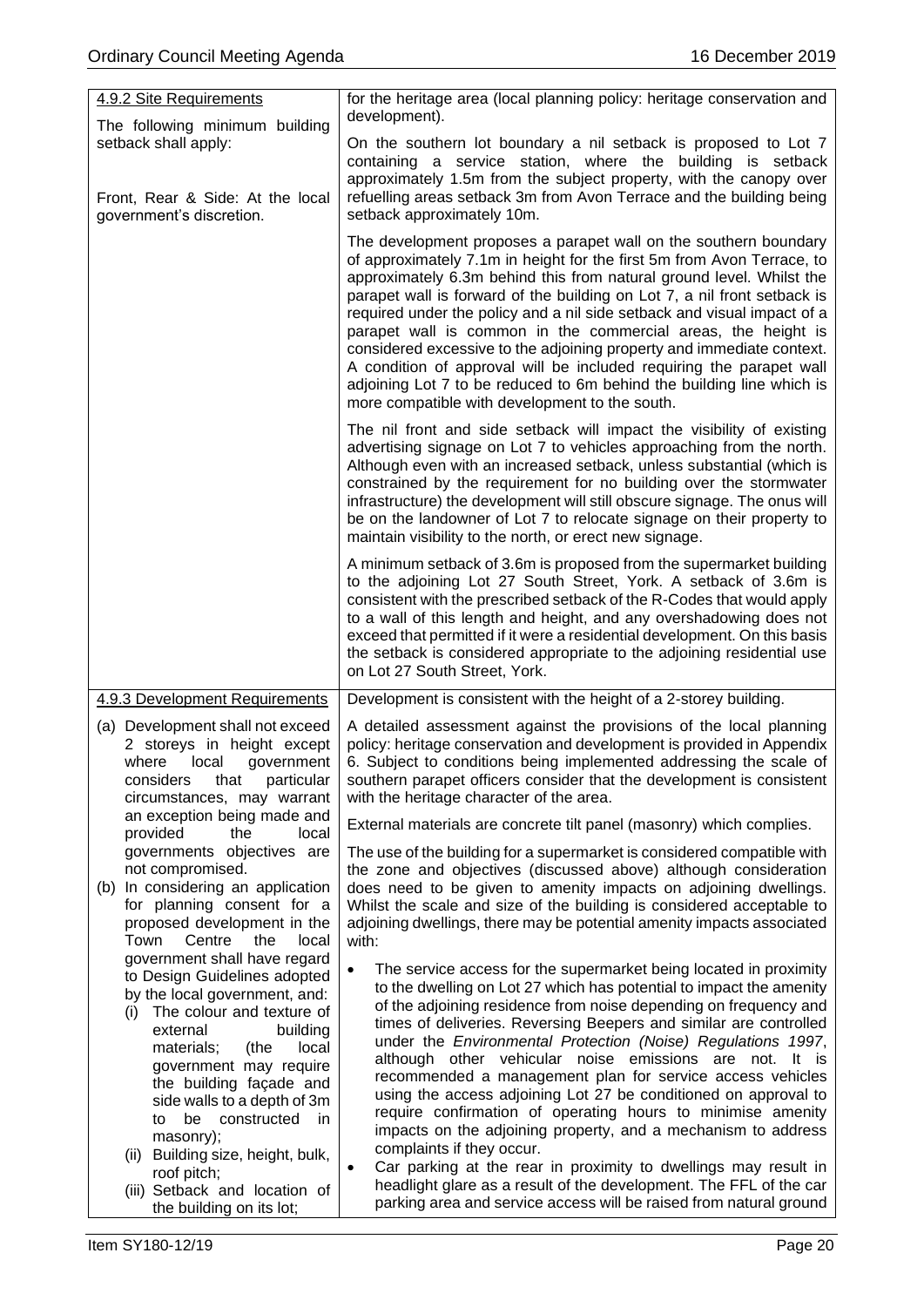| 4.9.2 Site Requirements<br><br>The following minimum building setback shall apply:<br><br>Front, Rear & Side: At the local government's discretion. | for the heritage area (local planning policy: heritage conservation and development).<br><br>On the southern lot boundary a nil setback is proposed to Lot 7 containing a service station, where the building is setback approximately 1.5m from the subject property, with the canopy over refuelling areas setback 3m from Avon Terrace and the building being setback approximately 10m.<br><br>The development proposes a parapet wall on the southern boundary of approximately 7.1m in height for the first 5m from Avon Terrace, to approximately 6.3m behind this from natural ground level. Whilst the parapet wall is forward of the building on Lot 7, a nil front setback is required under the policy and a nil side setback and visual impact of a parapet wall is common in the commercial areas, the height is considered excessive to the adjoining property and immediate context. A condition of approval will be included requiring the parapet wall adjoining Lot 7 to be reduced to 6m behind the building line which is more compatible with development to the south.<br><br>The nil front and side setback will impact the visibility of existing advertising signage on Lot 7 to vehicles approaching from the north. Although even with an increased setback, unless substantial (which is constrained by the requirement for no building over the stormwater infrastructure) the development will still obscure signage. The onus will be on the landowner of Lot 7 to relocate signage on their property to maintain visibility to the north, or erect new signage.<br><br>A minimum setback of 3.6m is proposed from the supermarket building to the adjoining Lot 27 South Street, York. A setback of 3.6m is consistent with the prescribed setback of the R-Codes that would apply to a wall of this length and height, and any overshadowing does not exceed that permitted if it were a residential development. On this basis the setback is considered appropriate to the adjoining residential use on Lot 27 South Street, York. |
|---|---|
| 4.9.3 Development Requirements<br><br>(a) Development shall not exceed 2 storeys in height except where local government considers that particular circumstances, may warrant an exception being made and provided the local governments objectives are not compromised.<br>(b) In considering an application for planning consent for a proposed development in the Town Centre the local government shall have regard to Design Guidelines adopted by the local government, and:<br>(i) The colour and texture of external building materials; (the local government may require the building façade and side walls to a depth of 3m to be constructed in masonry);<br>(ii) Building size, height, bulk, roof pitch;<br>(iii) Setback and location of the building on its lot; | Development is consistent with the height of a 2-storey building.<br><br>A detailed assessment against the provisions of the local planning policy: heritage conservation and development is provided in Appendix 6. Subject to conditions being implemented addressing the scale of southern parapet officers consider that the development is consistent with the heritage character of the area.<br><br>External materials are concrete tilt panel (masonry) which complies.<br><br>The use of the building for a supermarket is considered compatible with the zone and objectives (discussed above) although consideration does need to be given to amenity impacts on adjoining dwellings. Whilst the scale and size of the building is considered acceptable to adjoining dwellings, there may be potential amenity impacts associated with:<br><br>• The service access for the supermarket being located in proximity to the dwelling on Lot 27 which has potential to impact the amenity of the adjoining residence from noise depending on frequency and times of deliveries. Reversing Beepers and similar are controlled under the *Environmental Protection (Noise) Regulations 1997*, although other vehicular noise emissions are not. It is recommended a management plan for service access vehicles using the access adjoining Lot 27 be conditioned on approval to require confirmation of operating hours to minimise amenity impacts on the adjoining property, and a mechanism to address complaints if they occur.<br>• Car parking at the rear in proximity to dwellings may result in headlight glare as a result of the development. The FFL of the car parking area and service access will be raised from natural ground |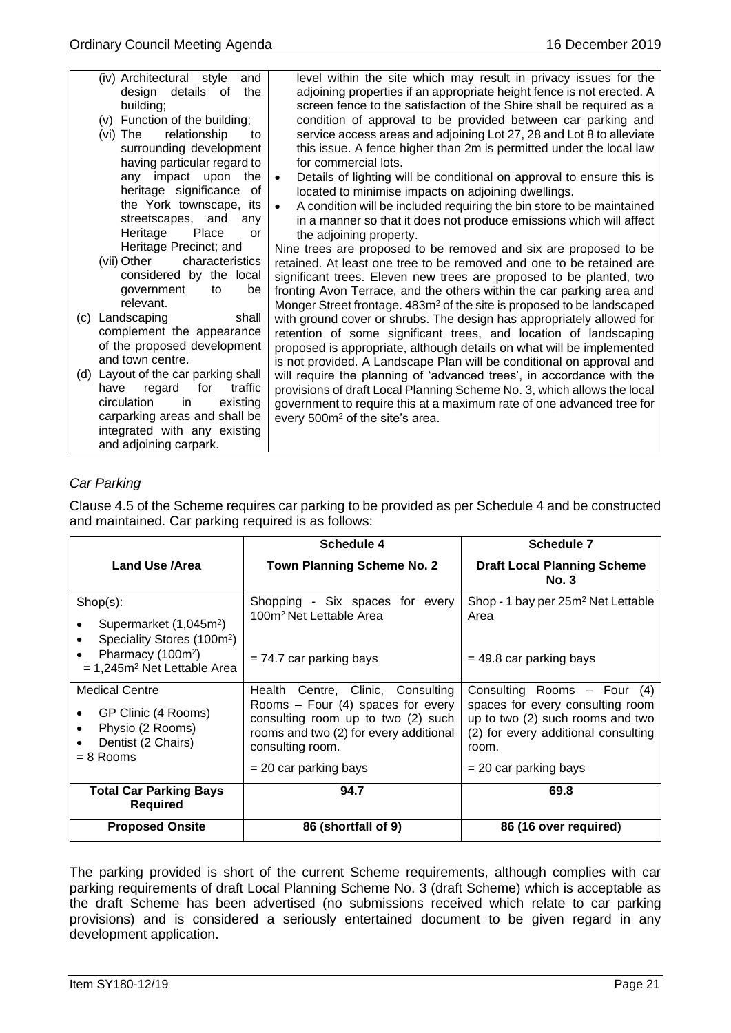| | |
|---|---|
| (iv) Architectural style and design details of the building;<br>(v) Function of the building;<br>(vi) The relationship to surrounding development having particular regard to any impact upon the heritage significance of the York townscape, its streetscapes, and any Heritage Place or Heritage Precinct; and<br>(vii) Other characteristics considered by the local government to be relevant.<br>(c) Landscaping shall complement the appearance of the proposed development and town centre.<br>(d) Layout of the car parking shall have regard for traffic circulation in existing carparking areas and shall be integrated with any existing and adjoining carpark. | level within the site which may result in privacy issues for the adjoining properties if an appropriate height fence is not erected. A screen fence to the satisfaction of the Shire shall be required as a condition of approval to be provided between car parking and service access areas and adjoining Lot 27, 28 and Lot 8 to alleviate this issue. A fence higher than 2m is permitted under the local law for commercial lots.<br>• Details of lighting will be conditional on approval to ensure this is located to minimise impacts on adjoining dwellings.<br>• A condition will be included requiring the bin store to be maintained in a manner so that it does not produce emissions which will affect the adjoining property.<br>Nine trees are proposed to be removed and six are proposed to be retained. At least one tree to be removed and one to be retained are significant trees. Eleven new trees are proposed to be planted, two fronting Avon Terrace, and the others within the car parking area and Monger Street frontage. 483m² of the site is proposed to be landscaped with ground cover or shrubs. The design has appropriately allowed for retention of some significant trees, and location of landscaping proposed is appropriate, although details on what will be implemented is not provided. A Landscape Plan will be conditional on approval and will require the planning of 'advanced trees', in accordance with the provisions of draft Local Planning Scheme No. 3, which allows the local government to require this at a maximum rate of one advanced tree for every 500m² of the site's area. |

*Car Parking*

Clause 4.5 of the Scheme requires car parking to be provided as per Schedule 4 and be constructed and maintained. Car parking required is as follows:

| | **Schedule 4** | **Schedule 7** |
|---|---|---|
| **Land Use /Area** | **Town Planning Scheme No. 2** | **Draft Local Planning Scheme No. 3** |
| Shop(s):<br>• Supermarket (1,045m²)<br>• Speciality Stores (100m²)<br>• Pharmacy (100m²)<br>= 1,245m² Net Lettable Area | Shopping - Six spaces for every 100m² Net Lettable Area<br><br>= 74.7 car parking bays | Shop - 1 bay per 25m² Net Lettable Area<br><br>= 49.8 car parking bays |
| Medical Centre<br>• GP Clinic (4 Rooms)<br>• Physio (2 Rooms)<br>• Dentist (2 Chairs)<br>= 8 Rooms | Health Centre, Clinic, Consulting Rooms – Four (4) spaces for every consulting room up to two (2) such rooms and two (2) for every additional consulting room.<br>= 20 car parking bays | Consulting Rooms – Four (4) spaces for every consulting room up to two (2) such rooms and two (2) for every additional consulting room.<br>= 20 car parking bays |
| **Total Car Parking Bays Required** | **94.7** | **69.8** |
| **Proposed Onsite** | **86 (shortfall of 9)** | **86 (16 over required)** |

The parking provided is short of the current Scheme requirements, although complies with car parking requirements of draft Local Planning Scheme No. 3 (draft Scheme) which is acceptable as the draft Scheme has been advertised (no submissions received which relate to car parking provisions) and is considered a seriously entertained document to be given regard in any development application.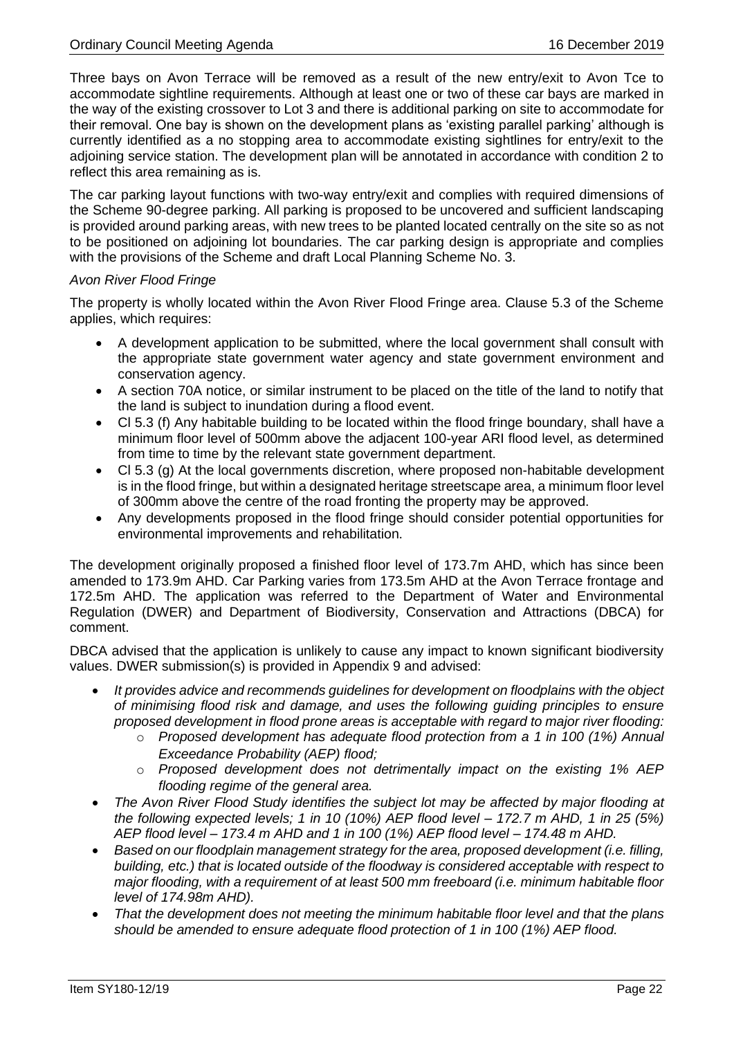Three bays on Avon Terrace will be removed as a result of the new entry/exit to Avon Tce to accommodate sightline requirements. Although at least one or two of these car bays are marked in the way of the existing crossover to Lot 3 and there is additional parking on site to accommodate for their removal. One bay is shown on the development plans as 'existing parallel parking' although is currently identified as a no stopping area to accommodate existing sightlines for entry/exit to the adjoining service station. The development plan will be annotated in accordance with condition 2 to reflect this area remaining as is.

The car parking layout functions with two-way entry/exit and complies with required dimensions of the Scheme 90-degree parking. All parking is proposed to be uncovered and sufficient landscaping is provided around parking areas, with new trees to be planted located centrally on the site so as not to be positioned on adjoining lot boundaries. The car parking design is appropriate and complies with the provisions of the Scheme and draft Local Planning Scheme No. 3.

*Avon River Flood Fringe*

The property is wholly located within the Avon River Flood Fringe area. Clause 5.3 of the Scheme applies, which requires:

- A development application to be submitted, where the local government shall consult with the appropriate state government water agency and state government environment and conservation agency.
- A section 70A notice, or similar instrument to be placed on the title of the land to notify that the land is subject to inundation during a flood event.
- Cl 5.3 (f) Any habitable building to be located within the flood fringe boundary, shall have a minimum floor level of 500mm above the adjacent 100-year ARI flood level, as determined from time to time by the relevant state government department.
- Cl 5.3 (g) At the local governments discretion, where proposed non-habitable development is in the flood fringe, but within a designated heritage streetscape area, a minimum floor level of 300mm above the centre of the road fronting the property may be approved.
- Any developments proposed in the flood fringe should consider potential opportunities for environmental improvements and rehabilitation.

The development originally proposed a finished floor level of 173.7m AHD, which has since been amended to 173.9m AHD. Car Parking varies from 173.5m AHD at the Avon Terrace frontage and 172.5m AHD. The application was referred to the Department of Water and Environmental Regulation (DWER) and Department of Biodiversity, Conservation and Attractions (DBCA) for comment.

DBCA advised that the application is unlikely to cause any impact to known significant biodiversity values. DWER submission(s) is provided in Appendix 9 and advised:

- *It provides advice and recommends guidelines for development on floodplains with the object of minimising flood risk and damage, and uses the following guiding principles to ensure proposed development in flood prone areas is acceptable with regard to major river flooding:*
  - *Proposed development has adequate flood protection from a 1 in 100 (1%) Annual Exceedance Probability (AEP) flood;*
  - *Proposed development does not detrimentally impact on the existing 1% AEP flooding regime of the general area.*
- *The Avon River Flood Study identifies the subject lot may be affected by major flooding at the following expected levels; 1 in 10 (10%) AEP flood level – 172.7 m AHD, 1 in 25 (5%) AEP flood level – 173.4 m AHD and 1 in 100 (1%) AEP flood level – 174.48 m AHD.*
- *Based on our floodplain management strategy for the area, proposed development (i.e. filling, building, etc.) that is located outside of the floodway is considered acceptable with respect to major flooding, with a requirement of at least 500 mm freeboard (i.e. minimum habitable floor level of 174.98m AHD).*
- *That the development does not meeting the minimum habitable floor level and that the plans should be amended to ensure adequate flood protection of 1 in 100 (1%) AEP flood.*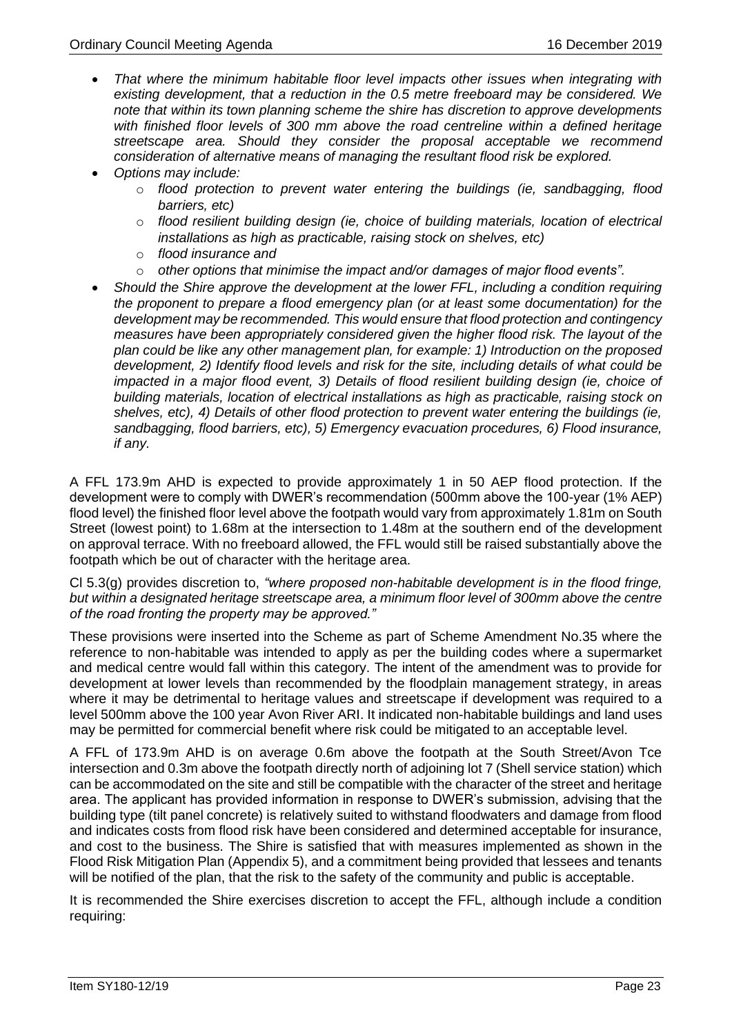- *That where the minimum habitable floor level impacts other issues when integrating with existing development, that a reduction in the 0.5 metre freeboard may be considered. We note that within its town planning scheme the shire has discretion to approve developments with finished floor levels of 300 mm above the road centreline within a defined heritage streetscape area. Should they consider the proposal acceptable we recommend consideration of alternative means of managing the resultant flood risk be explored.*
- *Options may include:*
  - *flood protection to prevent water entering the buildings (ie, sandbagging, flood barriers, etc)*
  - *flood resilient building design (ie, choice of building materials, location of electrical installations as high as practicable, raising stock on shelves, etc)*
  - *flood insurance and*
  - *other options that minimise the impact and/or damages of major flood events".*
- *Should the Shire approve the development at the lower FFL, including a condition requiring the proponent to prepare a flood emergency plan (or at least some documentation) for the development may be recommended. This would ensure that flood protection and contingency measures have been appropriately considered given the higher flood risk. The layout of the plan could be like any other management plan, for example: 1) Introduction on the proposed development, 2) Identify flood levels and risk for the site, including details of what could be impacted in a major flood event, 3) Details of flood resilient building design (ie, choice of building materials, location of electrical installations as high as practicable, raising stock on shelves, etc), 4) Details of other flood protection to prevent water entering the buildings (ie, sandbagging, flood barriers, etc), 5) Emergency evacuation procedures, 6) Flood insurance, if any.*

A FFL 173.9m AHD is expected to provide approximately 1 in 50 AEP flood protection. If the development were to comply with DWER's recommendation (500mm above the 100-year (1% AEP) flood level) the finished floor level above the footpath would vary from approximately 1.81m on South Street (lowest point) to 1.68m at the intersection to 1.48m at the southern end of the development on approval terrace. With no freeboard allowed, the FFL would still be raised substantially above the footpath which be out of character with the heritage area.

Cl 5.3(g) provides discretion to, *"where proposed non-habitable development is in the flood fringe, but within a designated heritage streetscape area, a minimum floor level of 300mm above the centre of the road fronting the property may be approved."*

These provisions were inserted into the Scheme as part of Scheme Amendment No.35 where the reference to non-habitable was intended to apply as per the building codes where a supermarket and medical centre would fall within this category. The intent of the amendment was to provide for development at lower levels than recommended by the floodplain management strategy, in areas where it may be detrimental to heritage values and streetscape if development was required to a level 500mm above the 100 year Avon River ARI. It indicated non-habitable buildings and land uses may be permitted for commercial benefit where risk could be mitigated to an acceptable level.

A FFL of 173.9m AHD is on average 0.6m above the footpath at the South Street/Avon Tce intersection and 0.3m above the footpath directly north of adjoining lot 7 (Shell service station) which can be accommodated on the site and still be compatible with the character of the street and heritage area. The applicant has provided information in response to DWER's submission, advising that the building type (tilt panel concrete) is relatively suited to withstand floodwaters and damage from flood and indicates costs from flood risk have been considered and determined acceptable for insurance, and cost to the business. The Shire is satisfied that with measures implemented as shown in the Flood Risk Mitigation Plan (Appendix 5), and a commitment being provided that lessees and tenants will be notified of the plan, that the risk to the safety of the community and public is acceptable.

It is recommended the Shire exercises discretion to accept the FFL, although include a condition requiring: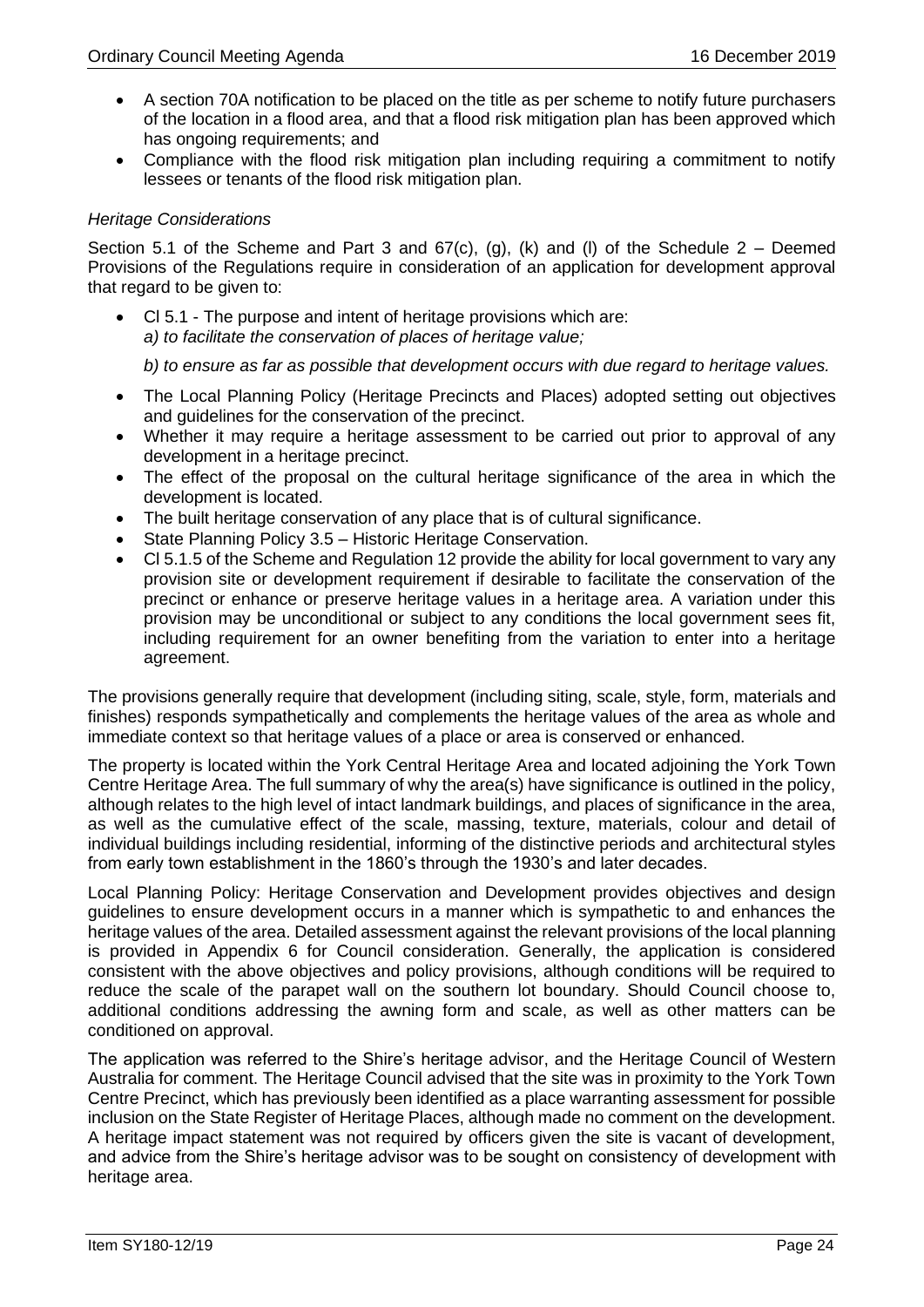- A section 70A notification to be placed on the title as per scheme to notify future purchasers of the location in a flood area, and that a flood risk mitigation plan has been approved which has ongoing requirements; and
- Compliance with the flood risk mitigation plan including requiring a commitment to notify lessees or tenants of the flood risk mitigation plan.

*Heritage Considerations*

Section 5.1 of the Scheme and Part 3 and 67(c), (g), (k) and (l) of the Schedule 2 – Deemed Provisions of the Regulations require in consideration of an application for development approval that regard to be given to:

- Cl 5.1 - The purpose and intent of heritage provisions which are:
  *a) to facilitate the conservation of places of heritage value;*

  *b) to ensure as far as possible that development occurs with due regard to heritage values.*
- The Local Planning Policy (Heritage Precincts and Places) adopted setting out objectives and guidelines for the conservation of the precinct.
- Whether it may require a heritage assessment to be carried out prior to approval of any development in a heritage precinct.
- The effect of the proposal on the cultural heritage significance of the area in which the development is located.
- The built heritage conservation of any place that is of cultural significance.
- State Planning Policy 3.5 – Historic Heritage Conservation.
- Cl 5.1.5 of the Scheme and Regulation 12 provide the ability for local government to vary any provision site or development requirement if desirable to facilitate the conservation of the precinct or enhance or preserve heritage values in a heritage area. A variation under this provision may be unconditional or subject to any conditions the local government sees fit, including requirement for an owner benefiting from the variation to enter into a heritage agreement.

The provisions generally require that development (including siting, scale, style, form, materials and finishes) responds sympathetically and complements the heritage values of the area as whole and immediate context so that heritage values of a place or area is conserved or enhanced.

The property is located within the York Central Heritage Area and located adjoining the York Town Centre Heritage Area. The full summary of why the area(s) have significance is outlined in the policy, although relates to the high level of intact landmark buildings, and places of significance in the area, as well as the cumulative effect of the scale, massing, texture, materials, colour and detail of individual buildings including residential, informing of the distinctive periods and architectural styles from early town establishment in the 1860's through the 1930's and later decades.

Local Planning Policy: Heritage Conservation and Development provides objectives and design guidelines to ensure development occurs in a manner which is sympathetic to and enhances the heritage values of the area. Detailed assessment against the relevant provisions of the local planning is provided in Appendix 6 for Council consideration. Generally, the application is considered consistent with the above objectives and policy provisions, although conditions will be required to reduce the scale of the parapet wall on the southern lot boundary. Should Council choose to, additional conditions addressing the awning form and scale, as well as other matters can be conditioned on approval.

The application was referred to the Shire's heritage advisor, and the Heritage Council of Western Australia for comment. The Heritage Council advised that the site was in proximity to the York Town Centre Precinct, which has previously been identified as a place warranting assessment for possible inclusion on the State Register of Heritage Places, although made no comment on the development. A heritage impact statement was not required by officers given the site is vacant of development, and advice from the Shire's heritage advisor was to be sought on consistency of development with heritage area.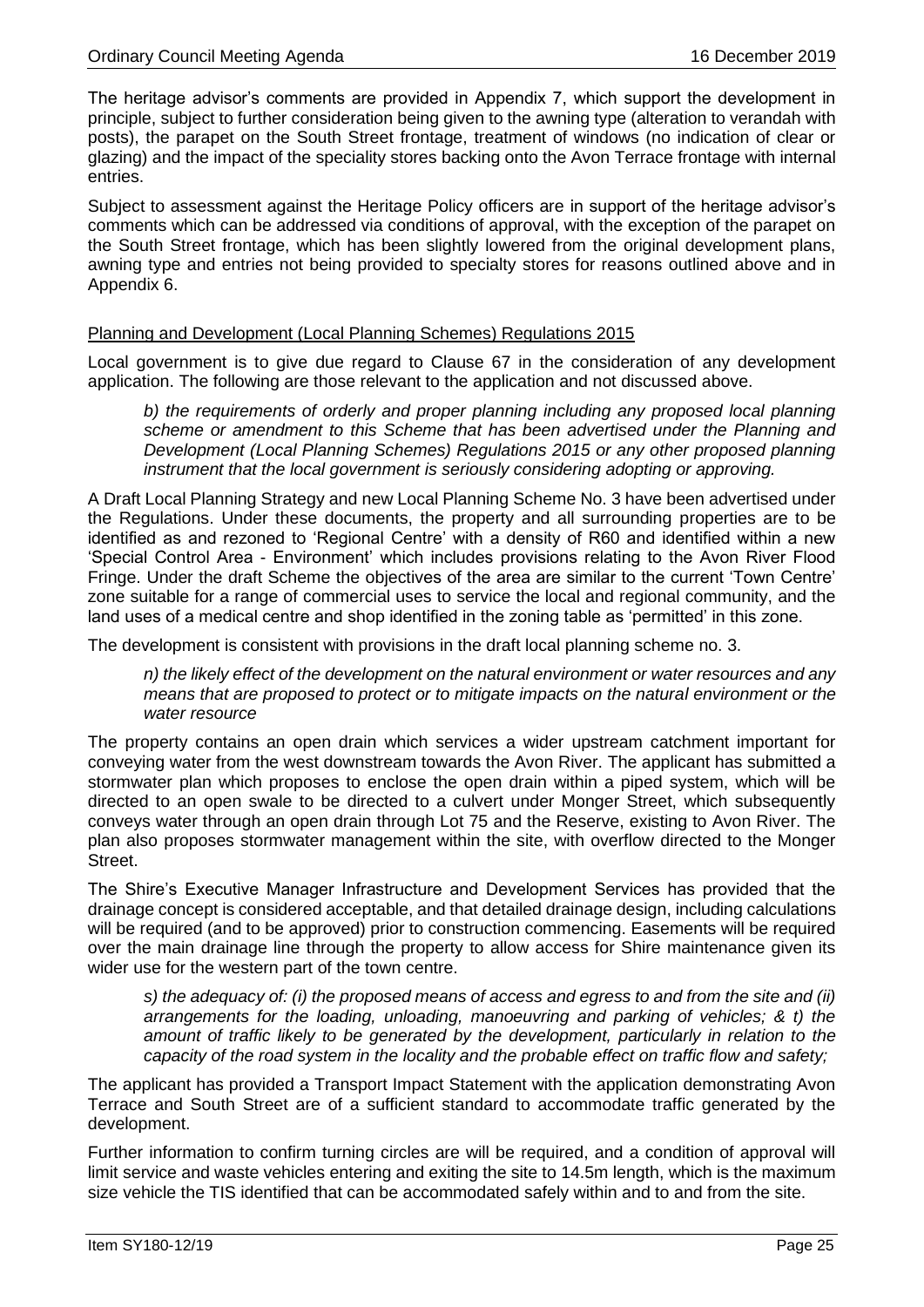The heritage advisor's comments are provided in Appendix 7, which support the development in principle, subject to further consideration being given to the awning type (alteration to verandah with posts), the parapet on the South Street frontage, treatment of windows (no indication of clear or glazing) and the impact of the speciality stores backing onto the Avon Terrace frontage with internal entries.

Subject to assessment against the Heritage Policy officers are in support of the heritage advisor's comments which can be addressed via conditions of approval, with the exception of the parapet on the South Street frontage, which has been slightly lowered from the original development plans, awning type and entries not being provided to specialty stores for reasons outlined above and in Appendix 6.

Planning and Development (Local Planning Schemes) Regulations 2015

Local government is to give due regard to Clause 67 in the consideration of any development application. The following are those relevant to the application and not discussed above.

*b) the requirements of orderly and proper planning including any proposed local planning scheme or amendment to this Scheme that has been advertised under the Planning and Development (Local Planning Schemes) Regulations 2015 or any other proposed planning instrument that the local government is seriously considering adopting or approving.*

A Draft Local Planning Strategy and new Local Planning Scheme No. 3 have been advertised under the Regulations. Under these documents, the property and all surrounding properties are to be identified as and rezoned to 'Regional Centre' with a density of R60 and identified within a new 'Special Control Area - Environment' which includes provisions relating to the Avon River Flood Fringe. Under the draft Scheme the objectives of the area are similar to the current 'Town Centre' zone suitable for a range of commercial uses to service the local and regional community, and the land uses of a medical centre and shop identified in the zoning table as 'permitted' in this zone.

The development is consistent with provisions in the draft local planning scheme no. 3.

*n) the likely effect of the development on the natural environment or water resources and any means that are proposed to protect or to mitigate impacts on the natural environment or the water resource*

The property contains an open drain which services a wider upstream catchment important for conveying water from the west downstream towards the Avon River. The applicant has submitted a stormwater plan which proposes to enclose the open drain within a piped system, which will be directed to an open swale to be directed to a culvert under Monger Street, which subsequently conveys water through an open drain through Lot 75 and the Reserve, existing to Avon River. The plan also proposes stormwater management within the site, with overflow directed to the Monger Street.

The Shire's Executive Manager Infrastructure and Development Services has provided that the drainage concept is considered acceptable, and that detailed drainage design, including calculations will be required (and to be approved) prior to construction commencing. Easements will be required over the main drainage line through the property to allow access for Shire maintenance given its wider use for the western part of the town centre.

*s) the adequacy of: (i) the proposed means of access and egress to and from the site and (ii) arrangements for the loading, unloading, manoeuvring and parking of vehicles; & t) the amount of traffic likely to be generated by the development, particularly in relation to the capacity of the road system in the locality and the probable effect on traffic flow and safety;*

The applicant has provided a Transport Impact Statement with the application demonstrating Avon Terrace and South Street are of a sufficient standard to accommodate traffic generated by the development.

Further information to confirm turning circles are will be required, and a condition of approval will limit service and waste vehicles entering and exiting the site to 14.5m length, which is the maximum size vehicle the TIS identified that can be accommodated safely within and to and from the site.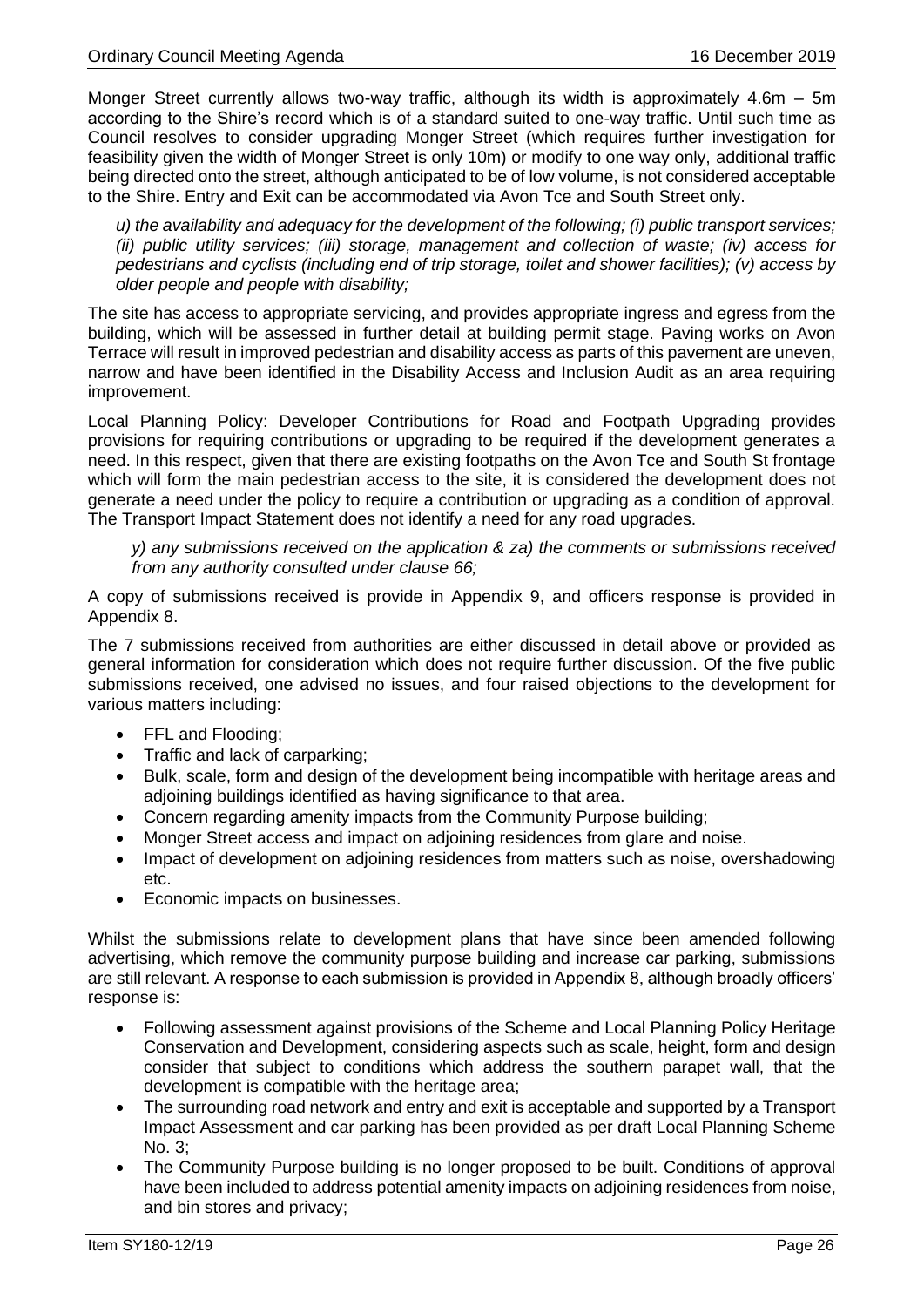Monger Street currently allows two-way traffic, although its width is approximately 4.6m – 5m according to the Shire's record which is of a standard suited to one-way traffic. Until such time as Council resolves to consider upgrading Monger Street (which requires further investigation for feasibility given the width of Monger Street is only 10m) or modify to one way only, additional traffic being directed onto the street, although anticipated to be of low volume, is not considered acceptable to the Shire. Entry and Exit can be accommodated via Avon Tce and South Street only.

*u) the availability and adequacy for the development of the following; (i) public transport services; (ii) public utility services; (iii) storage, management and collection of waste; (iv) access for pedestrians and cyclists (including end of trip storage, toilet and shower facilities); (v) access by older people and people with disability;*

The site has access to appropriate servicing, and provides appropriate ingress and egress from the building, which will be assessed in further detail at building permit stage. Paving works on Avon Terrace will result in improved pedestrian and disability access as parts of this pavement are uneven, narrow and have been identified in the Disability Access and Inclusion Audit as an area requiring improvement.

Local Planning Policy: Developer Contributions for Road and Footpath Upgrading provides provisions for requiring contributions or upgrading to be required if the development generates a need. In this respect, given that there are existing footpaths on the Avon Tce and South St frontage which will form the main pedestrian access to the site, it is considered the development does not generate a need under the policy to require a contribution or upgrading as a condition of approval. The Transport Impact Statement does not identify a need for any road upgrades.

*y) any submissions received on the application & za) the comments or submissions received from any authority consulted under clause 66;*

A copy of submissions received is provide in Appendix 9, and officers response is provided in Appendix 8.

The 7 submissions received from authorities are either discussed in detail above or provided as general information for consideration which does not require further discussion. Of the five public submissions received, one advised no issues, and four raised objections to the development for various matters including:

- FFL and Flooding;
- Traffic and lack of carparking;
- Bulk, scale, form and design of the development being incompatible with heritage areas and adjoining buildings identified as having significance to that area.
- Concern regarding amenity impacts from the Community Purpose building;
- Monger Street access and impact on adjoining residences from glare and noise.
- Impact of development on adjoining residences from matters such as noise, overshadowing etc.
- Economic impacts on businesses.

Whilst the submissions relate to development plans that have since been amended following advertising, which remove the community purpose building and increase car parking, submissions are still relevant. A response to each submission is provided in Appendix 8, although broadly officers' response is:

- Following assessment against provisions of the Scheme and Local Planning Policy Heritage Conservation and Development, considering aspects such as scale, height, form and design consider that subject to conditions which address the southern parapet wall, that the development is compatible with the heritage area;
- The surrounding road network and entry and exit is acceptable and supported by a Transport Impact Assessment and car parking has been provided as per draft Local Planning Scheme No. 3;
- The Community Purpose building is no longer proposed to be built. Conditions of approval have been included to address potential amenity impacts on adjoining residences from noise, and bin stores and privacy;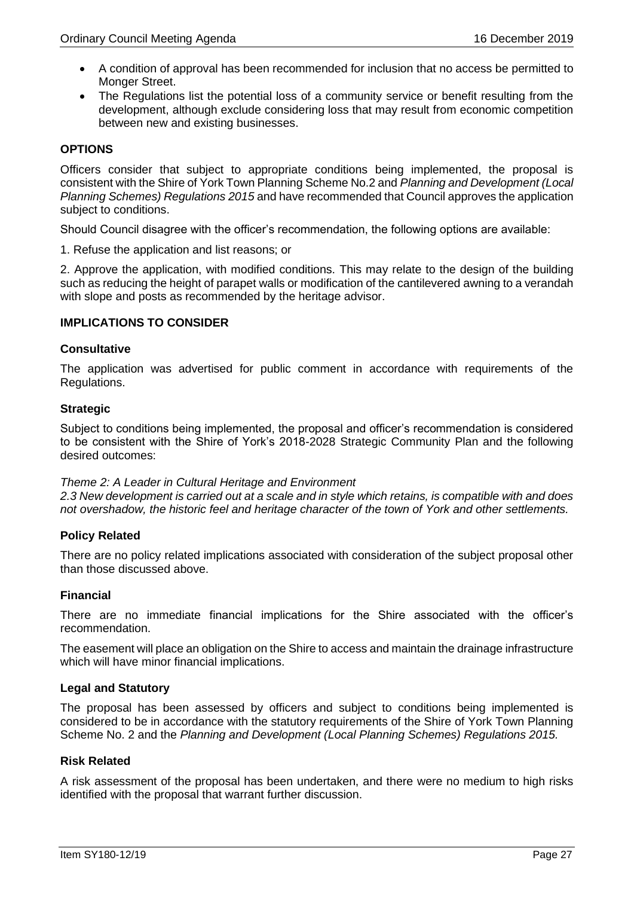- A condition of approval has been recommended for inclusion that no access be permitted to Monger Street.
- The Regulations list the potential loss of a community service or benefit resulting from the development, although exclude considering loss that may result from economic competition between new and existing businesses.

## OPTIONS

Officers consider that subject to appropriate conditions being implemented, the proposal is consistent with the Shire of York Town Planning Scheme No.2 and *Planning and Development (Local Planning Schemes) Regulations 2015* and have recommended that Council approves the application subject to conditions.

Should Council disagree with the officer's recommendation, the following options are available:

1. Refuse the application and list reasons; or

2. Approve the application, with modified conditions. This may relate to the design of the building such as reducing the height of parapet walls or modification of the cantilevered awning to a verandah with slope and posts as recommended by the heritage advisor.

## IMPLICATIONS TO CONSIDER

### Consultative

The application was advertised for public comment in accordance with requirements of the Regulations.

### Strategic

Subject to conditions being implemented, the proposal and officer's recommendation is considered to be consistent with the Shire of York's 2018-2028 Strategic Community Plan and the following desired outcomes:

*Theme 2: A Leader in Cultural Heritage and Environment*
*2.3 New development is carried out at a scale and in style which retains, is compatible with and does not overshadow, the historic feel and heritage character of the town of York and other settlements.*

### Policy Related

There are no policy related implications associated with consideration of the subject proposal other than those discussed above.

### Financial

There are no immediate financial implications for the Shire associated with the officer's recommendation.

The easement will place an obligation on the Shire to access and maintain the drainage infrastructure which will have minor financial implications.

### Legal and Statutory

The proposal has been assessed by officers and subject to conditions being implemented is considered to be in accordance with the statutory requirements of the Shire of York Town Planning Scheme No. 2 and the *Planning and Development (Local Planning Schemes) Regulations 2015.*

### Risk Related

A risk assessment of the proposal has been undertaken, and there were no medium to high risks identified with the proposal that warrant further discussion.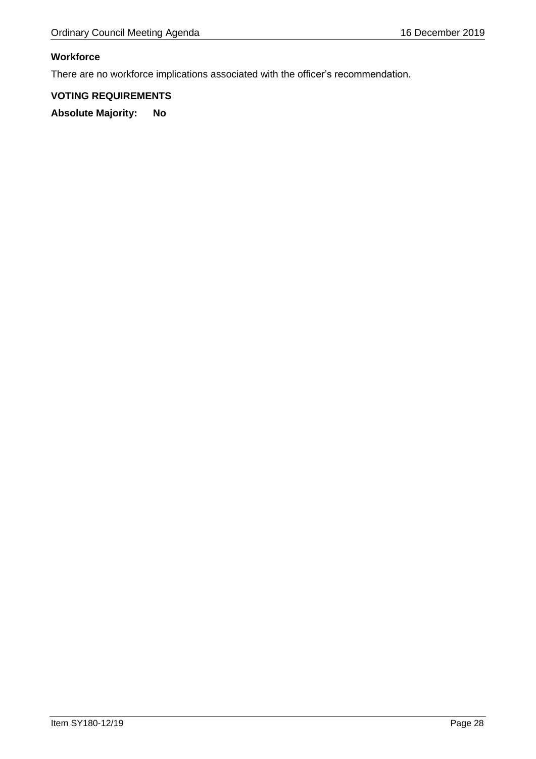**Workforce**

There are no workforce implications associated with the officer's recommendation.

**VOTING REQUIREMENTS**

**Absolute Majority: No**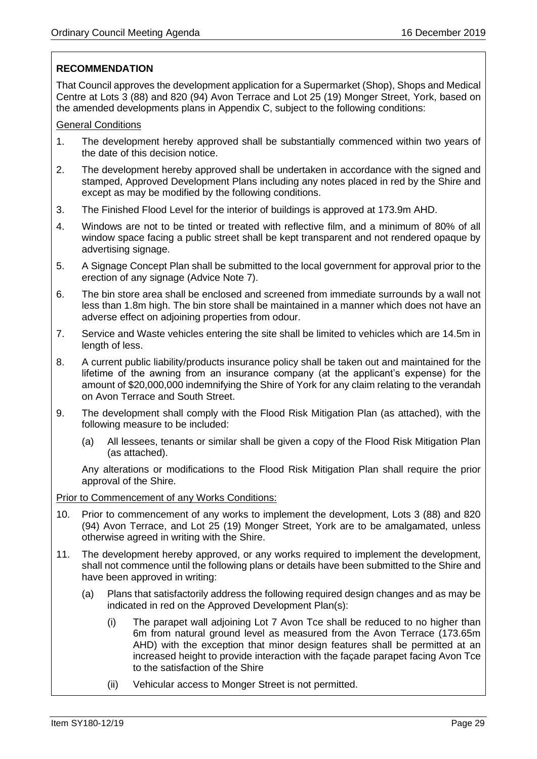**RECOMMENDATION**

That Council approves the development application for a Supermarket (Shop), Shops and Medical Centre at Lots 3 (88) and 820 (94) Avon Terrace and Lot 25 (19) Monger Street, York, based on the amended developments plans in Appendix C, subject to the following conditions:

General Conditions

1. The development hereby approved shall be substantially commenced within two years of the date of this decision notice.
2. The development hereby approved shall be undertaken in accordance with the signed and stamped, Approved Development Plans including any notes placed in red by the Shire and except as may be modified by the following conditions.
3. The Finished Flood Level for the interior of buildings is approved at 173.9m AHD.
4. Windows are not to be tinted or treated with reflective film, and a minimum of 80% of all window space facing a public street shall be kept transparent and not rendered opaque by advertising signage.
5. A Signage Concept Plan shall be submitted to the local government for approval prior to the erection of any signage (Advice Note 7).
6. The bin store area shall be enclosed and screened from immediate surrounds by a wall not less than 1.8m high. The bin store shall be maintained in a manner which does not have an adverse effect on adjoining properties from odour.
7. Service and Waste vehicles entering the site shall be limited to vehicles which are 14.5m in length of less.
8. A current public liability/products insurance policy shall be taken out and maintained for the lifetime of the awning from an insurance company (at the applicant's expense) for the amount of $20,000,000 indemnifying the Shire of York for any claim relating to the verandah on Avon Terrace and South Street.
9. The development shall comply with the Flood Risk Mitigation Plan (as attached), with the following measure to be included:

   (a) All lessees, tenants or similar shall be given a copy of the Flood Risk Mitigation Plan (as attached).

   Any alterations or modifications to the Flood Risk Mitigation Plan shall require the prior approval of the Shire.

Prior to Commencement of any Works Conditions:

10. Prior to commencement of any works to implement the development, Lots 3 (88) and 820 (94) Avon Terrace, and Lot 25 (19) Monger Street, York are to be amalgamated, unless otherwise agreed in writing with the Shire.
11. The development hereby approved, or any works required to implement the development, shall not commence until the following plans or details have been submitted to the Shire and have been approved in writing:

    (a) Plans that satisfactorily address the following required design changes and as may be indicated in red on the Approved Development Plan(s):

       (i) The parapet wall adjoining Lot 7 Avon Tce shall be reduced to no higher than 6m from natural ground level as measured from the Avon Terrace (173.65m AHD) with the exception that minor design features shall be permitted at an increased height to provide interaction with the façade parapet facing Avon Tce to the satisfaction of the Shire

       (ii) Vehicular access to Monger Street is not permitted.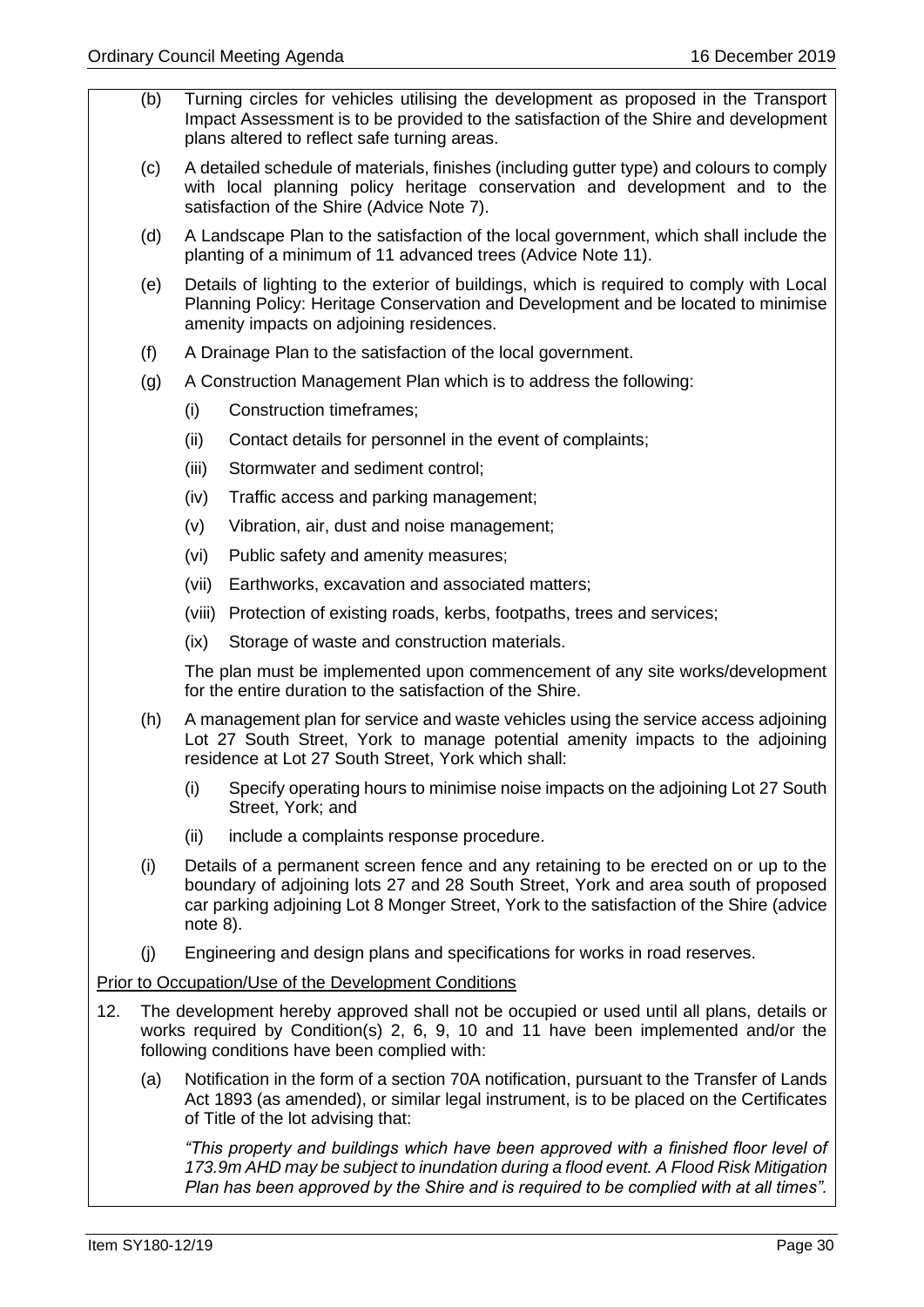(b) Turning circles for vehicles utilising the development as proposed in the Transport Impact Assessment is to be provided to the satisfaction of the Shire and development plans altered to reflect safe turning areas.

(c) A detailed schedule of materials, finishes (including gutter type) and colours to comply with local planning policy heritage conservation and development and to the satisfaction of the Shire (Advice Note 7).

(d) A Landscape Plan to the satisfaction of the local government, which shall include the planting of a minimum of 11 advanced trees (Advice Note 11).

(e) Details of lighting to the exterior of buildings, which is required to comply with Local Planning Policy: Heritage Conservation and Development and be located to minimise amenity impacts on adjoining residences.

(f) A Drainage Plan to the satisfaction of the local government.

(g) A Construction Management Plan which is to address the following:

   (i) Construction timeframes;

   (ii) Contact details for personnel in the event of complaints;

   (iii) Stormwater and sediment control;

   (iv) Traffic access and parking management;

   (v) Vibration, air, dust and noise management;

   (vi) Public safety and amenity measures;

   (vii) Earthworks, excavation and associated matters;

   (viii) Protection of existing roads, kerbs, footpaths, trees and services;

   (ix) Storage of waste and construction materials.

   The plan must be implemented upon commencement of any site works/development for the entire duration to the satisfaction of the Shire.

(h) A management plan for service and waste vehicles using the service access adjoining Lot 27 South Street, York to manage potential amenity impacts to the adjoining residence at Lot 27 South Street, York which shall:

   (i) Specify operating hours to minimise noise impacts on the adjoining Lot 27 South Street, York; and

   (ii) include a complaints response procedure.

(i) Details of a permanent screen fence and any retaining to be erected on or up to the boundary of adjoining lots 27 and 28 South Street, York and area south of proposed car parking adjoining Lot 8 Monger Street, York to the satisfaction of the Shire (advice note 8).

(j) Engineering and design plans and specifications for works in road reserves.

<u>Prior to Occupation/Use of the Development Conditions</u>

12. The development hereby approved shall not be occupied or used until all plans, details or works required by Condition(s) 2, 6, 9, 10 and 11 have been implemented and/or the following conditions have been complied with:

   (a) Notification in the form of a section 70A notification, pursuant to the Transfer of Lands Act 1893 (as amended), or similar legal instrument, is to be placed on the Certificates of Title of the lot advising that:

   *"This property and buildings which have been approved with a finished floor level of 173.9m AHD may be subject to inundation during a flood event. A Flood Risk Mitigation Plan has been approved by the Shire and is required to be complied with at all times".*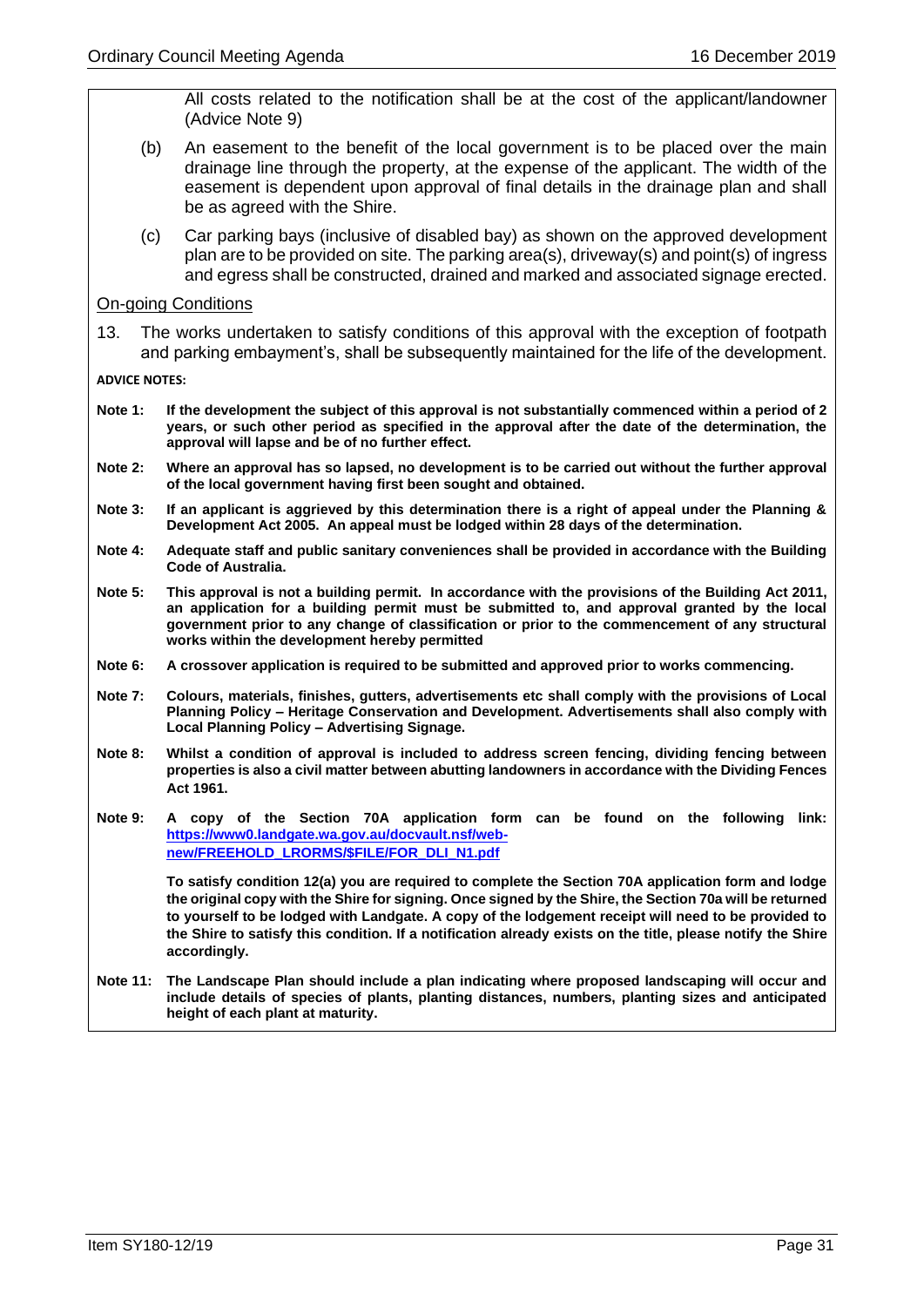All costs related to the notification shall be at the cost of the applicant/landowner (Advice Note 9)

(b) An easement to the benefit of the local government is to be placed over the main drainage line through the property, at the expense of the applicant. The width of the easement is dependent upon approval of final details in the drainage plan and shall be as agreed with the Shire.

(c) Car parking bays (inclusive of disabled bay) as shown on the approved development plan are to be provided on site. The parking area(s), driveway(s) and point(s) of ingress and egress shall be constructed, drained and marked and associated signage erected.

<u>On-going Conditions</u>

13. The works undertaken to satisfy conditions of this approval with the exception of footpath and parking embayment's, shall be subsequently maintained for the life of the development.

**ADVICE NOTES:**

**Note 1:** **If the development the subject of this approval is not substantially commenced within a period of 2 years, or such other period as specified in the approval after the date of the determination, the approval will lapse and be of no further effect.**

**Note 2:** **Where an approval has so lapsed, no development is to be carried out without the further approval of the local government having first been sought and obtained.**

**Note 3:** **If an applicant is aggrieved by this determination there is a right of appeal under the Planning & Development Act 2005. An appeal must be lodged within 28 days of the determination.**

**Note 4:** **Adequate staff and public sanitary conveniences shall be provided in accordance with the Building Code of Australia.**

**Note 5:** **This approval is not a building permit. In accordance with the provisions of the Building Act 2011, an application for a building permit must be submitted to, and approval granted by the local government prior to any change of classification or prior to the commencement of any structural works within the development hereby permitted**

**Note 6:** **A crossover application is required to be submitted and approved prior to works commencing.**

**Note 7:** **Colours, materials, finishes, gutters, advertisements etc shall comply with the provisions of Local Planning Policy – Heritage Conservation and Development. Advertisements shall also comply with Local Planning Policy – Advertising Signage.**

**Note 8:** **Whilst a condition of approval is included to address screen fencing, dividing fencing between properties is also a civil matter between abutting landowners in accordance with the Dividing Fences Act 1961.**

**Note 9:** **A copy of the Section 70A application form can be found on the following link: [https://www0.landgate.wa.gov.au/docvault.nsf/web-new/FREEHOLD_LRORMS/$FILE/FOR_DLI_N1.pdf](https://www0.landgate.wa.gov.au/docvault.nsf/web-new/FREEHOLD_LRORMS/$FILE/FOR_DLI_N1.pdf)**

**To satisfy condition 12(a) you are required to complete the Section 70A application form and lodge the original copy with the Shire for signing. Once signed by the Shire, the Section 70a will be returned to yourself to be lodged with Landgate. A copy of the lodgement receipt will need to be provided to the Shire to satisfy this condition. If a notification already exists on the title, please notify the Shire accordingly.**

**Note 11:** **The Landscape Plan should include a plan indicating where proposed landscaping will occur and include details of species of plants, planting distances, numbers, planting sizes and anticipated height of each plant at maturity.**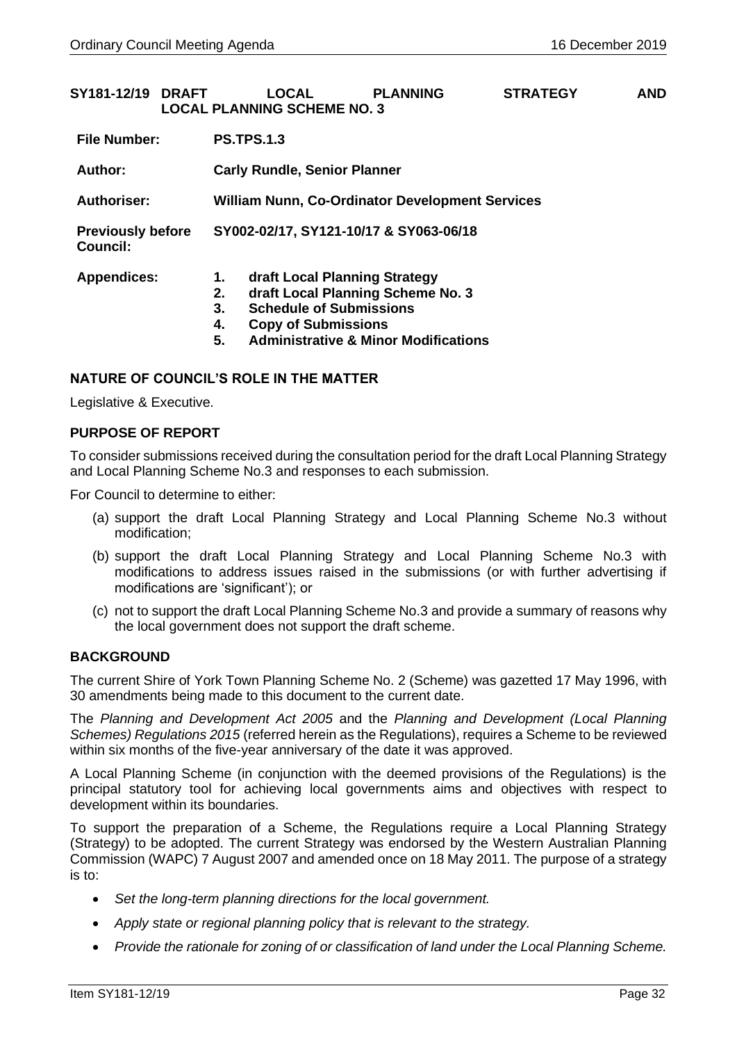## SY181-12/19 DRAFT LOCAL PLANNING STRATEGY AND LOCAL PLANNING SCHEME NO. 3

| | |
|---|---|
| **File Number:** | **PS.TPS.1.3** |
| **Author:** | **Carly Rundle, Senior Planner** |
| **Authoriser:** | **William Nunn, Co-Ordinator Development Services** |
| **Previously before Council:** | **SY002-02/17, SY121-10/17 & SY063-06/18** |
| **Appendices:** | **1. draft Local Planning Strategy**<br>**2. draft Local Planning Scheme No. 3**<br>**3. Schedule of Submissions**<br>**4. Copy of Submissions**<br>**5. Administrative & Minor Modifications** |

### NATURE OF COUNCIL'S ROLE IN THE MATTER

Legislative & Executive.

### PURPOSE OF REPORT

To consider submissions received during the consultation period for the draft Local Planning Strategy and Local Planning Scheme No.3 and responses to each submission.

For Council to determine to either:

(a) support the draft Local Planning Strategy and Local Planning Scheme No.3 without modification;

(b) support the draft Local Planning Strategy and Local Planning Scheme No.3 with modifications to address issues raised in the submissions (or with further advertising if modifications are 'significant'); or

(c) not to support the draft Local Planning Scheme No.3 and provide a summary of reasons why the local government does not support the draft scheme.

### BACKGROUND

The current Shire of York Town Planning Scheme No. 2 (Scheme) was gazetted 17 May 1996, with 30 amendments being made to this document to the current date.

The *Planning and Development Act 2005* and the *Planning and Development (Local Planning Schemes) Regulations 2015* (referred herein as the Regulations), requires a Scheme to be reviewed within six months of the five-year anniversary of the date it was approved.

A Local Planning Scheme (in conjunction with the deemed provisions of the Regulations) is the principal statutory tool for achieving local governments aims and objectives with respect to development within its boundaries.

To support the preparation of a Scheme, the Regulations require a Local Planning Strategy (Strategy) to be adopted. The current Strategy was endorsed by the Western Australian Planning Commission (WAPC) 7 August 2007 and amended once on 18 May 2011. The purpose of a strategy is to:

- *Set the long-term planning directions for the local government.*
- *Apply state or regional planning policy that is relevant to the strategy.*
- *Provide the rationale for zoning of or classification of land under the Local Planning Scheme.*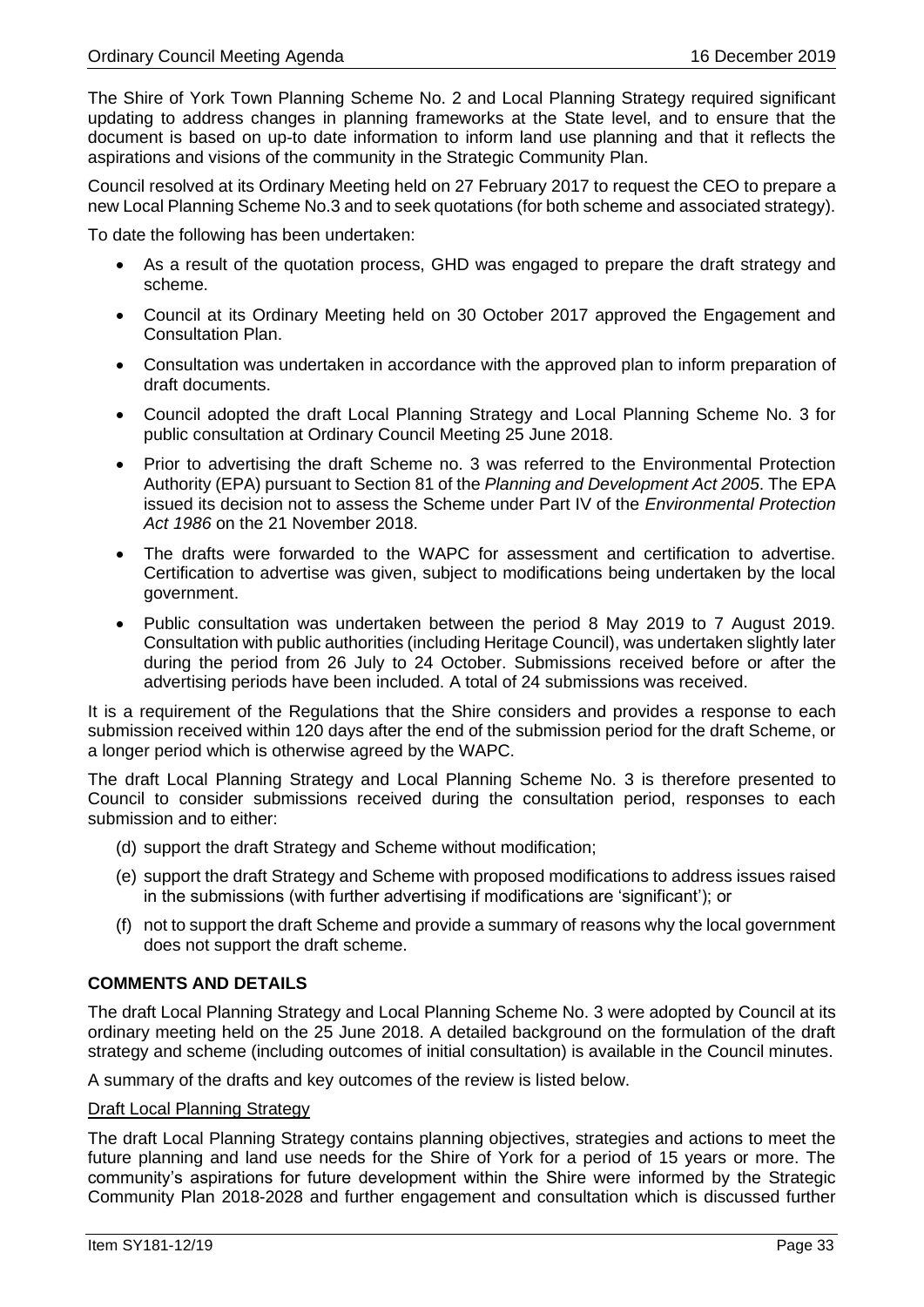The Shire of York Town Planning Scheme No. 2 and Local Planning Strategy required significant updating to address changes in planning frameworks at the State level, and to ensure that the document is based on up-to date information to inform land use planning and that it reflects the aspirations and visions of the community in the Strategic Community Plan.

Council resolved at its Ordinary Meeting held on 27 February 2017 to request the CEO to prepare a new Local Planning Scheme No.3 and to seek quotations (for both scheme and associated strategy).

To date the following has been undertaken:

- As a result of the quotation process, GHD was engaged to prepare the draft strategy and scheme.
- Council at its Ordinary Meeting held on 30 October 2017 approved the Engagement and Consultation Plan.
- Consultation was undertaken in accordance with the approved plan to inform preparation of draft documents.
- Council adopted the draft Local Planning Strategy and Local Planning Scheme No. 3 for public consultation at Ordinary Council Meeting 25 June 2018.
- Prior to advertising the draft Scheme no. 3 was referred to the Environmental Protection Authority (EPA) pursuant to Section 81 of the *Planning and Development Act 2005*. The EPA issued its decision not to assess the Scheme under Part IV of the *Environmental Protection Act 1986* on the 21 November 2018.
- The drafts were forwarded to the WAPC for assessment and certification to advertise. Certification to advertise was given, subject to modifications being undertaken by the local government.
- Public consultation was undertaken between the period 8 May 2019 to 7 August 2019. Consultation with public authorities (including Heritage Council), was undertaken slightly later during the period from 26 July to 24 October. Submissions received before or after the advertising periods have been included. A total of 24 submissions was received.

It is a requirement of the Regulations that the Shire considers and provides a response to each submission received within 120 days after the end of the submission period for the draft Scheme, or a longer period which is otherwise agreed by the WAPC.

The draft Local Planning Strategy and Local Planning Scheme No. 3 is therefore presented to Council to consider submissions received during the consultation period, responses to each submission and to either:

(d) support the draft Strategy and Scheme without modification;

(e) support the draft Strategy and Scheme with proposed modifications to address issues raised in the submissions (with further advertising if modifications are 'significant'); or

(f) not to support the draft Scheme and provide a summary of reasons why the local government does not support the draft scheme.

## COMMENTS AND DETAILS

The draft Local Planning Strategy and Local Planning Scheme No. 3 were adopted by Council at its ordinary meeting held on the 25 June 2018. A detailed background on the formulation of the draft strategy and scheme (including outcomes of initial consultation) is available in the Council minutes.

A summary of the drafts and key outcomes of the review is listed below.

### Draft Local Planning Strategy

The draft Local Planning Strategy contains planning objectives, strategies and actions to meet the future planning and land use needs for the Shire of York for a period of 15 years or more. The community's aspirations for future development within the Shire were informed by the Strategic Community Plan 2018-2028 and further engagement and consultation which is discussed further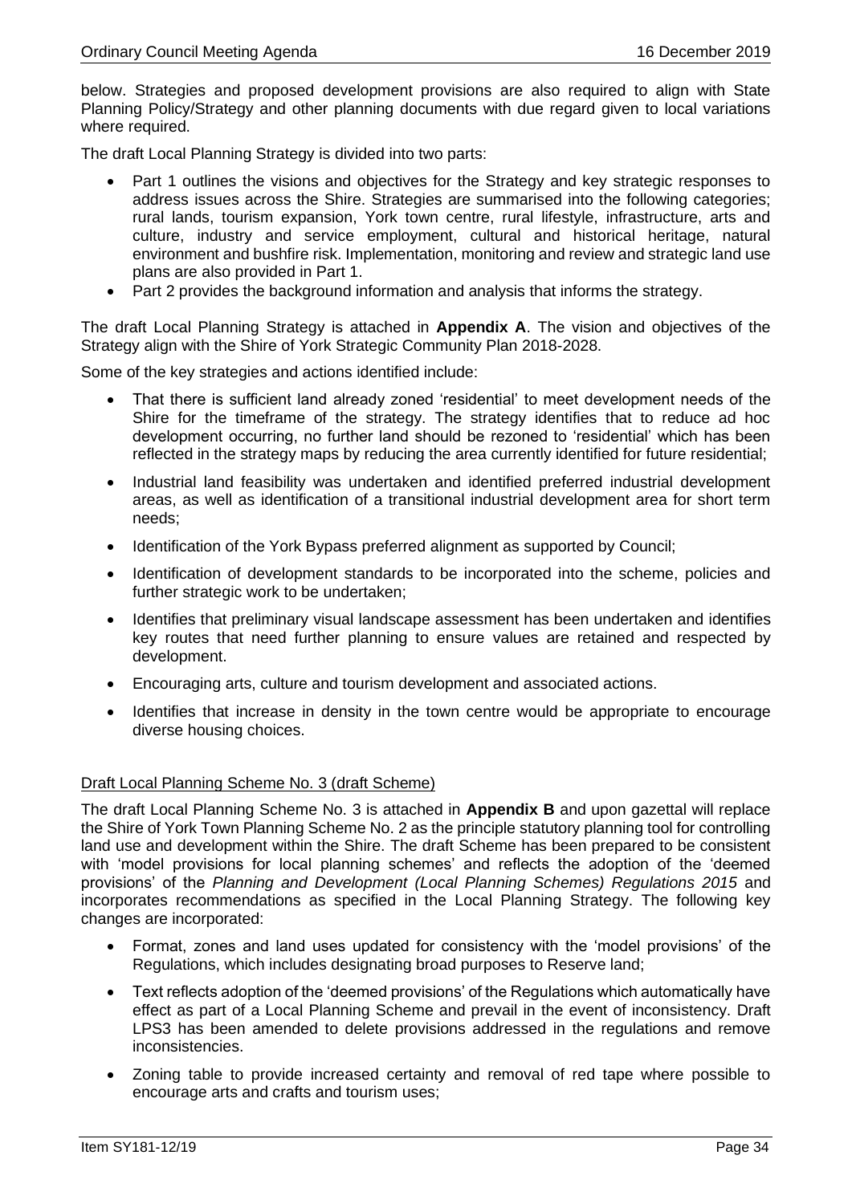below. Strategies and proposed development provisions are also required to align with State Planning Policy/Strategy and other planning documents with due regard given to local variations where required.

The draft Local Planning Strategy is divided into two parts:

- Part 1 outlines the visions and objectives for the Strategy and key strategic responses to address issues across the Shire. Strategies are summarised into the following categories; rural lands, tourism expansion, York town centre, rural lifestyle, infrastructure, arts and culture, industry and service employment, cultural and historical heritage, natural environment and bushfire risk. Implementation, monitoring and review and strategic land use plans are also provided in Part 1.
- Part 2 provides the background information and analysis that informs the strategy.

The draft Local Planning Strategy is attached in **Appendix A**. The vision and objectives of the Strategy align with the Shire of York Strategic Community Plan 2018-2028.

Some of the key strategies and actions identified include:

- That there is sufficient land already zoned 'residential' to meet development needs of the Shire for the timeframe of the strategy. The strategy identifies that to reduce ad hoc development occurring, no further land should be rezoned to 'residential' which has been reflected in the strategy maps by reducing the area currently identified for future residential;
- Industrial land feasibility was undertaken and identified preferred industrial development areas, as well as identification of a transitional industrial development area for short term needs;
- Identification of the York Bypass preferred alignment as supported by Council;
- Identification of development standards to be incorporated into the scheme, policies and further strategic work to be undertaken;
- Identifies that preliminary visual landscape assessment has been undertaken and identifies key routes that need further planning to ensure values are retained and respected by development.
- Encouraging arts, culture and tourism development and associated actions.
- Identifies that increase in density in the town centre would be appropriate to encourage diverse housing choices.

Draft Local Planning Scheme No. 3 (draft Scheme)

The draft Local Planning Scheme No. 3 is attached in **Appendix B** and upon gazettal will replace the Shire of York Town Planning Scheme No. 2 as the principle statutory planning tool for controlling land use and development within the Shire. The draft Scheme has been prepared to be consistent with 'model provisions for local planning schemes' and reflects the adoption of the 'deemed provisions' of the *Planning and Development (Local Planning Schemes) Regulations 2015* and incorporates recommendations as specified in the Local Planning Strategy. The following key changes are incorporated:

- Format, zones and land uses updated for consistency with the 'model provisions' of the Regulations, which includes designating broad purposes to Reserve land;
- Text reflects adoption of the 'deemed provisions' of the Regulations which automatically have effect as part of a Local Planning Scheme and prevail in the event of inconsistency. Draft LPS3 has been amended to delete provisions addressed in the regulations and remove inconsistencies.
- Zoning table to provide increased certainty and removal of red tape where possible to encourage arts and crafts and tourism uses;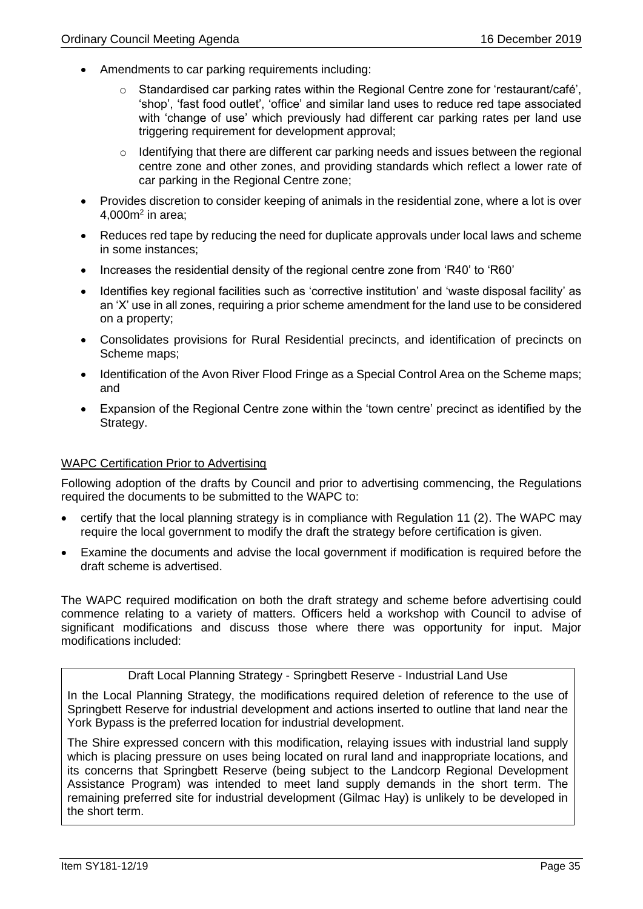- Amendments to car parking requirements including:
  - Standardised car parking rates within the Regional Centre zone for 'restaurant/café', 'shop', 'fast food outlet', 'office' and similar land uses to reduce red tape associated with 'change of use' which previously had different car parking rates per land use triggering requirement for development approval;
  - Identifying that there are different car parking needs and issues between the regional centre zone and other zones, and providing standards which reflect a lower rate of car parking in the Regional Centre zone;
- Provides discretion to consider keeping of animals in the residential zone, where a lot is over 4,000m$^2$ in area;
- Reduces red tape by reducing the need for duplicate approvals under local laws and scheme in some instances;
- Increases the residential density of the regional centre zone from 'R40' to 'R60'
- Identifies key regional facilities such as 'corrective institution' and 'waste disposal facility' as an 'X' use in all zones, requiring a prior scheme amendment for the land use to be considered on a property;
- Consolidates provisions for Rural Residential precincts, and identification of precincts on Scheme maps;
- Identification of the Avon River Flood Fringe as a Special Control Area on the Scheme maps; and
- Expansion of the Regional Centre zone within the 'town centre' precinct as identified by the Strategy.

<u>WAPC Certification Prior to Advertising</u>

Following adoption of the drafts by Council and prior to advertising commencing, the Regulations required the documents to be submitted to the WAPC to:

- certify that the local planning strategy is in compliance with Regulation 11 (2). The WAPC may require the local government to modify the draft the strategy before certification is given.
- Examine the documents and advise the local government if modification is required before the draft scheme is advertised.

The WAPC required modification on both the draft strategy and scheme before advertising could commence relating to a variety of matters. Officers held a workshop with Council to advise of significant modifications and discuss those where there was opportunity for input. Major modifications included:

| Draft Local Planning Strategy - Springbett Reserve - Industrial Land Use |
|---|
| In the Local Planning Strategy, the modifications required deletion of reference to the use of Springbett Reserve for industrial development and actions inserted to outline that land near the York Bypass is the preferred location for industrial development.<br><br>The Shire expressed concern with this modification, relaying issues with industrial land supply which is placing pressure on uses being located on rural land and inappropriate locations, and its concerns that Springbett Reserve (being subject to the Landcorp Regional Development Assistance Program) was intended to meet land supply demands in the short term. The remaining preferred site for industrial development (Gilmac Hay) is unlikely to be developed in the short term. |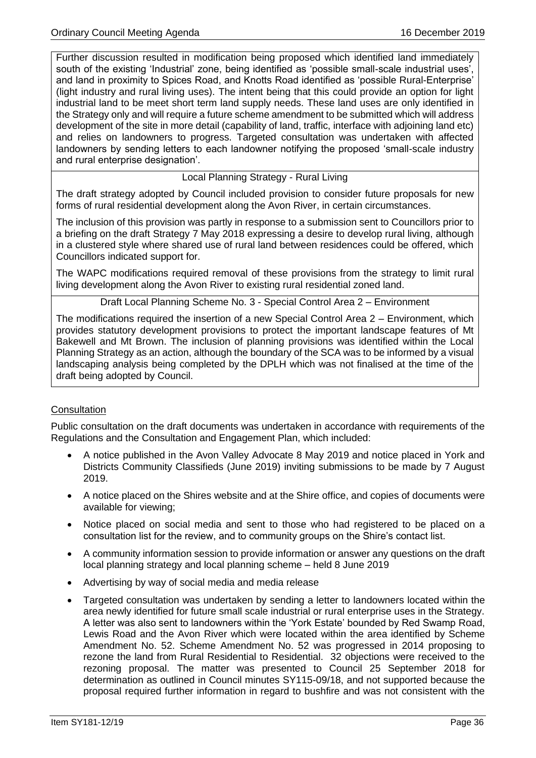Further discussion resulted in modification being proposed which identified land immediately south of the existing 'Industrial' zone, being identified as 'possible small-scale industrial uses', and land in proximity to Spices Road, and Knotts Road identified as 'possible Rural-Enterprise' (light industry and rural living uses). The intent being that this could provide an option for light industrial land to be meet short term land supply needs. These land uses are only identified in the Strategy only and will require a future scheme amendment to be submitted which will address development of the site in more detail (capability of land, traffic, interface with adjoining land etc) and relies on landowners to progress. Targeted consultation was undertaken with affected landowners by sending letters to each landowner notifying the proposed 'small-scale industry and rural enterprise designation'.

Local Planning Strategy - Rural Living

The draft strategy adopted by Council included provision to consider future proposals for new forms of rural residential development along the Avon River, in certain circumstances.

The inclusion of this provision was partly in response to a submission sent to Councillors prior to a briefing on the draft Strategy 7 May 2018 expressing a desire to develop rural living, although in a clustered style where shared use of rural land between residences could be offered, which Councillors indicated support for.

The WAPC modifications required removal of these provisions from the strategy to limit rural living development along the Avon River to existing rural residential zoned land.

Draft Local Planning Scheme No. 3 - Special Control Area 2 – Environment

The modifications required the insertion of a new Special Control Area 2 – Environment, which provides statutory development provisions to protect the important landscape features of Mt Bakewell and Mt Brown. The inclusion of planning provisions was identified within the Local Planning Strategy as an action, although the boundary of the SCA was to be informed by a visual landscaping analysis being completed by the DPLH which was not finalised at the time of the draft being adopted by Council.

## Consultation

Public consultation on the draft documents was undertaken in accordance with requirements of the Regulations and the Consultation and Engagement Plan, which included:

- A notice published in the Avon Valley Advocate 8 May 2019 and notice placed in York and Districts Community Classifieds (June 2019) inviting submissions to be made by 7 August 2019.
- A notice placed on the Shires website and at the Shire office, and copies of documents were available for viewing;
- Notice placed on social media and sent to those who had registered to be placed on a consultation list for the review, and to community groups on the Shire's contact list.
- A community information session to provide information or answer any questions on the draft local planning strategy and local planning scheme – held 8 June 2019
- Advertising by way of social media and media release
- Targeted consultation was undertaken by sending a letter to landowners located within the area newly identified for future small scale industrial or rural enterprise uses in the Strategy. A letter was also sent to landowners within the 'York Estate' bounded by Red Swamp Road, Lewis Road and the Avon River which were located within the area identified by Scheme Amendment No. 52. Scheme Amendment No. 52 was progressed in 2014 proposing to rezone the land from Rural Residential to Residential. 32 objections were received to the rezoning proposal. The matter was presented to Council 25 September 2018 for determination as outlined in Council minutes SY115-09/18, and not supported because the proposal required further information in regard to bushfire and was not consistent with the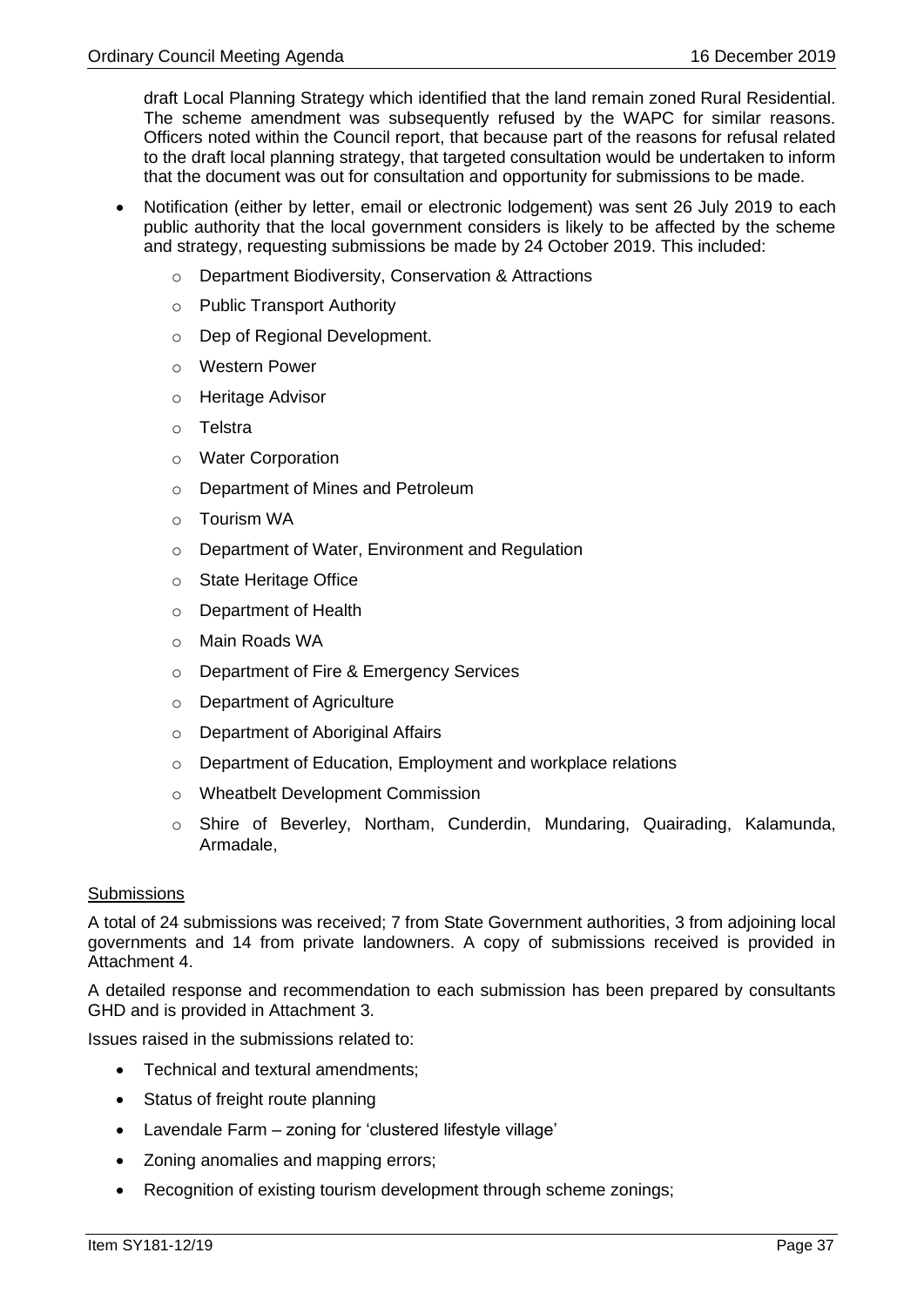draft Local Planning Strategy which identified that the land remain zoned Rural Residential. The scheme amendment was subsequently refused by the WAPC for similar reasons. Officers noted within the Council report, that because part of the reasons for refusal related to the draft local planning strategy, that targeted consultation would be undertaken to inform that the document was out for consultation and opportunity for submissions to be made.

- Notification (either by letter, email or electronic lodgement) was sent 26 July 2019 to each public authority that the local government considers is likely to be affected by the scheme and strategy, requesting submissions be made by 24 October 2019. This included:
  - Department Biodiversity, Conservation & Attractions
  - Public Transport Authority
  - Dep of Regional Development.
  - Western Power
  - Heritage Advisor
  - Telstra
  - Water Corporation
  - Department of Mines and Petroleum
  - Tourism WA
  - Department of Water, Environment and Regulation
  - State Heritage Office
  - Department of Health
  - Main Roads WA
  - Department of Fire & Emergency Services
  - Department of Agriculture
  - Department of Aboriginal Affairs
  - Department of Education, Employment and workplace relations
  - Wheatbelt Development Commission
  - Shire of Beverley, Northam, Cunderdin, Mundaring, Quairading, Kalamunda, Armadale,

<u>Submissions</u>

A total of 24 submissions was received; 7 from State Government authorities, 3 from adjoining local governments and 14 from private landowners. A copy of submissions received is provided in Attachment 4.

A detailed response and recommendation to each submission has been prepared by consultants GHD and is provided in Attachment 3.

Issues raised in the submissions related to:

- Technical and textural amendments;
- Status of freight route planning
- Lavendale Farm – zoning for 'clustered lifestyle village'
- Zoning anomalies and mapping errors;
- Recognition of existing tourism development through scheme zonings;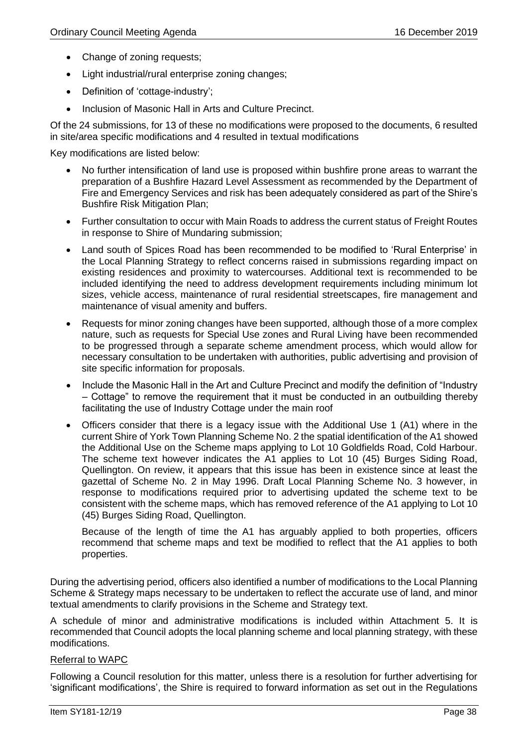- Change of zoning requests;
- Light industrial/rural enterprise zoning changes;
- Definition of 'cottage-industry';
- Inclusion of Masonic Hall in Arts and Culture Precinct.

Of the 24 submissions, for 13 of these no modifications were proposed to the documents, 6 resulted in site/area specific modifications and 4 resulted in textual modifications

Key modifications are listed below:

- No further intensification of land use is proposed within bushfire prone areas to warrant the preparation of a Bushfire Hazard Level Assessment as recommended by the Department of Fire and Emergency Services and risk has been adequately considered as part of the Shire's Bushfire Risk Mitigation Plan;
- Further consultation to occur with Main Roads to address the current status of Freight Routes in response to Shire of Mundaring submission;
- Land south of Spices Road has been recommended to be modified to 'Rural Enterprise' in the Local Planning Strategy to reflect concerns raised in submissions regarding impact on existing residences and proximity to watercourses. Additional text is recommended to be included identifying the need to address development requirements including minimum lot sizes, vehicle access, maintenance of rural residential streetscapes, fire management and maintenance of visual amenity and buffers.
- Requests for minor zoning changes have been supported, although those of a more complex nature, such as requests for Special Use zones and Rural Living have been recommended to be progressed through a separate scheme amendment process, which would allow for necessary consultation to be undertaken with authorities, public advertising and provision of site specific information for proposals.
- Include the Masonic Hall in the Art and Culture Precinct and modify the definition of "Industry – Cottage" to remove the requirement that it must be conducted in an outbuilding thereby facilitating the use of Industry Cottage under the main roof
- Officers consider that there is a legacy issue with the Additional Use 1 (A1) where in the current Shire of York Town Planning Scheme No. 2 the spatial identification of the A1 showed the Additional Use on the Scheme maps applying to Lot 10 Goldfields Road, Cold Harbour. The scheme text however indicates the A1 applies to Lot 10 (45) Burges Siding Road, Quellington. On review, it appears that this issue has been in existence since at least the gazettal of Scheme No. 2 in May 1996. Draft Local Planning Scheme No. 3 however, in response to modifications required prior to advertising updated the scheme text to be consistent with the scheme maps, which has removed reference of the A1 applying to Lot 10 (45) Burges Siding Road, Quellington.

  Because of the length of time the A1 has arguably applied to both properties, officers recommend that scheme maps and text be modified to reflect that the A1 applies to both properties.

During the advertising period, officers also identified a number of modifications to the Local Planning Scheme & Strategy maps necessary to be undertaken to reflect the accurate use of land, and minor textual amendments to clarify provisions in the Scheme and Strategy text.

A schedule of minor and administrative modifications is included within Attachment 5. It is recommended that Council adopts the local planning scheme and local planning strategy, with these modifications.

## Referral to WAPC

Following a Council resolution for this matter, unless there is a resolution for further advertising for 'significant modifications', the Shire is required to forward information as set out in the Regulations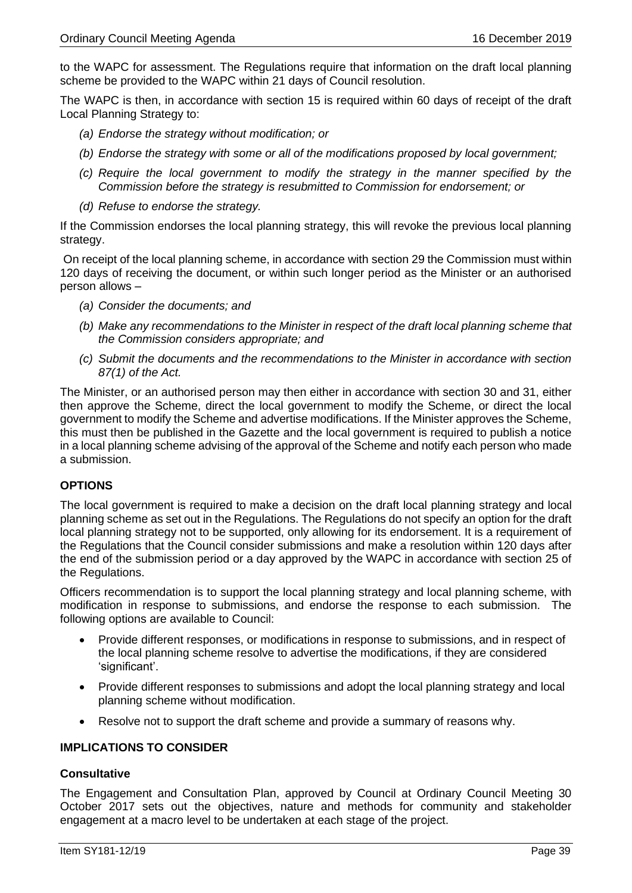to the WAPC for assessment. The Regulations require that information on the draft local planning scheme be provided to the WAPC within 21 days of Council resolution.

The WAPC is then, in accordance with section 15 is required within 60 days of receipt of the draft Local Planning Strategy to:

- *(a) Endorse the strategy without modification; or*
- *(b) Endorse the strategy with some or all of the modifications proposed by local government;*
- *(c) Require the local government to modify the strategy in the manner specified by the Commission before the strategy is resubmitted to Commission for endorsement; or*
- *(d) Refuse to endorse the strategy.*

If the Commission endorses the local planning strategy, this will revoke the previous local planning strategy.

On receipt of the local planning scheme, in accordance with section 29 the Commission must within 120 days of receiving the document, or within such longer period as the Minister or an authorised person allows –

- *(a) Consider the documents; and*
- *(b) Make any recommendations to the Minister in respect of the draft local planning scheme that the Commission considers appropriate; and*
- *(c) Submit the documents and the recommendations to the Minister in accordance with section 87(1) of the Act.*

The Minister, or an authorised person may then either in accordance with section 30 and 31, either then approve the Scheme, direct the local government to modify the Scheme, or direct the local government to modify the Scheme and advertise modifications. If the Minister approves the Scheme, this must then be published in the Gazette and the local government is required to publish a notice in a local planning scheme advising of the approval of the Scheme and notify each person who made a submission.

## OPTIONS

The local government is required to make a decision on the draft local planning strategy and local planning scheme as set out in the Regulations. The Regulations do not specify an option for the draft local planning strategy not to be supported, only allowing for its endorsement. It is a requirement of the Regulations that the Council consider submissions and make a resolution within 120 days after the end of the submission period or a day approved by the WAPC in accordance with section 25 of the Regulations.

Officers recommendation is to support the local planning strategy and local planning scheme, with modification in response to submissions, and endorse the response to each submission. The following options are available to Council:

- Provide different responses, or modifications in response to submissions, and in respect of the local planning scheme resolve to advertise the modifications, if they are considered 'significant'.
- Provide different responses to submissions and adopt the local planning strategy and local planning scheme without modification.
- Resolve not to support the draft scheme and provide a summary of reasons why.

## IMPLICATIONS TO CONSIDER

### Consultative

The Engagement and Consultation Plan, approved by Council at Ordinary Council Meeting 30 October 2017 sets out the objectives, nature and methods for community and stakeholder engagement at a macro level to be undertaken at each stage of the project.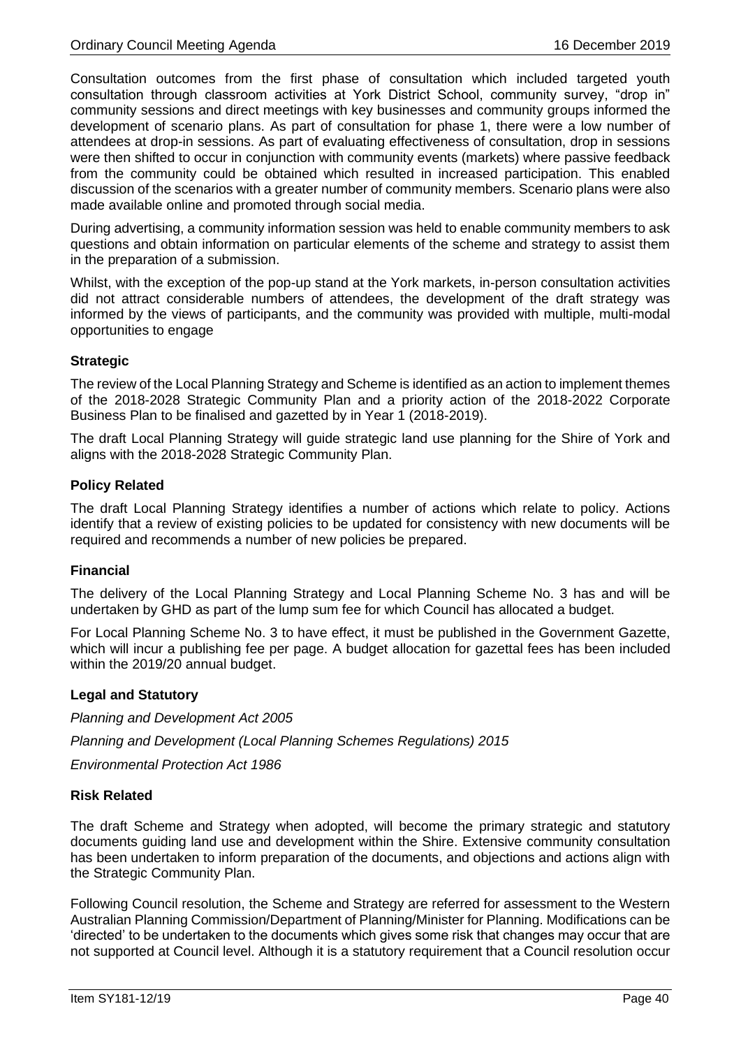Consultation outcomes from the first phase of consultation which included targeted youth consultation through classroom activities at York District School, community survey, "drop in" community sessions and direct meetings with key businesses and community groups informed the development of scenario plans. As part of consultation for phase 1, there were a low number of attendees at drop-in sessions. As part of evaluating effectiveness of consultation, drop in sessions were then shifted to occur in conjunction with community events (markets) where passive feedback from the community could be obtained which resulted in increased participation. This enabled discussion of the scenarios with a greater number of community members. Scenario plans were also made available online and promoted through social media.

During advertising, a community information session was held to enable community members to ask questions and obtain information on particular elements of the scheme and strategy to assist them in the preparation of a submission.

Whilst, with the exception of the pop-up stand at the York markets, in-person consultation activities did not attract considerable numbers of attendees, the development of the draft strategy was informed by the views of participants, and the community was provided with multiple, multi-modal opportunities to engage

**Strategic**

The review of the Local Planning Strategy and Scheme is identified as an action to implement themes of the 2018-2028 Strategic Community Plan and a priority action of the 2018-2022 Corporate Business Plan to be finalised and gazetted by in Year 1 (2018-2019).

The draft Local Planning Strategy will guide strategic land use planning for the Shire of York and aligns with the 2018-2028 Strategic Community Plan.

**Policy Related**

The draft Local Planning Strategy identifies a number of actions which relate to policy. Actions identify that a review of existing policies to be updated for consistency with new documents will be required and recommends a number of new policies be prepared.

**Financial**

The delivery of the Local Planning Strategy and Local Planning Scheme No. 3 has and will be undertaken by GHD as part of the lump sum fee for which Council has allocated a budget.

For Local Planning Scheme No. 3 to have effect, it must be published in the Government Gazette, which will incur a publishing fee per page. A budget allocation for gazettal fees has been included within the 2019/20 annual budget.

**Legal and Statutory**

*Planning and Development Act 2005*

*Planning and Development (Local Planning Schemes Regulations) 2015*

*Environmental Protection Act 1986*

**Risk Related**

The draft Scheme and Strategy when adopted, will become the primary strategic and statutory documents guiding land use and development within the Shire. Extensive community consultation has been undertaken to inform preparation of the documents, and objections and actions align with the Strategic Community Plan.

Following Council resolution, the Scheme and Strategy are referred for assessment to the Western Australian Planning Commission/Department of Planning/Minister for Planning. Modifications can be 'directed' to be undertaken to the documents which gives some risk that changes may occur that are not supported at Council level. Although it is a statutory requirement that a Council resolution occur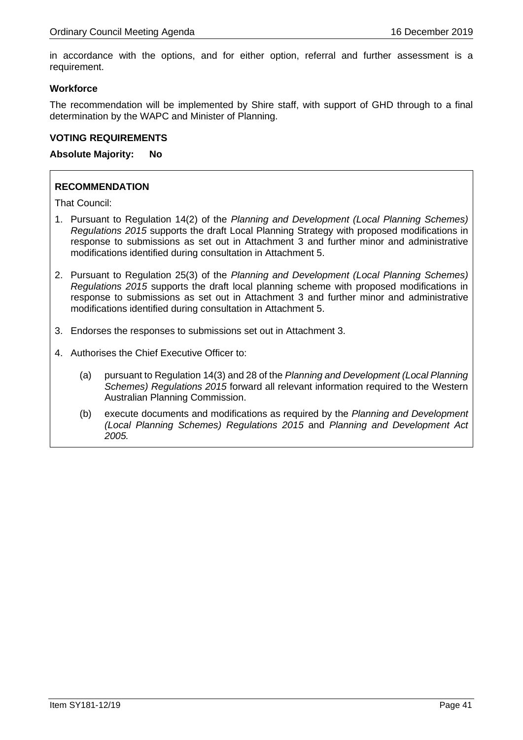in accordance with the options, and for either option, referral and further assessment is a requirement.

**Workforce**

The recommendation will be implemented by Shire staff, with support of GHD through to a final determination by the WAPC and Minister of Planning.

**VOTING REQUIREMENTS**

**Absolute Majority: No**

**RECOMMENDATION**

That Council:

1. Pursuant to Regulation 14(2) of the *Planning and Development (Local Planning Schemes) Regulations 2015* supports the draft Local Planning Strategy with proposed modifications in response to submissions as set out in Attachment 3 and further minor and administrative modifications identified during consultation in Attachment 5.

2. Pursuant to Regulation 25(3) of the *Planning and Development (Local Planning Schemes) Regulations 2015* supports the draft local planning scheme with proposed modifications in response to submissions as set out in Attachment 3 and further minor and administrative modifications identified during consultation in Attachment 5.

3. Endorses the responses to submissions set out in Attachment 3.

4. Authorises the Chief Executive Officer to:

    (a) pursuant to Regulation 14(3) and 28 of the *Planning and Development (Local Planning Schemes) Regulations 2015* forward all relevant information required to the Western Australian Planning Commission.

    (b) execute documents and modifications as required by the *Planning and Development (Local Planning Schemes) Regulations 2015* and *Planning and Development Act 2005.*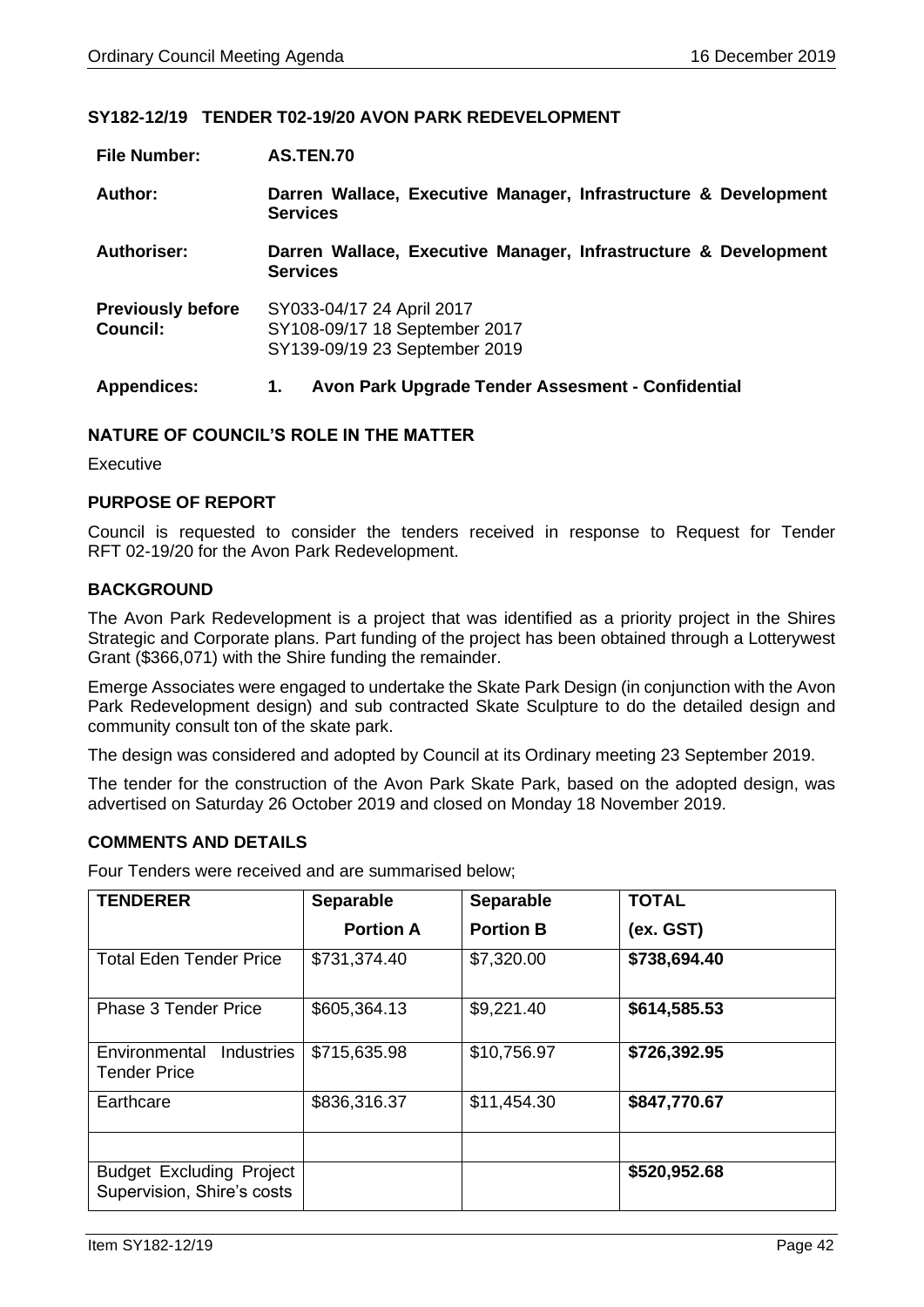## SY182-12/19 TENDER T02-19/20 AVON PARK REDEVELOPMENT

| | |
|---|---|
| **File Number:** | **AS.TEN.70** |
| **Author:** | **Darren Wallace, Executive Manager, Infrastructure & Development Services** |
| **Authoriser:** | **Darren Wallace, Executive Manager, Infrastructure & Development Services** |
| **Previously before Council:** | SY033-04/17 24 April 2017<br>SY108-09/17 18 September 2017<br>SY139-09/19 23 September 2019 |
| **Appendices:** | **1. Avon Park Upgrade Tender Assesment - Confidential** |

### NATURE OF COUNCIL'S ROLE IN THE MATTER

Executive

### PURPOSE OF REPORT

Council is requested to consider the tenders received in response to Request for Tender RFT 02-19/20 for the Avon Park Redevelopment.

### BACKGROUND

The Avon Park Redevelopment is a project that was identified as a priority project in the Shires Strategic and Corporate plans. Part funding of the project has been obtained through a Lotterywest Grant ($366,071) with the Shire funding the remainder.

Emerge Associates were engaged to undertake the Skate Park Design (in conjunction with the Avon Park Redevelopment design) and sub contracted Skate Sculpture to do the detailed design and community consult ton of the skate park.

The design was considered and adopted by Council at its Ordinary meeting 23 September 2019.

The tender for the construction of the Avon Park Skate Park, based on the adopted design, was advertised on Saturday 26 October 2019 and closed on Monday 18 November 2019.

### COMMENTS AND DETAILS

Four Tenders were received and are summarised below;

| TENDERER | Separable Portion A | Separable Portion B | TOTAL (ex. GST) |
|---|---|---|---|
| Total Eden Tender Price | $731,374.40 | $7,320.00 | **$738,694.40** |
| Phase 3 Tender Price | $605,364.13 | $9,221.40 | **$614,585.53** |
| Environmental Industries Tender Price | $715,635.98 | $10,756.97 | **$726,392.95** |
| Earthcare | $836,316.37 | $11,454.30 | **$847,770.67** |
| | | | |
| Budget Excluding Project Supervision, Shire's costs | | | **$520,952.68** |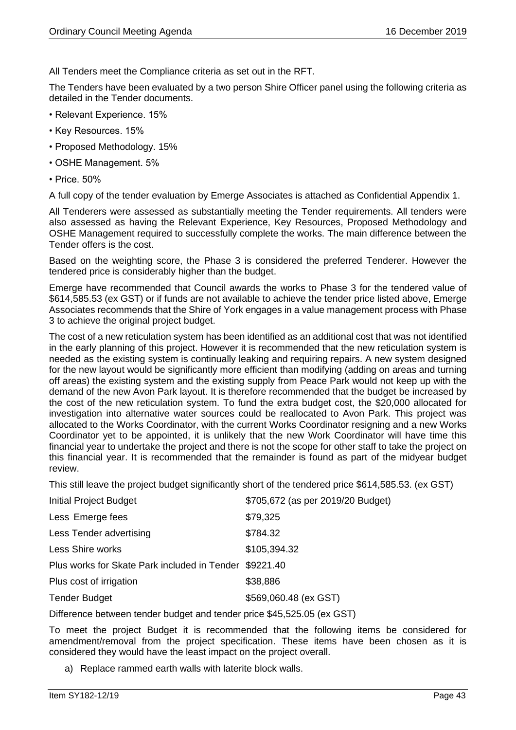All Tenders meet the Compliance criteria as set out in the RFT.

The Tenders have been evaluated by a two person Shire Officer panel using the following criteria as detailed in the Tender documents.

- Relevant Experience. 15%
- Key Resources. 15%
- Proposed Methodology. 15%
- OSHE Management. 5%
- Price. 50%

A full copy of the tender evaluation by Emerge Associates is attached as Confidential Appendix 1.

All Tenderers were assessed as substantially meeting the Tender requirements. All tenders were also assessed as having the Relevant Experience, Key Resources, Proposed Methodology and OSHE Management required to successfully complete the works. The main difference between the Tender offers is the cost.

Based on the weighting score, the Phase 3 is considered the preferred Tenderer. However the tendered price is considerably higher than the budget.

Emerge have recommended that Council awards the works to Phase 3 for the tendered value of \$614,585.53 (ex GST) or if funds are not available to achieve the tender price listed above, Emerge Associates recommends that the Shire of York engages in a value management process with Phase 3 to achieve the original project budget.

The cost of a new reticulation system has been identified as an additional cost that was not identified in the early planning of this project. However it is recommended that the new reticulation system is needed as the existing system is continually leaking and requiring repairs. A new system designed for the new layout would be significantly more efficient than modifying (adding on areas and turning off areas) the existing system and the existing supply from Peace Park would not keep up with the demand of the new Avon Park layout. It is therefore recommended that the budget be increased by the cost of the new reticulation system. To fund the extra budget cost, the \$20,000 allocated for investigation into alternative water sources could be reallocated to Avon Park. This project was allocated to the Works Coordinator, with the current Works Coordinator resigning and a new Works Coordinator yet to be appointed, it is unlikely that the new Work Coordinator will have time this financial year to undertake the project and there is not the scope for other staff to take the project on this financial year. It is recommended that the remainder is found as part of the midyear budget review.

This still leave the project budget significantly short of the tendered price \$614,585.53. (ex GST)

| | |
|---|---|
| Initial Project Budget | \$705,672 (as per 2019/20 Budget) |
| Less Emerge fees | \$79,325 |
| Less Tender advertising | \$784.32 |
| Less Shire works | \$105,394.32 |
| Plus works for Skate Park included in Tender | \$9221.40 |
| Plus cost of irrigation | \$38,886 |
| Tender Budget | \$569,060.48 (ex GST) |

Difference between tender budget and tender price \$45,525.05 (ex GST)

To meet the project Budget it is recommended that the following items be considered for amendment/removal from the project specification. These items have been chosen as it is considered they would have the least impact on the project overall.

a) Replace rammed earth walls with laterite block walls.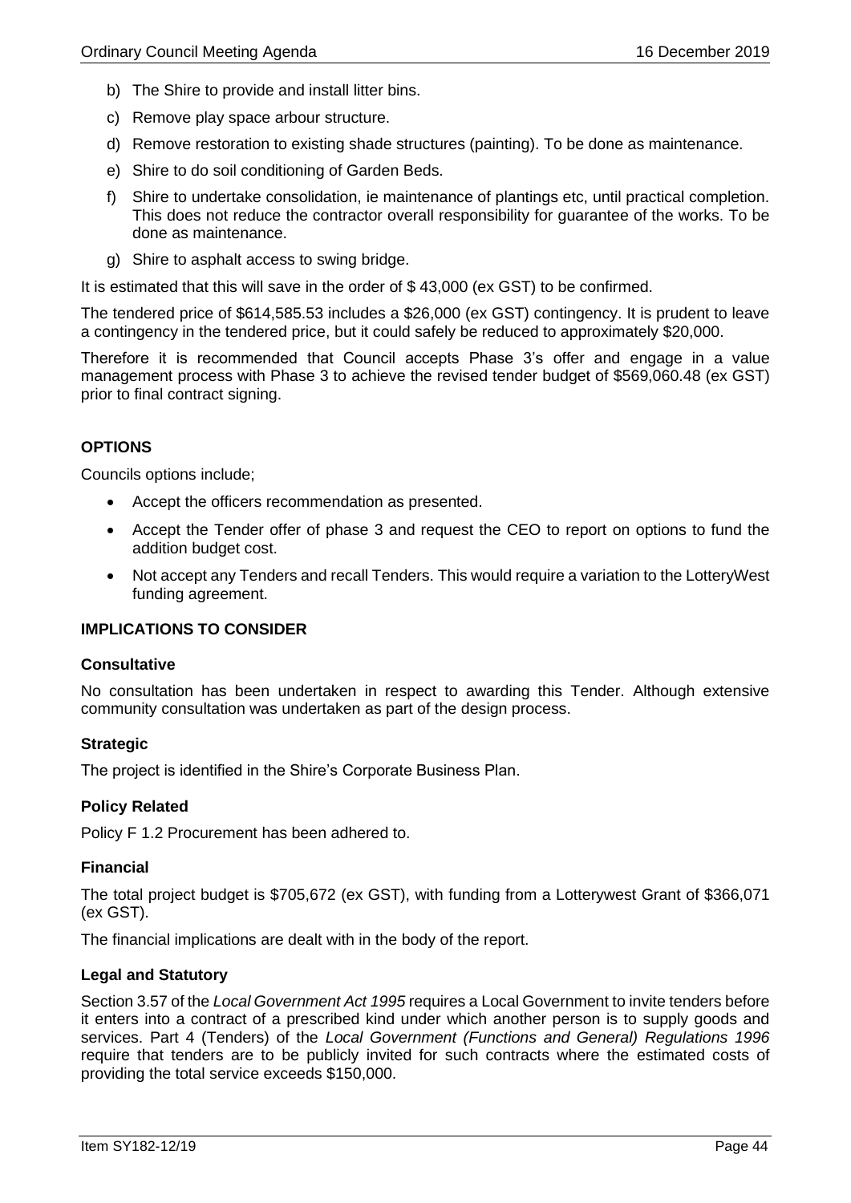b) The Shire to provide and install litter bins.

c) Remove play space arbour structure.

d) Remove restoration to existing shade structures (painting). To be done as maintenance.

e) Shire to do soil conditioning of Garden Beds.

f) Shire to undertake consolidation, ie maintenance of plantings etc, until practical completion. This does not reduce the contractor overall responsibility for guarantee of the works. To be done as maintenance.

g) Shire to asphalt access to swing bridge.

It is estimated that this will save in the order of $ 43,000 (ex GST) to be confirmed.

The tendered price of $614,585.53 includes a $26,000 (ex GST) contingency. It is prudent to leave a contingency in the tendered price, but it could safely be reduced to approximately $20,000.

Therefore it is recommended that Council accepts Phase 3's offer and engage in a value management process with Phase 3 to achieve the revised tender budget of $569,060.48 (ex GST) prior to final contract signing.

**OPTIONS**

Councils options include;

- Accept the officers recommendation as presented.
- Accept the Tender offer of phase 3 and request the CEO to report on options to fund the addition budget cost.
- Not accept any Tenders and recall Tenders. This would require a variation to the LotteryWest funding agreement.

**IMPLICATIONS TO CONSIDER**

**Consultative**

No consultation has been undertaken in respect to awarding this Tender. Although extensive community consultation was undertaken as part of the design process.

**Strategic**

The project is identified in the Shire's Corporate Business Plan.

**Policy Related**

Policy F 1.2 Procurement has been adhered to.

**Financial**

The total project budget is $705,672 (ex GST), with funding from a Lotterywest Grant of $366,071 (ex GST).

The financial implications are dealt with in the body of the report.

**Legal and Statutory**

Section 3.57 of the *Local Government Act 1995* requires a Local Government to invite tenders before it enters into a contract of a prescribed kind under which another person is to supply goods and services. Part 4 (Tenders) of the *Local Government (Functions and General) Regulations 1996* require that tenders are to be publicly invited for such contracts where the estimated costs of providing the total service exceeds $150,000.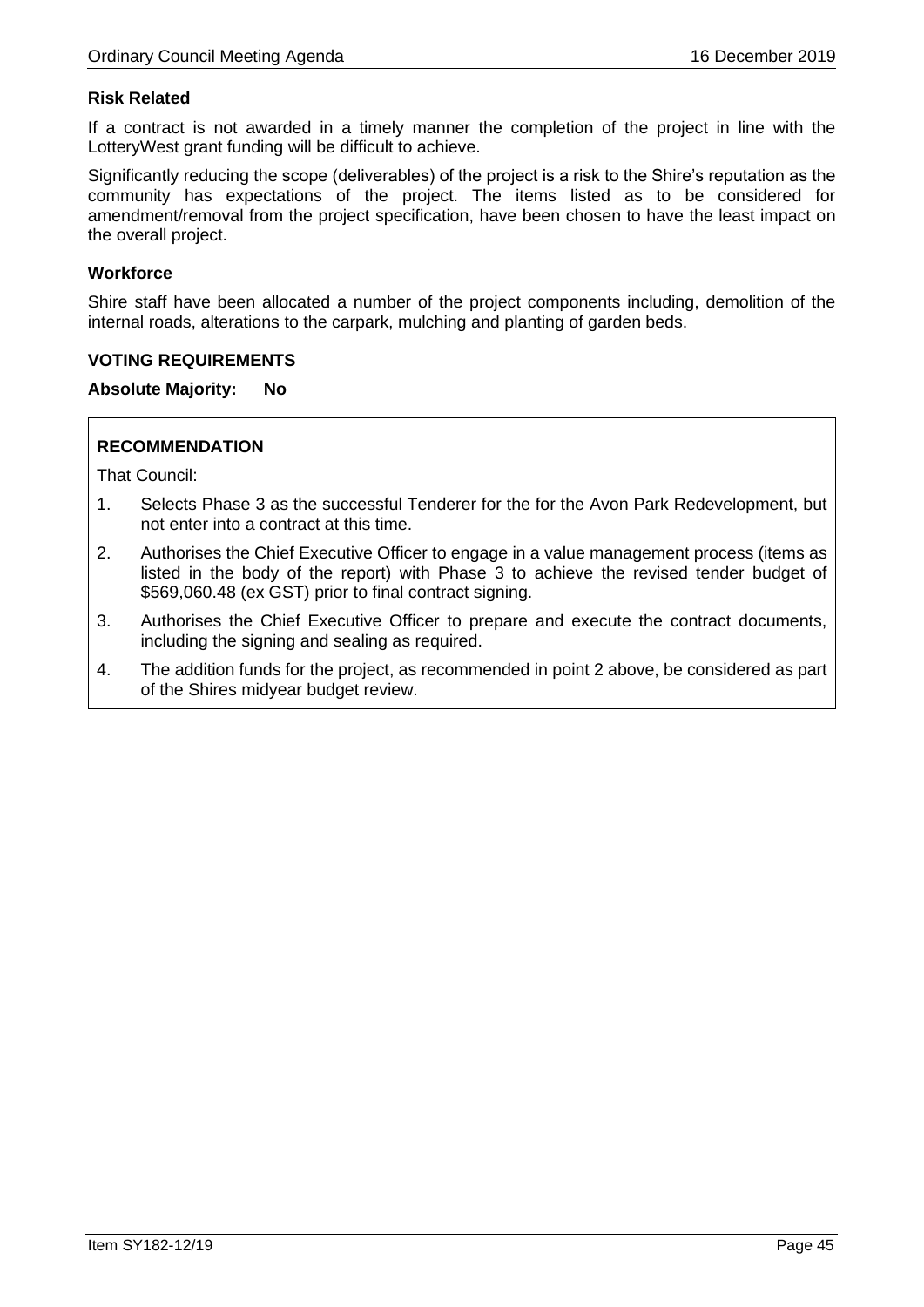**Risk Related**

If a contract is not awarded in a timely manner the completion of the project in line with the LotteryWest grant funding will be difficult to achieve.

Significantly reducing the scope (deliverables) of the project is a risk to the Shire's reputation as the community has expectations of the project. The items listed as to be considered for amendment/removal from the project specification, have been chosen to have the least impact on the overall project.

**Workforce**

Shire staff have been allocated a number of the project components including, demolition of the internal roads, alterations to the carpark, mulching and planting of garden beds.

**VOTING REQUIREMENTS**

**Absolute Majority: No**

**RECOMMENDATION**

That Council:

1. Selects Phase 3 as the successful Tenderer for the for the Avon Park Redevelopment, but not enter into a contract at this time.
2. Authorises the Chief Executive Officer to engage in a value management process (items as listed in the body of the report) with Phase 3 to achieve the revised tender budget of $569,060.48 (ex GST) prior to final contract signing.
3. Authorises the Chief Executive Officer to prepare and execute the contract documents, including the signing and sealing as required.
4. The addition funds for the project, as recommended in point 2 above, be considered as part of the Shires midyear budget review.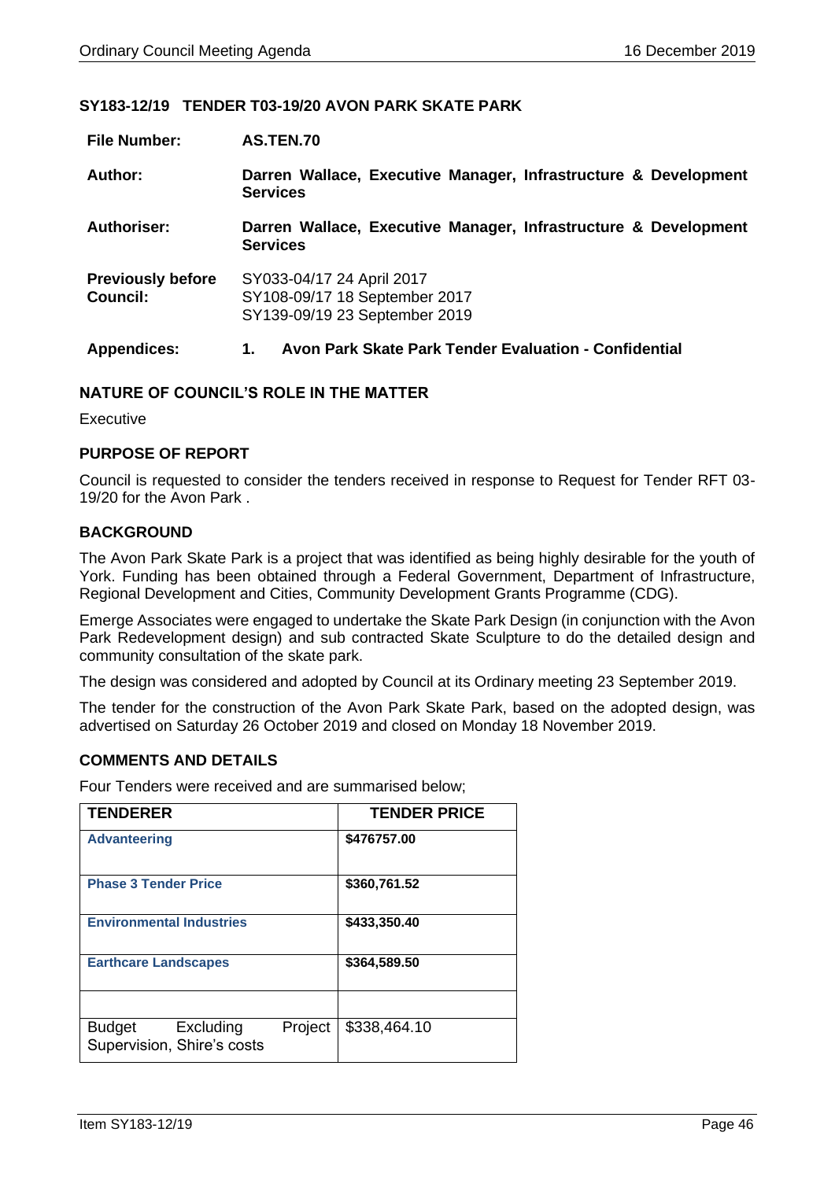### SY183-12/19 TENDER T03-19/20 AVON PARK SKATE PARK

| | |
|---|---|
| **File Number:** | **AS.TEN.70** |
| **Author:** | **Darren Wallace, Executive Manager, Infrastructure & Development Services** |
| **Authoriser:** | **Darren Wallace, Executive Manager, Infrastructure & Development Services** |
| **Previously before Council:** | SY033-04/17 24 April 2017<br>SY108-09/17 18 September 2017<br>SY139-09/19 23 September 2019 |
| **Appendices:** | **1. Avon Park Skate Park Tender Evaluation - Confidential** |

#### NATURE OF COUNCIL'S ROLE IN THE MATTER

Executive

#### PURPOSE OF REPORT

Council is requested to consider the tenders received in response to Request for Tender RFT 03-19/20 for the Avon Park .

#### BACKGROUND

The Avon Park Skate Park is a project that was identified as being highly desirable for the youth of York. Funding has been obtained through a Federal Government, Department of Infrastructure, Regional Development and Cities, Community Development Grants Programme (CDG).

Emerge Associates were engaged to undertake the Skate Park Design (in conjunction with the Avon Park Redevelopment design) and sub contracted Skate Sculpture to do the detailed design and community consultation of the skate park.

The design was considered and adopted by Council at its Ordinary meeting 23 September 2019.

The tender for the construction of the Avon Park Skate Park, based on the adopted design, was advertised on Saturday 26 October 2019 and closed on Monday 18 November 2019.

#### COMMENTS AND DETAILS

Four Tenders were received and are summarised below;

| TENDERER | TENDER PRICE |
|---|---|
| **Advanteering** | **$476757.00** |
| **Phase 3 Tender Price** | **$360,761.52** |
| **Environmental Industries** | **$433,350.40** |
| **Earthcare Landscapes** | **$364,589.50** |
| | |
| Budget Excluding Project Supervision, Shire's costs | $338,464.10 |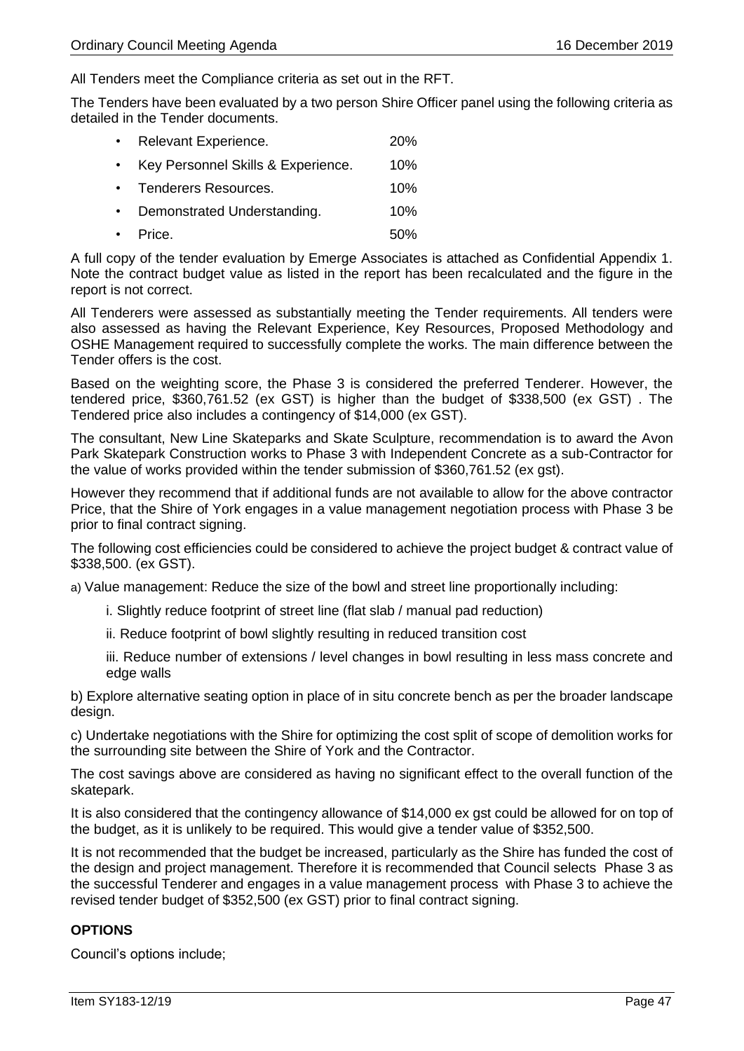All Tenders meet the Compliance criteria as set out in the RFT.

The Tenders have been evaluated by a two person Shire Officer panel using the following criteria as detailed in the Tender documents.

- Relevant Experience. 20%
- Key Personnel Skills & Experience. 10%
- Tenderers Resources. 10%
- Demonstrated Understanding. 10%
- Price. 50%

A full copy of the tender evaluation by Emerge Associates is attached as Confidential Appendix 1. Note the contract budget value as listed in the report has been recalculated and the figure in the report is not correct.

All Tenderers were assessed as substantially meeting the Tender requirements. All tenders were also assessed as having the Relevant Experience, Key Resources, Proposed Methodology and OSHE Management required to successfully complete the works. The main difference between the Tender offers is the cost.

Based on the weighting score, the Phase 3 is considered the preferred Tenderer. However, the tendered price, $360,761.52 (ex GST) is higher than the budget of $338,500 (ex GST) . The Tendered price also includes a contingency of $14,000 (ex GST).

The consultant, New Line Skateparks and Skate Sculpture, recommendation is to award the Avon Park Skatepark Construction works to Phase 3 with Independent Concrete as a sub-Contractor for the value of works provided within the tender submission of $360,761.52 (ex gst).

However they recommend that if additional funds are not available to allow for the above contractor Price, that the Shire of York engages in a value management negotiation process with Phase 3 be prior to final contract signing.

The following cost efficiencies could be considered to achieve the project budget & contract value of $338,500. (ex GST).

a) Value management: Reduce the size of the bowl and street line proportionally including:

  i. Slightly reduce footprint of street line (flat slab / manual pad reduction)

  ii. Reduce footprint of bowl slightly resulting in reduced transition cost

  iii. Reduce number of extensions / level changes in bowl resulting in less mass concrete and edge walls

b) Explore alternative seating option in place of in situ concrete bench as per the broader landscape design.

c) Undertake negotiations with the Shire for optimizing the cost split of scope of demolition works for the surrounding site between the Shire of York and the Contractor.

The cost savings above are considered as having no significant effect to the overall function of the skatepark.

It is also considered that the contingency allowance of $14,000 ex gst could be allowed for on top of the budget, as it is unlikely to be required. This would give a tender value of $352,500.

It is not recommended that the budget be increased, particularly as the Shire has funded the cost of the design and project management. Therefore it is recommended that Council selects Phase 3 as the successful Tenderer and engages in a value management process with Phase 3 to achieve the revised tender budget of $352,500 (ex GST) prior to final contract signing.

**OPTIONS**

Council's options include;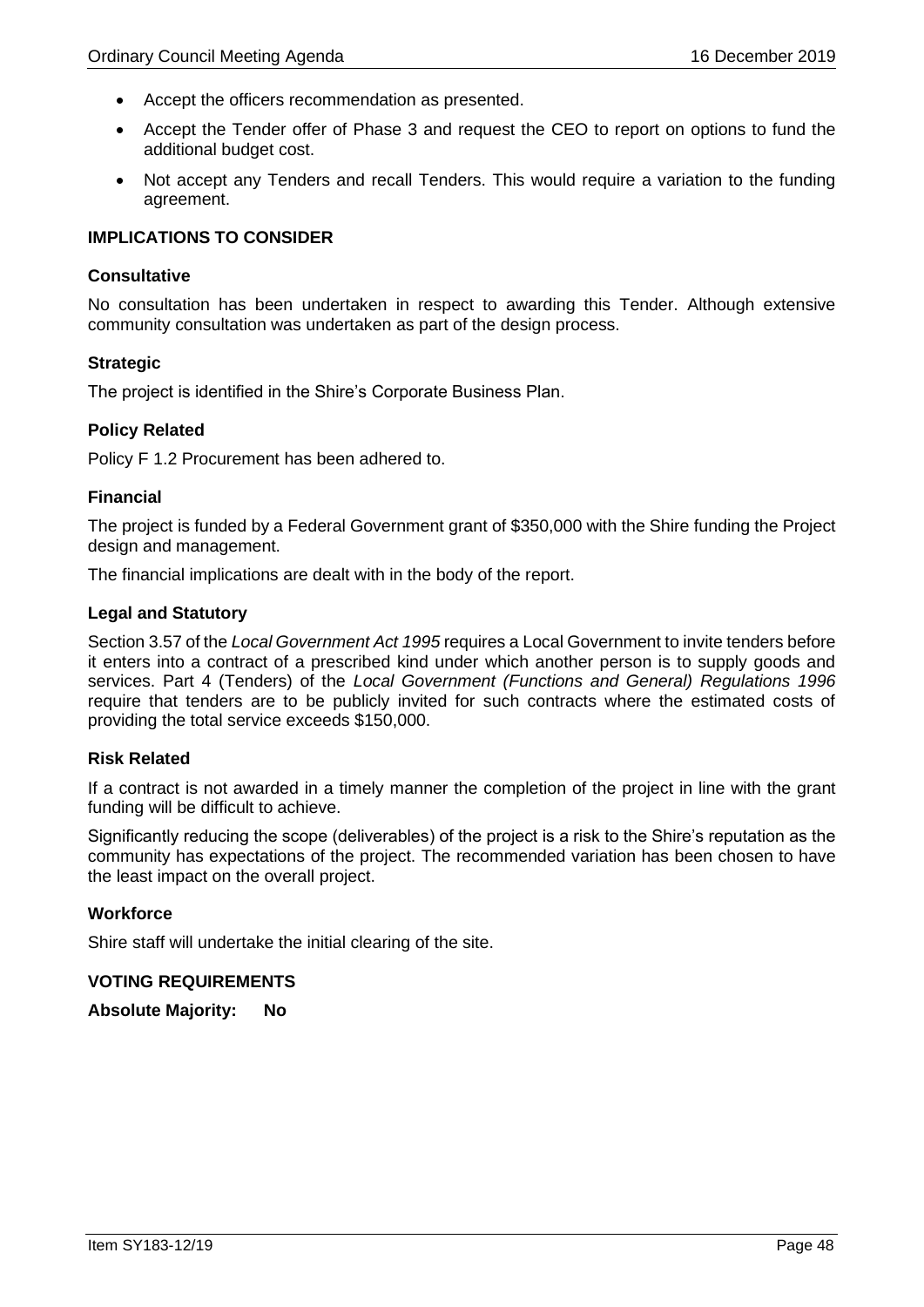- Accept the officers recommendation as presented.
- Accept the Tender offer of Phase 3 and request the CEO to report on options to fund the additional budget cost.
- Not accept any Tenders and recall Tenders. This would require a variation to the funding agreement.

**IMPLICATIONS TO CONSIDER**

**Consultative**

No consultation has been undertaken in respect to awarding this Tender. Although extensive community consultation was undertaken as part of the design process.

**Strategic**

The project is identified in the Shire's Corporate Business Plan.

**Policy Related**

Policy F 1.2 Procurement has been adhered to.

**Financial**

The project is funded by a Federal Government grant of $350,000 with the Shire funding the Project design and management.

The financial implications are dealt with in the body of the report.

**Legal and Statutory**

Section 3.57 of the *Local Government Act 1995* requires a Local Government to invite tenders before it enters into a contract of a prescribed kind under which another person is to supply goods and services. Part 4 (Tenders) of the *Local Government (Functions and General) Regulations 1996* require that tenders are to be publicly invited for such contracts where the estimated costs of providing the total service exceeds $150,000.

**Risk Related**

If a contract is not awarded in a timely manner the completion of the project in line with the grant funding will be difficult to achieve.

Significantly reducing the scope (deliverables) of the project is a risk to the Shire's reputation as the community has expectations of the project. The recommended variation has been chosen to have the least impact on the overall project.

**Workforce**

Shire staff will undertake the initial clearing of the site.

**VOTING REQUIREMENTS**

**Absolute Majority: No**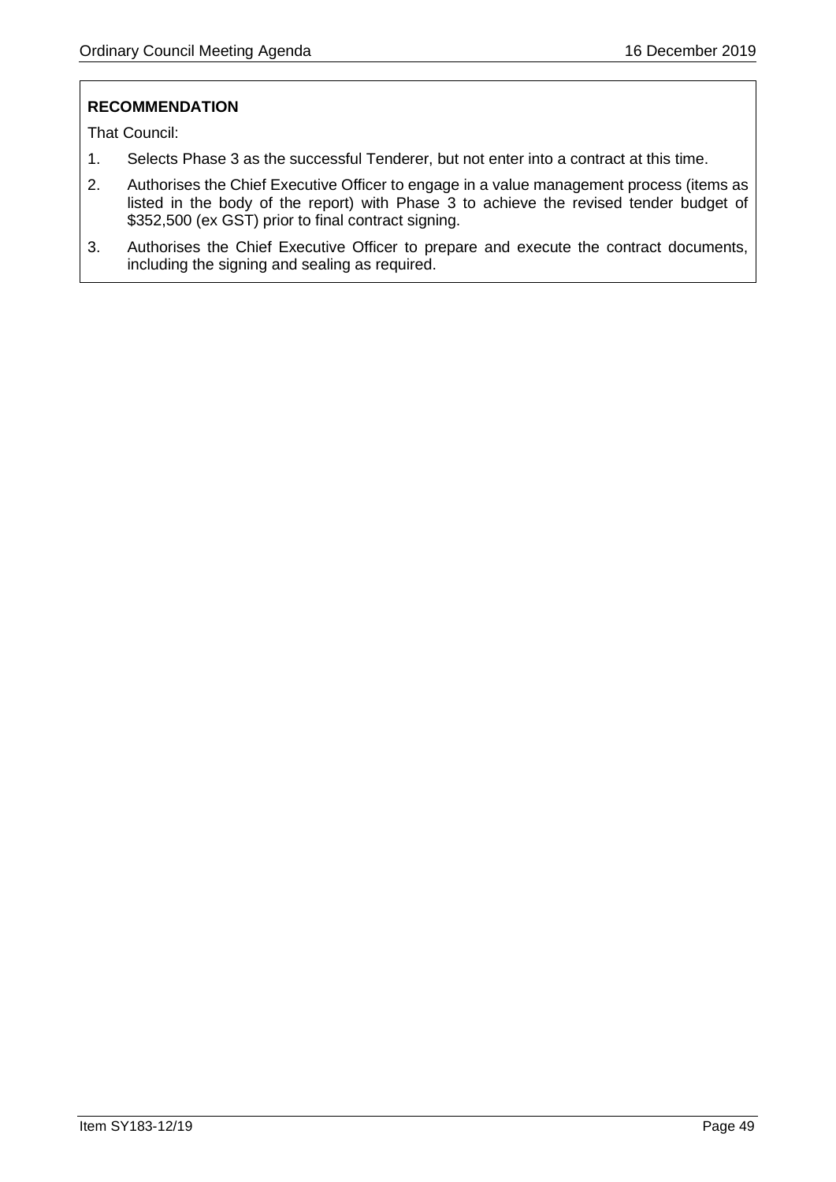**RECOMMENDATION**

That Council:

1. Selects Phase 3 as the successful Tenderer, but not enter into a contract at this time.
2. Authorises the Chief Executive Officer to engage in a value management process (items as listed in the body of the report) with Phase 3 to achieve the revised tender budget of $352,500 (ex GST) prior to final contract signing.
3. Authorises the Chief Executive Officer to prepare and execute the contract documents, including the signing and sealing as required.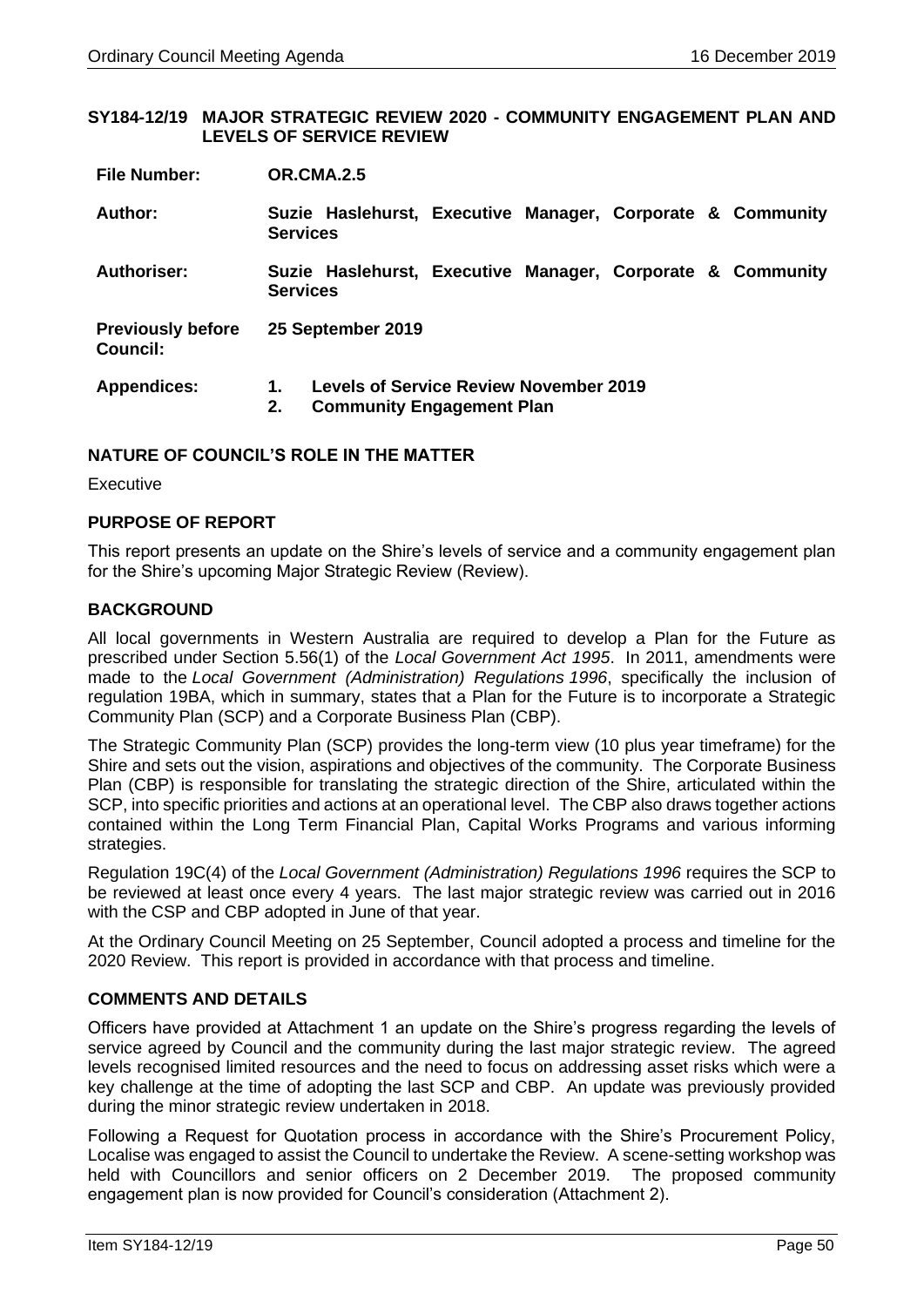## SY184-12/19 MAJOR STRATEGIC REVIEW 2020 - COMMUNITY ENGAGEMENT PLAN AND LEVELS OF SERVICE REVIEW

| | |
|---|---|
| **File Number:** | **OR.CMA.2.5** |
| **Author:** | **Suzie Haslehurst, Executive Manager, Corporate & Community Services** |
| **Authoriser:** | **Suzie Haslehurst, Executive Manager, Corporate & Community Services** |
| **Previously before Council:** | **25 September 2019** |
| **Appendices:** | **1. Levels of Service Review November 2019**<br>**2. Community Engagement Plan** |

### NATURE OF COUNCIL'S ROLE IN THE MATTER

Executive

### PURPOSE OF REPORT

This report presents an update on the Shire's levels of service and a community engagement plan for the Shire's upcoming Major Strategic Review (Review).

### BACKGROUND

All local governments in Western Australia are required to develop a Plan for the Future as prescribed under Section 5.56(1) of the *Local Government Act 1995*. In 2011, amendments were made to the *Local Government (Administration) Regulations 1996*, specifically the inclusion of regulation 19BA, which in summary, states that a Plan for the Future is to incorporate a Strategic Community Plan (SCP) and a Corporate Business Plan (CBP).

The Strategic Community Plan (SCP) provides the long-term view (10 plus year timeframe) for the Shire and sets out the vision, aspirations and objectives of the community. The Corporate Business Plan (CBP) is responsible for translating the strategic direction of the Shire, articulated within the SCP, into specific priorities and actions at an operational level. The CBP also draws together actions contained within the Long Term Financial Plan, Capital Works Programs and various informing strategies.

Regulation 19C(4) of the *Local Government (Administration) Regulations 1996* requires the SCP to be reviewed at least once every 4 years. The last major strategic review was carried out in 2016 with the CSP and CBP adopted in June of that year.

At the Ordinary Council Meeting on 25 September, Council adopted a process and timeline for the 2020 Review. This report is provided in accordance with that process and timeline.

### COMMENTS AND DETAILS

Officers have provided at Attachment 1 an update on the Shire's progress regarding the levels of service agreed by Council and the community during the last major strategic review. The agreed levels recognised limited resources and the need to focus on addressing asset risks which were a key challenge at the time of adopting the last SCP and CBP. An update was previously provided during the minor strategic review undertaken in 2018.

Following a Request for Quotation process in accordance with the Shire's Procurement Policy, Localise was engaged to assist the Council to undertake the Review. A scene-setting workshop was held with Councillors and senior officers on 2 December 2019. The proposed community engagement plan is now provided for Council's consideration (Attachment 2).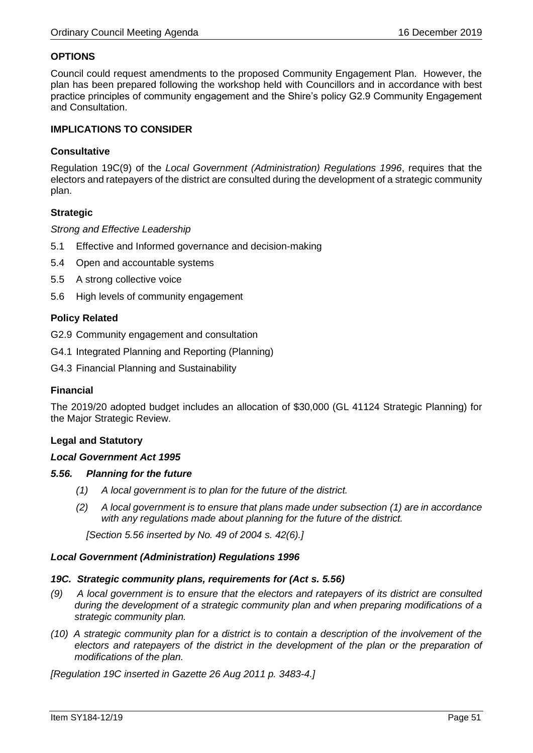## OPTIONS

Council could request amendments to the proposed Community Engagement Plan. However, the plan has been prepared following the workshop held with Councillors and in accordance with best practice principles of community engagement and the Shire's policy G2.9 Community Engagement and Consultation.

## IMPLICATIONS TO CONSIDER

### Consultative

Regulation 19C(9) of the *Local Government (Administration) Regulations 1996*, requires that the electors and ratepayers of the district are consulted during the development of a strategic community plan.

### Strategic

*Strong and Effective Leadership*

- 5.1 Effective and Informed governance and decision-making
- 5.4 Open and accountable systems
- 5.5 A strong collective voice
- 5.6 High levels of community engagement

### Policy Related

- G2.9 Community engagement and consultation
- G4.1 Integrated Planning and Reporting (Planning)
- G4.3 Financial Planning and Sustainability

### Financial

The 2019/20 adopted budget includes an allocation of $30,000 (GL 41124 Strategic Planning) for the Major Strategic Review.

### Legal and Statutory

***Local Government Act 1995***

***5.56. Planning for the future***

*(1) A local government is to plan for the future of the district.*

*(2) A local government is to ensure that plans made under subsection (1) are in accordance with any regulations made about planning for the future of the district.*

*[Section 5.56 inserted by No. 49 of 2004 s. 42(6).]*

***Local Government (Administration) Regulations 1996***

***19C. Strategic community plans, requirements for (Act s. 5.56)***

*(9) A local government is to ensure that the electors and ratepayers of its district are consulted during the development of a strategic community plan and when preparing modifications of a strategic community plan.*

*(10) A strategic community plan for a district is to contain a description of the involvement of the electors and ratepayers of the district in the development of the plan or the preparation of modifications of the plan.*

*[Regulation 19C inserted in Gazette 26 Aug 2011 p. 3483-4.]*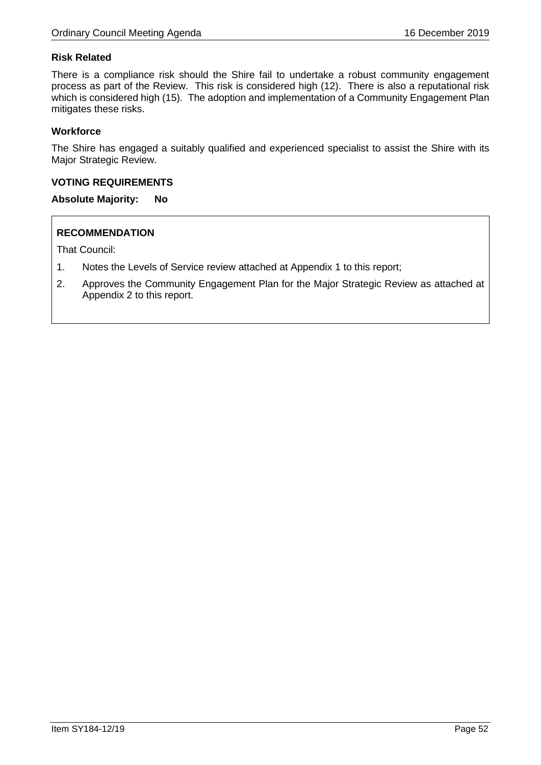### Risk Related

There is a compliance risk should the Shire fail to undertake a robust community engagement process as part of the Review. This risk is considered high (12). There is also a reputational risk which is considered high (15). The adoption and implementation of a Community Engagement Plan mitigates these risks.

### Workforce

The Shire has engaged a suitably qualified and experienced specialist to assist the Shire with its Major Strategic Review.

## VOTING REQUIREMENTS

**Absolute Majority: No**

### RECOMMENDATION

That Council:

1. Notes the Levels of Service review attached at Appendix 1 to this report;
2. Approves the Community Engagement Plan for the Major Strategic Review as attached at Appendix 2 to this report.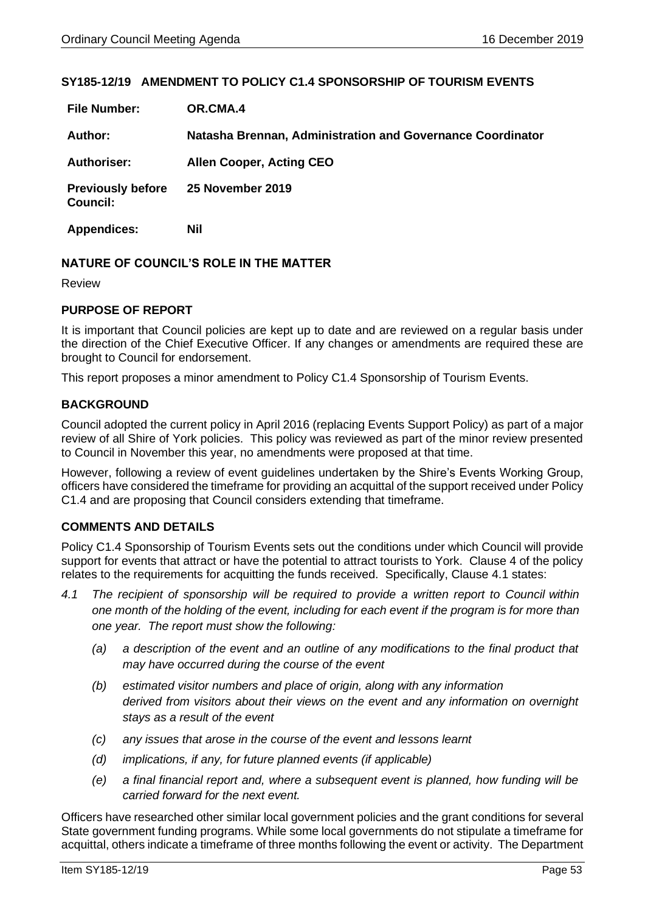## SY185-12/19 AMENDMENT TO POLICY C1.4 SPONSORSHIP OF TOURISM EVENTS

| | |
|---|---|
| **File Number:** | **OR.CMA.4** |
| **Author:** | **Natasha Brennan, Administration and Governance Coordinator** |
| **Authoriser:** | **Allen Cooper, Acting CEO** |
| **Previously before Council:** | **25 November 2019** |
| **Appendices:** | **Nil** |

### NATURE OF COUNCIL'S ROLE IN THE MATTER

Review

### PURPOSE OF REPORT

It is important that Council policies are kept up to date and are reviewed on a regular basis under the direction of the Chief Executive Officer. If any changes or amendments are required these are brought to Council for endorsement.

This report proposes a minor amendment to Policy C1.4 Sponsorship of Tourism Events.

### BACKGROUND

Council adopted the current policy in April 2016 (replacing Events Support Policy) as part of a major review of all Shire of York policies. This policy was reviewed as part of the minor review presented to Council in November this year, no amendments were proposed at that time.

However, following a review of event guidelines undertaken by the Shire's Events Working Group, officers have considered the timeframe for providing an acquittal of the support received under Policy C1.4 and are proposing that Council considers extending that timeframe.

### COMMENTS AND DETAILS

Policy C1.4 Sponsorship of Tourism Events sets out the conditions under which Council will provide support for events that attract or have the potential to attract tourists to York. Clause 4 of the policy relates to the requirements for acquitting the funds received. Specifically, Clause 4.1 states:

*4.1 The recipient of sponsorship will be required to provide a written report to Council within one month of the holding of the event, including for each event if the program is for more than one year. The report must show the following:*

- *(a) a description of the event and an outline of any modifications to the final product that may have occurred during the course of the event*
- *(b) estimated visitor numbers and place of origin, along with any information derived from visitors about their views on the event and any information on overnight stays as a result of the event*
- *(c) any issues that arose in the course of the event and lessons learnt*
- *(d) implications, if any, for future planned events (if applicable)*
- *(e) a final financial report and, where a subsequent event is planned, how funding will be carried forward for the next event.*

Officers have researched other similar local government policies and the grant conditions for several State government funding programs. While some local governments do not stipulate a timeframe for acquittal, others indicate a timeframe of three months following the event or activity. The Department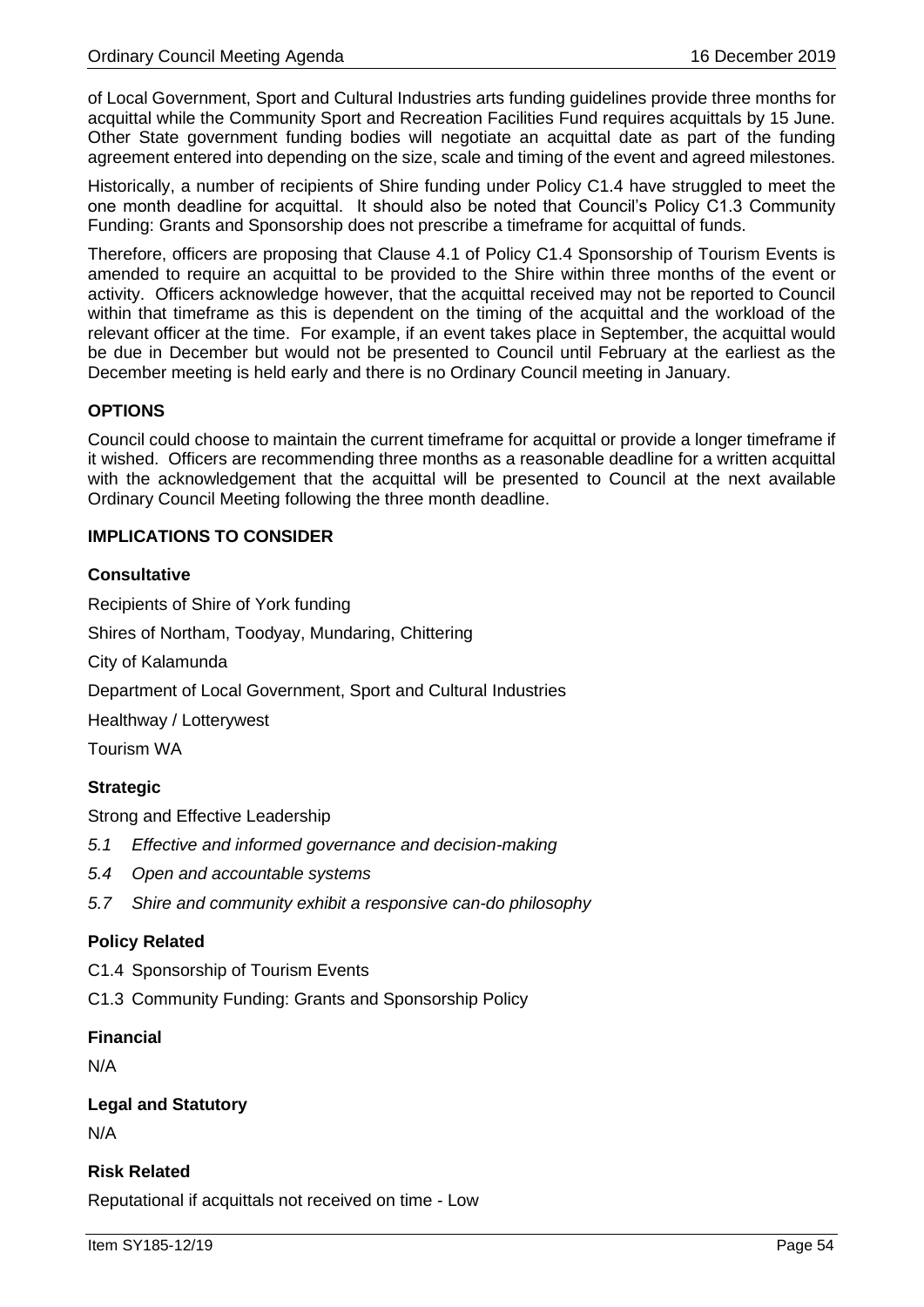of Local Government, Sport and Cultural Industries arts funding guidelines provide three months for acquittal while the Community Sport and Recreation Facilities Fund requires acquittals by 15 June. Other State government funding bodies will negotiate an acquittal date as part of the funding agreement entered into depending on the size, scale and timing of the event and agreed milestones.

Historically, a number of recipients of Shire funding under Policy C1.4 have struggled to meet the one month deadline for acquittal. It should also be noted that Council's Policy C1.3 Community Funding: Grants and Sponsorship does not prescribe a timeframe for acquittal of funds.

Therefore, officers are proposing that Clause 4.1 of Policy C1.4 Sponsorship of Tourism Events is amended to require an acquittal to be provided to the Shire within three months of the event or activity. Officers acknowledge however, that the acquittal received may not be reported to Council within that timeframe as this is dependent on the timing of the acquittal and the workload of the relevant officer at the time. For example, if an event takes place in September, the acquittal would be due in December but would not be presented to Council until February at the earliest as the December meeting is held early and there is no Ordinary Council meeting in January.

## OPTIONS

Council could choose to maintain the current timeframe for acquittal or provide a longer timeframe if it wished. Officers are recommending three months as a reasonable deadline for a written acquittal with the acknowledgement that the acquittal will be presented to Council at the next available Ordinary Council Meeting following the three month deadline.

## IMPLICATIONS TO CONSIDER

### Consultative

Recipients of Shire of York funding

Shires of Northam, Toodyay, Mundaring, Chittering

City of Kalamunda

Department of Local Government, Sport and Cultural Industries

Healthway / Lotterywest

Tourism WA

### Strategic

Strong and Effective Leadership

- *5.1 Effective and informed governance and decision-making*
- *5.4 Open and accountable systems*
- *5.7 Shire and community exhibit a responsive can-do philosophy*

### Policy Related

C1.4 Sponsorship of Tourism Events

C1.3 Community Funding: Grants and Sponsorship Policy

### Financial

N/A

### Legal and Statutory

N/A

### Risk Related

Reputational if acquittals not received on time - Low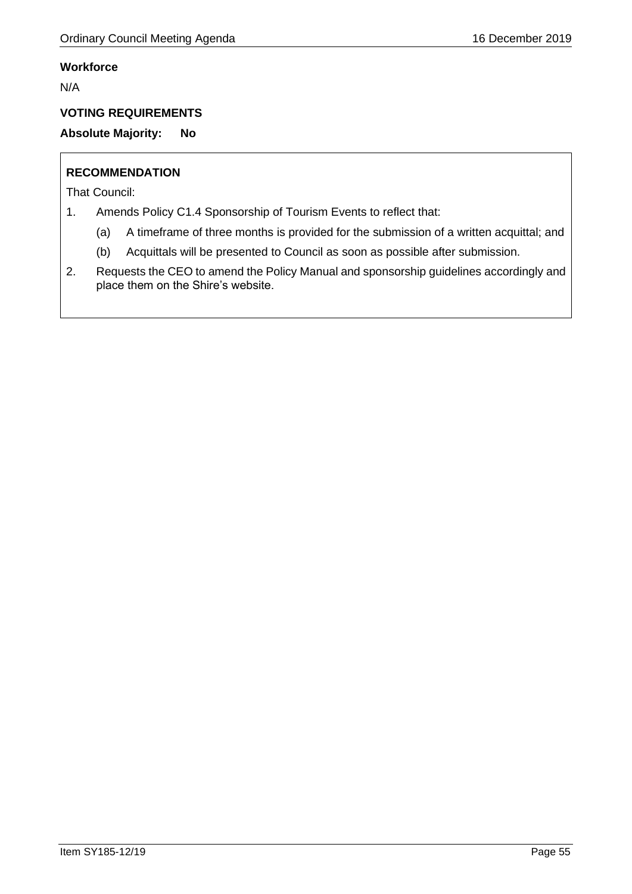**Workforce**

N/A

**VOTING REQUIREMENTS**

**Absolute Majority: No**

**RECOMMENDATION**

That Council:

1. Amends Policy C1.4 Sponsorship of Tourism Events to reflect that:
   (a) A timeframe of three months is provided for the submission of a written acquittal; and
   (b) Acquittals will be presented to Council as soon as possible after submission.
2. Requests the CEO to amend the Policy Manual and sponsorship guidelines accordingly and place them on the Shire's website.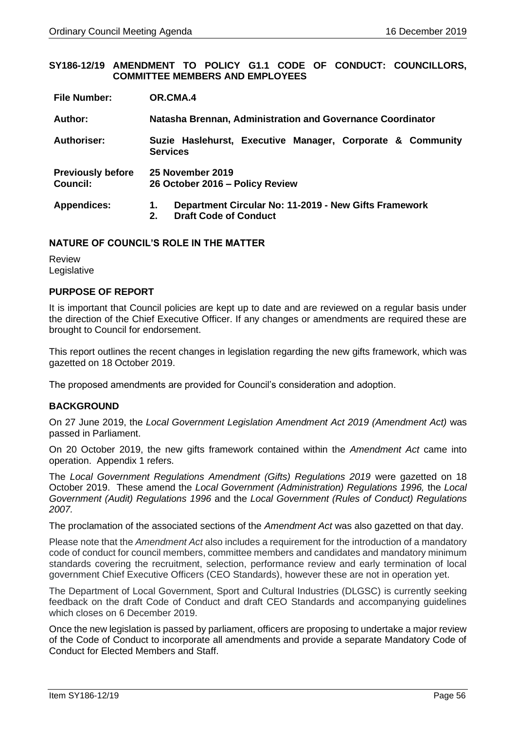## SY186-12/19 AMENDMENT TO POLICY G1.1 CODE OF CONDUCT: COUNCILLORS, COMMITTEE MEMBERS AND EMPLOYEES

| | |
|---|---|
| **File Number:** | **OR.CMA.4** |
| **Author:** | **Natasha Brennan, Administration and Governance Coordinator** |
| **Authoriser:** | **Suzie Haslehurst, Executive Manager, Corporate & Community Services** |
| **Previously before Council:** | **25 November 2019**<br>**26 October 2016 – Policy Review** |
| **Appendices:** | **1. Department Circular No: 11-2019 - New Gifts Framework**<br>**2. Draft Code of Conduct** |

### NATURE OF COUNCIL'S ROLE IN THE MATTER

Review
Legislative

### PURPOSE OF REPORT

It is important that Council policies are kept up to date and are reviewed on a regular basis under the direction of the Chief Executive Officer. If any changes or amendments are required these are brought to Council for endorsement.

This report outlines the recent changes in legislation regarding the new gifts framework, which was gazetted on 18 October 2019.

The proposed amendments are provided for Council's consideration and adoption.

### BACKGROUND

On 27 June 2019, the *Local Government Legislation Amendment Act 2019 (Amendment Act)* was passed in Parliament.

On 20 October 2019, the new gifts framework contained within the *Amendment Act* came into operation. Appendix 1 refers.

The *Local Government Regulations Amendment (Gifts) Regulations 2019* were gazetted on 18 October 2019. These amend the *Local Government (Administration) Regulations 1996,* the *Local Government (Audit) Regulations 1996* and the *Local Government (Rules of Conduct) Regulations 2007.*

The proclamation of the associated sections of the *Amendment Act* was also gazetted on that day.

Please note that the *Amendment Act* also includes a requirement for the introduction of a mandatory code of conduct for council members, committee members and candidates and mandatory minimum standards covering the recruitment, selection, performance review and early termination of local government Chief Executive Officers (CEO Standards), however these are not in operation yet.

The Department of Local Government, Sport and Cultural Industries (DLGSC) is currently seeking feedback on the draft Code of Conduct and draft CEO Standards and accompanying guidelines which closes on 6 December 2019.

Once the new legislation is passed by parliament, officers are proposing to undertake a major review of the Code of Conduct to incorporate all amendments and provide a separate Mandatory Code of Conduct for Elected Members and Staff.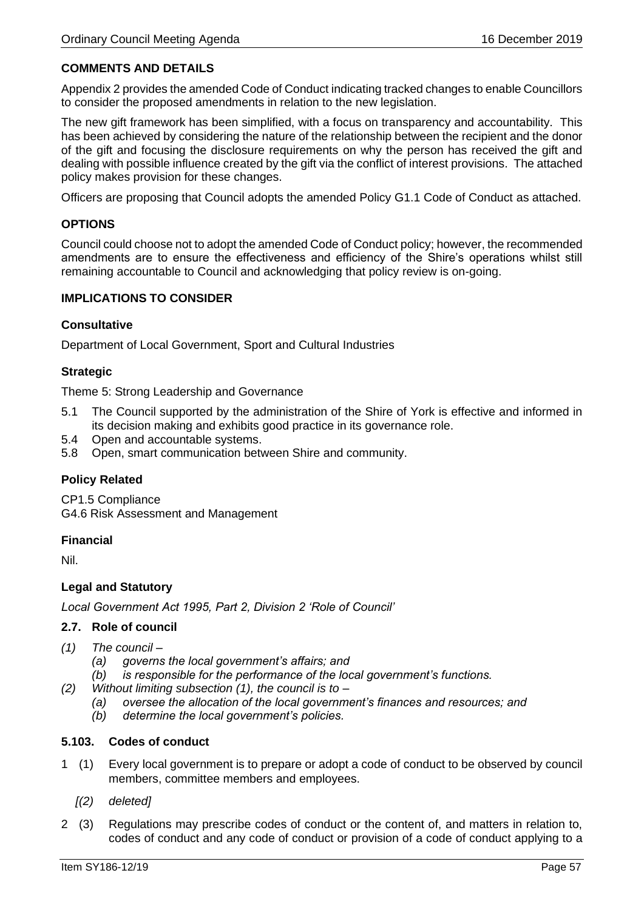## COMMENTS AND DETAILS

Appendix 2 provides the amended Code of Conduct indicating tracked changes to enable Councillors to consider the proposed amendments in relation to the new legislation.

The new gift framework has been simplified, with a focus on transparency and accountability. This has been achieved by considering the nature of the relationship between the recipient and the donor of the gift and focusing the disclosure requirements on why the person has received the gift and dealing with possible influence created by the gift via the conflict of interest provisions. The attached policy makes provision for these changes.

Officers are proposing that Council adopts the amended Policy G1.1 Code of Conduct as attached.

## OPTIONS

Council could choose not to adopt the amended Code of Conduct policy; however, the recommended amendments are to ensure the effectiveness and efficiency of the Shire's operations whilst still remaining accountable to Council and acknowledging that policy review is on-going.

## IMPLICATIONS TO CONSIDER

### Consultative

Department of Local Government, Sport and Cultural Industries

### Strategic

Theme 5: Strong Leadership and Governance

5.1 The Council supported by the administration of the Shire of York is effective and informed in its decision making and exhibits good practice in its governance role.
5.4 Open and accountable systems.
5.8 Open, smart communication between Shire and community.

### Policy Related

CP1.5 Compliance
G4.6 Risk Assessment and Management

### Financial

Nil.

### Legal and Statutory

*Local Government Act 1995, Part 2, Division 2 'Role of Council'*

#### 2.7. Role of council

*(1) The council –*
*(a) governs the local government's affairs; and*
*(b) is responsible for the performance of the local government's functions.*

*(2) Without limiting subsection (1), the council is to –*
*(a) oversee the allocation of the local government's finances and resources; and*
*(b) determine the local government's policies.*

#### 5.103. Codes of conduct

1 (1) Every local government is to prepare or adopt a code of conduct to be observed by council members, committee members and employees.

*[(2) deleted]*

2 (3) Regulations may prescribe codes of conduct or the content of, and matters in relation to, codes of conduct and any code of conduct or provision of a code of conduct applying to a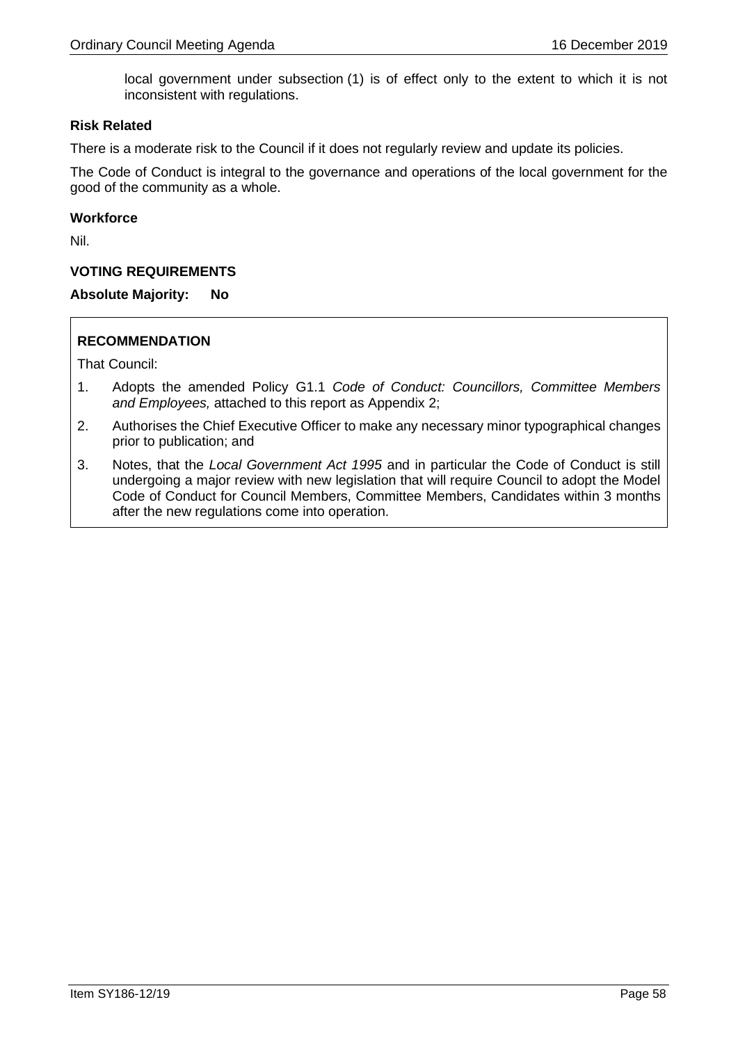local government under subsection (1) is of effect only to the extent to which it is not inconsistent with regulations.

**Risk Related**

There is a moderate risk to the Council if it does not regularly review and update its policies.

The Code of Conduct is integral to the governance and operations of the local government for the good of the community as a whole.

**Workforce**

Nil.

**VOTING REQUIREMENTS**

**Absolute Majority: No**

**RECOMMENDATION**

That Council:

1. Adopts the amended Policy G1.1 *Code of Conduct: Councillors, Committee Members and Employees,* attached to this report as Appendix 2;
2. Authorises the Chief Executive Officer to make any necessary minor typographical changes prior to publication; and
3. Notes, that the *Local Government Act 1995* and in particular the Code of Conduct is still undergoing a major review with new legislation that will require Council to adopt the Model Code of Conduct for Council Members, Committee Members, Candidates within 3 months after the new regulations come into operation.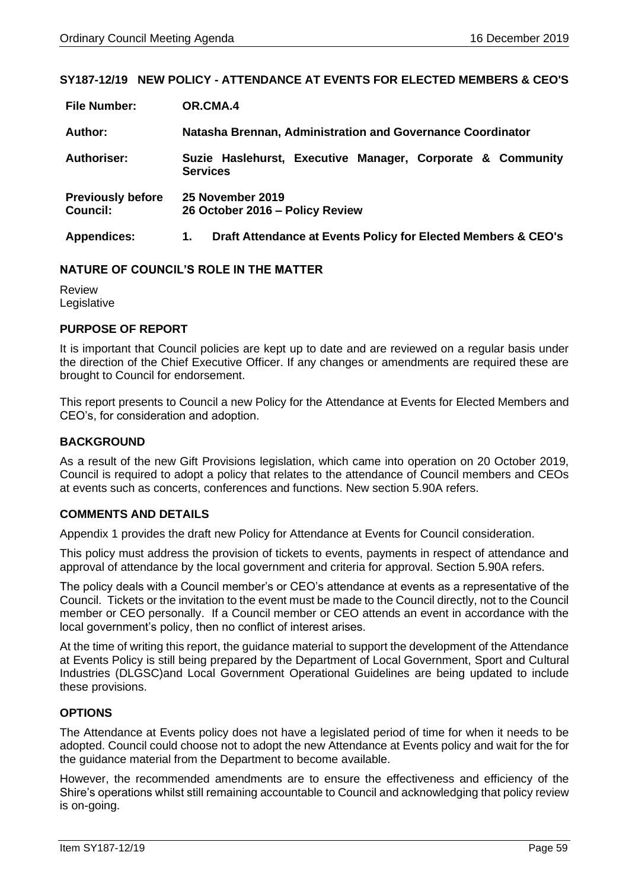## SY187-12/19 NEW POLICY - ATTENDANCE AT EVENTS FOR ELECTED MEMBERS & CEO'S

| | |
|---|---|
| **File Number:** | **OR.CMA.4** |
| **Author:** | **Natasha Brennan, Administration and Governance Coordinator** |
| **Authoriser:** | **Suzie Haslehurst, Executive Manager, Corporate & Community Services** |
| **Previously before Council:** | **25 November 2019**<br>**26 October 2016 – Policy Review** |
| **Appendices:** | **1. Draft Attendance at Events Policy for Elected Members & CEO's** |

### NATURE OF COUNCIL'S ROLE IN THE MATTER

Review
Legislative

### PURPOSE OF REPORT

It is important that Council policies are kept up to date and are reviewed on a regular basis under the direction of the Chief Executive Officer. If any changes or amendments are required these are brought to Council for endorsement.

This report presents to Council a new Policy for the Attendance at Events for Elected Members and CEO's, for consideration and adoption.

### BACKGROUND

As a result of the new Gift Provisions legislation, which came into operation on 20 October 2019, Council is required to adopt a policy that relates to the attendance of Council members and CEOs at events such as concerts, conferences and functions. New section 5.90A refers.

### COMMENTS AND DETAILS

Appendix 1 provides the draft new Policy for Attendance at Events for Council consideration.

This policy must address the provision of tickets to events, payments in respect of attendance and approval of attendance by the local government and criteria for approval. Section 5.90A refers.

The policy deals with a Council member's or CEO's attendance at events as a representative of the Council. Tickets or the invitation to the event must be made to the Council directly, not to the Council member or CEO personally. If a Council member or CEO attends an event in accordance with the local government's policy, then no conflict of interest arises.

At the time of writing this report, the guidance material to support the development of the Attendance at Events Policy is still being prepared by the Department of Local Government, Sport and Cultural Industries (DLGSC)and Local Government Operational Guidelines are being updated to include these provisions.

### OPTIONS

The Attendance at Events policy does not have a legislated period of time for when it needs to be adopted. Council could choose not to adopt the new Attendance at Events policy and wait for the for the guidance material from the Department to become available.

However, the recommended amendments are to ensure the effectiveness and efficiency of the Shire's operations whilst still remaining accountable to Council and acknowledging that policy review is on-going.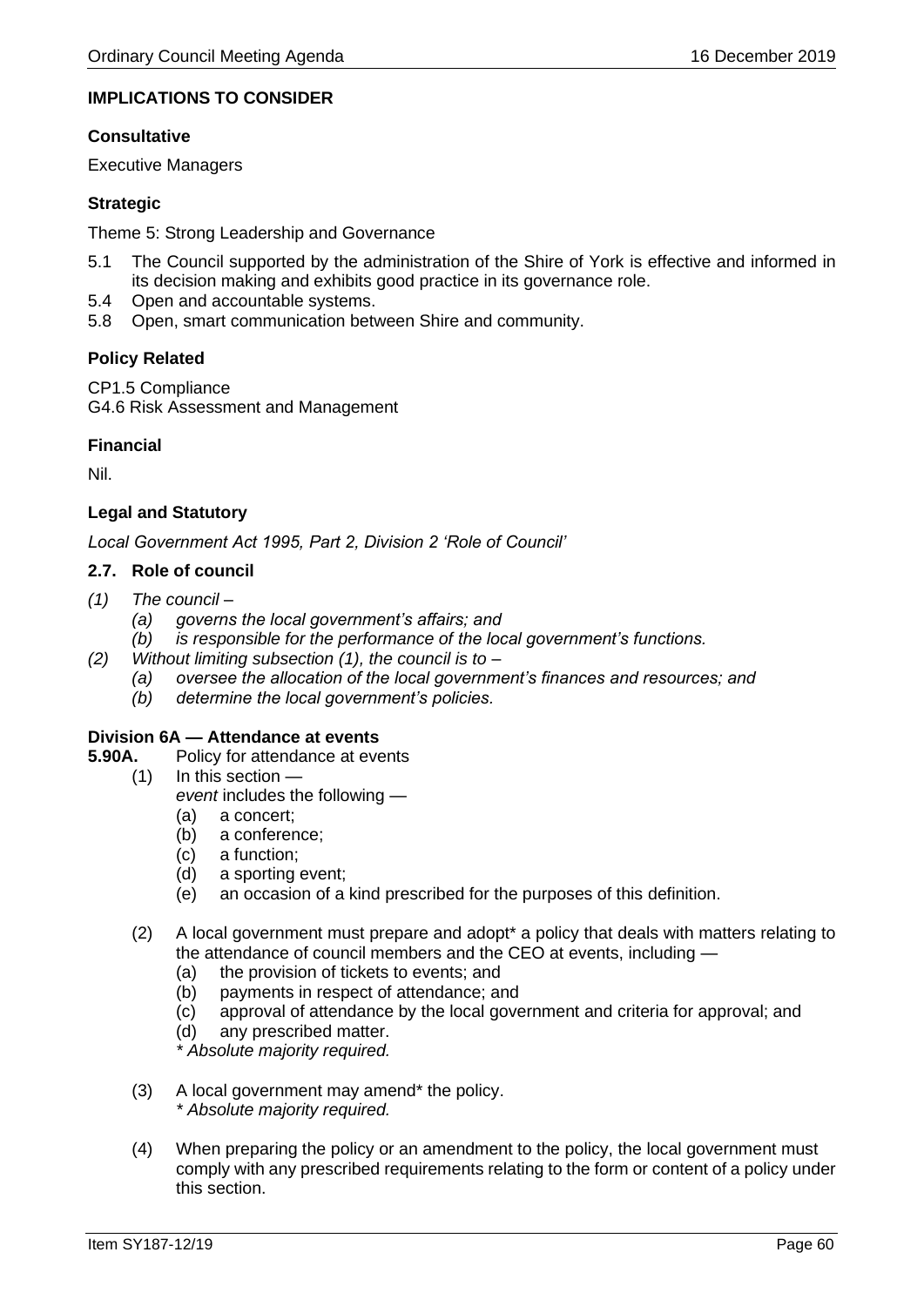**IMPLICATIONS TO CONSIDER**

**Consultative**

Executive Managers

**Strategic**

Theme 5: Strong Leadership and Governance

5.1 The Council supported by the administration of the Shire of York is effective and informed in its decision making and exhibits good practice in its governance role.
5.4 Open and accountable systems.
5.8 Open, smart communication between Shire and community.

**Policy Related**

CP1.5 Compliance
G4.6 Risk Assessment and Management

**Financial**

Nil.

**Legal and Statutory**

*Local Government Act 1995, Part 2, Division 2 'Role of Council'*

**2.7. Role of council**

*(1) The council –*
- *(a) governs the local government's affairs; and*
- *(b) is responsible for the performance of the local government's functions.*

*(2) Without limiting subsection (1), the council is to –*
- *(a) oversee the allocation of the local government's finances and resources; and*
- *(b) determine the local government's policies.*

**Division 6A — Attendance at events**

**5.90A.** Policy for attendance at events

(1) In this section —

*event* includes the following —
- (a) a concert;
- (b) a conference;
- (c) a function;
- (d) a sporting event;
- (e) an occasion of a kind prescribed for the purposes of this definition.

(2) A local government must prepare and adopt* a policy that deals with matters relating to the attendance of council members and the CEO at events, including —
- (a) the provision of tickets to events; and
- (b) payments in respect of attendance; and
- (c) approval of attendance by the local government and criteria for approval; and
- (d) any prescribed matter.

*\* Absolute majority required.*

(3) A local government may amend* the policy.

*\* Absolute majority required.*

(4) When preparing the policy or an amendment to the policy, the local government must comply with any prescribed requirements relating to the form or content of a policy under this section.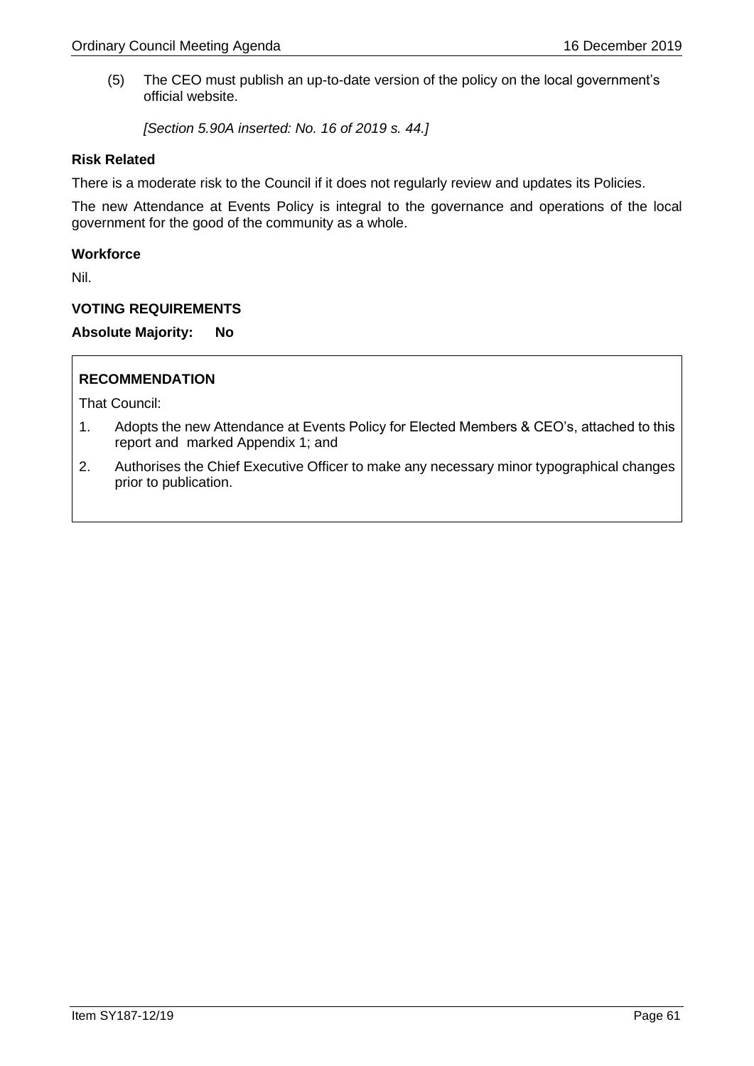(5) The CEO must publish an up-to-date version of the policy on the local government's official website.

*[Section 5.90A inserted: No. 16 of 2019 s. 44.]*

**Risk Related**

There is a moderate risk to the Council if it does not regularly review and updates its Policies.

The new Attendance at Events Policy is integral to the governance and operations of the local government for the good of the community as a whole.

**Workforce**

Nil.

**VOTING REQUIREMENTS**

**Absolute Majority: No**

**RECOMMENDATION**

That Council:

1. Adopts the new Attendance at Events Policy for Elected Members & CEO's, attached to this report and marked Appendix 1; and
2. Authorises the Chief Executive Officer to make any necessary minor typographical changes prior to publication.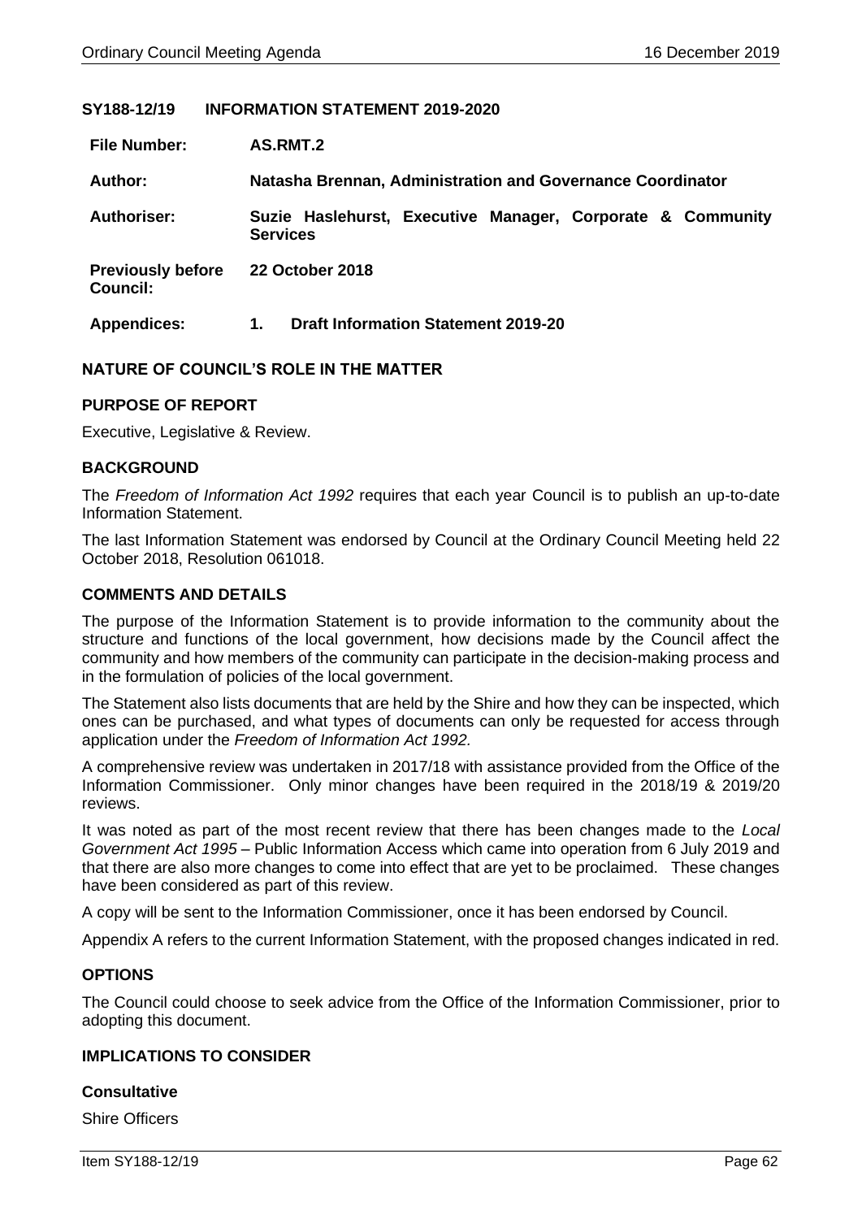## SY188-12/19 INFORMATION STATEMENT 2019-2020

| | |
|---|---|
| **File Number:** | **AS.RMT.2** |
| **Author:** | **Natasha Brennan, Administration and Governance Coordinator** |
| **Authoriser:** | **Suzie Haslehurst, Executive Manager, Corporate & Community Services** |
| **Previously before Council:** | **22 October 2018** |
| **Appendices:** | **1. Draft Information Statement 2019-20** |

### NATURE OF COUNCIL'S ROLE IN THE MATTER

### PURPOSE OF REPORT

Executive, Legislative & Review.

### BACKGROUND

The *Freedom of Information Act 1992* requires that each year Council is to publish an up-to-date Information Statement.

The last Information Statement was endorsed by Council at the Ordinary Council Meeting held 22 October 2018, Resolution 061018.

### COMMENTS AND DETAILS

The purpose of the Information Statement is to provide information to the community about the structure and functions of the local government, how decisions made by the Council affect the community and how members of the community can participate in the decision-making process and in the formulation of policies of the local government.

The Statement also lists documents that are held by the Shire and how they can be inspected, which ones can be purchased, and what types of documents can only be requested for access through application under the *Freedom of Information Act 1992.*

A comprehensive review was undertaken in 2017/18 with assistance provided from the Office of the Information Commissioner. Only minor changes have been required in the 2018/19 & 2019/20 reviews.

It was noted as part of the most recent review that there has been changes made to the *Local Government Act 1995* – Public Information Access which came into operation from 6 July 2019 and that there are also more changes to come into effect that are yet to be proclaimed. These changes have been considered as part of this review.

A copy will be sent to the Information Commissioner, once it has been endorsed by Council.

Appendix A refers to the current Information Statement, with the proposed changes indicated in red.

### OPTIONS

The Council could choose to seek advice from the Office of the Information Commissioner, prior to adopting this document.

### IMPLICATIONS TO CONSIDER

#### Consultative

Shire Officers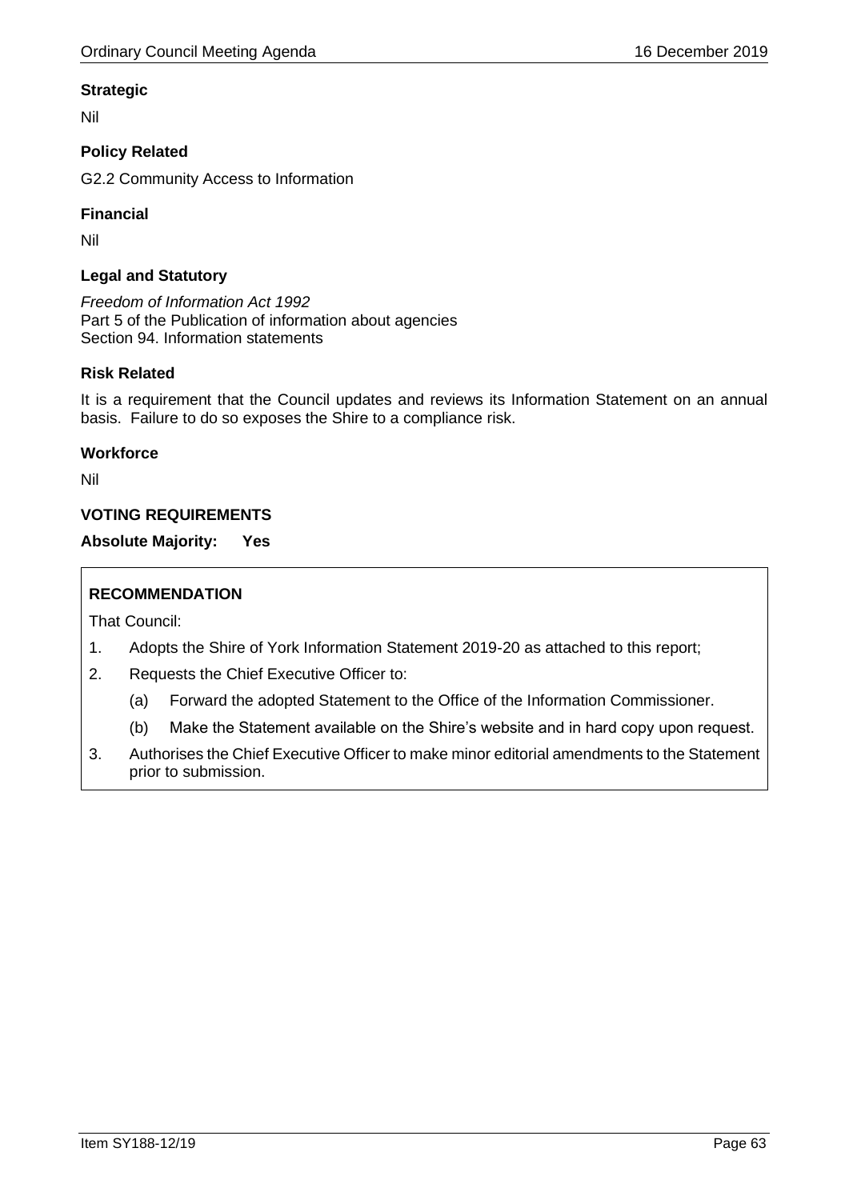**Strategic**

Nil

**Policy Related**

G2.2 Community Access to Information

**Financial**

Nil

**Legal and Statutory**

*Freedom of Information Act 1992*
Part 5 of the Publication of information about agencies
Section 94. Information statements

**Risk Related**

It is a requirement that the Council updates and reviews its Information Statement on an annual basis. Failure to do so exposes the Shire to a compliance risk.

**Workforce**

Nil

**VOTING REQUIREMENTS**

**Absolute Majority: Yes**

**RECOMMENDATION**

That Council:

1. Adopts the Shire of York Information Statement 2019-20 as attached to this report;
2. Requests the Chief Executive Officer to:
   (a) Forward the adopted Statement to the Office of the Information Commissioner.
   (b) Make the Statement available on the Shire's website and in hard copy upon request.
3. Authorises the Chief Executive Officer to make minor editorial amendments to the Statement prior to submission.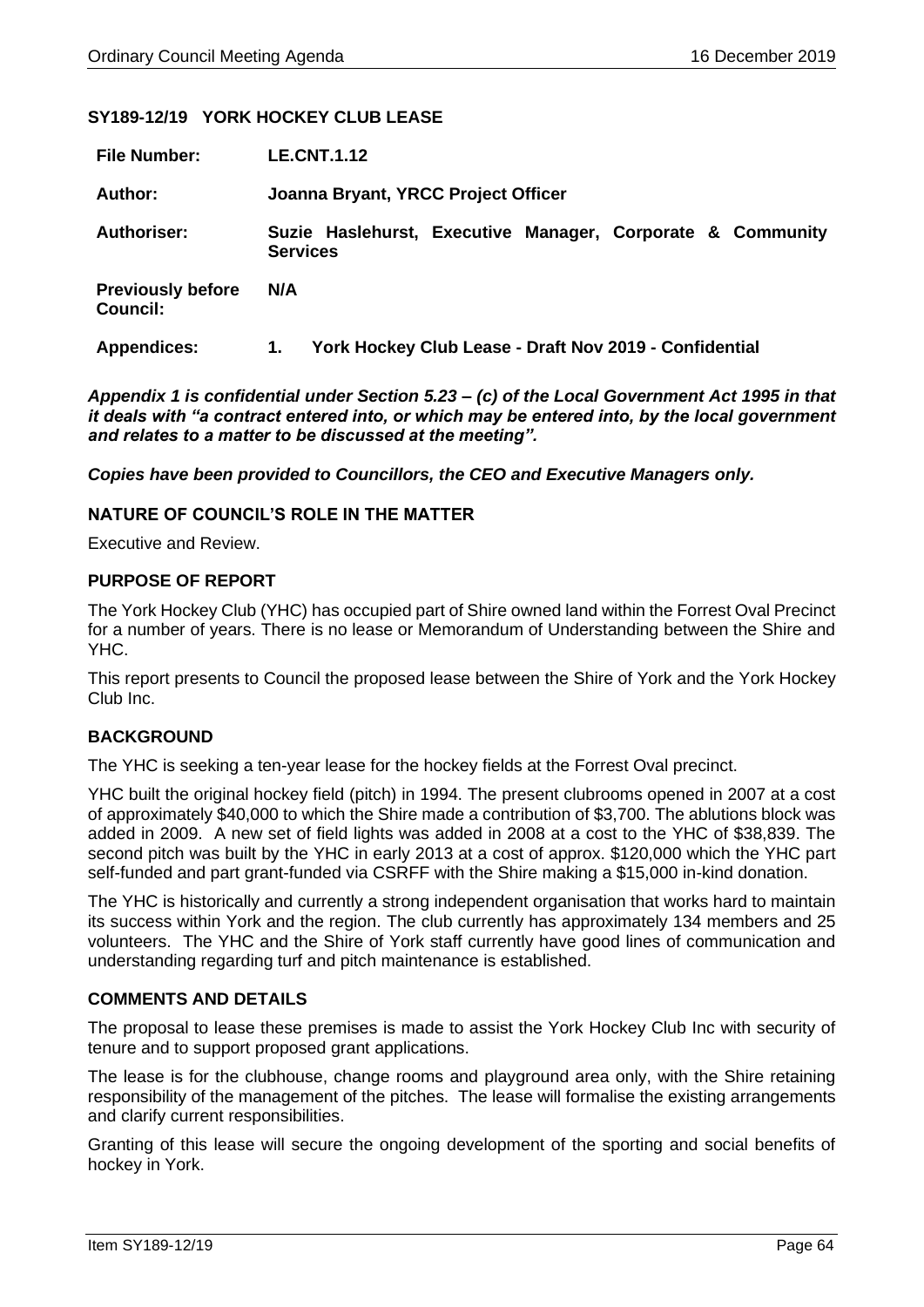## SY189-12/19 YORK HOCKEY CLUB LEASE

| | |
|---|---|
| **File Number:** | **LE.CNT.1.12** |
| **Author:** | **Joanna Bryant, YRCC Project Officer** |
| **Authoriser:** | **Suzie Haslehurst, Executive Manager, Corporate & Community Services** |
| **Previously before Council:** | **N/A** |
| **Appendices:** | **1. York Hockey Club Lease - Draft Nov 2019 - Confidential** |

***Appendix 1 is confidential under Section 5.23 – (c) of the Local Government Act 1995 in that it deals with "a contract entered into, or which may be entered into, by the local government and relates to a matter to be discussed at the meeting".***

***Copies have been provided to Councillors, the CEO and Executive Managers only.***

### NATURE OF COUNCIL'S ROLE IN THE MATTER

Executive and Review.

### PURPOSE OF REPORT

The York Hockey Club (YHC) has occupied part of Shire owned land within the Forrest Oval Precinct for a number of years. There is no lease or Memorandum of Understanding between the Shire and YHC.

This report presents to Council the proposed lease between the Shire of York and the York Hockey Club Inc.

### BACKGROUND

The YHC is seeking a ten-year lease for the hockey fields at the Forrest Oval precinct.

YHC built the original hockey field (pitch) in 1994. The present clubrooms opened in 2007 at a cost of approximately $40,000 to which the Shire made a contribution of $3,700. The ablutions block was added in 2009. A new set of field lights was added in 2008 at a cost to the YHC of $38,839. The second pitch was built by the YHC in early 2013 at a cost of approx. $120,000 which the YHC part self-funded and part grant-funded via CSRFF with the Shire making a $15,000 in-kind donation.

The YHC is historically and currently a strong independent organisation that works hard to maintain its success within York and the region. The club currently has approximately 134 members and 25 volunteers. The YHC and the Shire of York staff currently have good lines of communication and understanding regarding turf and pitch maintenance is established.

### COMMENTS AND DETAILS

The proposal to lease these premises is made to assist the York Hockey Club Inc with security of tenure and to support proposed grant applications.

The lease is for the clubhouse, change rooms and playground area only, with the Shire retaining responsibility of the management of the pitches. The lease will formalise the existing arrangements and clarify current responsibilities.

Granting of this lease will secure the ongoing development of the sporting and social benefits of hockey in York.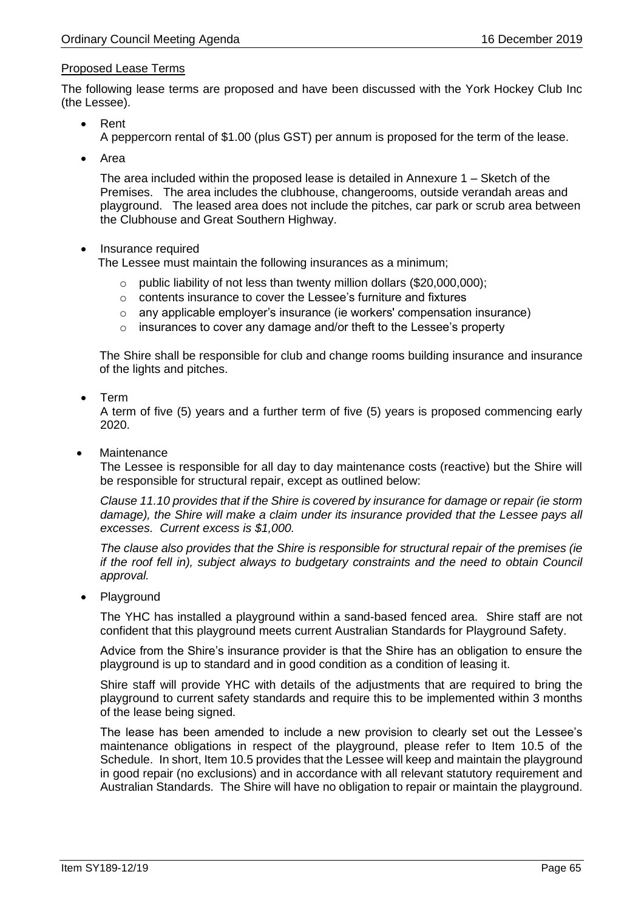Proposed Lease Terms

The following lease terms are proposed and have been discussed with the York Hockey Club Inc (the Lessee).

- Rent

  A peppercorn rental of $1.00 (plus GST) per annum is proposed for the term of the lease.

- Area

  The area included within the proposed lease is detailed in Annexure 1 – Sketch of the Premises. The area includes the clubhouse, changerooms, outside verandah areas and playground. The leased area does not include the pitches, car park or scrub area between the Clubhouse and Great Southern Highway.

- Insurance required

  The Lessee must maintain the following insurances as a minimum;

  - public liability of not less than twenty million dollars ($20,000,000);
  - contents insurance to cover the Lessee's furniture and fixtures
  - any applicable employer's insurance (ie workers' compensation insurance)
  - insurances to cover any damage and/or theft to the Lessee's property

  The Shire shall be responsible for club and change rooms building insurance and insurance of the lights and pitches.

- Term

  A term of five (5) years and a further term of five (5) years is proposed commencing early 2020.

- Maintenance

  The Lessee is responsible for all day to day maintenance costs (reactive) but the Shire will be responsible for structural repair, except as outlined below:

  *Clause 11.10 provides that if the Shire is covered by insurance for damage or repair (ie storm damage), the Shire will make a claim under its insurance provided that the Lessee pays all excesses. Current excess is $1,000.*

  *The clause also provides that the Shire is responsible for structural repair of the premises (ie if the roof fell in), subject always to budgetary constraints and the need to obtain Council approval.*

- Playground

  The YHC has installed a playground within a sand-based fenced area. Shire staff are not confident that this playground meets current Australian Standards for Playground Safety.

  Advice from the Shire's insurance provider is that the Shire has an obligation to ensure the playground is up to standard and in good condition as a condition of leasing it.

  Shire staff will provide YHC with details of the adjustments that are required to bring the playground to current safety standards and require this to be implemented within 3 months of the lease being signed.

  The lease has been amended to include a new provision to clearly set out the Lessee's maintenance obligations in respect of the playground, please refer to Item 10.5 of the Schedule. In short, Item 10.5 provides that the Lessee will keep and maintain the playground in good repair (no exclusions) and in accordance with all relevant statutory requirement and Australian Standards. The Shire will have no obligation to repair or maintain the playground.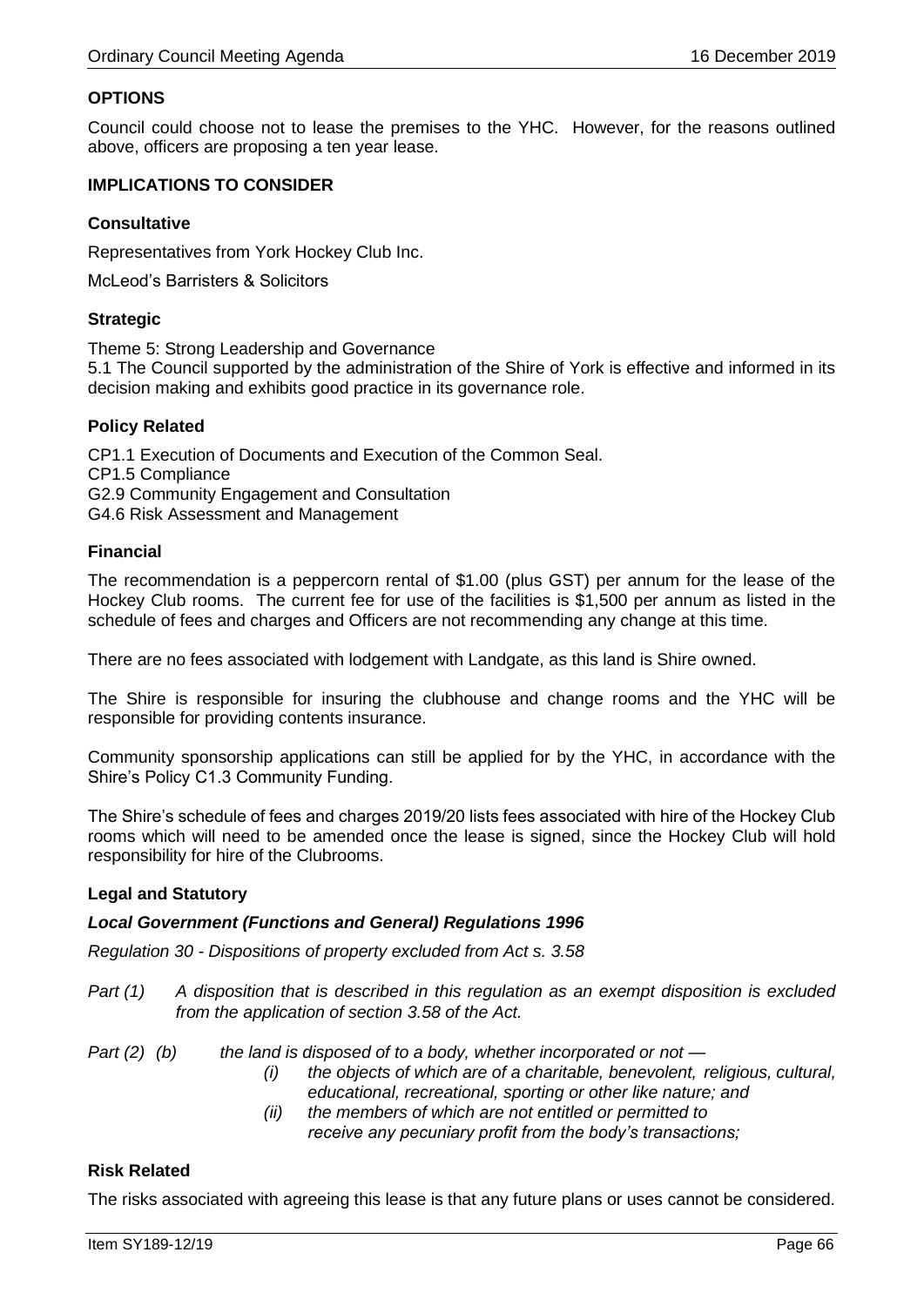## OPTIONS

Council could choose not to lease the premises to the YHC. However, for the reasons outlined above, officers are proposing a ten year lease.

## IMPLICATIONS TO CONSIDER

### Consultative

Representatives from York Hockey Club Inc.

McLeod's Barristers & Solicitors

### Strategic

Theme 5: Strong Leadership and Governance
5.1 The Council supported by the administration of the Shire of York is effective and informed in its decision making and exhibits good practice in its governance role.

### Policy Related

CP1.1 Execution of Documents and Execution of the Common Seal.
CP1.5 Compliance
G2.9 Community Engagement and Consultation
G4.6 Risk Assessment and Management

### Financial

The recommendation is a peppercorn rental of $1.00 (plus GST) per annum for the lease of the Hockey Club rooms. The current fee for use of the facilities is $1,500 per annum as listed in the schedule of fees and charges and Officers are not recommending any change at this time.

There are no fees associated with lodgement with Landgate, as this land is Shire owned.

The Shire is responsible for insuring the clubhouse and change rooms and the YHC will be responsible for providing contents insurance.

Community sponsorship applications can still be applied for by the YHC, in accordance with the Shire's Policy C1.3 Community Funding.

The Shire's schedule of fees and charges 2019/20 lists fees associated with hire of the Hockey Club rooms which will need to be amended once the lease is signed, since the Hockey Club will hold responsibility for hire of the Clubrooms.

### Legal and Statutory

***Local Government (Functions and General) Regulations 1996***

*Regulation 30 - Dispositions of property excluded from Act s. 3.58*

*Part (1) A disposition that is described in this regulation as an exempt disposition is excluded from the application of section 3.58 of the Act.*

*Part (2) (b) the land is disposed of to a body, whether incorporated or not —*

- *(i) the objects of which are of a charitable, benevolent, religious, cultural, educational, recreational, sporting or other like nature; and*
- *(ii) the members of which are not entitled or permitted to receive any pecuniary profit from the body's transactions;*

### Risk Related

The risks associated with agreeing this lease is that any future plans or uses cannot be considered.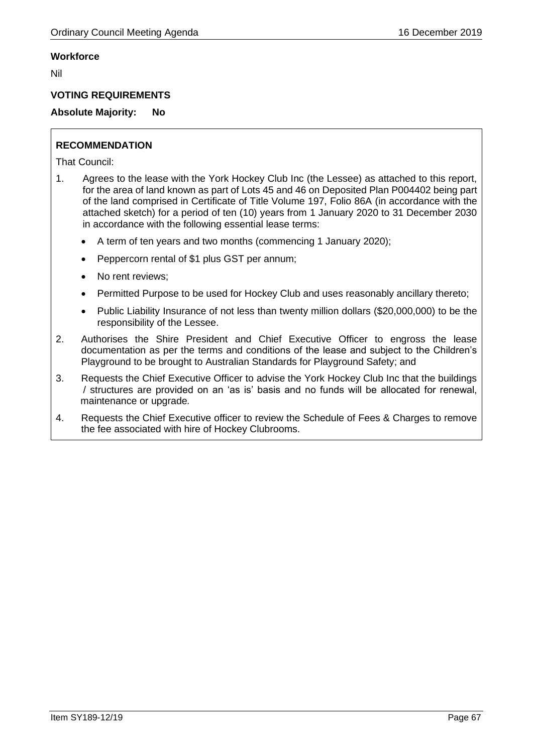**Workforce**

Nil

**VOTING REQUIREMENTS**

**Absolute Majority: No**

**RECOMMENDATION**

That Council:

1. Agrees to the lease with the York Hockey Club Inc (the Lessee) as attached to this report, for the area of land known as part of Lots 45 and 46 on Deposited Plan P004402 being part of the land comprised in Certificate of Title Volume 197, Folio 86A (in accordance with the attached sketch) for a period of ten (10) years from 1 January 2020 to 31 December 2030 in accordance with the following essential lease terms:
   - A term of ten years and two months (commencing 1 January 2020);
   - Peppercorn rental of $1 plus GST per annum;
   - No rent reviews;
   - Permitted Purpose to be used for Hockey Club and uses reasonably ancillary thereto;
   - Public Liability Insurance of not less than twenty million dollars ($20,000,000) to be the responsibility of the Lessee.
2. Authorises the Shire President and Chief Executive Officer to engross the lease documentation as per the terms and conditions of the lease and subject to the Children's Playground to be brought to Australian Standards for Playground Safety; and
3. Requests the Chief Executive Officer to advise the York Hockey Club Inc that the buildings / structures are provided on an 'as is' basis and no funds will be allocated for renewal, maintenance or upgrade.
4. Requests the Chief Executive officer to review the Schedule of Fees & Charges to remove the fee associated with hire of Hockey Clubrooms.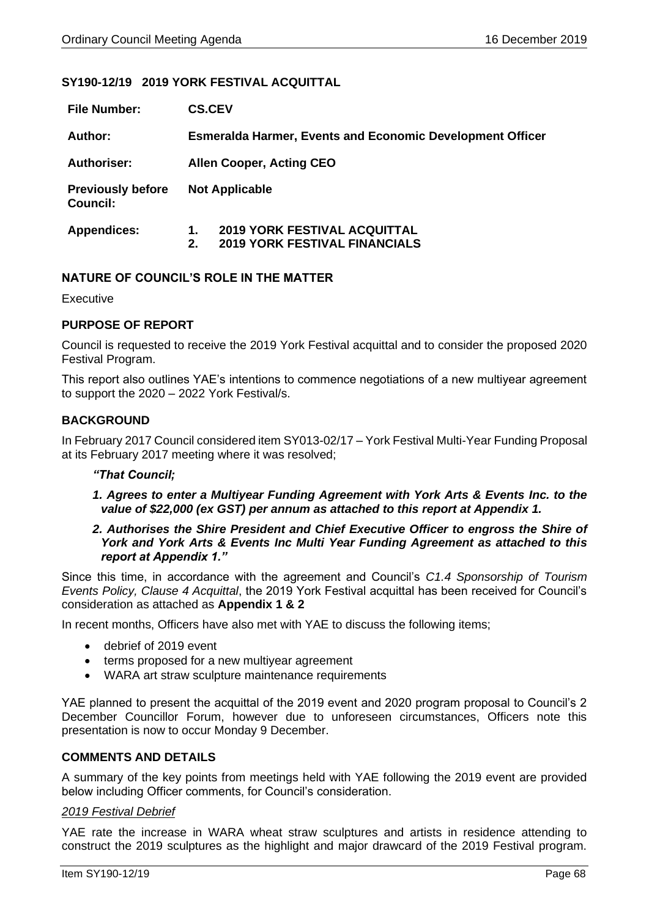## SY190-12/19 2019 YORK FESTIVAL ACQUITTAL

| | |
|---|---|
| **File Number:** | **CS.CEV** |
| **Author:** | **Esmeralda Harmer, Events and Economic Development Officer** |
| **Authoriser:** | **Allen Cooper, Acting CEO** |
| **Previously before Council:** | **Not Applicable** |
| **Appendices:** | **1. 2019 YORK FESTIVAL ACQUITTAL**<br>**2. 2019 YORK FESTIVAL FINANCIALS** |

### NATURE OF COUNCIL'S ROLE IN THE MATTER

Executive

### PURPOSE OF REPORT

Council is requested to receive the 2019 York Festival acquittal and to consider the proposed 2020 Festival Program.

This report also outlines YAE's intentions to commence negotiations of a new multiyear agreement to support the 2020 – 2022 York Festival/s.

### BACKGROUND

In February 2017 Council considered item SY013-02/17 – York Festival Multi-Year Funding Proposal at its February 2017 meeting where it was resolved;

***"That Council;***

***1. Agrees to enter a Multiyear Funding Agreement with York Arts & Events Inc. to the value of $22,000 (ex GST) per annum as attached to this report at Appendix 1.***

***2. Authorises the Shire President and Chief Executive Officer to engross the Shire of York and York Arts & Events Inc Multi Year Funding Agreement as attached to this report at Appendix 1."***

Since this time, in accordance with the agreement and Council's *C1.4 Sponsorship of Tourism Events Policy, Clause 4 Acquittal*, the 2019 York Festival acquittal has been received for Council's consideration as attached as **Appendix 1 & 2**

In recent months, Officers have also met with YAE to discuss the following items;

- debrief of 2019 event
- terms proposed for a new multiyear agreement
- WARA art straw sculpture maintenance requirements

YAE planned to present the acquittal of the 2019 event and 2020 program proposal to Council's 2 December Councillor Forum, however due to unforeseen circumstances, Officers note this presentation is now to occur Monday 9 December.

### COMMENTS AND DETAILS

A summary of the key points from meetings held with YAE following the 2019 event are provided below including Officer comments, for Council's consideration.

*2019 Festival Debrief*

YAE rate the increase in WARA wheat straw sculptures and artists in residence attending to construct the 2019 sculptures as the highlight and major drawcard of the 2019 Festival program.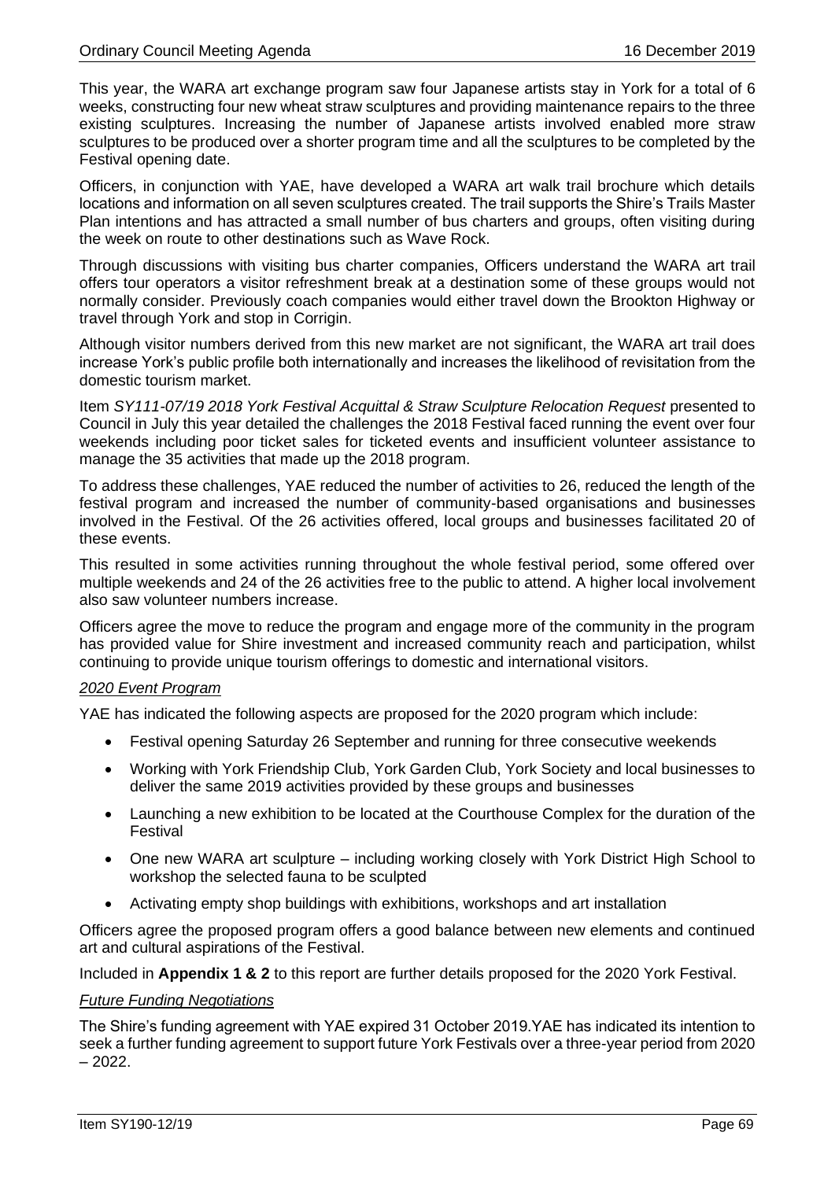This year, the WARA art exchange program saw four Japanese artists stay in York for a total of 6 weeks, constructing four new wheat straw sculptures and providing maintenance repairs to the three existing sculptures. Increasing the number of Japanese artists involved enabled more straw sculptures to be produced over a shorter program time and all the sculptures to be completed by the Festival opening date.

Officers, in conjunction with YAE, have developed a WARA art walk trail brochure which details locations and information on all seven sculptures created. The trail supports the Shire's Trails Master Plan intentions and has attracted a small number of bus charters and groups, often visiting during the week on route to other destinations such as Wave Rock.

Through discussions with visiting bus charter companies, Officers understand the WARA art trail offers tour operators a visitor refreshment break at a destination some of these groups would not normally consider. Previously coach companies would either travel down the Brookton Highway or travel through York and stop in Corrigin.

Although visitor numbers derived from this new market are not significant, the WARA art trail does increase York's public profile both internationally and increases the likelihood of revisitation from the domestic tourism market.

Item *SY111-07/19 2018 York Festival Acquittal & Straw Sculpture Relocation Request* presented to Council in July this year detailed the challenges the 2018 Festival faced running the event over four weekends including poor ticket sales for ticketed events and insufficient volunteer assistance to manage the 35 activities that made up the 2018 program.

To address these challenges, YAE reduced the number of activities to 26, reduced the length of the festival program and increased the number of community-based organisations and businesses involved in the Festival. Of the 26 activities offered, local groups and businesses facilitated 20 of these events.

This resulted in some activities running throughout the whole festival period, some offered over multiple weekends and 24 of the 26 activities free to the public to attend. A higher local involvement also saw volunteer numbers increase.

Officers agree the move to reduce the program and engage more of the community in the program has provided value for Shire investment and increased community reach and participation, whilst continuing to provide unique tourism offerings to domestic and international visitors.

*2020 Event Program*

YAE has indicated the following aspects are proposed for the 2020 program which include:

- Festival opening Saturday 26 September and running for three consecutive weekends
- Working with York Friendship Club, York Garden Club, York Society and local businesses to deliver the same 2019 activities provided by these groups and businesses
- Launching a new exhibition to be located at the Courthouse Complex for the duration of the Festival
- One new WARA art sculpture – including working closely with York District High School to workshop the selected fauna to be sculpted
- Activating empty shop buildings with exhibitions, workshops and art installation

Officers agree the proposed program offers a good balance between new elements and continued art and cultural aspirations of the Festival.

Included in **Appendix 1 & 2** to this report are further details proposed for the 2020 York Festival.

*Future Funding Negotiations*

The Shire's funding agreement with YAE expired 31 October 2019.YAE has indicated its intention to seek a further funding agreement to support future York Festivals over a three-year period from 2020 – 2022.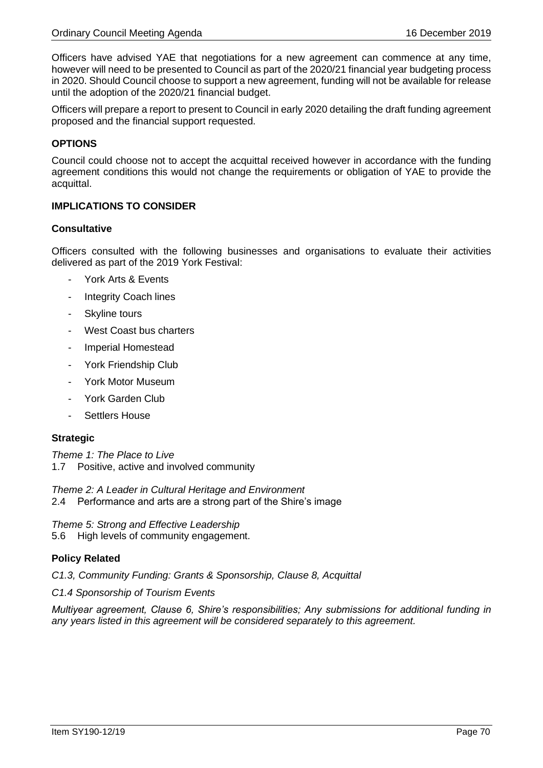Officers have advised YAE that negotiations for a new agreement can commence at any time, however will need to be presented to Council as part of the 2020/21 financial year budgeting process in 2020. Should Council choose to support a new agreement, funding will not be available for release until the adoption of the 2020/21 financial budget.

Officers will prepare a report to present to Council in early 2020 detailing the draft funding agreement proposed and the financial support requested.

## OPTIONS

Council could choose not to accept the acquittal received however in accordance with the funding agreement conditions this would not change the requirements or obligation of YAE to provide the acquittal.

## IMPLICATIONS TO CONSIDER

### Consultative

Officers consulted with the following businesses and organisations to evaluate their activities delivered as part of the 2019 York Festival:

- York Arts & Events
- Integrity Coach lines
- Skyline tours
- West Coast bus charters
- Imperial Homestead
- York Friendship Club
- York Motor Museum
- York Garden Club
- Settlers House

### Strategic

*Theme 1: The Place to Live*
1.7 Positive, active and involved community

*Theme 2: A Leader in Cultural Heritage and Environment*
2.4 Performance and arts are a strong part of the Shire's image

*Theme 5: Strong and Effective Leadership*
5.6 High levels of community engagement.

### Policy Related

*C1.3, Community Funding: Grants & Sponsorship, Clause 8, Acquittal*

*C1.4 Sponsorship of Tourism Events*

*Multiyear agreement, Clause 6, Shire's responsibilities; Any submissions for additional funding in any years listed in this agreement will be considered separately to this agreement.*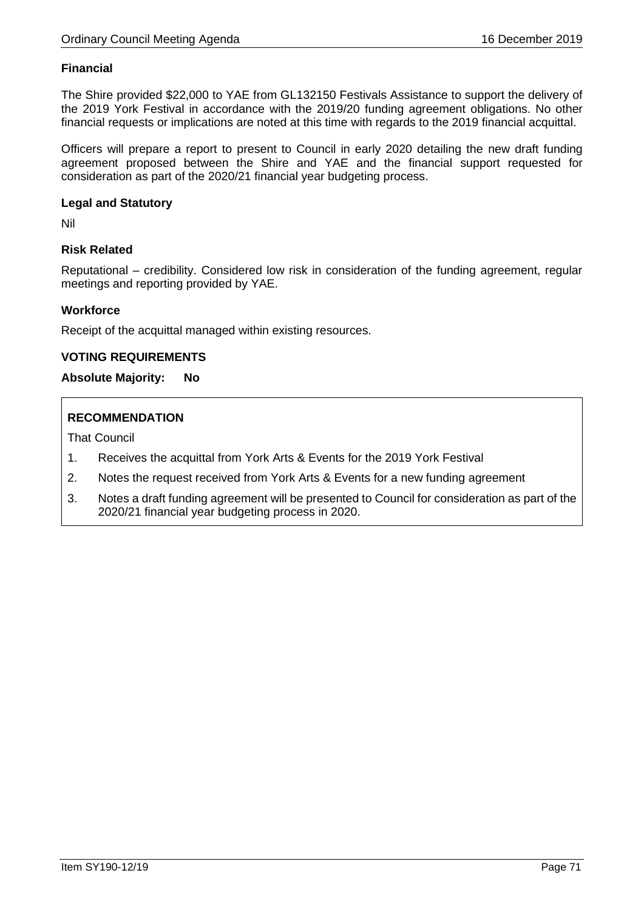**Financial**

The Shire provided $22,000 to YAE from GL132150 Festivals Assistance to support the delivery of the 2019 York Festival in accordance with the 2019/20 funding agreement obligations. No other financial requests or implications are noted at this time with regards to the 2019 financial acquittal.

Officers will prepare a report to present to Council in early 2020 detailing the new draft funding agreement proposed between the Shire and YAE and the financial support requested for consideration as part of the 2020/21 financial year budgeting process.

**Legal and Statutory**

Nil

**Risk Related**

Reputational – credibility. Considered low risk in consideration of the funding agreement, regular meetings and reporting provided by YAE.

**Workforce**

Receipt of the acquittal managed within existing resources.

**VOTING REQUIREMENTS**

**Absolute Majority: No**

**RECOMMENDATION**

That Council

1. Receives the acquittal from York Arts & Events for the 2019 York Festival
2. Notes the request received from York Arts & Events for a new funding agreement
3. Notes a draft funding agreement will be presented to Council for consideration as part of the 2020/21 financial year budgeting process in 2020.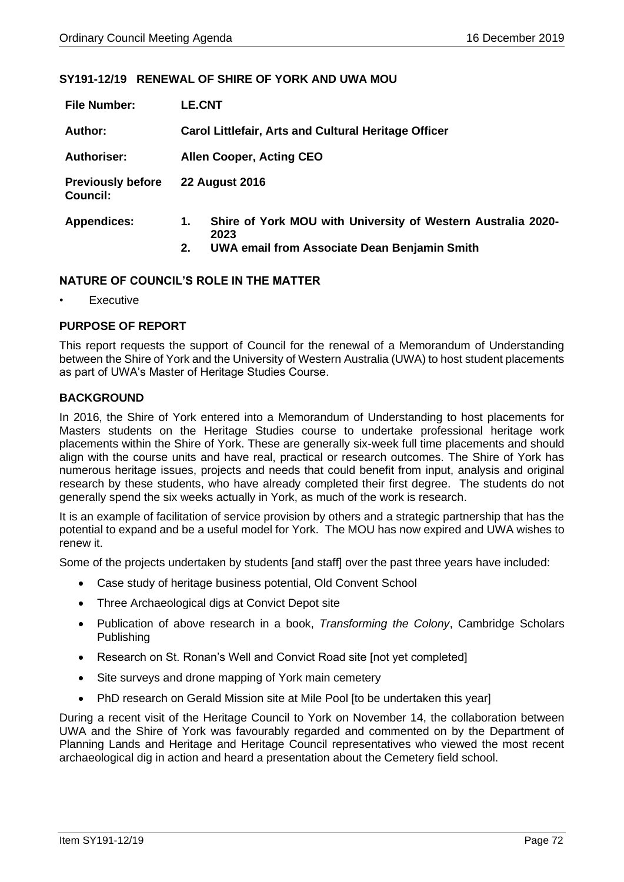## SY191-12/19 RENEWAL OF SHIRE OF YORK AND UWA MOU

| | |
|---|---|
| **File Number:** | **LE.CNT** |
| **Author:** | **Carol Littlefair, Arts and Cultural Heritage Officer** |
| **Authoriser:** | **Allen Cooper, Acting CEO** |
| **Previously before Council:** | **22 August 2016** |
| **Appendices:** | **1. Shire of York MOU with University of Western Australia 2020-2023**<br>**2. UWA email from Associate Dean Benjamin Smith** |

### NATURE OF COUNCIL'S ROLE IN THE MATTER

- Executive

### PURPOSE OF REPORT

This report requests the support of Council for the renewal of a Memorandum of Understanding between the Shire of York and the University of Western Australia (UWA) to host student placements as part of UWA's Master of Heritage Studies Course.

### BACKGROUND

In 2016, the Shire of York entered into a Memorandum of Understanding to host placements for Masters students on the Heritage Studies course to undertake professional heritage work placements within the Shire of York. These are generally six-week full time placements and should align with the course units and have real, practical or research outcomes. The Shire of York has numerous heritage issues, projects and needs that could benefit from input, analysis and original research by these students, who have already completed their first degree. The students do not generally spend the six weeks actually in York, as much of the work is research.

It is an example of facilitation of service provision by others and a strategic partnership that has the potential to expand and be a useful model for York. The MOU has now expired and UWA wishes to renew it.

Some of the projects undertaken by students [and staff] over the past three years have included:

- Case study of heritage business potential, Old Convent School
- Three Archaeological digs at Convict Depot site
- Publication of above research in a book, *Transforming the Colony*, Cambridge Scholars Publishing
- Research on St. Ronan's Well and Convict Road site [not yet completed]
- Site surveys and drone mapping of York main cemetery
- PhD research on Gerald Mission site at Mile Pool [to be undertaken this year]

During a recent visit of the Heritage Council to York on November 14, the collaboration between UWA and the Shire of York was favourably regarded and commented on by the Department of Planning Lands and Heritage and Heritage Council representatives who viewed the most recent archaeological dig in action and heard a presentation about the Cemetery field school.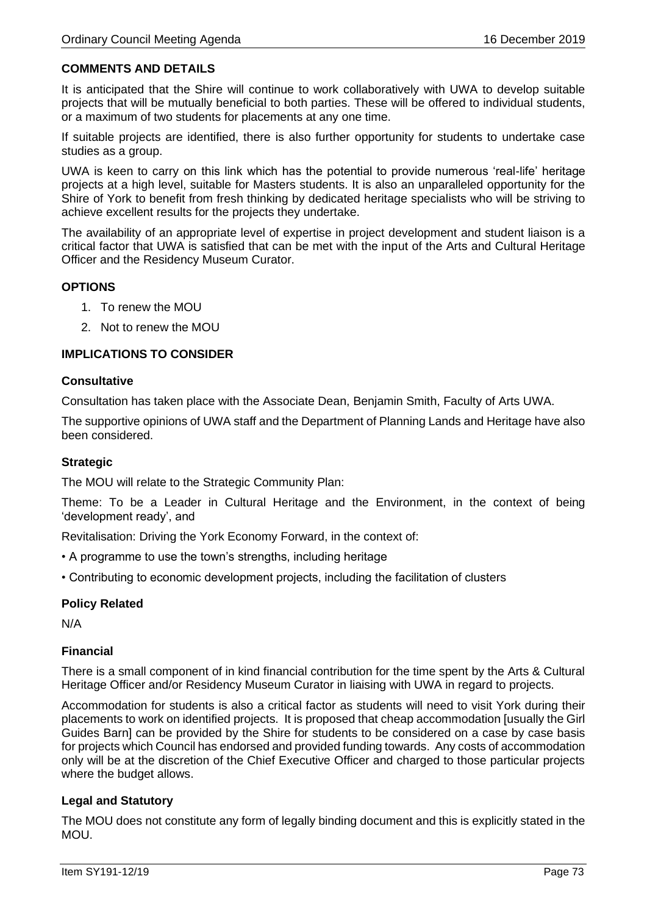## COMMENTS AND DETAILS

It is anticipated that the Shire will continue to work collaboratively with UWA to develop suitable projects that will be mutually beneficial to both parties. These will be offered to individual students, or a maximum of two students for placements at any one time.

If suitable projects are identified, there is also further opportunity for students to undertake case studies as a group.

UWA is keen to carry on this link which has the potential to provide numerous 'real-life' heritage projects at a high level, suitable for Masters students. It is also an unparalleled opportunity for the Shire of York to benefit from fresh thinking by dedicated heritage specialists who will be striving to achieve excellent results for the projects they undertake.

The availability of an appropriate level of expertise in project development and student liaison is a critical factor that UWA is satisfied that can be met with the input of the Arts and Cultural Heritage Officer and the Residency Museum Curator.

## OPTIONS

1. To renew the MOU
2. Not to renew the MOU

## IMPLICATIONS TO CONSIDER

### Consultative

Consultation has taken place with the Associate Dean, Benjamin Smith, Faculty of Arts UWA.

The supportive opinions of UWA staff and the Department of Planning Lands and Heritage have also been considered.

### Strategic

The MOU will relate to the Strategic Community Plan:

Theme: To be a Leader in Cultural Heritage and the Environment, in the context of being 'development ready', and

Revitalisation: Driving the York Economy Forward, in the context of:

- A programme to use the town's strengths, including heritage
- Contributing to economic development projects, including the facilitation of clusters

### Policy Related

N/A

### Financial

There is a small component of in kind financial contribution for the time spent by the Arts & Cultural Heritage Officer and/or Residency Museum Curator in liaising with UWA in regard to projects.

Accommodation for students is also a critical factor as students will need to visit York during their placements to work on identified projects. It is proposed that cheap accommodation [usually the Girl Guides Barn] can be provided by the Shire for students to be considered on a case by case basis for projects which Council has endorsed and provided funding towards. Any costs of accommodation only will be at the discretion of the Chief Executive Officer and charged to those particular projects where the budget allows.

### Legal and Statutory

The MOU does not constitute any form of legally binding document and this is explicitly stated in the MOU.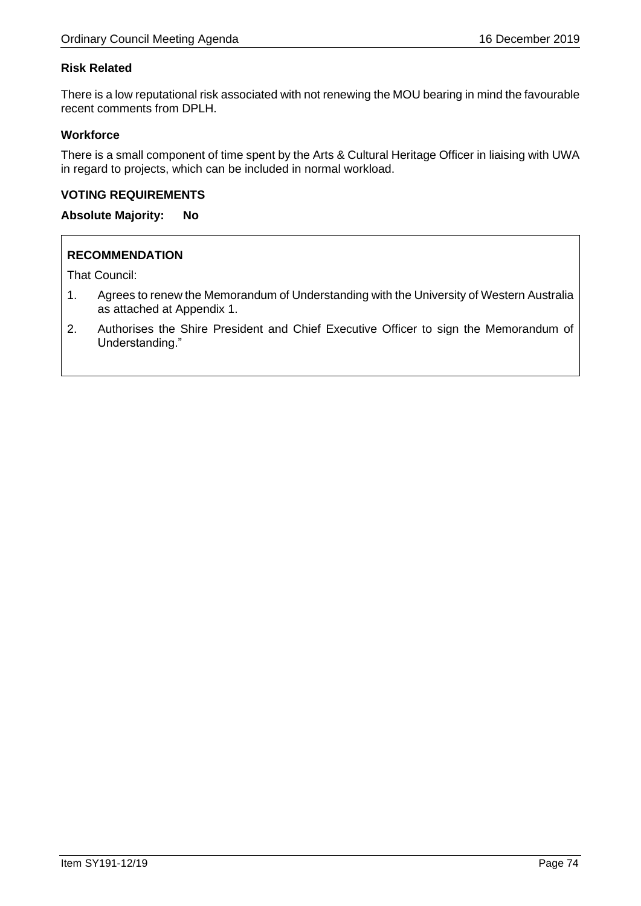**Risk Related**

There is a low reputational risk associated with not renewing the MOU bearing in mind the favourable recent comments from DPLH.

**Workforce**

There is a small component of time spent by the Arts & Cultural Heritage Officer in liaising with UWA in regard to projects, which can be included in normal workload.

**VOTING REQUIREMENTS**

**Absolute Majority: No**

**RECOMMENDATION**

That Council:

1. Agrees to renew the Memorandum of Understanding with the University of Western Australia as attached at Appendix 1.
2. Authorises the Shire President and Chief Executive Officer to sign the Memorandum of Understanding."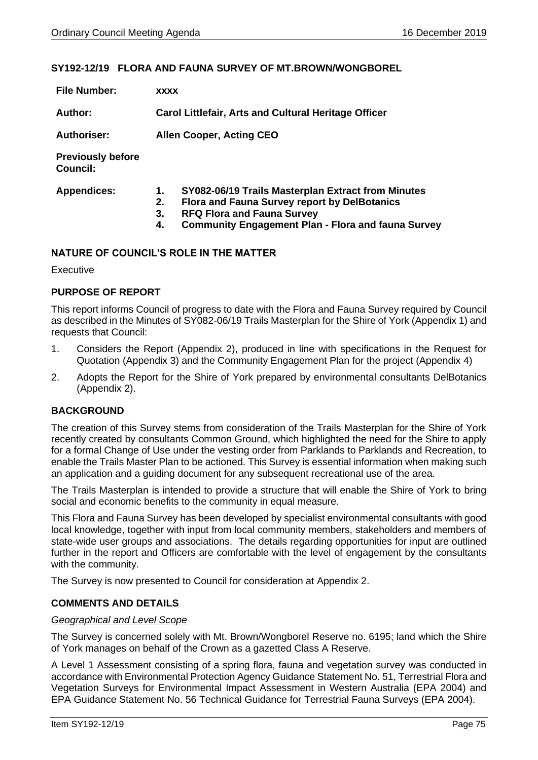## SY192-12/19 FLORA AND FAUNA SURVEY OF MT.BROWN/WONGBOREL

| | |
|---|---|
| **File Number:** | **xxxx** |
| **Author:** | **Carol Littlefair, Arts and Cultural Heritage Officer** |
| **Authoriser:** | **Allen Cooper, Acting CEO** |
| **Previously before Council:** | |
| **Appendices:** | **1. SY082-06/19 Trails Masterplan Extract from Minutes**<br>**2. Flora and Fauna Survey report by DelBotanics**<br>**3. RFQ Flora and Fauna Survey**<br>**4. Community Engagement Plan - Flora and fauna Survey** |

### NATURE OF COUNCIL'S ROLE IN THE MATTER

Executive

### PURPOSE OF REPORT

This report informs Council of progress to date with the Flora and Fauna Survey required by Council as described in the Minutes of SY082-06/19 Trails Masterplan for the Shire of York (Appendix 1) and requests that Council:

1. Considers the Report (Appendix 2), produced in line with specifications in the Request for Quotation (Appendix 3) and the Community Engagement Plan for the project (Appendix 4)
2. Adopts the Report for the Shire of York prepared by environmental consultants DelBotanics (Appendix 2).

### BACKGROUND

The creation of this Survey stems from consideration of the Trails Masterplan for the Shire of York recently created by consultants Common Ground, which highlighted the need for the Shire to apply for a formal Change of Use under the vesting order from Parklands to Parklands and Recreation, to enable the Trails Master Plan to be actioned. This Survey is essential information when making such an application and a guiding document for any subsequent recreational use of the area.

The Trails Masterplan is intended to provide a structure that will enable the Shire of York to bring social and economic benefits to the community in equal measure.

This Flora and Fauna Survey has been developed by specialist environmental consultants with good local knowledge, together with input from local community members, stakeholders and members of state-wide user groups and associations. The details regarding opportunities for input are outlined further in the report and Officers are comfortable with the level of engagement by the consultants with the community.

The Survey is now presented to Council for consideration at Appendix 2.

### COMMENTS AND DETAILS

*Geographical and Level Scope*

The Survey is concerned solely with Mt. Brown/Wongborel Reserve no. 6195; land which the Shire of York manages on behalf of the Crown as a gazetted Class A Reserve.

A Level 1 Assessment consisting of a spring flora, fauna and vegetation survey was conducted in accordance with Environmental Protection Agency Guidance Statement No. 51, Terrestrial Flora and Vegetation Surveys for Environmental Impact Assessment in Western Australia (EPA 2004) and EPA Guidance Statement No. 56 Technical Guidance for Terrestrial Fauna Surveys (EPA 2004).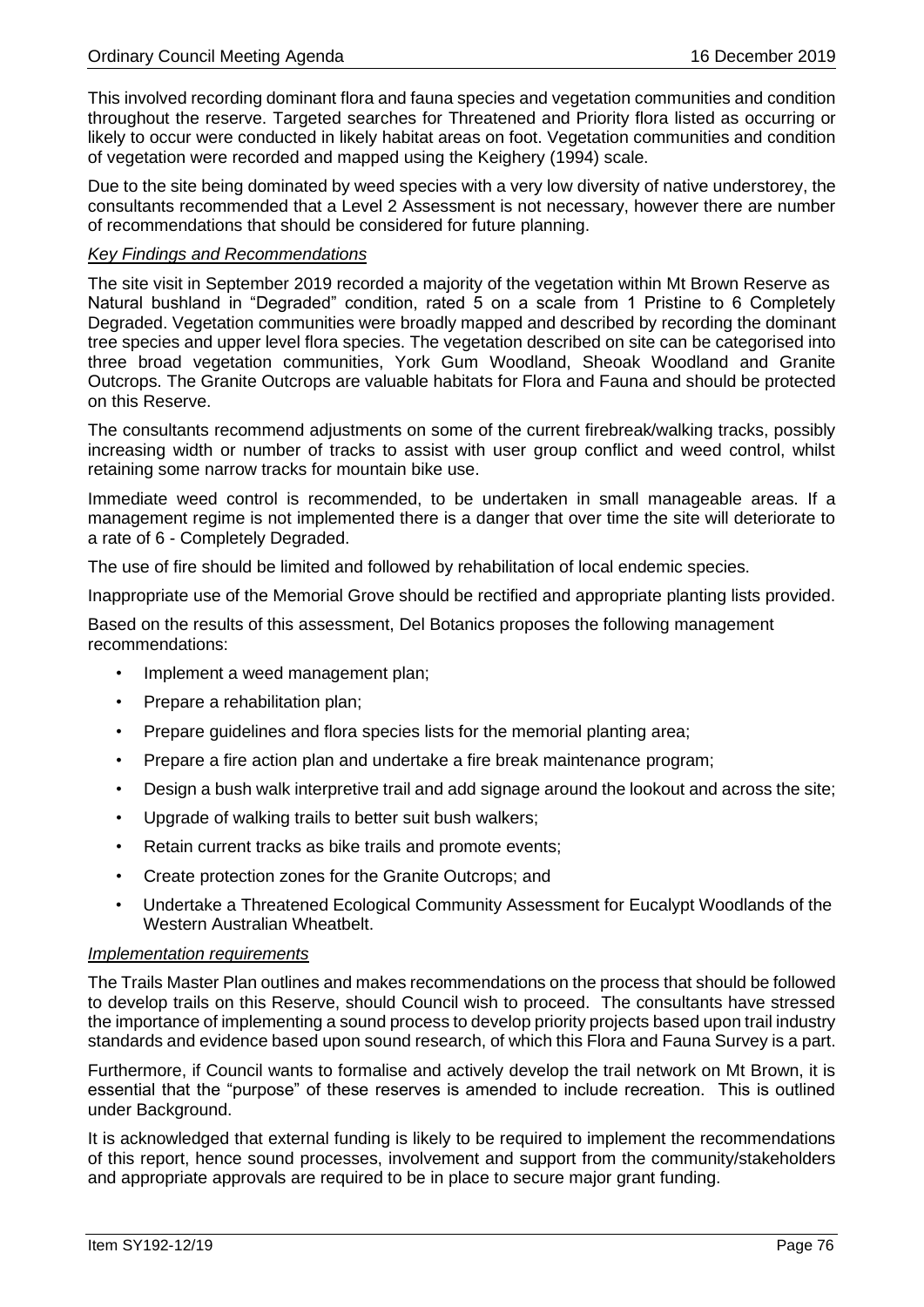This involved recording dominant flora and fauna species and vegetation communities and condition throughout the reserve. Targeted searches for Threatened and Priority flora listed as occurring or likely to occur were conducted in likely habitat areas on foot. Vegetation communities and condition of vegetation were recorded and mapped using the Keighery (1994) scale.

Due to the site being dominated by weed species with a very low diversity of native understorey, the consultants recommended that a Level 2 Assessment is not necessary, however there are number of recommendations that should be considered for future planning.

*Key Findings and Recommendations*

The site visit in September 2019 recorded a majority of the vegetation within Mt Brown Reserve as Natural bushland in "Degraded" condition, rated 5 on a scale from 1 Pristine to 6 Completely Degraded. Vegetation communities were broadly mapped and described by recording the dominant tree species and upper level flora species. The vegetation described on site can be categorised into three broad vegetation communities, York Gum Woodland, Sheoak Woodland and Granite Outcrops. The Granite Outcrops are valuable habitats for Flora and Fauna and should be protected on this Reserve.

The consultants recommend adjustments on some of the current firebreak/walking tracks, possibly increasing width or number of tracks to assist with user group conflict and weed control, whilst retaining some narrow tracks for mountain bike use.

Immediate weed control is recommended, to be undertaken in small manageable areas. If a management regime is not implemented there is a danger that over time the site will deteriorate to a rate of 6 - Completely Degraded.

The use of fire should be limited and followed by rehabilitation of local endemic species.

Inappropriate use of the Memorial Grove should be rectified and appropriate planting lists provided.

Based on the results of this assessment, Del Botanics proposes the following management recommendations:

- Implement a weed management plan;
- Prepare a rehabilitation plan;
- Prepare guidelines and flora species lists for the memorial planting area;
- Prepare a fire action plan and undertake a fire break maintenance program;
- Design a bush walk interpretive trail and add signage around the lookout and across the site;
- Upgrade of walking trails to better suit bush walkers;
- Retain current tracks as bike trails and promote events;
- Create protection zones for the Granite Outcrops; and
- Undertake a Threatened Ecological Community Assessment for Eucalypt Woodlands of the Western Australian Wheatbelt.

*Implementation requirements*

The Trails Master Plan outlines and makes recommendations on the process that should be followed to develop trails on this Reserve, should Council wish to proceed. The consultants have stressed the importance of implementing a sound process to develop priority projects based upon trail industry standards and evidence based upon sound research, of which this Flora and Fauna Survey is a part.

Furthermore, if Council wants to formalise and actively develop the trail network on Mt Brown, it is essential that the "purpose" of these reserves is amended to include recreation. This is outlined under Background.

It is acknowledged that external funding is likely to be required to implement the recommendations of this report, hence sound processes, involvement and support from the community/stakeholders and appropriate approvals are required to be in place to secure major grant funding.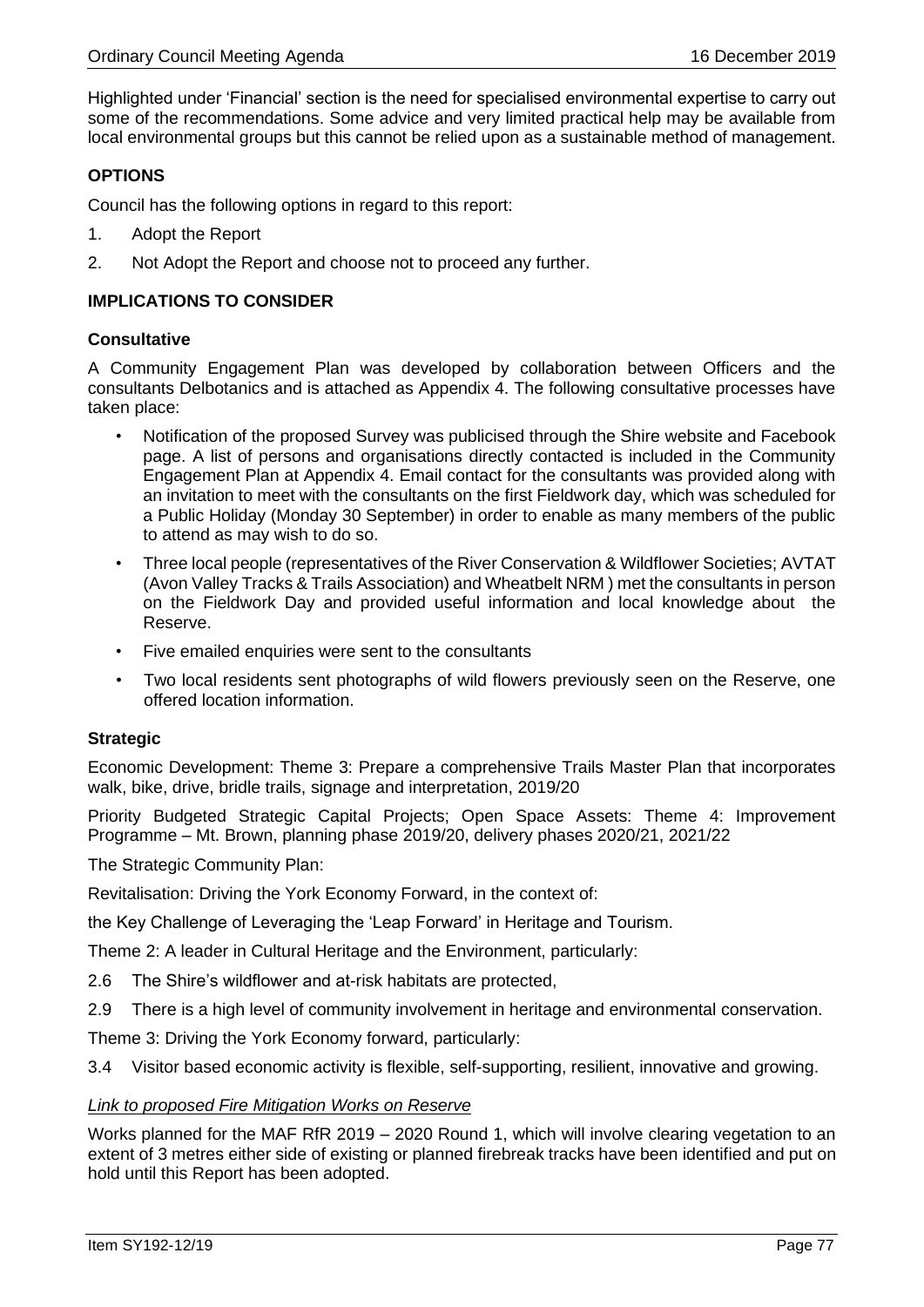Highlighted under 'Financial' section is the need for specialised environmental expertise to carry out some of the recommendations. Some advice and very limited practical help may be available from local environmental groups but this cannot be relied upon as a sustainable method of management.

## OPTIONS

Council has the following options in regard to this report:

1. Adopt the Report
2. Not Adopt the Report and choose not to proceed any further.

## IMPLICATIONS TO CONSIDER

### Consultative

A Community Engagement Plan was developed by collaboration between Officers and the consultants Delbotanics and is attached as Appendix 4. The following consultative processes have taken place:

- Notification of the proposed Survey was publicised through the Shire website and Facebook page. A list of persons and organisations directly contacted is included in the Community Engagement Plan at Appendix 4. Email contact for the consultants was provided along with an invitation to meet with the consultants on the first Fieldwork day, which was scheduled for a Public Holiday (Monday 30 September) in order to enable as many members of the public to attend as may wish to do so.
- Three local people (representatives of the River Conservation & Wildflower Societies; AVTAT (Avon Valley Tracks & Trails Association) and Wheatbelt NRM ) met the consultants in person on the Fieldwork Day and provided useful information and local knowledge about the Reserve.
- Five emailed enquiries were sent to the consultants
- Two local residents sent photographs of wild flowers previously seen on the Reserve, one offered location information.

### Strategic

Economic Development: Theme 3: Prepare a comprehensive Trails Master Plan that incorporates walk, bike, drive, bridle trails, signage and interpretation, 2019/20

Priority Budgeted Strategic Capital Projects; Open Space Assets: Theme 4: Improvement Programme – Mt. Brown, planning phase 2019/20, delivery phases 2020/21, 2021/22

The Strategic Community Plan:

Revitalisation: Driving the York Economy Forward, in the context of:

the Key Challenge of Leveraging the 'Leap Forward' in Heritage and Tourism.

Theme 2: A leader in Cultural Heritage and the Environment, particularly:

2.6 The Shire's wildflower and at-risk habitats are protected,

2.9 There is a high level of community involvement in heritage and environmental conservation.

Theme 3: Driving the York Economy forward, particularly:

3.4 Visitor based economic activity is flexible, self-supporting, resilient, innovative and growing.

*Link to proposed Fire Mitigation Works on Reserve*

Works planned for the MAF RfR 2019 – 2020 Round 1, which will involve clearing vegetation to an extent of 3 metres either side of existing or planned firebreak tracks have been identified and put on hold until this Report has been adopted.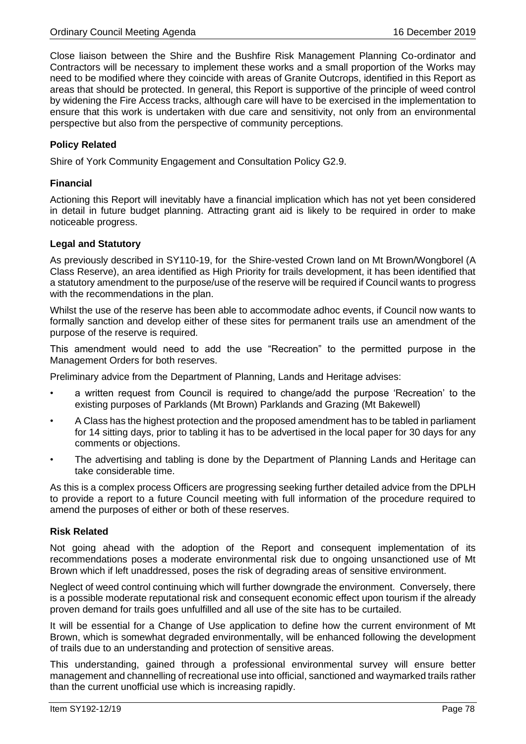Close liaison between the Shire and the Bushfire Risk Management Planning Co-ordinator and Contractors will be necessary to implement these works and a small proportion of the Works may need to be modified where they coincide with areas of Granite Outcrops, identified in this Report as areas that should be protected. In general, this Report is supportive of the principle of weed control by widening the Fire Access tracks, although care will have to be exercised in the implementation to ensure that this work is undertaken with due care and sensitivity, not only from an environmental perspective but also from the perspective of community perceptions.

### Policy Related

Shire of York Community Engagement and Consultation Policy G2.9.

### Financial

Actioning this Report will inevitably have a financial implication which has not yet been considered in detail in future budget planning. Attracting grant aid is likely to be required in order to make noticeable progress.

### Legal and Statutory

As previously described in SY110-19, for the Shire-vested Crown land on Mt Brown/Wongborel (A Class Reserve), an area identified as High Priority for trails development, it has been identified that a statutory amendment to the purpose/use of the reserve will be required if Council wants to progress with the recommendations in the plan.

Whilst the use of the reserve has been able to accommodate adhoc events, if Council now wants to formally sanction and develop either of these sites for permanent trails use an amendment of the purpose of the reserve is required.

This amendment would need to add the use "Recreation" to the permitted purpose in the Management Orders for both reserves.

Preliminary advice from the Department of Planning, Lands and Heritage advises:

- a written request from Council is required to change/add the purpose 'Recreation' to the existing purposes of Parklands (Mt Brown) Parklands and Grazing (Mt Bakewell)
- A Class has the highest protection and the proposed amendment has to be tabled in parliament for 14 sitting days, prior to tabling it has to be advertised in the local paper for 30 days for any comments or objections.
- The advertising and tabling is done by the Department of Planning Lands and Heritage can take considerable time.

As this is a complex process Officers are progressing seeking further detailed advice from the DPLH to provide a report to a future Council meeting with full information of the procedure required to amend the purposes of either or both of these reserves.

### Risk Related

Not going ahead with the adoption of the Report and consequent implementation of its recommendations poses a moderate environmental risk due to ongoing unsanctioned use of Mt Brown which if left unaddressed, poses the risk of degrading areas of sensitive environment.

Neglect of weed control continuing which will further downgrade the environment. Conversely, there is a possible moderate reputational risk and consequent economic effect upon tourism if the already proven demand for trails goes unfulfilled and all use of the site has to be curtailed.

It will be essential for a Change of Use application to define how the current environment of Mt Brown, which is somewhat degraded environmentally, will be enhanced following the development of trails due to an understanding and protection of sensitive areas.

This understanding, gained through a professional environmental survey will ensure better management and channelling of recreational use into official, sanctioned and waymarked trails rather than the current unofficial use which is increasing rapidly.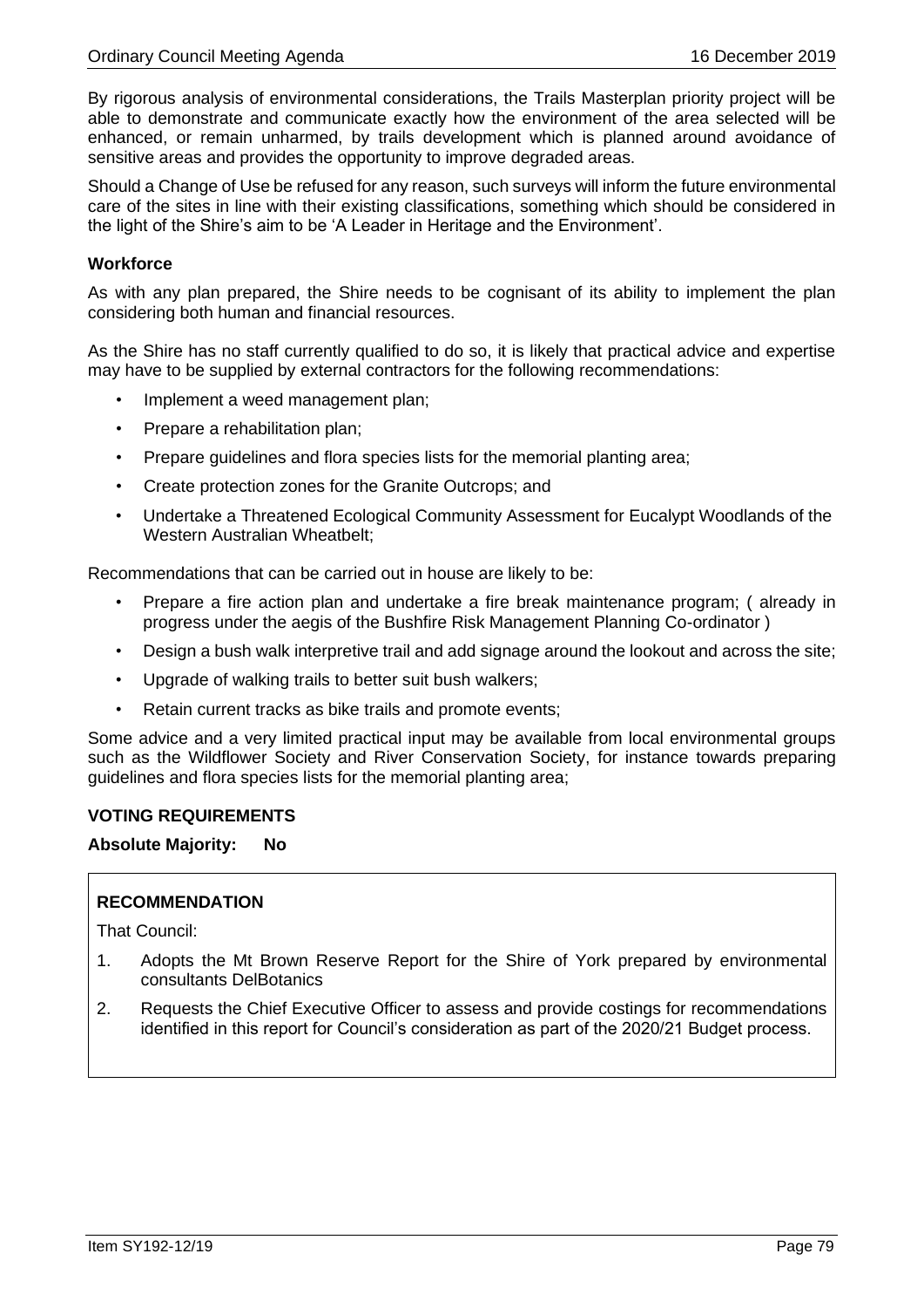By rigorous analysis of environmental considerations, the Trails Masterplan priority project will be able to demonstrate and communicate exactly how the environment of the area selected will be enhanced, or remain unharmed, by trails development which is planned around avoidance of sensitive areas and provides the opportunity to improve degraded areas.

Should a Change of Use be refused for any reason, such surveys will inform the future environmental care of the sites in line with their existing classifications, something which should be considered in the light of the Shire's aim to be 'A Leader in Heritage and the Environment'.

**Workforce**

As with any plan prepared, the Shire needs to be cognisant of its ability to implement the plan considering both human and financial resources.

As the Shire has no staff currently qualified to do so, it is likely that practical advice and expertise may have to be supplied by external contractors for the following recommendations:

- Implement a weed management plan;
- Prepare a rehabilitation plan;
- Prepare guidelines and flora species lists for the memorial planting area;
- Create protection zones for the Granite Outcrops; and
- Undertake a Threatened Ecological Community Assessment for Eucalypt Woodlands of the Western Australian Wheatbelt;

Recommendations that can be carried out in house are likely to be:

- Prepare a fire action plan and undertake a fire break maintenance program; ( already in progress under the aegis of the Bushfire Risk Management Planning Co-ordinator )
- Design a bush walk interpretive trail and add signage around the lookout and across the site;
- Upgrade of walking trails to better suit bush walkers;
- Retain current tracks as bike trails and promote events;

Some advice and a very limited practical input may be available from local environmental groups such as the Wildflower Society and River Conservation Society, for instance towards preparing guidelines and flora species lists for the memorial planting area;

**VOTING REQUIREMENTS**

**Absolute Majority: No**

**RECOMMENDATION**

That Council:

1. Adopts the Mt Brown Reserve Report for the Shire of York prepared by environmental consultants DelBotanics
2. Requests the Chief Executive Officer to assess and provide costings for recommendations identified in this report for Council's consideration as part of the 2020/21 Budget process.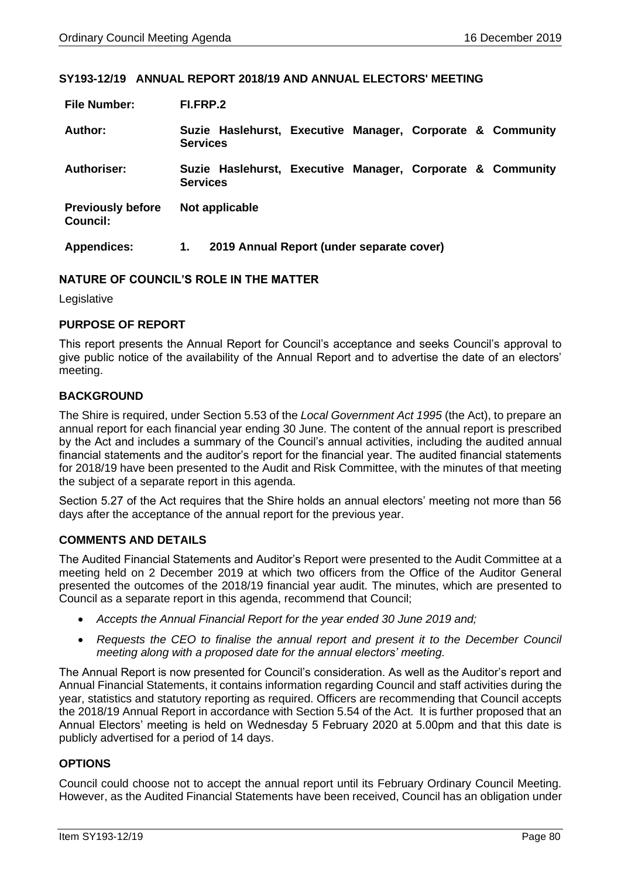### SY193-12/19 ANNUAL REPORT 2018/19 AND ANNUAL ELECTORS' MEETING

| | |
|---|---|
| **File Number:** | **FI.FRP.2** |
| **Author:** | **Suzie Haslehurst, Executive Manager, Corporate & Community Services** |
| **Authoriser:** | **Suzie Haslehurst, Executive Manager, Corporate & Community Services** |
| **Previously before Council:** | **Not applicable** |
| **Appendices:** | **1. 2019 Annual Report (under separate cover)** |

#### NATURE OF COUNCIL'S ROLE IN THE MATTER

Legislative

#### PURPOSE OF REPORT

This report presents the Annual Report for Council's acceptance and seeks Council's approval to give public notice of the availability of the Annual Report and to advertise the date of an electors' meeting.

#### BACKGROUND

The Shire is required, under Section 5.53 of the *Local Government Act 1995* (the Act), to prepare an annual report for each financial year ending 30 June. The content of the annual report is prescribed by the Act and includes a summary of the Council's annual activities, including the audited annual financial statements and the auditor's report for the financial year. The audited financial statements for 2018/19 have been presented to the Audit and Risk Committee, with the minutes of that meeting the subject of a separate report in this agenda.

Section 5.27 of the Act requires that the Shire holds an annual electors' meeting not more than 56 days after the acceptance of the annual report for the previous year.

#### COMMENTS AND DETAILS

The Audited Financial Statements and Auditor's Report were presented to the Audit Committee at a meeting held on 2 December 2019 at which two officers from the Office of the Auditor General presented the outcomes of the 2018/19 financial year audit. The minutes, which are presented to Council as a separate report in this agenda, recommend that Council;

- *Accepts the Annual Financial Report for the year ended 30 June 2019 and;*
- *Requests the CEO to finalise the annual report and present it to the December Council meeting along with a proposed date for the annual electors' meeting.*

The Annual Report is now presented for Council's consideration. As well as the Auditor's report and Annual Financial Statements, it contains information regarding Council and staff activities during the year, statistics and statutory reporting as required. Officers are recommending that Council accepts the 2018/19 Annual Report in accordance with Section 5.54 of the Act. It is further proposed that an Annual Electors' meeting is held on Wednesday 5 February 2020 at 5.00pm and that this date is publicly advertised for a period of 14 days.

#### OPTIONS

Council could choose not to accept the annual report until its February Ordinary Council Meeting. However, as the Audited Financial Statements have been received, Council has an obligation under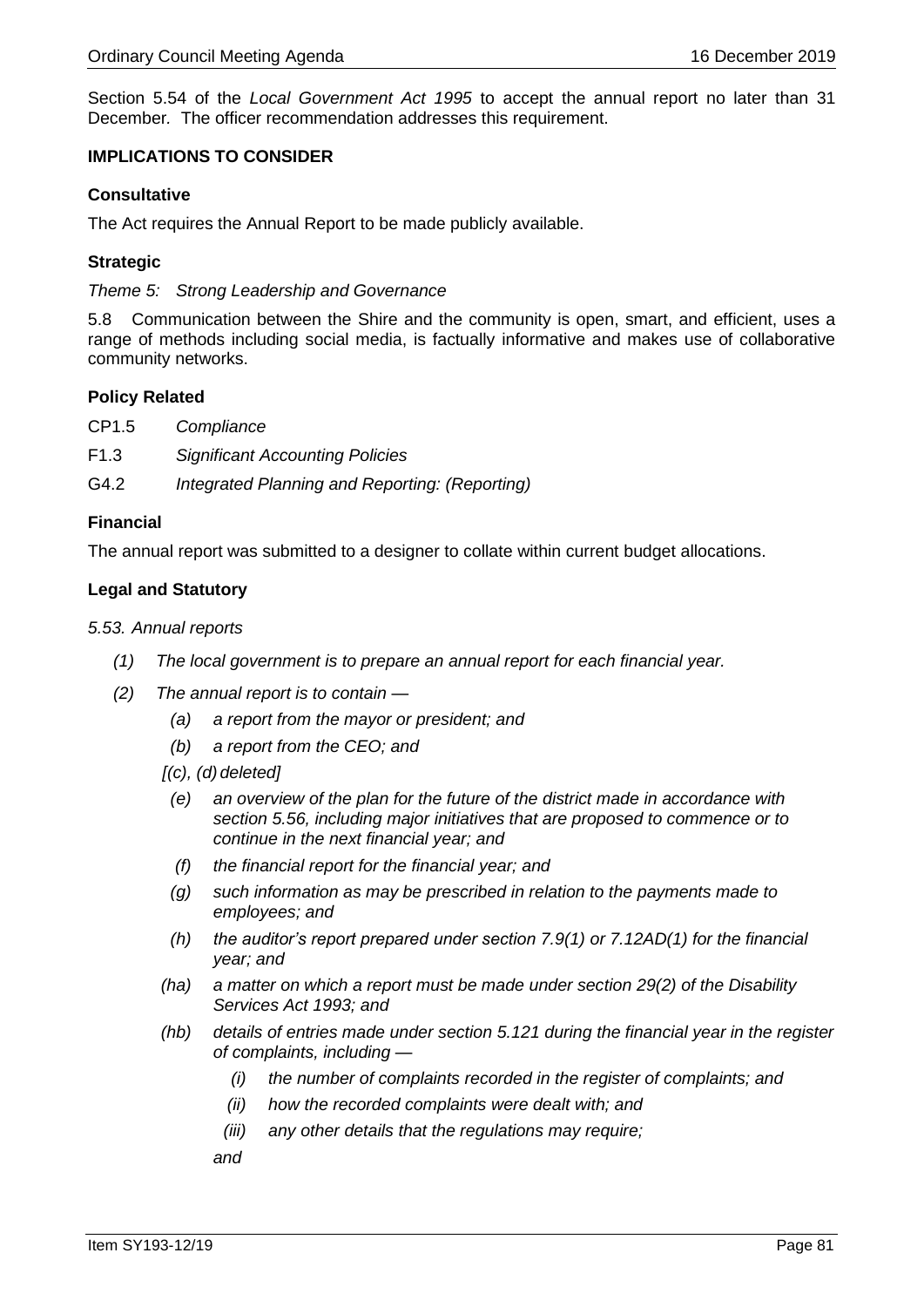Section 5.54 of the *Local Government Act 1995* to accept the annual report no later than 31 December. The officer recommendation addresses this requirement.

**IMPLICATIONS TO CONSIDER**

**Consultative**

The Act requires the Annual Report to be made publicly available.

**Strategic**

*Theme 5: Strong Leadership and Governance*

5.8 Communication between the Shire and the community is open, smart, and efficient, uses a range of methods including social media, is factually informative and makes use of collaborative community networks.

**Policy Related**

CP1.5 *Compliance*

F1.3 *Significant Accounting Policies*

G4.2 *Integrated Planning and Reporting: (Reporting)*

**Financial**

The annual report was submitted to a designer to collate within current budget allocations.

**Legal and Statutory**

*5.53. Annual reports*

*(1) The local government is to prepare an annual report for each financial year.*

*(2) The annual report is to contain —*

- *(a) a report from the mayor or president; and*
- *(b) a report from the CEO; and*
- *[(c), (d) deleted]*
- *(e) an overview of the plan for the future of the district made in accordance with section 5.56, including major initiatives that are proposed to commence or to continue in the next financial year; and*
- *(f) the financial report for the financial year; and*
- *(g) such information as may be prescribed in relation to the payments made to employees; and*
- *(h) the auditor's report prepared under section 7.9(1) or 7.12AD(1) for the financial year; and*
- *(ha) a matter on which a report must be made under section 29(2) of the Disability Services Act 1993; and*
- *(hb) details of entries made under section 5.121 during the financial year in the register of complaints, including —*
  - *(i) the number of complaints recorded in the register of complaints; and*
  - *(ii) how the recorded complaints were dealt with; and*
  - *(iii) any other details that the regulations may require;*

  *and*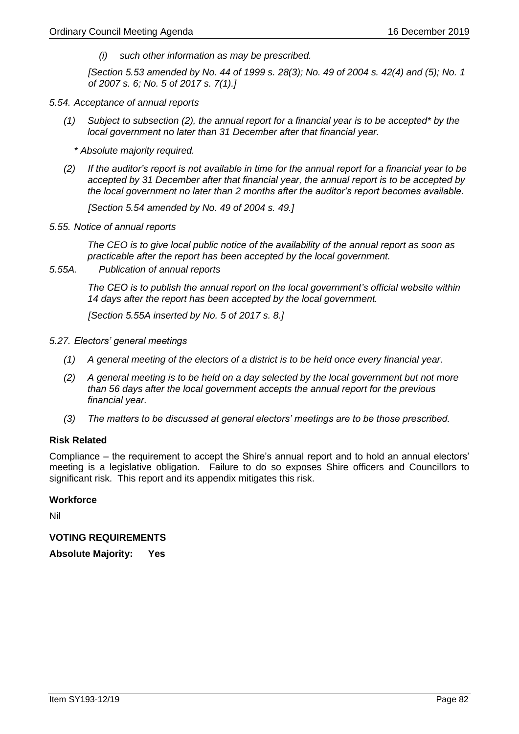*(i) such other information as may be prescribed.*

*[Section 5.53 amended by No. 44 of 1999 s. 28(3); No. 49 of 2004 s. 42(4) and (5); No. 1 of 2007 s. 6; No. 5 of 2017 s. 7(1).]*

*5.54. Acceptance of annual reports*

*(1) Subject to subsection (2), the annual report for a financial year is to be accepted* by the local government no later than 31 December after that financial year.*

*\* Absolute majority required.*

*(2) If the auditor's report is not available in time for the annual report for a financial year to be accepted by 31 December after that financial year, the annual report is to be accepted by the local government no later than 2 months after the auditor's report becomes available.*

*[Section 5.54 amended by No. 49 of 2004 s. 49.]*

*5.55. Notice of annual reports*

*The CEO is to give local public notice of the availability of the annual report as soon as practicable after the report has been accepted by the local government.*

*5.55A. Publication of annual reports*

*The CEO is to publish the annual report on the local government's official website within 14 days after the report has been accepted by the local government.*

*[Section 5.55A inserted by No. 5 of 2017 s. 8.]*

*5.27. Electors' general meetings*

*(1) A general meeting of the electors of a district is to be held once every financial year.*

*(2) A general meeting is to be held on a day selected by the local government but not more than 56 days after the local government accepts the annual report for the previous financial year.*

*(3) The matters to be discussed at general electors' meetings are to be those prescribed.*

**Risk Related**

Compliance – the requirement to accept the Shire's annual report and to hold an annual electors' meeting is a legislative obligation. Failure to do so exposes Shire officers and Councillors to significant risk. This report and its appendix mitigates this risk.

**Workforce**

Nil

**VOTING REQUIREMENTS**

**Absolute Majority: Yes**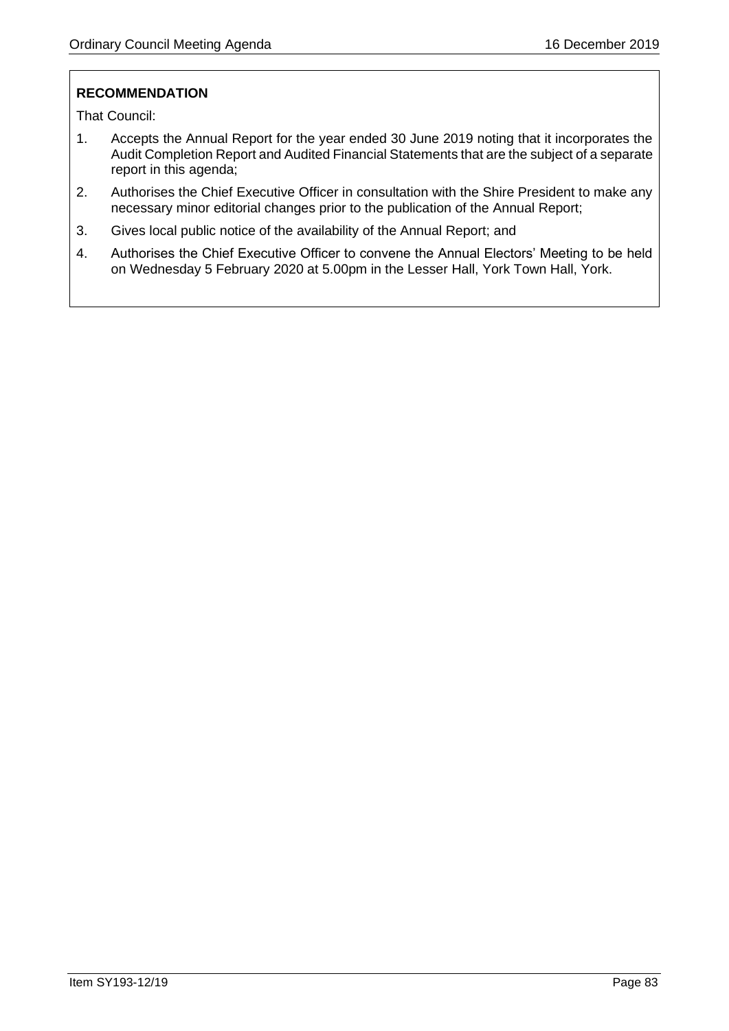**RECOMMENDATION**

That Council:

1. Accepts the Annual Report for the year ended 30 June 2019 noting that it incorporates the Audit Completion Report and Audited Financial Statements that are the subject of a separate report in this agenda;
2. Authorises the Chief Executive Officer in consultation with the Shire President to make any necessary minor editorial changes prior to the publication of the Annual Report;
3. Gives local public notice of the availability of the Annual Report; and
4. Authorises the Chief Executive Officer to convene the Annual Electors' Meeting to be held on Wednesday 5 February 2020 at 5.00pm in the Lesser Hall, York Town Hall, York.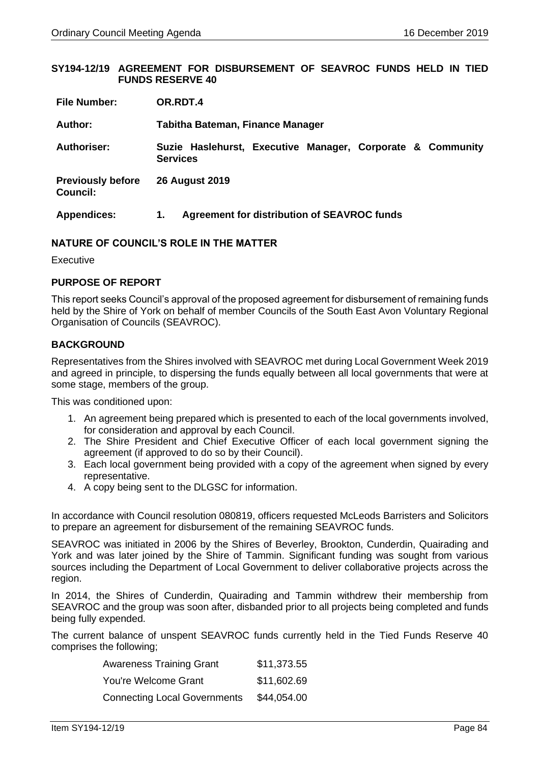## SY194-12/19 AGREEMENT FOR DISBURSEMENT OF SEAVROC FUNDS HELD IN TIED FUNDS RESERVE 40

| | |
|---|---|
| **File Number:** | **OR.RDT.4** |
| **Author:** | **Tabitha Bateman, Finance Manager** |
| **Authoriser:** | **Suzie Haslehurst, Executive Manager, Corporate & Community Services** |
| **Previously before Council:** | **26 August 2019** |
| **Appendices:** | **1. Agreement for distribution of SEAVROC funds** |

### NATURE OF COUNCIL'S ROLE IN THE MATTER

Executive

### PURPOSE OF REPORT

This report seeks Council's approval of the proposed agreement for disbursement of remaining funds held by the Shire of York on behalf of member Councils of the South East Avon Voluntary Regional Organisation of Councils (SEAVROC).

### BACKGROUND

Representatives from the Shires involved with SEAVROC met during Local Government Week 2019 and agreed in principle, to dispersing the funds equally between all local governments that were at some stage, members of the group.

This was conditioned upon:

1. An agreement being prepared which is presented to each of the local governments involved, for consideration and approval by each Council.
2. The Shire President and Chief Executive Officer of each local government signing the agreement (if approved to do so by their Council).
3. Each local government being provided with a copy of the agreement when signed by every representative.
4. A copy being sent to the DLGSC for information.

In accordance with Council resolution 080819, officers requested McLeods Barristers and Solicitors to prepare an agreement for disbursement of the remaining SEAVROC funds.

SEAVROC was initiated in 2006 by the Shires of Beverley, Brookton, Cunderdin, Quairading and York and was later joined by the Shire of Tammin. Significant funding was sought from various sources including the Department of Local Government to deliver collaborative projects across the region.

In 2014, the Shires of Cunderdin, Quairading and Tammin withdrew their membership from SEAVROC and the group was soon after, disbanded prior to all projects being completed and funds being fully expended.

The current balance of unspent SEAVROC funds currently held in the Tied Funds Reserve 40 comprises the following;

| | |
|---|---|
| Awareness Training Grant | $11,373.55 |
| You're Welcome Grant | $11,602.69 |
| Connecting Local Governments | $44,054.00 |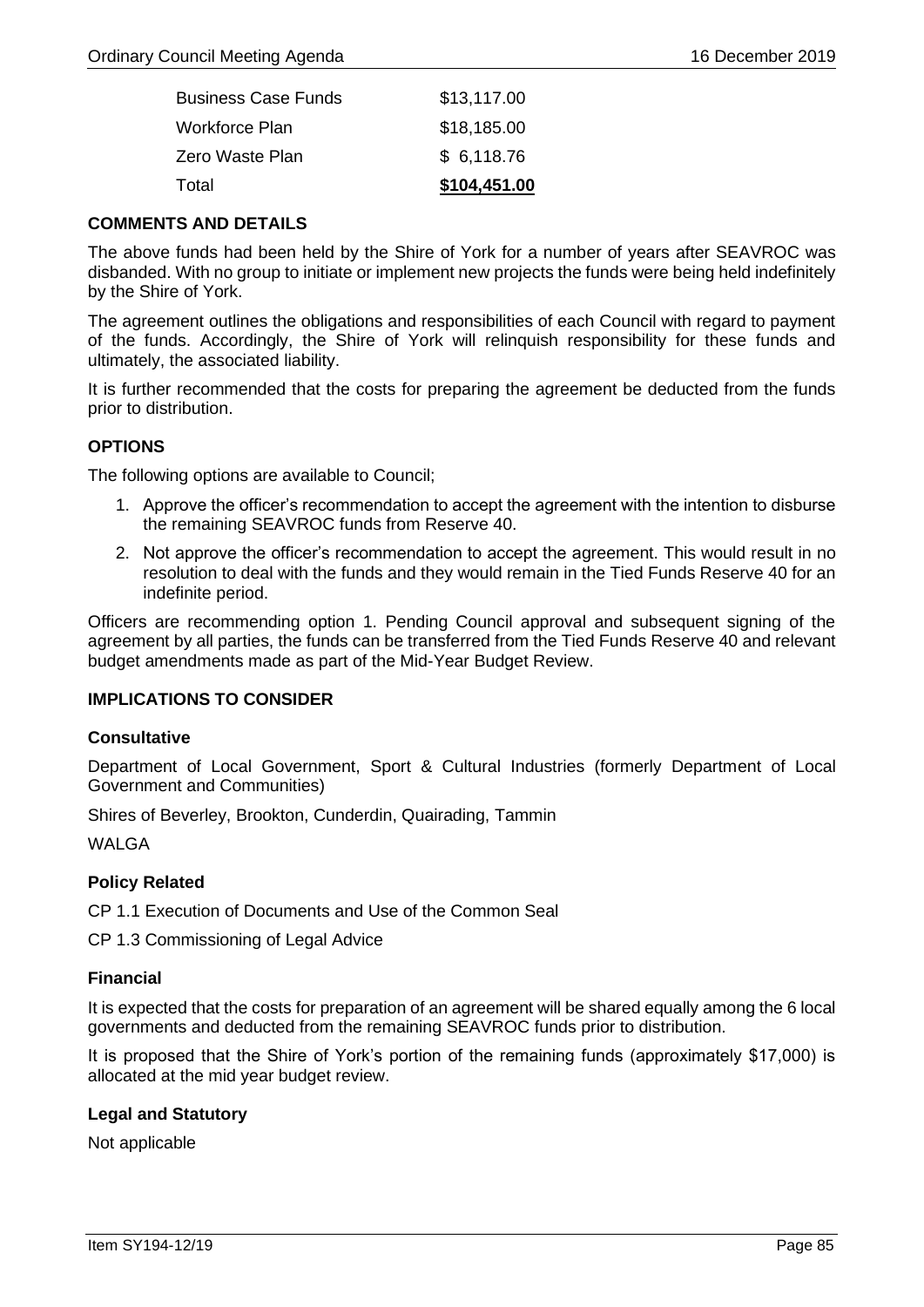| | |
|---|---|
| Business Case Funds | $13,117.00 |
| Workforce Plan | $18,185.00 |
| Zero Waste Plan | $ 6,118.76 |
| Total | **$104,451.00** |

## COMMENTS AND DETAILS

The above funds had been held by the Shire of York for a number of years after SEAVROC was disbanded. With no group to initiate or implement new projects the funds were being held indefinitely by the Shire of York.

The agreement outlines the obligations and responsibilities of each Council with regard to payment of the funds. Accordingly, the Shire of York will relinquish responsibility for these funds and ultimately, the associated liability.

It is further recommended that the costs for preparing the agreement be deducted from the funds prior to distribution.

## OPTIONS

The following options are available to Council;

1. Approve the officer's recommendation to accept the agreement with the intention to disburse the remaining SEAVROC funds from Reserve 40.
2. Not approve the officer's recommendation to accept the agreement. This would result in no resolution to deal with the funds and they would remain in the Tied Funds Reserve 40 for an indefinite period.

Officers are recommending option 1. Pending Council approval and subsequent signing of the agreement by all parties, the funds can be transferred from the Tied Funds Reserve 40 and relevant budget amendments made as part of the Mid-Year Budget Review.

## IMPLICATIONS TO CONSIDER

### Consultative

Department of Local Government, Sport & Cultural Industries (formerly Department of Local Government and Communities)

Shires of Beverley, Brookton, Cunderdin, Quairading, Tammin

WALGA

### Policy Related

CP 1.1 Execution of Documents and Use of the Common Seal

CP 1.3 Commissioning of Legal Advice

### Financial

It is expected that the costs for preparation of an agreement will be shared equally among the 6 local governments and deducted from the remaining SEAVROC funds prior to distribution.

It is proposed that the Shire of York's portion of the remaining funds (approximately $17,000) is allocated at the mid year budget review.

### Legal and Statutory

Not applicable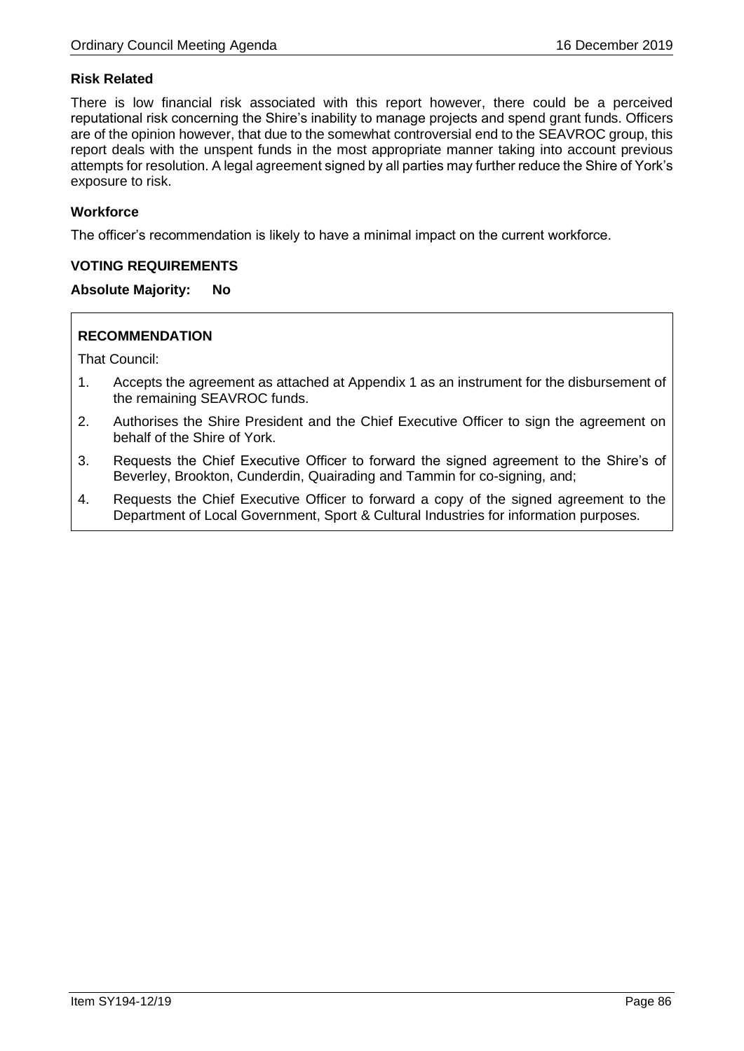### Risk Related

There is low financial risk associated with this report however, there could be a perceived reputational risk concerning the Shire's inability to manage projects and spend grant funds. Officers are of the opinion however, that due to the somewhat controversial end to the SEAVROC group, this report deals with the unspent funds in the most appropriate manner taking into account previous attempts for resolution. A legal agreement signed by all parties may further reduce the Shire of York's exposure to risk.

### Workforce

The officer's recommendation is likely to have a minimal impact on the current workforce.

## VOTING REQUIREMENTS

**Absolute Majority: No**

### RECOMMENDATION

That Council:

1. Accepts the agreement as attached at Appendix 1 as an instrument for the disbursement of the remaining SEAVROC funds.
2. Authorises the Shire President and the Chief Executive Officer to sign the agreement on behalf of the Shire of York.
3. Requests the Chief Executive Officer to forward the signed agreement to the Shire's of Beverley, Brookton, Cunderdin, Quairading and Tammin for co-signing, and;
4. Requests the Chief Executive Officer to forward a copy of the signed agreement to the Department of Local Government, Sport & Cultural Industries for information purposes.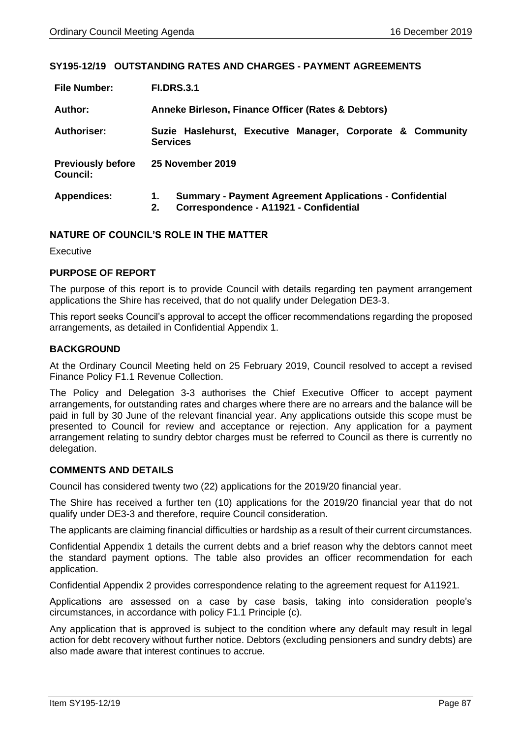## SY195-12/19 OUTSTANDING RATES AND CHARGES - PAYMENT AGREEMENTS

| | |
|---|---|
| **File Number:** | **FI.DRS.3.1** |
| **Author:** | **Anneke Birleson, Finance Officer (Rates & Debtors)** |
| **Authoriser:** | **Suzie Haslehurst, Executive Manager, Corporate & Community Services** |
| **Previously before Council:** | **25 November 2019** |
| **Appendices:** | **1. Summary - Payment Agreement Applications - Confidential**<br>**2. Correspondence - A11921 - Confidential** |

### NATURE OF COUNCIL'S ROLE IN THE MATTER

Executive

### PURPOSE OF REPORT

The purpose of this report is to provide Council with details regarding ten payment arrangement applications the Shire has received, that do not qualify under Delegation DE3-3.

This report seeks Council's approval to accept the officer recommendations regarding the proposed arrangements, as detailed in Confidential Appendix 1.

### BACKGROUND

At the Ordinary Council Meeting held on 25 February 2019, Council resolved to accept a revised Finance Policy F1.1 Revenue Collection.

The Policy and Delegation 3-3 authorises the Chief Executive Officer to accept payment arrangements, for outstanding rates and charges where there are no arrears and the balance will be paid in full by 30 June of the relevant financial year. Any applications outside this scope must be presented to Council for review and acceptance or rejection. Any application for a payment arrangement relating to sundry debtor charges must be referred to Council as there is currently no delegation.

### COMMENTS AND DETAILS

Council has considered twenty two (22) applications for the 2019/20 financial year.

The Shire has received a further ten (10) applications for the 2019/20 financial year that do not qualify under DE3-3 and therefore, require Council consideration.

The applicants are claiming financial difficulties or hardship as a result of their current circumstances.

Confidential Appendix 1 details the current debts and a brief reason why the debtors cannot meet the standard payment options. The table also provides an officer recommendation for each application.

Confidential Appendix 2 provides correspondence relating to the agreement request for A11921.

Applications are assessed on a case by case basis, taking into consideration people's circumstances, in accordance with policy F1.1 Principle (c).

Any application that is approved is subject to the condition where any default may result in legal action for debt recovery without further notice. Debtors (excluding pensioners and sundry debts) are also made aware that interest continues to accrue.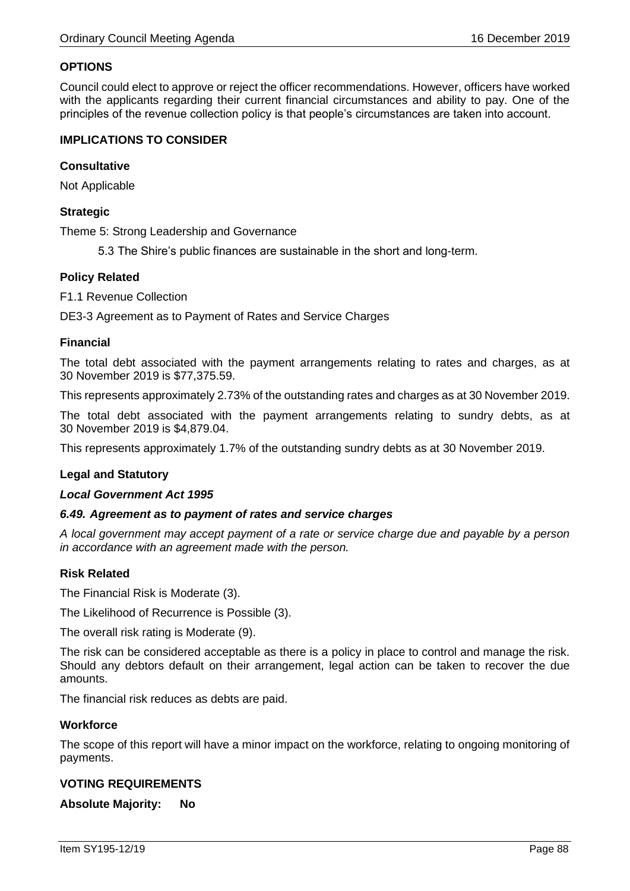## OPTIONS

Council could elect to approve or reject the officer recommendations. However, officers have worked with the applicants regarding their current financial circumstances and ability to pay. One of the principles of the revenue collection policy is that people's circumstances are taken into account.

## IMPLICATIONS TO CONSIDER

### Consultative

Not Applicable

### Strategic

Theme 5: Strong Leadership and Governance

5.3 The Shire's public finances are sustainable in the short and long-term.

### Policy Related

F1.1 Revenue Collection

DE3-3 Agreement as to Payment of Rates and Service Charges

### Financial

The total debt associated with the payment arrangements relating to rates and charges, as at 30 November 2019 is $77,375.59.

This represents approximately 2.73% of the outstanding rates and charges as at 30 November 2019.

The total debt associated with the payment arrangements relating to sundry debts, as at 30 November 2019 is $4,879.04.

This represents approximately 1.7% of the outstanding sundry debts as at 30 November 2019.

### Legal and Statutory

***Local Government Act 1995***

***6.49. Agreement as to payment of rates and service charges***

*A local government may accept payment of a rate or service charge due and payable by a person in accordance with an agreement made with the person.*

### Risk Related

The Financial Risk is Moderate (3).

The Likelihood of Recurrence is Possible (3).

The overall risk rating is Moderate (9).

The risk can be considered acceptable as there is a policy in place to control and manage the risk. Should any debtors default on their arrangement, legal action can be taken to recover the due amounts.

The financial risk reduces as debts are paid.

### Workforce

The scope of this report will have a minor impact on the workforce, relating to ongoing monitoring of payments.

## VOTING REQUIREMENTS

**Absolute Majority: No**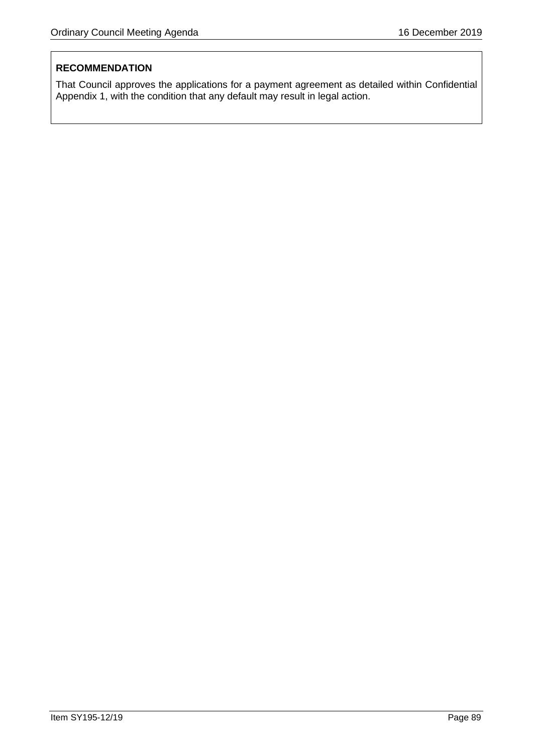**RECOMMENDATION**

That Council approves the applications for a payment agreement as detailed within Confidential Appendix 1, with the condition that any default may result in legal action.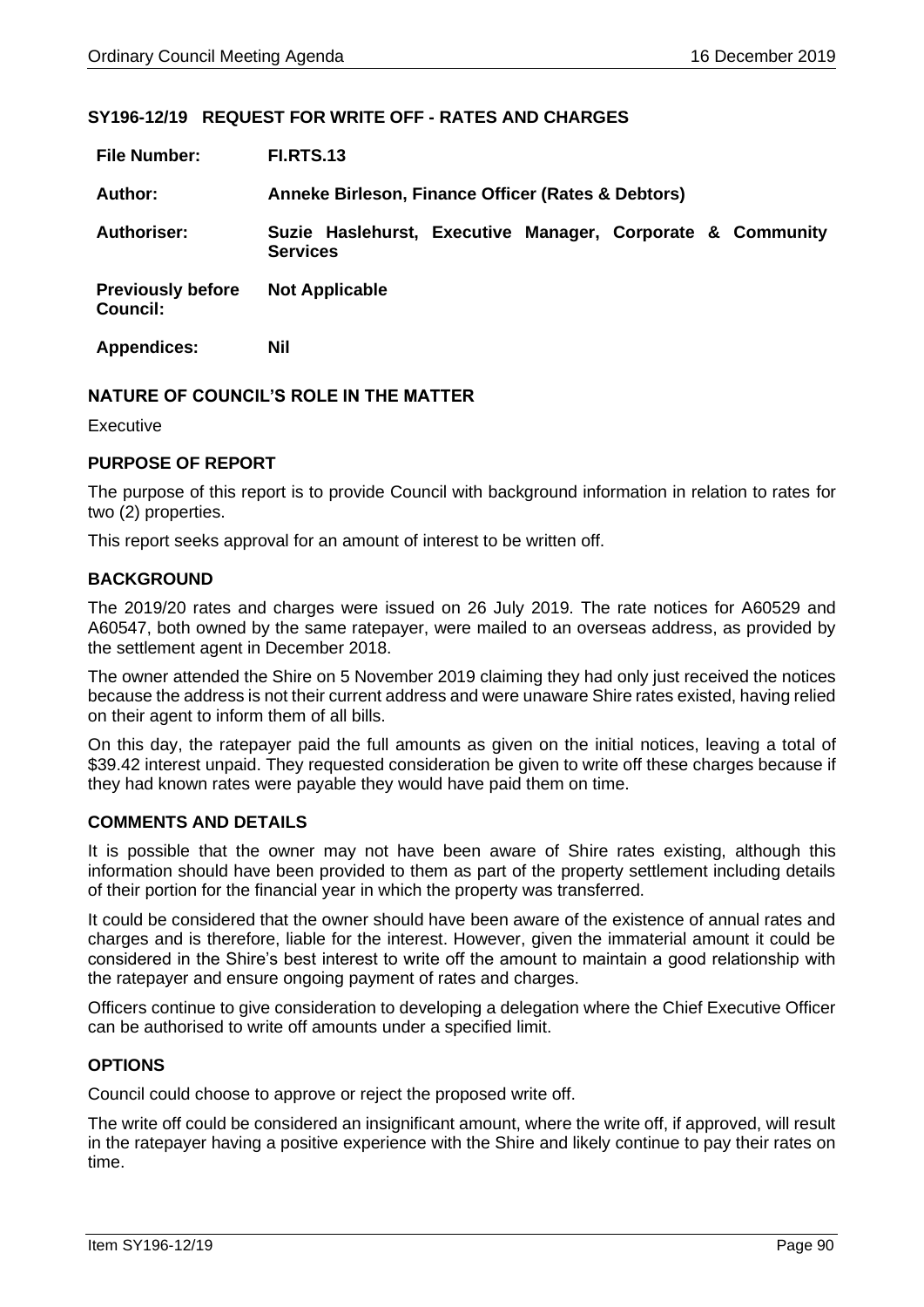## SY196-12/19 REQUEST FOR WRITE OFF - RATES AND CHARGES

| | |
|---|---|
| **File Number:** | **FI.RTS.13** |
| **Author:** | **Anneke Birleson, Finance Officer (Rates & Debtors)** |
| **Authoriser:** | **Suzie Haslehurst, Executive Manager, Corporate & Community Services** |
| **Previously before Council:** | **Not Applicable** |
| **Appendices:** | **Nil** |

### NATURE OF COUNCIL'S ROLE IN THE MATTER

Executive

### PURPOSE OF REPORT

The purpose of this report is to provide Council with background information in relation to rates for two (2) properties.

This report seeks approval for an amount of interest to be written off.

### BACKGROUND

The 2019/20 rates and charges were issued on 26 July 2019. The rate notices for A60529 and A60547, both owned by the same ratepayer, were mailed to an overseas address, as provided by the settlement agent in December 2018.

The owner attended the Shire on 5 November 2019 claiming they had only just received the notices because the address is not their current address and were unaware Shire rates existed, having relied on their agent to inform them of all bills.

On this day, the ratepayer paid the full amounts as given on the initial notices, leaving a total of $39.42 interest unpaid. They requested consideration be given to write off these charges because if they had known rates were payable they would have paid them on time.

### COMMENTS AND DETAILS

It is possible that the owner may not have been aware of Shire rates existing, although this information should have been provided to them as part of the property settlement including details of their portion for the financial year in which the property was transferred.

It could be considered that the owner should have been aware of the existence of annual rates and charges and is therefore, liable for the interest. However, given the immaterial amount it could be considered in the Shire's best interest to write off the amount to maintain a good relationship with the ratepayer and ensure ongoing payment of rates and charges.

Officers continue to give consideration to developing a delegation where the Chief Executive Officer can be authorised to write off amounts under a specified limit.

### OPTIONS

Council could choose to approve or reject the proposed write off.

The write off could be considered an insignificant amount, where the write off, if approved, will result in the ratepayer having a positive experience with the Shire and likely continue to pay their rates on time.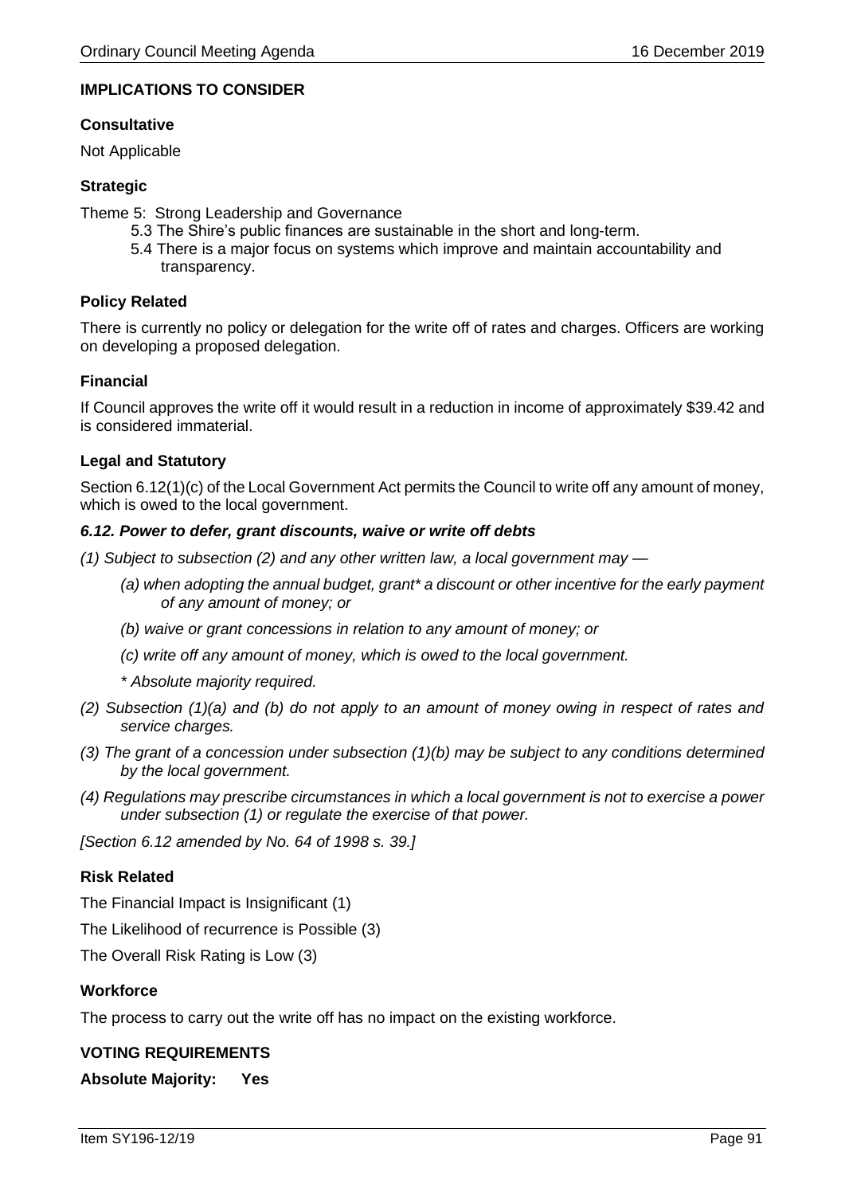**IMPLICATIONS TO CONSIDER**

**Consultative**

Not Applicable

**Strategic**

Theme 5: Strong Leadership and Governance

- 5.3 The Shire's public finances are sustainable in the short and long-term.
- 5.4 There is a major focus on systems which improve and maintain accountability and transparency.

**Policy Related**

There is currently no policy or delegation for the write off of rates and charges. Officers are working on developing a proposed delegation.

**Financial**

If Council approves the write off it would result in a reduction in income of approximately $39.42 and is considered immaterial.

**Legal and Statutory**

Section 6.12(1)(c) of the Local Government Act permits the Council to write off any amount of money, which is owed to the local government.

***6.12. Power to defer, grant discounts, waive or write off debts***

*(1) Subject to subsection (2) and any other written law, a local government may —*

- *(a) when adopting the annual budget, grant* a discount or other incentive for the early payment of any amount of money; or*
- *(b) waive or grant concessions in relation to any amount of money; or*
- *(c) write off any amount of money, which is owed to the local government.*

*\* Absolute majority required.*

*(2) Subsection (1)(a) and (b) do not apply to an amount of money owing in respect of rates and service charges.*

*(3) The grant of a concession under subsection (1)(b) may be subject to any conditions determined by the local government.*

*(4) Regulations may prescribe circumstances in which a local government is not to exercise a power under subsection (1) or regulate the exercise of that power.*

*[Section 6.12 amended by No. 64 of 1998 s. 39.]*

**Risk Related**

The Financial Impact is Insignificant (1)

The Likelihood of recurrence is Possible (3)

The Overall Risk Rating is Low (3)

**Workforce**

The process to carry out the write off has no impact on the existing workforce.

**VOTING REQUIREMENTS**

**Absolute Majority: Yes**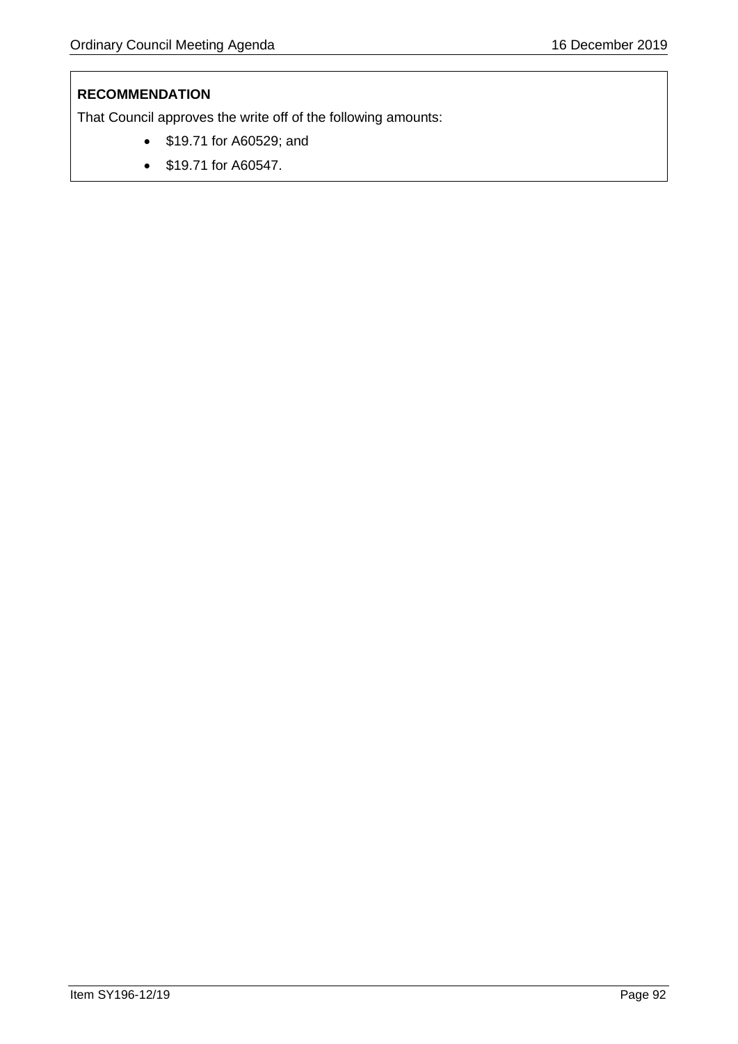**RECOMMENDATION**

That Council approves the write off of the following amounts:

- $19.71 for A60529; and
- $19.71 for A60547.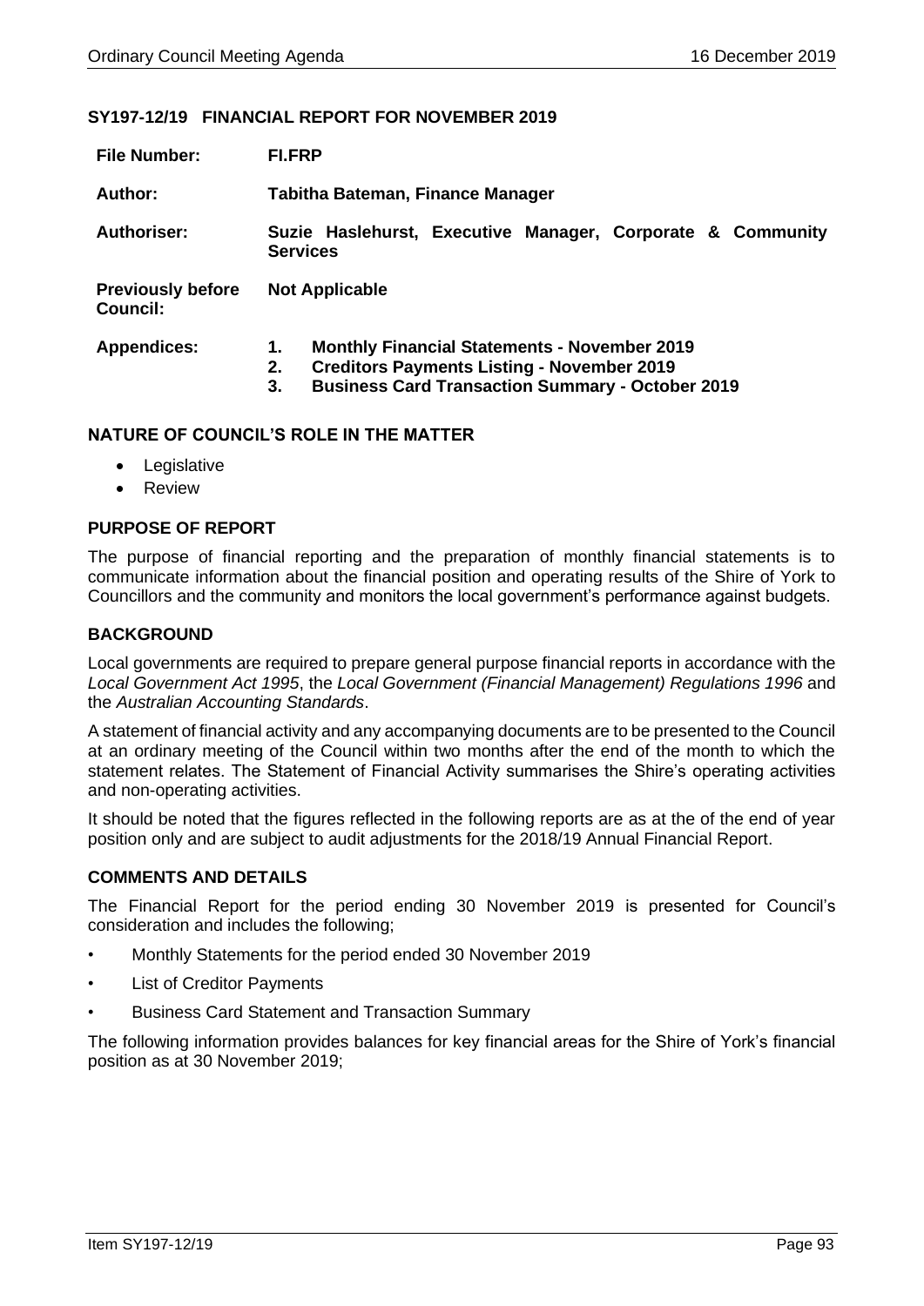## SY197-12/19 FINANCIAL REPORT FOR NOVEMBER 2019

| | |
|---|---|
| **File Number:** | **FI.FRP** |
| **Author:** | **Tabitha Bateman, Finance Manager** |
| **Authoriser:** | **Suzie Haslehurst, Executive Manager, Corporate & Community Services** |
| **Previously before Council:** | **Not Applicable** |
| **Appendices:** | **1. Monthly Financial Statements - November 2019**<br>**2. Creditors Payments Listing - November 2019**<br>**3. Business Card Transaction Summary - October 2019** |

### NATURE OF COUNCIL'S ROLE IN THE MATTER

- Legislative
- Review

### PURPOSE OF REPORT

The purpose of financial reporting and the preparation of monthly financial statements is to communicate information about the financial position and operating results of the Shire of York to Councillors and the community and monitors the local government's performance against budgets.

### BACKGROUND

Local governments are required to prepare general purpose financial reports in accordance with the *Local Government Act 1995*, the *Local Government (Financial Management) Regulations 1996* and the *Australian Accounting Standards*.

A statement of financial activity and any accompanying documents are to be presented to the Council at an ordinary meeting of the Council within two months after the end of the month to which the statement relates. The Statement of Financial Activity summarises the Shire's operating activities and non-operating activities.

It should be noted that the figures reflected in the following reports are as at the of the end of year position only and are subject to audit adjustments for the 2018/19 Annual Financial Report.

### COMMENTS AND DETAILS

The Financial Report for the period ending 30 November 2019 is presented for Council's consideration and includes the following;

- Monthly Statements for the period ended 30 November 2019
- List of Creditor Payments
- Business Card Statement and Transaction Summary

The following information provides balances for key financial areas for the Shire of York's financial position as at 30 November 2019;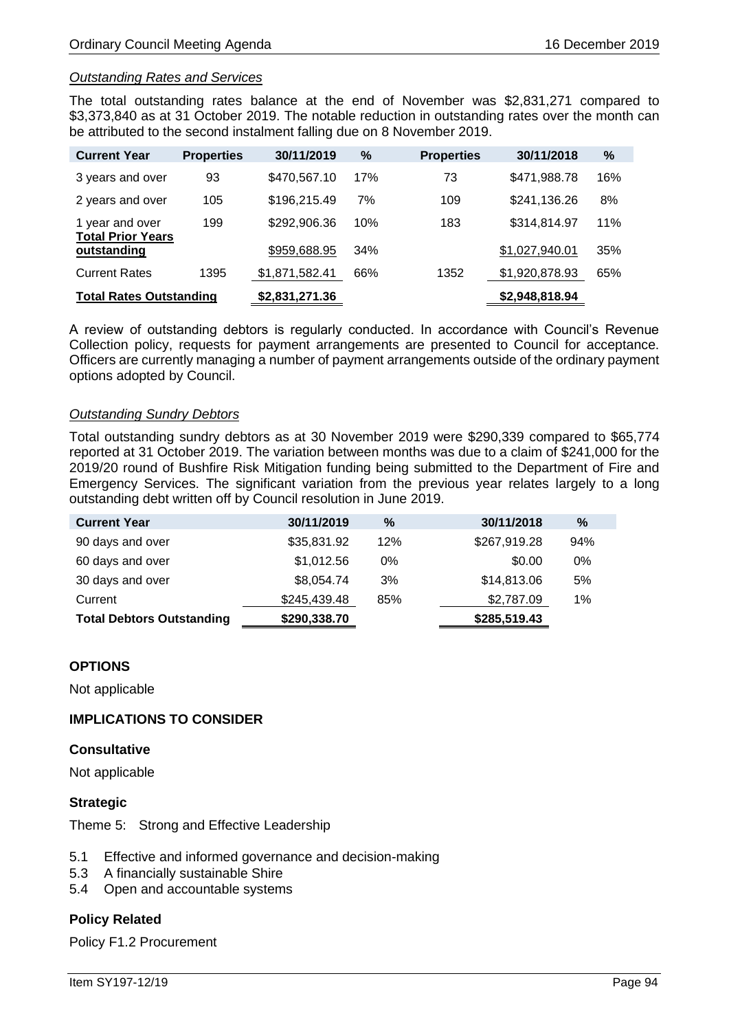*Outstanding Rates and Services*

The total outstanding rates balance at the end of November was $2,831,271 compared to $3,373,840 as at 31 October 2019. The notable reduction in outstanding rates over the month can be attributed to the second instalment falling due on 8 November 2019.

| Current Year | Properties | 30/11/2019 | % | Properties | 30/11/2018 | % |
|---|---|---|---|---|---|---|
| 3 years and over | 93 | $470,567.10 | 17% | 73 | $471,988.78 | 16% |
| 2 years and over | 105 | $196,215.49 | 7% | 109 | $241,136.26 | 8% |
| 1 year and over | 199 | $292,906.36 | 10% | 183 | $314,814.97 | 11% |
| **Total Prior Years outstanding** | | $959,688.95 | 34% | | $1,027,940.01 | 35% |
| Current Rates | 1395 | $1,871,582.41 | 66% | 1352 | $1,920,878.93 | 65% |
| **Total Rates Outstanding** | | **$2,831,271.36** | | | **$2,948,818.94** | |

A review of outstanding debtors is regularly conducted. In accordance with Council's Revenue Collection policy, requests for payment arrangements are presented to Council for acceptance. Officers are currently managing a number of payment arrangements outside of the ordinary payment options adopted by Council.

*Outstanding Sundry Debtors*

Total outstanding sundry debtors as at 30 November 2019 were $290,339 compared to $65,774 reported at 31 October 2019. The variation between months was due to a claim of $241,000 for the 2019/20 round of Bushfire Risk Mitigation funding being submitted to the Department of Fire and Emergency Services. The significant variation from the previous year relates largely to a long outstanding debt written off by Council resolution in June 2019.

| Current Year | 30/11/2019 | % | 30/11/2018 | % |
|---|---|---|---|---|
| 90 days and over | $35,831.92 | 12% | $267,919.28 | 94% |
| 60 days and over | $1,012.56 | 0% | $0.00 | 0% |
| 30 days and over | $8,054.74 | 3% | $14,813.06 | 5% |
| Current | $245,439.48 | 85% | $2,787.09 | 1% |
| **Total Debtors Outstanding** | **$290,338.70** | | **$285,519.43** | |

## OPTIONS

Not applicable

## IMPLICATIONS TO CONSIDER

### Consultative

Not applicable

### Strategic

Theme 5: Strong and Effective Leadership

- 5.1 Effective and informed governance and decision-making
- 5.3 A financially sustainable Shire
- 5.4 Open and accountable systems

### Policy Related

Policy F1.2 Procurement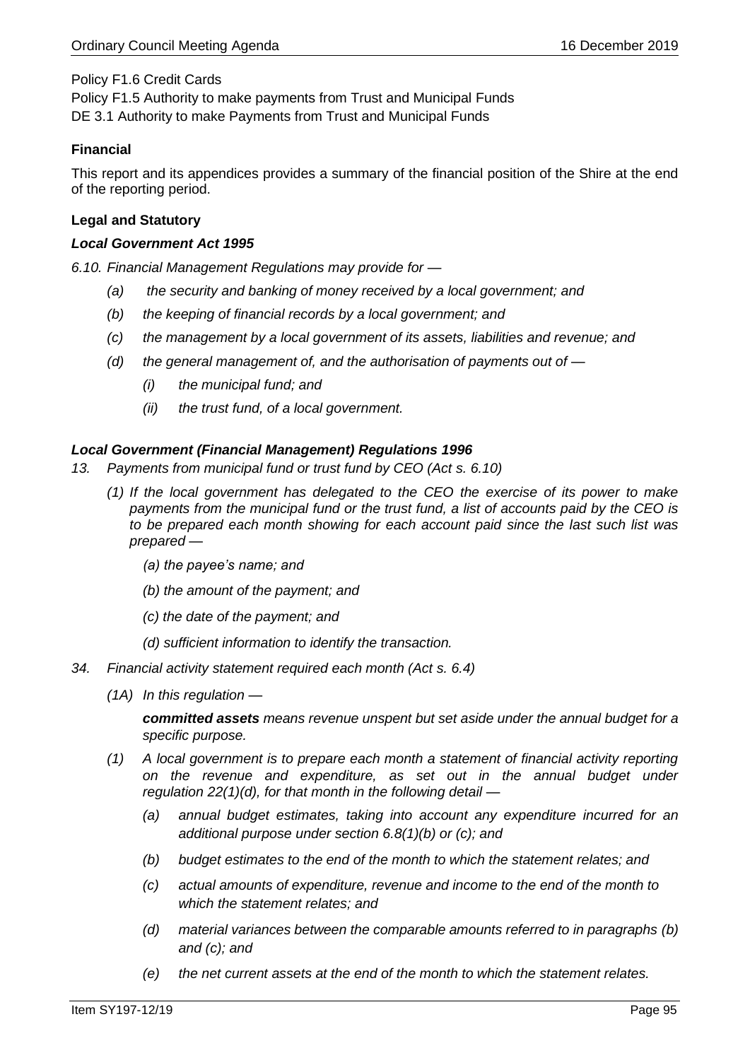Policy F1.6 Credit Cards
Policy F1.5 Authority to make payments from Trust and Municipal Funds
DE 3.1 Authority to make Payments from Trust and Municipal Funds

**Financial**

This report and its appendices provides a summary of the financial position of the Shire at the end of the reporting period.

**Legal and Statutory**

***Local Government Act 1995***

*6.10. Financial Management Regulations may provide for —*

- *(a) the security and banking of money received by a local government; and*
- *(b) the keeping of financial records by a local government; and*
- *(c) the management by a local government of its assets, liabilities and revenue; and*
- *(d) the general management of, and the authorisation of payments out of —*
  - *(i) the municipal fund; and*
  - *(ii) the trust fund, of a local government.*

***Local Government (Financial Management) Regulations 1996***

*13. Payments from municipal fund or trust fund by CEO (Act s. 6.10)*

*(1) If the local government has delegated to the CEO the exercise of its power to make payments from the municipal fund or the trust fund, a list of accounts paid by the CEO is to be prepared each month showing for each account paid since the last such list was prepared —*

- *(a) the payee's name; and*
- *(b) the amount of the payment; and*
- *(c) the date of the payment; and*
- *(d) sufficient information to identify the transaction.*

*34. Financial activity statement required each month (Act s. 6.4)*

*(1A) In this regulation —*

***committed assets*** *means revenue unspent but set aside under the annual budget for a specific purpose.*

*(1) A local government is to prepare each month a statement of financial activity reporting on the revenue and expenditure, as set out in the annual budget under regulation 22(1)(d), for that month in the following detail —*

- *(a) annual budget estimates, taking into account any expenditure incurred for an additional purpose under section 6.8(1)(b) or (c); and*
- *(b) budget estimates to the end of the month to which the statement relates; and*
- *(c) actual amounts of expenditure, revenue and income to the end of the month to which the statement relates; and*
- *(d) material variances between the comparable amounts referred to in paragraphs (b) and (c); and*
- *(e) the net current assets at the end of the month to which the statement relates.*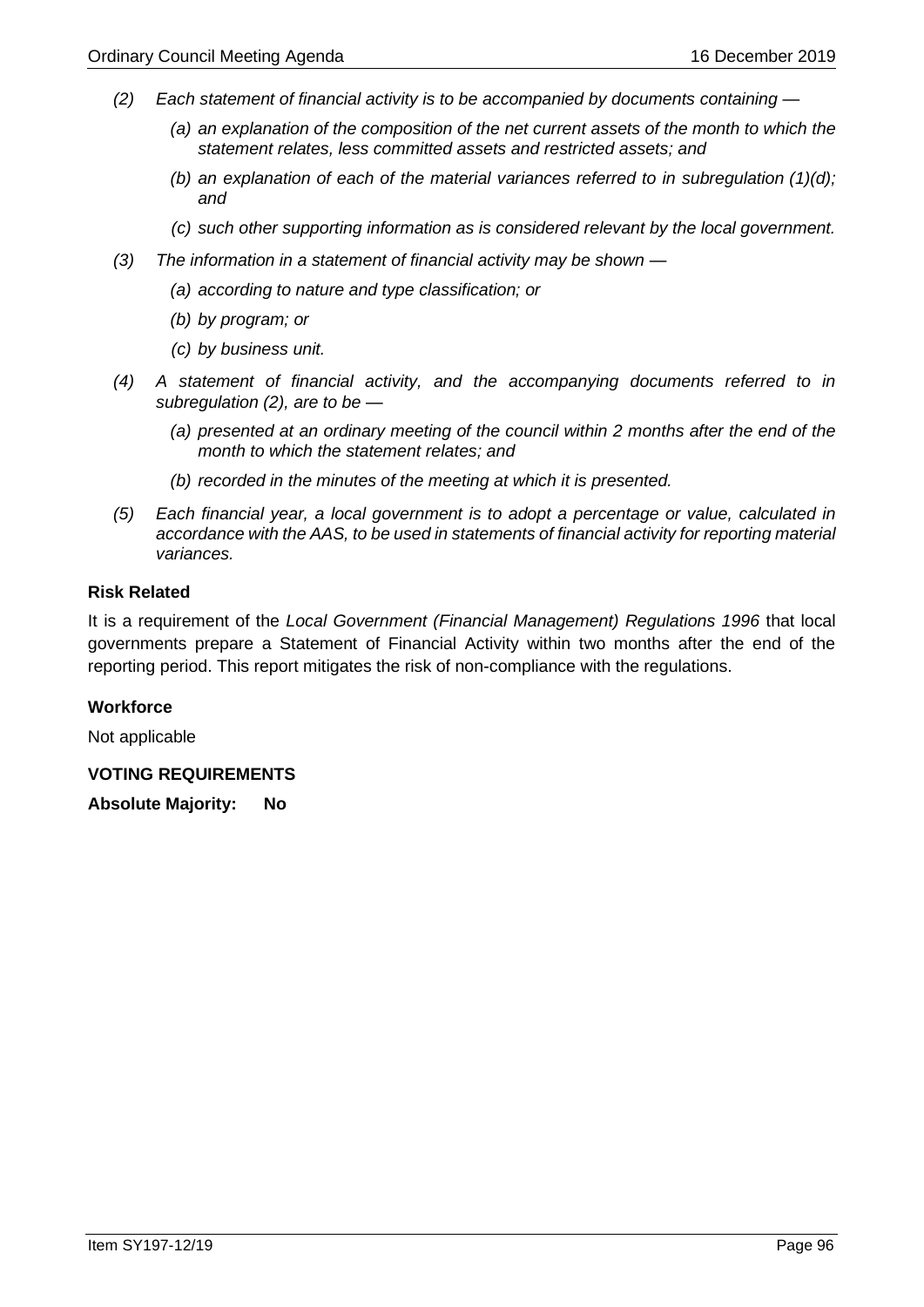*(2) Each statement of financial activity is to be accompanied by documents containing —*

*(a) an explanation of the composition of the net current assets of the month to which the statement relates, less committed assets and restricted assets; and*

*(b) an explanation of each of the material variances referred to in subregulation (1)(d); and*

*(c) such other supporting information as is considered relevant by the local government.*

*(3) The information in a statement of financial activity may be shown —*

*(a) according to nature and type classification; or*

*(b) by program; or*

*(c) by business unit.*

*(4) A statement of financial activity, and the accompanying documents referred to in subregulation (2), are to be —*

*(a) presented at an ordinary meeting of the council within 2 months after the end of the month to which the statement relates; and*

*(b) recorded in the minutes of the meeting at which it is presented.*

*(5) Each financial year, a local government is to adopt a percentage or value, calculated in accordance with the AAS, to be used in statements of financial activity for reporting material variances.*

**Risk Related**

It is a requirement of the *Local Government (Financial Management) Regulations 1996* that local governments prepare a Statement of Financial Activity within two months after the end of the reporting period. This report mitigates the risk of non-compliance with the regulations.

**Workforce**

Not applicable

**VOTING REQUIREMENTS**

**Absolute Majority: No**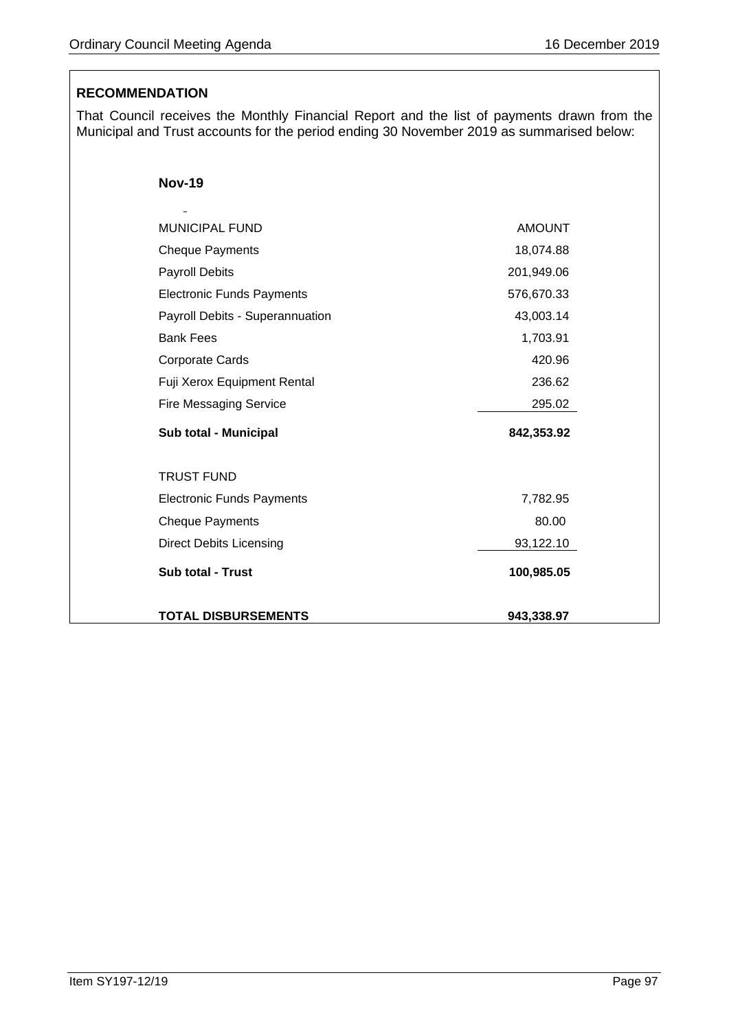**RECOMMENDATION**

That Council receives the Monthly Financial Report and the list of payments drawn from the Municipal and Trust accounts for the period ending 30 November 2019 as summarised below:

**Nov-19**

| MUNICIPAL FUND | AMOUNT |
|---|---|
| Cheque Payments | 18,074.88 |
| Payroll Debits | 201,949.06 |
| Electronic Funds Payments | 576,670.33 |
| Payroll Debits - Superannuation | 43,003.14 |
| Bank Fees | 1,703.91 |
| Corporate Cards | 420.96 |
| Fuji Xerox Equipment Rental | 236.62 |
| Fire Messaging Service | 295.02 |
| **Sub total - Municipal** | **842,353.92** |
| | |
| TRUST FUND | |
| Electronic Funds Payments | 7,782.95 |
| Cheque Payments | 80.00 |
| Direct Debits Licensing | 93,122.10 |
| **Sub total - Trust** | **100,985.05** |
| | |
| **TOTAL DISBURSEMENTS** | **943,338.97** |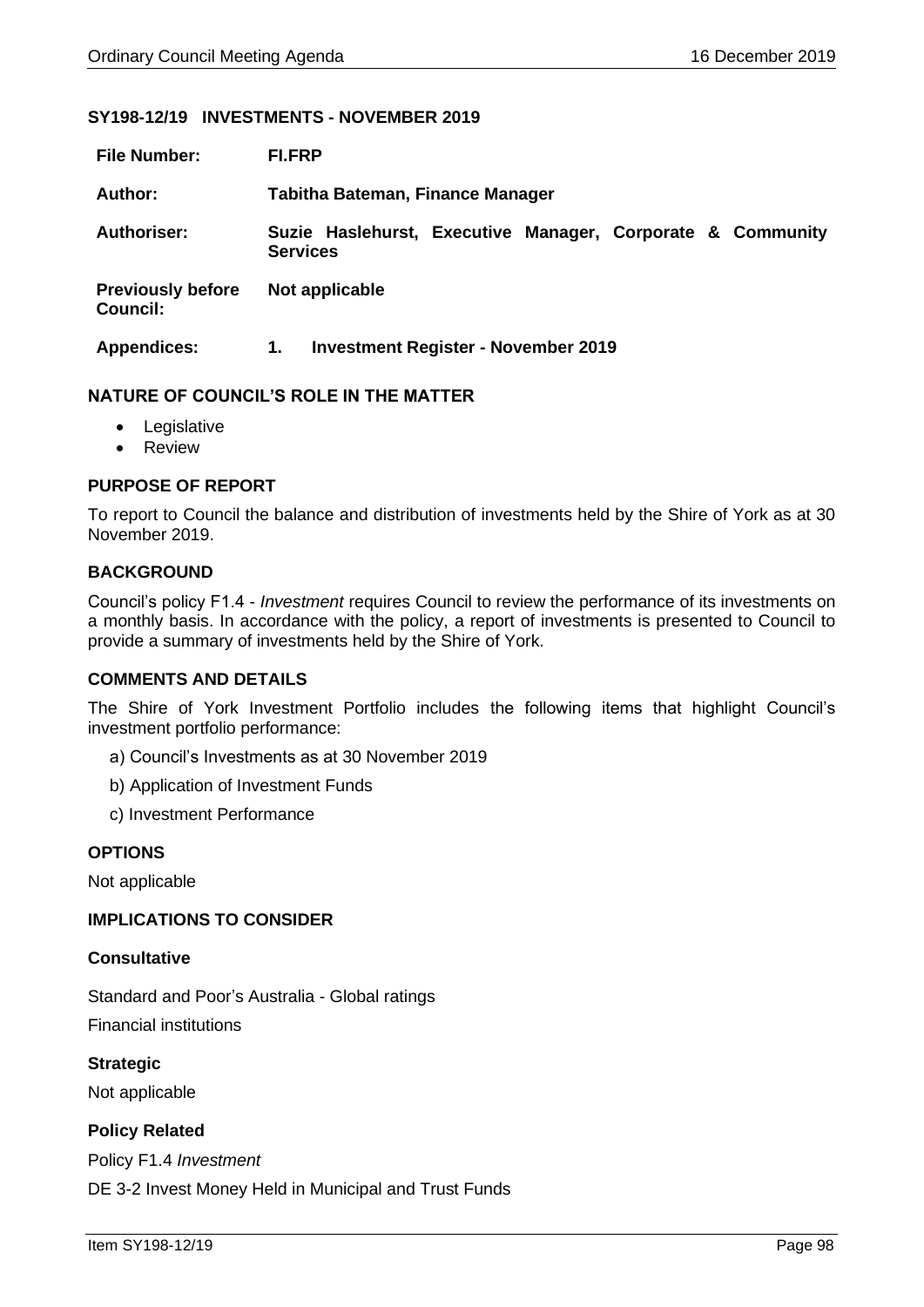## SY198-12/19 INVESTMENTS - NOVEMBER 2019

| | |
|---|---|
| **File Number:** | **FI.FRP** |
| **Author:** | **Tabitha Bateman, Finance Manager** |
| **Authoriser:** | **Suzie Haslehurst, Executive Manager, Corporate & Community Services** |
| **Previously before Council:** | **Not applicable** |
| **Appendices:** | **1. Investment Register - November 2019** |

### NATURE OF COUNCIL'S ROLE IN THE MATTER

- Legislative
- Review

### PURPOSE OF REPORT

To report to Council the balance and distribution of investments held by the Shire of York as at 30 November 2019.

### BACKGROUND

Council's policy F1.4 - *Investment* requires Council to review the performance of its investments on a monthly basis. In accordance with the policy, a report of investments is presented to Council to provide a summary of investments held by the Shire of York.

### COMMENTS AND DETAILS

The Shire of York Investment Portfolio includes the following items that highlight Council's investment portfolio performance:

a) Council's Investments as at 30 November 2019

b) Application of Investment Funds

c) Investment Performance

### OPTIONS

Not applicable

### IMPLICATIONS TO CONSIDER

#### Consultative

Standard and Poor's Australia - Global ratings

Financial institutions

#### Strategic

Not applicable

#### Policy Related

Policy F1.4 *Investment*

DE 3-2 Invest Money Held in Municipal and Trust Funds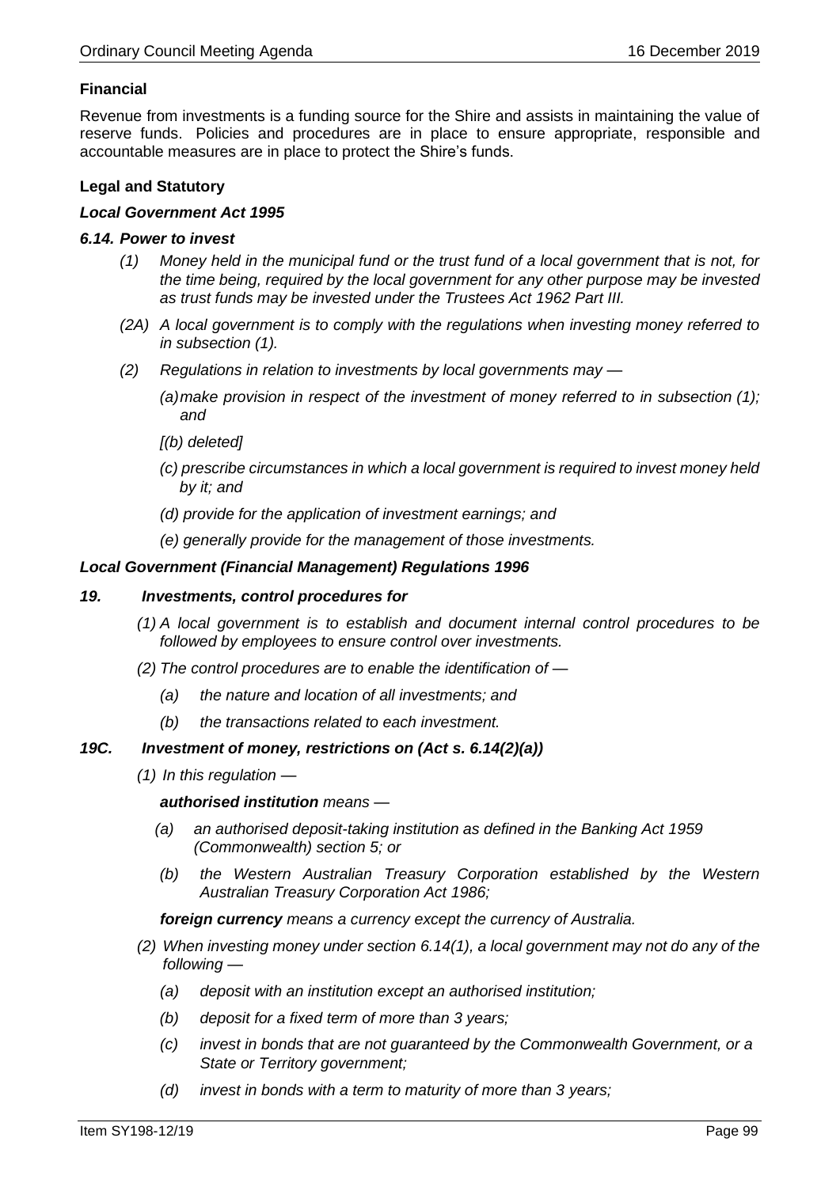**Financial**

Revenue from investments is a funding source for the Shire and assists in maintaining the value of reserve funds. Policies and procedures are in place to ensure appropriate, responsible and accountable measures are in place to protect the Shire's funds.

**Legal and Statutory**

***Local Government Act 1995***

***6.14. Power to invest***

*(1) Money held in the municipal fund or the trust fund of a local government that is not, for the time being, required by the local government for any other purpose may be invested as trust funds may be invested under the Trustees Act 1962 Part III.*

*(2A) A local government is to comply with the regulations when investing money referred to in subsection (1).*

*(2) Regulations in relation to investments by local governments may —*

*(a) make provision in respect of the investment of money referred to in subsection (1); and*

*[(b) deleted]*

*(c) prescribe circumstances in which a local government is required to invest money held by it; and*

*(d) provide for the application of investment earnings; and*

*(e) generally provide for the management of those investments.*

***Local Government (Financial Management) Regulations 1996***

***19. Investments, control procedures for***

*(1) A local government is to establish and document internal control procedures to be followed by employees to ensure control over investments.*

*(2) The control procedures are to enable the identification of —*

*(a) the nature and location of all investments; and*

*(b) the transactions related to each investment.*

***19C. Investment of money, restrictions on (Act s. 6.14(2)(a))***

*(1) In this regulation —*

***authorised institution*** *means —*

*(a) an authorised deposit-taking institution as defined in the Banking Act 1959 (Commonwealth) section 5; or*

*(b) the Western Australian Treasury Corporation established by the Western Australian Treasury Corporation Act 1986;*

***foreign currency*** *means a currency except the currency of Australia.*

*(2) When investing money under section 6.14(1), a local government may not do any of the following —*

*(a) deposit with an institution except an authorised institution;*

*(b) deposit for a fixed term of more than 3 years;*

*(c) invest in bonds that are not guaranteed by the Commonwealth Government, or a State or Territory government;*

*(d) invest in bonds with a term to maturity of more than 3 years;*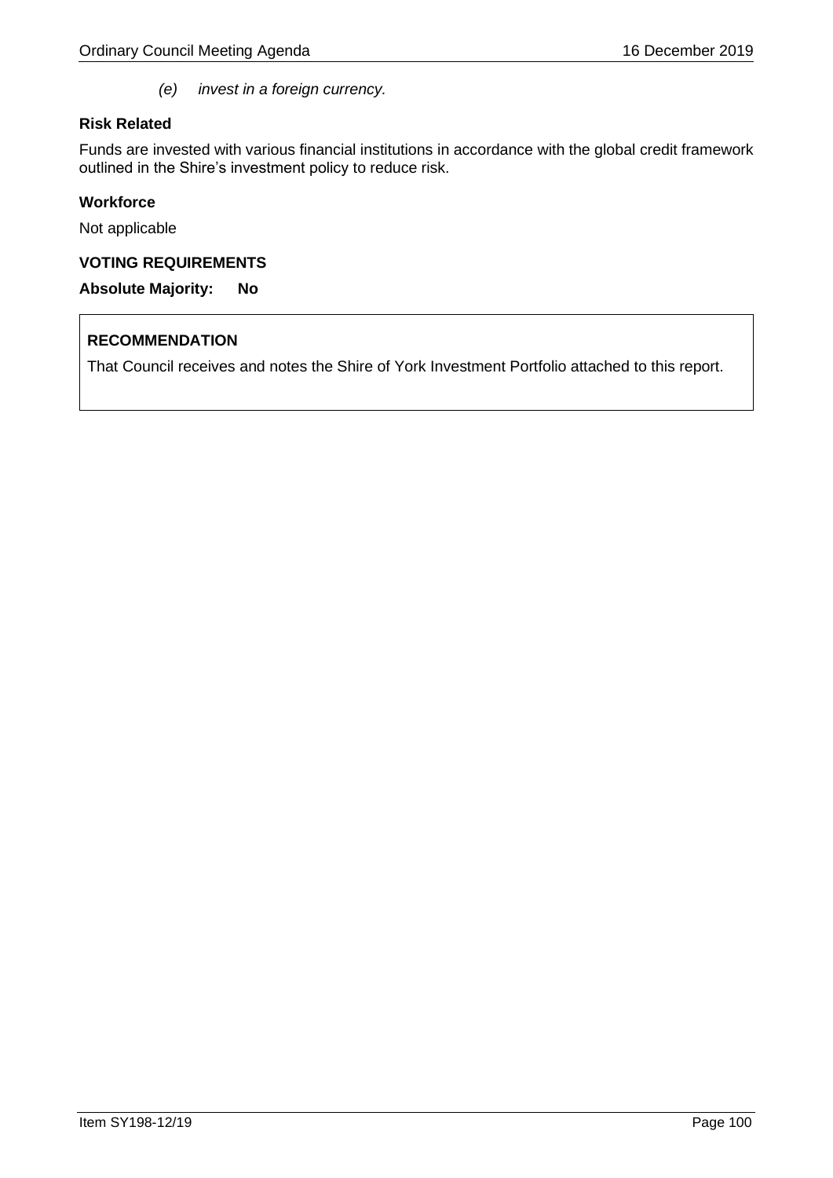*(e) invest in a foreign currency.*

**Risk Related**

Funds are invested with various financial institutions in accordance with the global credit framework outlined in the Shire's investment policy to reduce risk.

**Workforce**

Not applicable

**VOTING REQUIREMENTS**

**Absolute Majority: No**

**RECOMMENDATION**

That Council receives and notes the Shire of York Investment Portfolio attached to this report.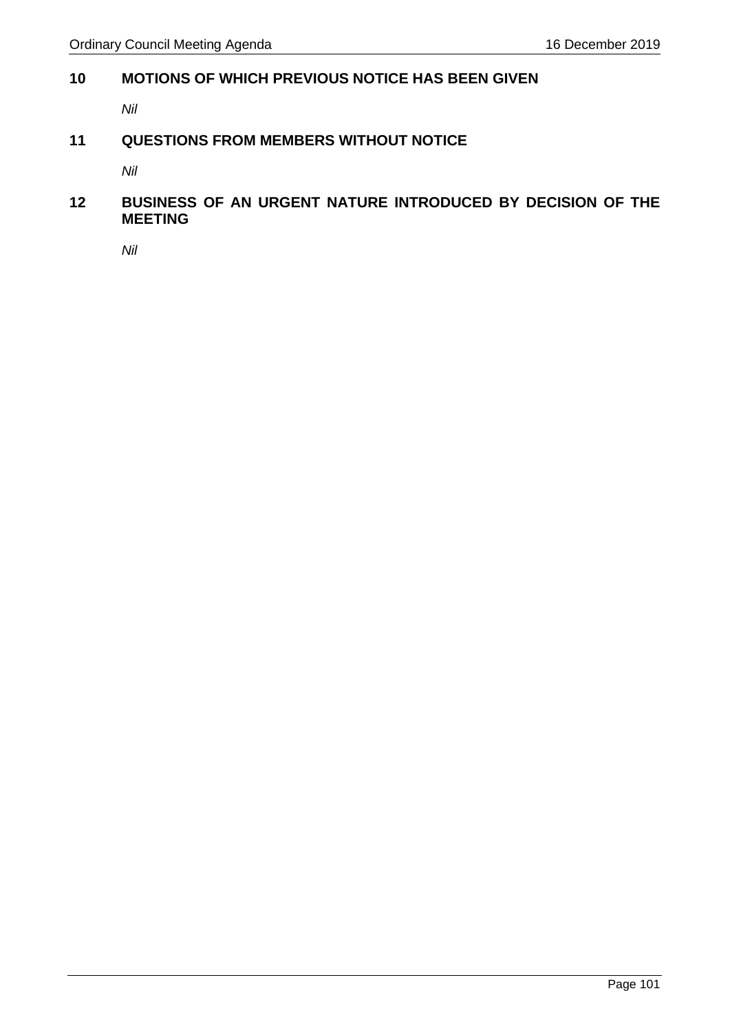## 10 MOTIONS OF WHICH PREVIOUS NOTICE HAS BEEN GIVEN

*Nil*

## 11 QUESTIONS FROM MEMBERS WITHOUT NOTICE

*Nil*

## 12 BUSINESS OF AN URGENT NATURE INTRODUCED BY DECISION OF THE MEETING

*Nil*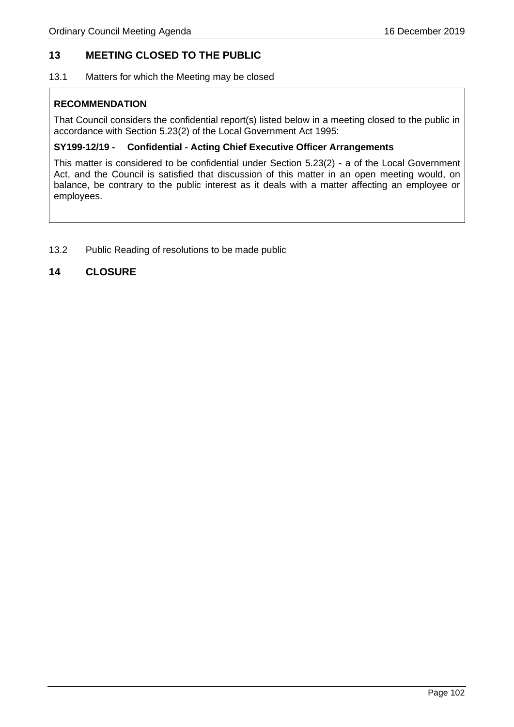## 13 MEETING CLOSED TO THE PUBLIC

13.1 Matters for which the Meeting may be closed

**RECOMMENDATION**

That Council considers the confidential report(s) listed below in a meeting closed to the public in accordance with Section 5.23(2) of the Local Government Act 1995:

**SY199-12/19 - Confidential - Acting Chief Executive Officer Arrangements**

This matter is considered to be confidential under Section 5.23(2) - a of the Local Government Act, and the Council is satisfied that discussion of this matter in an open meeting would, on balance, be contrary to the public interest as it deals with a matter affecting an employee or employees.

13.2 Public Reading of resolutions to be made public

## 14 CLOSURE